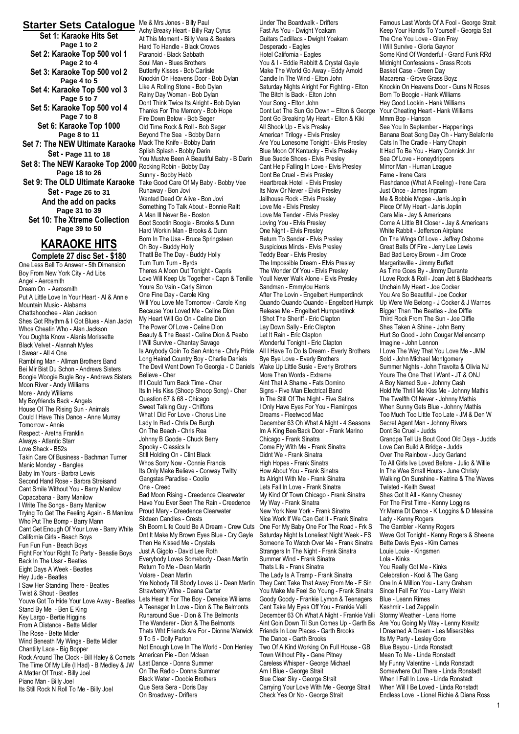## Starter Sets Catalogue

**Set 1: Karaoke Hits Set**
**Page 1 to 2**
**Set 2: Karaoke Top 500 vol 1**
**Page 2 to 4**
**Set 3: Karaoke Top 500 vol 2**
**Page 4 to 5**
**Set 4: Karaoke Top 500 vol 3**
**Page 5 to 7**
**Set 5: Karaoke Top 500 vol 4**
**Page 7 to 8**
**Set 6: Karaoke Top 1000**
**Page 8 to 11**
**Set 7: The NEW Ultimate Karaoke Set - Page 11 to 18**
**Set 8: The NEW Karaoke Top 2000**
**Page 18 to 26**
**Set 9: The OLD Ultimate Karaoke Set - Page 26 to 31**
**And the add on packs**
**Page 31 to 39**
**Set 10: The Xtreme Collection**
**Page 39 to 50**

## KARAOKE HITS

**Complete 27 disc Set - $180**

One Less Bell To Answer - 5th Dimension
Boy From New York City - Ad Libs
Angel - Aerosmith
Dream On - Aerosmith
Put A Little Love In Your Heart - Al & Annie
Mountain Music - Alabama
Chattahoochee - Alan Jackson
Shes Got Rhythm & I Got Blues - Alan Jackn
Whos Cheatin Who - Alan Jackson
You Oughta Know - Alanis Morissette
Black Velvet - Alannah Myles
I Swear - All 4 One
Rambling Man - Allman Brothers Band
Bei Mir Bist Du Schon - Andrews Sisters
Boogie Woogie Bugle Boy - Andrews Sisters
Moon River - Andy Williams
More - Andy Williams
My Boyfriends Back - Angels
House Of The Rising Sun - Animals
Could I Have This Dance - Anne Murray
Tomorrow - Annie
Respect - Aretha Franklin
Always - Atlantic Starr
Love Shack - B52s
Takin Care Of Business - Bachman Turner
Manic Monday - Bangles
Baby Im Yours - Barbra Lewis
Second Hand Rose - Barbra Streisand
Cant Smile Without You - Barry Manilow
Copacabana - Barry Manilow
I Write The Songs - Barry Manilow
Trying To Get The Feeling Again - B Manilow
Who Put The Bomp - Barry Mann
Cant Get Enough Of Your Love - Barry White
California Girls - Beach Boys
Fun Fun Fun - Beach Boys
Fight For Your Right To Party - Beastie Boys
Back In The Ussr - Beatles
Eight Days A Week - Beatles
Hey Jude - Beatles
I Saw Her Standing There - Beatles
Twist & Shout - Beatles
Youve Got To Hide Your Love Away - Beatles
Stand By Me - Ben E King
Key Largo - Bertie Higgins
From A Distance - Bette Midler
The Rose - Bette Midler
Wind Beneath My Wings - Bette Midler
Chantilly Lace - Big Bopper
Rock Around The Clock - Bill Haley & Comets
The Time Of My Life (I Had) - B Medley & JW
A Matter Of Trust - Billy Joel
Piano Man - Billy Joel
Its Still Rock N Roll To Me - Billy Joel
Me & Mrs Jones - Billy Paul
Achy Breaky Heart - Billy Ray Cyrus
At This Moment - Billy Vera & Beaters
Hard To Handle - Black Crowes
Paranoid - Black Sabbath
Soul Man - Blues Brothers
Butterfly Kisses - Bob Carlisle
Knockin On Heavens Door - Bob Dylan
Like A Rolling Stone - Bob Dylan
Rainy Day Woman - Bob Dylan
Dont Think Twice Its Alright - Bob Dylan
Thanks For The Memory - Bob Hope
Fire Down Below - Bob Seger
Old Time Rock & Roll - Bob Seger
Beyond The Sea - Bobby Darin
Mack The Knife - Bobby Darin
Splish Splash - Bobby Darin
You Mustve Been A Beautiful Baby - B Darin
Rocking Robin - Bobby Day
Sunny - Bobby Hebb
Take Good Care Of My Baby - Bobby Vee
Runaway - Bon Jovi
Wanted Dead Or Alive - Bon Jovi
Something To Talk About - Bonnie Raitt
A Man Ill Never Be - Boston
Boot Scootin Boogie - Brooks & Dunn
Hard Workin Man - Brooks & Dunn
Born In The Usa - Bruce Springsteen
Oh Boy - Buddy Holly
Thatll Be The Day - Buddy Holly
Turn Turn Turn - Byrds
Theres A Moon Out Tonight - Capris
Love Will Keep Us Together - Capn & Tenille
Youre So Vain - Carly Simon
One Fine Day - Carole King
Will You Love Me Tomorrow - Carole King
Because You Loved Me - Celine Dion
My Heart Will Go On - Celine Dion
The Power Of Love - Celine Dion
Beauty & The Beast - Celine Dion & Peabo
I Will Survive - Chantay Savage
Is Anybody Goin To San Antone - Chrly Pride
Long Haired Country Boy - Charlie Daniels
The Devil Went Down To Georgia - C Daniels
Believe - Cher
If I Could Turn Back Time - Cher
Its In His Kiss (Shoop Shoop Song) - Cher
Question 67 & 68 - Chicago
Sweet Talking Guy - Chiffons
What I Did For Love - Chorus Line
Lady In Red - Chris De Burgh
On The Beach - Chris Rea
Johnny B Goode - Chuck Berry
Spooky - Classics Iv
Still Holding On - Clint Black
Whos Sorry Now - Connie Francis
Its Only Make Believe - Conway Twitty
Gangstas Paradise - Coolio
One - Creed
Bad Moon Rising - Creedence Clearwater
Have You Ever Seen The Rain - Creedence
Proud Mary - Creedence Clearwater
Sixteen Candles - Crests
Sh Boom Life Could Be A Dream - Crew Cuts
Dnt It Make My Brown Eyes Blue - Cry Gayle
Then He Kissed Me - Crystals
Just A Gigolo - David Lee Roth
Everybody Loves Somebody - Dean Martin
Return To Me - Dean Martin
Volare - Dean Martin
Yre Nobody Til Sbody Loves U - Dean Martin
Strawberry Wine - Deana Carter
Lets Hear It For The Boy - Deneice Williams
A Teenager In Love - Dion & The Belmonts
Runaround Sue - Dion & The Belmonts
The Wanderer - Dion & The Belmonts
Thats Wht Friends Are For - Dionne Warwick
9 To 5 - Dolly Parton
Not Enough Love In The World - Don Henley
American Pie - Don Mclean
Last Dance - Donna Summer
On The Radio - Donna Summer
Black Water - Doobie Brothers
Que Sera Sera - Doris Day
On Broadway - Drifters
Under The Boardwalk - Drifters
Fast As You - Dwight Yoakam
Guitars Cadillacs - Dwight Yoakam
Desperado - Eagles
Hotel California - Eagles
You & I - Eddie Rabbitt & Crystal Gayle
Make The World Go Away - Eddy Arnold
Candle In The Wind - Elton John
Saturday Nights Alright For Fighting - Elton
The Bitch Is Back - Elton John
Your Song - Elton John
Dont Let The Sun Go Down – Elton & George
Dont Go Breaking My Heart - Elton & Kiki
All Shook Up - Elvis Presley
American Trilogy - Elvis Presley
Are You Lonesome Tonight - Elvis Presley
Blue Moon Of Kentucky - Elvis Presley
Blue Suede Shoes - Elvis Presley
Cant Help Falling In Love - Elvis Presley
Dont Be Cruel - Elvis Presley
Heartbreak Hotel - Elvis Presley
Its Now Or Never - Elvis Presley
Jailhouse Rock - Elvis Presley
Love Me - Elvis Presley
Love Me Tender - Elvis Presley
Loving You - Elvis Presley
One Night - Elvis Presley
Return To Sender - Elvis Presley
Suspicious Minds - Elvis Presley
Teddy Bear - Elvis Presley
The Impossible Dream - Elvis Presley
The Wonder Of You - Elvis Presley
Youll Never Walk Alone - Elvis Presley
Sandman - Emmylou Harris
After The Lovin - Engelbert Humperdinck
Quando Quando Quando - Engelbert Humpk
Release Me - Engelbert Humperdinck
I Shot The Sheriff - Eric Clapton
Lay Down Sally - Eric Clapton
Let It Rain - Eric Clapton
Wonderful Tonight - Eric Clapton
All I Have To Do Is Dream - Everly Brothers
Bye Bye Love - Everly Brothers
Wake Up Little Susie - Everly Brothers
More Than Words - Extreme
Aint That A Shame - Fats Domino
Signs - Five Man Electrical Band
In The Still Of The Night - Five Satins
I Only Have Eyes For You - Flamingos
Dreams - Fleetwood Mac
December 63 Oh What A Night - 4 Seasons
Im A King Bee/Back Door - Frank Marino
Chicago - Frank Sinatra
Come Fly With Me - Frank Sinatra
Didnt We - Frank Sinatra
High Hopes - Frank Sinatra
How About You - Frank Sinatra
Its Alright With Me - Frank Sinatra
Lets Fall In Love - Frank Sinatra
My Kind Of Town Chicago - Frank Sinatra
My Way - Frank Sinatra
New York New York - Frank Sinatra
Nice Work If We Can Get It - Frank Sinatra
One For My Baby One For The Road - Frk S
Saturday Night Is Loneliest Night Week - FS
Someone To Watch Over Me - Frank Sinatra
Strangers In The Night - Frank Sinatra
Summer Wind - Frank Sinatra
Thats Life - Frank Sinatra
The Lady Is A Tramp - Frank Sinatra
They Cant Take That Away From Me - F Sin
You Make Me Feel So Young - Frank Sinatra
Goody Goody - Frankie Lymon & Teenagers
Cant Take My Eyes Off You - Frankie Valli
December 63 Oh What A Night - Frankie Valli
Aint Goin Down Til Sun Comes Up - Garth Bs
Friends In Low Places - Garth Brooks
The Dance - Garth Brooks
Two Of A Kind Working On Full House - GB
Town Without Pity - Gene Pitney
Careless Whisper - George Michael
Am I Blue - George Strait
Blue Clear Sky - George Strait
Carrying Your Love With Me - George Strait
Check Yes Or No - George Strait
Famous Last Words Of A Fool - George Strait
Keep Your Hands To Yourself - Georgia Sat
The One You Love - Glen Frey
I Will Survive - Gloria Gaynor
Some Kind Of Wonderful - Grand Funk RRd
Midnight Confessions - Grass Roots
Basket Case - Green Day
Macarena - Grove Grass Boyz
Knockin On Heavens Door - Guns N Roses
Born To Boogie - Hank Williams
Hey Good Lookin - Hank Williams
Your Cheating Heart - Hank Williams
Mmm Bop - Hanson
See You In September - Happenings
Banana Boat Song Day Oh - Harry Belafonte
Cats In The Cradle - Harry Chapin
It Had To Be You - Harry Connick Jnr
Sea Of Love - Honeydrippers
Mirror Man - Human League
Fame - Irene Cara
Flashdance (What A Feeling) - Irene Cara
Just Once - James Ingram
Me & Bobbie Mcgee - Janis Joplin
Piece Of My Heart - Janis Joplin
Cara Mia - Jay & Americans
Come A Little Bit Closer - Jay & Americans
White Rabbit - Jefferson Airplane
On The Wings Of Love - Jeffrey Osborne
Great Balls Of Fire - Jerry Lee Lewis
Bad Bad Leroy Brown - Jim Croce
Margaritaville - Jimmy Buffett
As Time Goes By - Jimmy Durante
I Love Rock & Roll - Joan Jett & Blackhearts
Unchain My Heart - Joe Cocker
You Are So Beautiful - Joe Cocker
Up Were We Belong - J Cocker & J Warnes
Bigger Than The Beatles - Joe Diffie
Third Rock From The Sun - Joe Diffie
Shes Taken A Shine - John Berry
Hurt So Good - John Cougar Mellencamp
Imagine - John Lennon
I Love The Way That You Love Me - JMM
Sold - John Michael Montgomery
Summer Nights - John Travolta & Olivia NJ
Youre The One That I Want - JT & ONJ
A Boy Named Sue - Johnny Cash
Hold Me Thrill Me Kiss Me - Johnny Mathis
The Twelfth Of Never - Johnny Mathis
When Sunny Gets Blue - Johnny Mathis
Too Much Too Little Too Late - JM & Den W
Secret Agent Man - Johnny Rivers
Dont Be Cruel - Judds
Grandpa Tell Us Bout Good Old Days - Judds
Love Can Build A Bridge - Judds
Over The Rainbow - Judy Garland
To All Girls Ive Loved Before - Julio & Willie
In The Wee Small Hours - June Christy
Walking On Sunshine - Katrina & The Waves
Twisted - Keith Sweat
Shes Got It All - Kenny Chesney
For The First Time - Kenny Loggins
Yr Mama Dt Dance - K Loggins & D Messina
Lady - Kenny Rogers
The Gambler - Kenny Rogers
Weve Got Tonight - Kenny Rogers & Sheena
Bette Davis Eyes - Kim Carnes
Louie Louie - Kingsmen
Lola - Kinks
You Really Got Me - Kinks
Celebration - Kool & The Gang
One In A Million You - Larry Graham
Since I Fell For You - Larry Welsh
Blue - Leann Rimes
Kashmir - Led Zeppelin
Stormy Weather - Lena Horne
Are You Going My Way - Lenny Kravitz
I Dreamed A Dream - Les Miserables
Its My Party - Lesley Gore
Blue Bayou - Linda Ronstadt
Mean To Me - Linda Ronstadt
My Funny Valentine - Linda Ronstadt
Somewhere Out There - Linda Ronstadt
When I Fall In Love - Linda Ronstadt
When Will I Be Loved - Linda Ronstadt
Endless Love - Lionel Richie & Diana Ross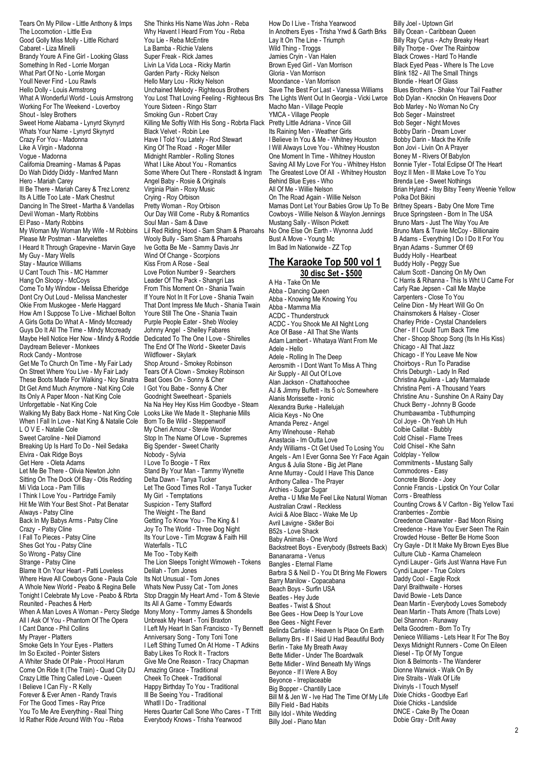Tears On My Pillow - Little Anthony & Imps
The Locomotion - Little Eva
Good Golly Miss Molly - Little Richard
Cabaret - Liza Minelli
Brandy Youre A Fine Girl - Looking Glass
Something In Red - Lorrie Morgan
What Part Of No - Lorrie Morgan
Youll Never Find - Lou Rawls
Hello Dolly - Louis Armstrong
What A Wonderful World - Louis Armstrong
Working For The Weekend - Loverboy
Shout - Isley Brothers
Sweet Home Alabama - Lynyrd Skynyrd
Whats Your Name - Lynyrd Skynyrd
Crazy For You - Madonna
Like A Virgin - Madonna
Vogue - Madonna
California Dreaming - Mamas & Papas
Do Wah Diddy Diddy - Manfred Mann
Hero - Mariah Carey
Ill Be There - Mariah Carey & Trez Lorenz
Its A Little Too Late - Mark Chestnut
Dancing In The Street - Martha & Vandellas
Devil Woman - Marty Robbins
El Paso - Marty Robbins
My Woman My Woman My Wife - M Robbins
Please Mr Postman - Marvelettes
I Heard It Through Grapevine - Marvin Gaye
My Guy - Mary Wells
Stay - Maurice Williams
U Cant Touch This - MC Hammer
Hang On Sloopy - McCoys
Come To My Window - Melissa Etheridge
Dont Cry Out Loud - Melissa Manchester
Okie From Muskogee - Merle Haggard
How Am I Suppose To Live - Michael Bolton
A Girls Gotta Do What A - Mindy Mccready
Guys Do It All The Time - Mindy Mccready
Maybe Hell Notice Her Now - Mindy & Roddie
Daydream Believer - Monkees
Rock Candy - Montrose
Get Me To Church On Time - My Fair Lady
On Street Where You Live - My Fair Lady
These Boots Made For Walking - Ncy Sinatra
Dt Get Arnd Much Anymore - Nat King Cole
Its Only A Paper Moon - Nat King Cole
Unforgettable - Nat King Cole
Walking My Baby Back Home - Nat King Cole
When I Fall In Love - Nat King & Natalie Cole
L O V E - Natalie Cole
Sweet Caroline - Neil Diamond
Breaking Up Is Hard To Do - Neil Sedaka
Elvira - Oak Ridge Boys
Get Here - Oleta Adams
Let Me Be There - Olivia Newton John
Sitting On The Dock Of Bay - Otis Redding
Mi Vida Loca - Pam Tillis
I Think I Love You - Partridge Family
Hit Me With Your Best Shot - Pat Benatar
Always - Patsy Cline
Back In My Babys Arms - Patsy Cline
Crazy - Patsy Cline
I Fall To Pieces - Patsy Cline
Shes Got You - Patsy Cline
So Wrong - Patsy Cline
Strange - Patsy Cline
Blame It On Your Heart - Patti Loveless
Where Have All Cowboys Gone - Paula Cole
A Whole New World - Peabo & Regina Belle
Tonight I Celebrate My Love - Peabo & Rbrta
Reunited - Peaches & Herb
When A Man Loves A Woman - Percy Sledge
All I Ask Of You - Phantom Of The Opera
I Cant Dance - Phil Collins
My Prayer - Platters
Smoke Gets In Your Eyes - Platters
Im So Excited - Pointer Sisters
A Whiter Shade Of Pale - Procol Harum
Come On Ride It (The Train) - Quad City DJ
Crazy Little Thing Called Love - Queen
I Believe I Can Fly - R Kelly
Forever & Ever Amen - Randy Travis
For The Good Times - Ray Price
You To Me Are Everything - Real Thing
Id Rather Ride Around With You - Reba
She Thinks His Name Was John - Reba
Why Havent I Heard From You - Reba
You Lie - Reba McEntire
La Bamba - Richie Valens
Super Freak - Rick James
Livin La Vida Loca - Ricky Martin
Garden Party - Ricky Nelson
Hello Mary Lou - Ricky Nelson
Unchained Melody - Righteous Brothers
You Lost That Loving Feeling - Righteous Brs
Youre Sixteen - Ringo Starr
Smoking Gun - Robert Cray
Killing Me Softly With His Song - Robrta Flack
Black Velvet - Robin Lee
Have I Told You Lately - Rod Stewart
King Of The Road - Roger Miller
Midnight Rambler - Rolling Stones
What I Like About You - Romantics
Some Where Out There - Ronstadt & Ingram
Angel Baby - Rosie & Originals
Virginia Plain - Roxy Music
Crying - Roy Orbison
Pretty Woman - Roy Orbison
Our Day Will Come - Ruby & Romantics
Soul Man - Sam & Dave
Lil Red Riding Hood - Sam Sham & Pharoahs
Wooly Bully - Sam Sham & Pharoahs
Ive Gotta Be Me - Sammy Davis Jnr
Wind Of Change - Scorpions
Kiss From A Rose - Seal
Love Potion Number 9 - Searchers
Leader Of The Pack - Shangri Las
From This Moment On - Shania Twain
If Youre Not In It For Love - Shania Twain
That Dont Impress Me Much - Shania Twain
Youre Still The One - Shania Twain
Purple People Eater - Sheb Wooley
Johnny Angel - Shelley Fabares
Dedicated To The One I Love - Shirelles
The End Of The World - Skeeter Davis
Wildflower - Skylark
Shop Around - Smokey Robinson
Tears Of A Clown - Smokey Robinson
Beat Goes On - Sonny & Cher
I Got You Babe - Sonny & Cher
Goodnight Sweetheart - Spaniels
Na Na Hey Hey Kiss Him Goodbye - Steam
Looks Like We Made It - Stephanie Mills
Born To Be Wild - Steppenwolf
My Cheri Amour - Stevie Wonder
Stop In The Name Of Love - Supremes
Big Spender - Sweet Charity
Nobody - Sylvia
I Love To Boogie - T Rex
Stand By Your Man - Tammy Wynette
Delta Dawn - Tanya Tucker
Let The Good Times Roll - Tanya Tucker
My Girl - Temptations
Suspicion - Terry Stafford
The Weight - The Band
Getting To Know You - The King & I
Joy To The World - Three Dog Night
Its Your Love - Tim Mcgraw & Faith Hill
Waterfalls - TLC
Me Too - Toby Keith
The Lion Sleeps Tonight Wimoweh - Tokens
Delilah - Tom Jones
Its Not Unusual - Tom Jones
Whats New Pussy Cat - Tom Jones
Stop Draggin My Heart Arnd - Tom & Stevie
Its All A Game - Tommy Edwards
Mony Mony - Tommy James & Shondells
Unbreak My Heart - Toni Braxton
I Left My Heart In San Francisco - Ty Bennett
Anniversary Song - Tony Toni Tone
I Left Sthing Turned On At Home - T Adkins
Baby Likes To Rock It - Tractors
Give Me One Reason - Tracy Chapman
Amazing Grace - Traditional
Cheek To Cheek - Traditional
Happy Birthday To You - Traditional
Ill Be Seeing You - Traditional
Whatll I Do - Traditional
Heres Quarter Call Sone Who Cares - T Tritt
Everybody Knows - Trisha Yearwood
How Do I Live - Trisha Yearwood
In Anothers Eyes - Trisha Yrwd & Garth Brks
Lay It On The Line - Triumph
Wild Thing - Troggs
Jamies Cryin - Van Halen
Brown Eyed Girl - Van Morrison
Gloria - Van Morrison
Moondance - Van Morrison
Save The Best For Last - Vanessa Williams
The Lights Went Out In Georgia - Vicki Lwrce
Macho Man - Village People
YMCA - Village People
Pretty Little Adriana - Vince Gill
Its Raining Men - Weather Girls
I Believe In You & Me - Whitney Houston
I Will Always Love You - Whitney Houston
One Moment In Time - Whitney Houston
Saving All My Love For You - Whitney Hston
The Greatest Love Of All - Whitney Houston
Behind Blue Eyes - Who
All Of Me - Willie Nelson
On The Road Again - Willie Nelson
Mamas Dont Let Your Babies Grow Up To Be Cowboys - Willie Nelson & Waylon Jennings
Mustang Sally - Wilson Pickett
No One Else On Earth - Wynonna Judd
Bust A Move - Young Mc
Im Bad Im Nationwide - ZZ Top

## The Karaoke Top 500 vol 1

**30 disc Set - $500**

A Ha - Take On Me
Abba - Dancing Queen
Abba - Knowing Me Knowing You
Abba - Mamma Mia
ACDC - Thunderstruck
ACDC - You Shook Me All Night Long
Ace Of Base - All That She Wants
Adam Lambert - Whataya Want From Me
Adele - Hello
Adele - Rolling In The Deep
Aerosmith - I Dont Want To Miss A Thing
Air Supply - All Out Of Love
Alan Jackson - Chattahoochee
AJ & Jimmy Buffett - Its 5 o/c Somewhere
Alanis Morissette - Ironic
Alexandra Burke - Hallelujah
Alicia Keys - No One
Amanda Perez - Angel
Amy Winehouse - Rehab
Anastacia - Im Outta Love
Andy Williams - Ct Get Used To Losing You
Angels - Am I Ever Gonna See Yr Face Again
Angus & Julia Stone - Big Jet Plane
Anne Murray - Could I Have This Dance
Anthony Callea - The Prayer
Archies - Sugar Sugar
Aretha - U Mke Me Feel Like Natural Woman
Australian Crawl - Reckless
Avicii & Aloe Blacc - Wake Me Up
Avril Lavigne - Sk8er Boi
B52s - Love Shack
Baby Animals - One Word
Backstreet Boys - Everybody (Bstreets Back)
Bananarama - Venus
Bangles - Eternal Flame
Barbra S & Neil D - You Dt Bring Me Flowers
Barry Manilow - Copacabana
Beach Boys - Surfin USA
Beatles - Hey Jude
Beatles - Twist & Shout
Bee Gees - How Deep Is Your Love
Bee Gees - Night Fever
Belinda Carlisle - Heaven Is Place On Earth
Bellamy Brs - If I Said U Had Beautiful Body
Berlin - Take My Breath Away
Bette Midler - Under The Boardwalk
Bette Midler - Wind Beneath My Wings
Beyonce - If I Were A Boy
Beyonce - Irreplaceable
Big Bopper - Chantilly Lace
Bill M & Jen W - Ive Had The Time Of My Life
Billy Field - Bad Habits
Billy Idol - White Wedding
Billy Joel - Piano Man
Billy Joel - Uptown Girl
Billy Ocean - Caribbean Queen
Billy Ray Cyrus - Achy Breaky Heart
Billy Thorpe - Over The Rainbow
Black Crowes - Hard To Handle
Black Eyed Peas - Where Is The Love
Blink 182 - All The Small Things
Blondie - Heart Of Glass
Blues Brothers - Shake Your Tail Feather
Bob Dylan - Knockin On Heavens Door
Bob Marley - No Woman No Cry
Bob Seger - Mainstreet
Bob Seger - Night Moves
Bobby Darin - Dream Lover
Bobby Darin - Mack the Knife
Bon Jovi - Livin On A Prayer
Boney M - Rivers Of Babylon
Bonnie Tyler - Total Eclipse Of The Heart
Boyz II Men - Ill Make Love To You
Brenda Lee - Sweet Nothings
Brian Hyland - Itsy Bitsy Teeny Weenie Yellow Polka Dot Bikini
Britney Spears - Baby One More Time
Bruce Springsteen - Born In The USA
Bruno Mars - Just The Way You Are
Bruno Mars & Travie McCoy - Billionaire
B Adams - Everything I Do I Do It For You
Bryan Adams - Summer Of 69
Buddy Holly - Heartbeat
Buddy Holly - Peggy Sue
Calum Scott - Dancing On My Own
C Harris & Rihanna - This Is Wht U Came For
Carly Rae Jepsen - Call Me Maybe
Carpenters - Close To You
Celine Dion - My Heart Will Go On
Chainsmokers & Halsey - Closer
Charley Pride - Crystal Chandeliers
Cher - If I Could Turn Back Time
Cher - Shoop Shoop Song (Its In His Kiss)
Chicago - All That Jazz
Chicago - If You Leave Me Now
Choirboys - Run To Paradise
Chris Deburgh - Lady In Red
Christina Aguilera - Lady Marmalade
Christina Perri - A Thousand Years
Christine Anu - Sunshine On A Rainy Day
Chuck Berry - Johnny B Goode
Chumbawamba - Tubthumping
Col Joye - Oh Yeah Uh Huh
Colbie Caillat - Bubbly
Cold Chisel - Flame Trees
Cold Chisel - Khe Sahn
Coldplay - Yellow
Commitments - Mustang Sally
Commodores - Easy
Concrete Blonde - Joey
Connie Francis - Lipstick On Your Collar
Corrs - Breathless
Counting Crows & V Carlton - Big Yellow Taxi
Cranberries - Zombie
Creedence Clearwater - Bad Moon Rising
Creedence - Have You Ever Seen The Rain
Crowded House - Better Be Home Soon
Cry Gayle - Dt It Make My Brown Eyes Blue
Culture Club - Karma Chameleon
Cyndi Lauper - Girls Just Wanna Have Fun
Cyndi Lauper - True Colors
Daddy Cool - Eagle Rock
Daryl Braithwaite - Horses
David Bowie - Lets Dance
Dean Martin - Everybody Loves Somebody
Dean Martin - Thats Amore (Thats Love)
Del Shannon - Runaway
Delta Goodrem - Born To Try
Deniece Williams - Lets Hear It For The Boy
Dexys Midnight Runners - Come On Eileen
Diesel - Tip Of My Tongue
Dion & Belmonts - The Wanderer
Dionne Warwick - Walk On By
Dire Straits - Walk Of Life
Divinyls - I Touch Myself
Dixie Chicks - Goodbye Earl
Dixie Chicks - Landslide
DNCE - Cake By The Ocean
Dobie Gray - Drift Away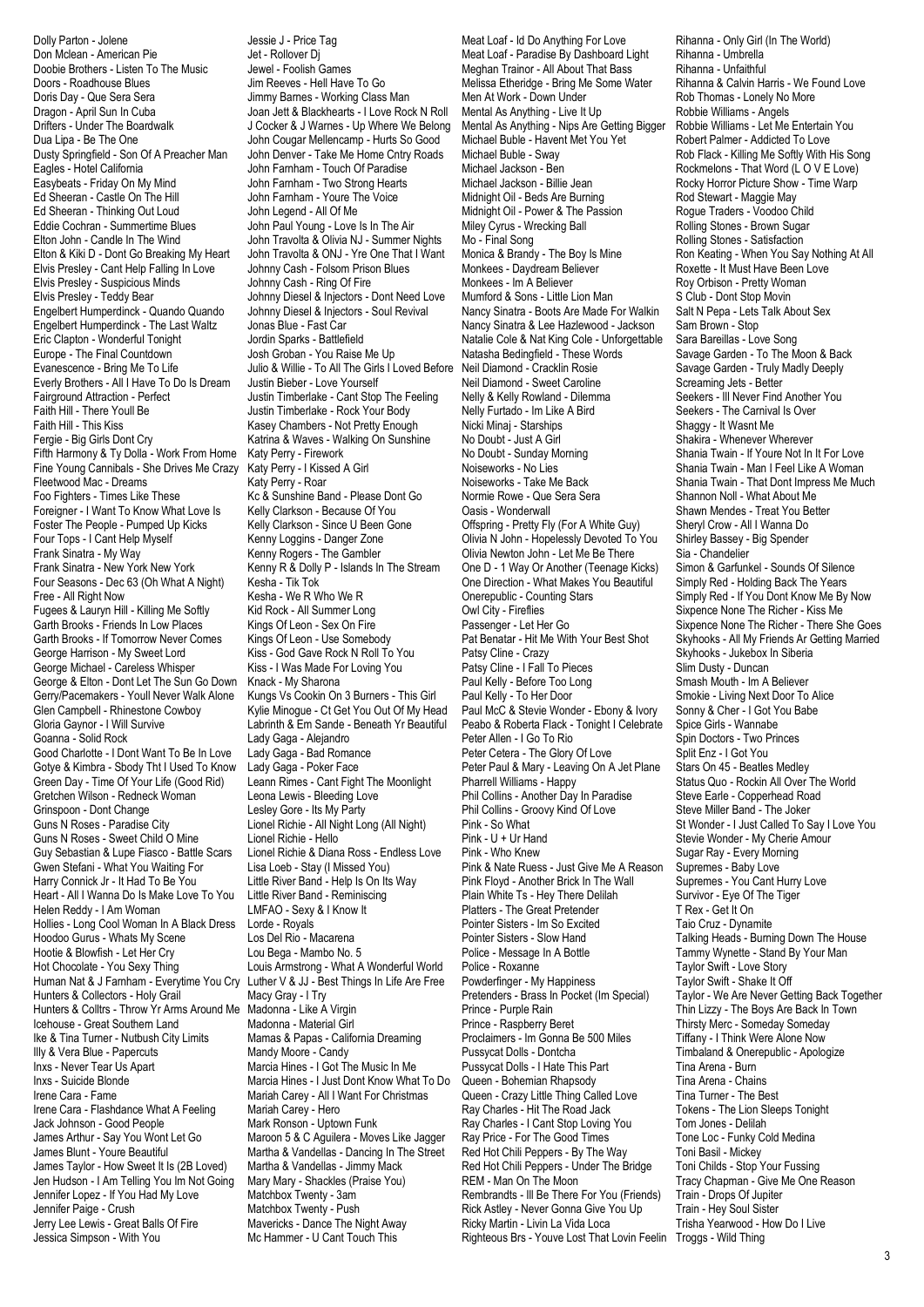Dolly Parton - Jolene
Don Mclean - American Pie
Doobie Brothers - Listen To The Music
Doors - Roadhouse Blues
Doris Day - Que Sera Sera
Dragon - April Sun In Cuba
Drifters - Under The Boardwalk
Dua Lipa - Be The One
Dusty Springfield - Son Of A Preacher Man
Eagles - Hotel California
Easybeats - Friday On My Mind
Ed Sheeran - Castle On The Hill
Ed Sheeran - Thinking Out Loud
Eddie Cochran - Summertime Blues
Elton John - Candle In The Wind
Elton & Kiki D - Dont Go Breaking My Heart
Elvis Presley - Cant Help Falling In Love
Elvis Presley - Suspicious Minds
Elvis Presley - Teddy Bear
Engelbert Humperdinck - Quando Quando
Engelbert Humperdinck - The Last Waltz
Eric Clapton - Wonderful Tonight
Europe - The Final Countdown
Evanescence - Bring Me To Life
Everly Brothers - All I Have To Do Is Dream
Fairground Attraction - Perfect
Faith Hill - There Youll Be
Faith Hill - This Kiss
Fergie - Big Girls Dont Cry
Fifth Harmony & Ty Dolla - Work From Home
Fine Young Cannibals - She Drives Me Crazy
Fleetwood Mac - Dreams
Foo Fighters - Times Like These
Foreigner - I Want To Know What Love Is
Foster The People - Pumped Up Kicks
Four Tops - I Cant Help Myself
Frank Sinatra - My Way
Frank Sinatra - New York New York
Four Seasons - Dec 63 (Oh What A Night)
Free - All Right Now
Fugees & Lauryn Hill - Killing Me Softly
Garth Brooks - Friends In Low Places
Garth Brooks - If Tomorrow Never Comes
George Harrison - My Sweet Lord
George Michael - Careless Whisper
George & Elton - Dont Let The Sun Go Down
Gerry/Pacemakers - Youll Never Walk Alone
Glen Campbell - Rhinestone Cowboy
Gloria Gaynor - I Will Survive
Goanna - Solid Rock
Good Charlotte - I Dont Want To Be In Love
Gotye & Kimbra - Sbody Tht I Used To Know
Green Day - Time Of Your Life (Good Rid)
Gretchen Wilson - Redneck Woman
Grinspoon - Dont Change
Guns N Roses - Paradise City
Guns N Roses - Sweet Child O Mine
Guy Sebastian & Lupe Fiasco - Battle Scars
Gwen Stefani - What You Waiting For
Harry Connick Jr - It Had To Be You
Heart - All I Wanna Do Is Make Love To You
Helen Reddy - I Am Woman
Hollies - Long Cool Woman In A Black Dress
Hoodoo Gurus - Whats My Scene
Hootie & Blowfish - Let Her Cry
Hot Chocolate - You Sexy Thing
Human Nat & J Farnham - Everytime You Cry
Hunters & Collectors - Holy Grail
Hunters & Colltrs - Throw Yr Arms Around Me
Icehouse - Great Southern Land
Ike & Tina Turner - Nutbush City Limits
Illy & Vera Blue - Papercuts
Inxs - Never Tear Us Apart
Inxs - Suicide Blonde
Irene Cara - Fame
Irene Cara - Flashdance What A Feeling
Jack Johnson - Good People
James Arthur - Say You Wont Let Go
James Blunt - Youre Beautiful
James Taylor - How Sweet It Is (2B Loved)
Jen Hudson - I Am Telling You Im Not Going
Jennifer Lopez - If You Had My Love
Jennifer Paige - Crush
Jerry Lee Lewis - Great Balls Of Fire
Jessica Simpson - With You
Jessie J - Price Tag
Jet - Rollover Dj
Jewel - Foolish Games
Jim Reeves - Hell Have To Go
Jimmy Barnes - Working Class Man
Joan Jett & Blackhearts - I Love Rock N Roll
J Cocker & J Warnes - Up Where We Belong
John Cougar Mellencamp - Hurts So Good
John Denver - Take Me Home Cntry Roads
John Farnham - Touch Of Paradise
John Farnham - Two Strong Hearts
John Farnham - Youre The Voice
John Legend - All Of Me
John Paul Young - Love Is In The Air
John Travolta & Olivia NJ - Summer Nights
John Travolta & ONJ - Yre One That I Want
Johnny Cash - Folsom Prison Blues
Johnny Cash - Ring Of Fire
Johnny Diesel & Injectors - Dont Need Love
Johnny Diesel & Injectors - Soul Revival
Jonas Blue - Fast Car
Jordin Sparks - Battlefield
Josh Groban - You Raise Me Up
Julio & Willie - To All The Girls I Loved Before
Justin Bieber - Love Yourself
Justin Timberlake - Cant Stop The Feeling
Justin Timberlake - Rock Your Body
Kasey Chambers - Not Pretty Enough
Katrina & Waves - Walking On Sunshine
Katy Perry - Firework
Katy Perry - I Kissed A Girl
Katy Perry - Roar
Kc & Sunshine Band - Please Dont Go
Kelly Clarkson - Because Of You
Kelly Clarkson - Since U Been Gone
Kenny Loggins - Danger Zone
Kenny Rogers - The Gambler
Kenny R & Dolly P - Islands In The Stream
Kesha - Tik Tok
Kesha - We R Who We R
Kid Rock - All Summer Long
Kings Of Leon - Sex On Fire
Kings Of Leon - Use Somebody
Kiss - God Gave Rock N Roll To You
Kiss - I Was Made For Loving You
Knack - My Sharona
Kungs Vs Cookin On 3 Burners - This Girl
Kylie Minogue - Ct Get You Out Of My Head
Labrinth & Em Sande - Beneath Yr Beautiful
Lady Gaga - Alejandro
Lady Gaga - Bad Romance
Lady Gaga - Poker Face
Leann Rimes - Cant Fight The Moonlight
Leona Lewis - Bleeding Love
Lesley Gore - Its My Party
Lionel Richie - All Night Long (All Night)
Lionel Richie - Hello
Lionel Richie & Diana Ross - Endless Love
Lisa Loeb - Stay (I Missed You)
Little River Band - Help Is On Its Way
Little River Band - Reminiscing
LMFAO - Sexy & I Know It
Lorde - Royals
Los Del Rio - Macarena
Lou Bega - Mambo No. 5
Louis Armstrong - What A Wonderful World
Luther V & JJ - Best Things In Life Are Free
Macy Gray - I Try
Madonna - Like A Virgin
Madonna - Material Girl
Mamas & Papas - California Dreaming
Mandy Moore - Candy
Marcia Hines - I Got The Music In Me
Marcia Hines - I Just Dont Know What To Do
Mariah Carey - All I Want For Christmas
Mariah Carey - Hero
Mark Ronson - Uptown Funk
Maroon 5 & C Aguilera - Moves Like Jagger
Martha & Vandellas - Dancing In The Street
Martha & Vandellas - Jimmy Mack
Mary Mary - Shackles (Praise You)
Matchbox Twenty - 3am
Matchbox Twenty - Push
Mavericks - Dance The Night Away
Mc Hammer - U Cant Touch This
Meat Loaf - Id Do Anything For Love
Meat Loaf - Paradise By Dashboard Light
Meghan Trainor - All About That Bass
Melissa Etheridge - Bring Me Some Water
Men At Work - Down Under
Mental As Anything - Live It Up
Mental As Anything - Nips Are Getting Bigger
Michael Buble - Havent Met You Yet
Michael Buble - Sway
Michael Jackson - Ben
Michael Jackson - Billie Jean
Midnight Oil - Beds Are Burning
Midnight Oil - Power & The Passion
Miley Cyrus - Wrecking Ball
Mo - Final Song
Monica & Brandy - The Boy Is Mine
Monkees - Daydream Believer
Monkees - Im A Believer
Mumford & Sons - Little Lion Man
Nancy Sinatra - Boots Are Made For Walkin
Nancy Sinatra & Lee Hazlewood - Jackson
Natalie Cole & Nat King Cole - Unforgettable
Natasha Bedingfield - These Words
Neil Diamond - Cracklin Rosie
Neil Diamond - Sweet Caroline
Nelly & Kelly Rowland - Dilemma
Nelly Furtado - Im Like A Bird
Nicki Minaj - Starships
No Doubt - Just A Girl
No Doubt - Sunday Morning
Noiseworks - No Lies
Noiseworks - Take Me Back
Normie Rowe - Que Sera Sera
Oasis - Wonderwall
Offspring - Pretty Fly (For A White Guy)
Olivia N John - Hopelessly Devoted To You
Olivia Newton John - Let Me Be There
One D - 1 Way Or Another (Teenage Kicks)
One Direction - What Makes You Beautiful
Onerepublic - Counting Stars
Owl City - Fireflies
Passenger - Let Her Go
Pat Benatar - Hit Me With Your Best Shot
Patsy Cline - Crazy
Patsy Cline - I Fall To Pieces
Paul Kelly - Before Too Long
Paul Kelly - To Her Door
Paul McC & Stevie Wonder - Ebony & Ivory
Peabo & Roberta Flack - Tonight I Celebrate
Peter Allen - I Go To Rio
Peter Cetera - The Glory Of Love
Peter Paul & Mary - Leaving On A Jet Plane
Pharrell Williams - Happy
Phil Collins - Another Day In Paradise
Phil Collins - Groovy Kind Of Love
Pink - So What
Pink - U + Ur Hand
Pink - Who Knew
Pink & Nate Ruess - Just Give Me A Reason
Pink Floyd - Another Brick In The Wall
Plain White Ts - Hey There Delilah
Platters - The Great Pretender
Pointer Sisters - Im So Excited
Pointer Sisters - Slow Hand
Police - Message In A Bottle
Police - Roxanne
Powderfinger - My Happiness
Pretenders - Brass In Pocket (Im Special)
Prince - Purple Rain
Prince - Raspberry Beret
Proclaimers - Im Gonna Be 500 Miles
Pussycat Dolls - Dontcha
Pussycat Dolls - I Hate This Part
Queen - Bohemian Rhapsody
Queen - Crazy Little Thing Called Love
Ray Charles - Hit The Road Jack
Ray Charles - I Cant Stop Loving You
Ray Price - For The Good Times
Red Hot Chili Peppers - By The Way
Red Hot Chili Peppers - Under The Bridge
REM - Man On The Moon
Rembrandts - Ill Be There For You (Friends)
Rick Astley - Never Gonna Give You Up
Ricky Martin - Livin La Vida Loca
Righteous Brs - Youve Lost That Lovin Feelin
Rihanna - Only Girl (In The World)
Rihanna - Umbrella
Rihanna - Unfaithful
Rihanna & Calvin Harris - We Found Love
Rob Thomas - Lonely No More
Robbie Williams - Angels
Robbie Williams - Let Me Entertain You
Robert Palmer - Addicted To Love
Rob Flack - Killing Me Softly With His Song
Rockmelons - That Word (L O V E Love)
Rocky Horror Picture Show - Time Warp
Rod Stewart - Maggie May
Rogue Traders - Voodoo Child
Rolling Stones - Brown Sugar
Rolling Stones - Satisfaction
Ron Keating - When You Say Nothing At All
Roxette - It Must Have Been Love
Roy Orbison - Pretty Woman
S Club - Dont Stop Movin
Salt N Pepa - Lets Talk About Sex
Sam Brown - Stop
Sara Bareillas - Love Song
Savage Garden - To The Moon & Back
Savage Garden - Truly Madly Deeply
Screaming Jets - Better
Seekers - Ill Never Find Another You
Seekers - The Carnival Is Over
Shaggy - It Wasnt Me
Shakira - Whenever Wherever
Shania Twain - If Youre Not In It For Love
Shania Twain - Man I Feel Like A Woman
Shania Twain - That Dont Impress Me Much
Shannon Noll - What About Me
Shawn Mendes - Treat You Better
Sheryl Crow - All I Wanna Do
Shirley Bassey - Big Spender
Sia - Chandelier
Simon & Garfunkel - Sounds Of Silence
Simply Red - Holding Back The Years
Simply Red - If You Dont Know Me By Now
Sixpence None The Richer - Kiss Me
Sixpence None The Richer - There She Goes
Skyhooks - All My Friends Ar Getting Married
Skyhooks - Jukebox In Siberia
Slim Dusty - Duncan
Smash Mouth - Im A Believer
Smokie - Living Next Door To Alice
Sonny & Cher - I Got You Babe
Spice Girls - Wannabe
Spin Doctors - Two Princes
Split Enz - I Got You
Stars On 45 - Beatles Medley
Status Quo - Rockin All Over The World
Steve Earle - Copperhead Road
Steve Miller Band - The Joker
St Wonder - I Just Called To Say I Love You
Stevie Wonder - My Cherie Amour
Sugar Ray - Every Morning
Supremes - Baby Love
Supremes - You Cant Hurry Love
Survivor - Eye Of The Tiger
T Rex - Get It On
Taio Cruz - Dynamite
Talking Heads - Burning Down The House
Tammy Wynette - Stand By Your Man
Taylor Swift - Love Story
Taylor Swift - Shake It Off
Taylor - We Are Never Getting Back Together
Thin Lizzy - The Boys Are Back In Town
Thirsty Merc - Someday Someday
Tiffany - I Think Were Alone Now
Timbaland & Onerepublic - Apologize
Tina Arena - Burn
Tina Arena - Chains
Tina Turner - The Best
Tokens - The Lion Sleeps Tonight
Tom Jones - Delilah
Tone Loc - Funky Cold Medina
Toni Basil - Mickey
Toni Childs - Stop Your Fussing
Tracy Chapman - Give Me One Reason
Train - Drops Of Jupiter
Train - Hey Soul Sister
Trisha Yearwood - How Do I Live
Troggs - Wild Thing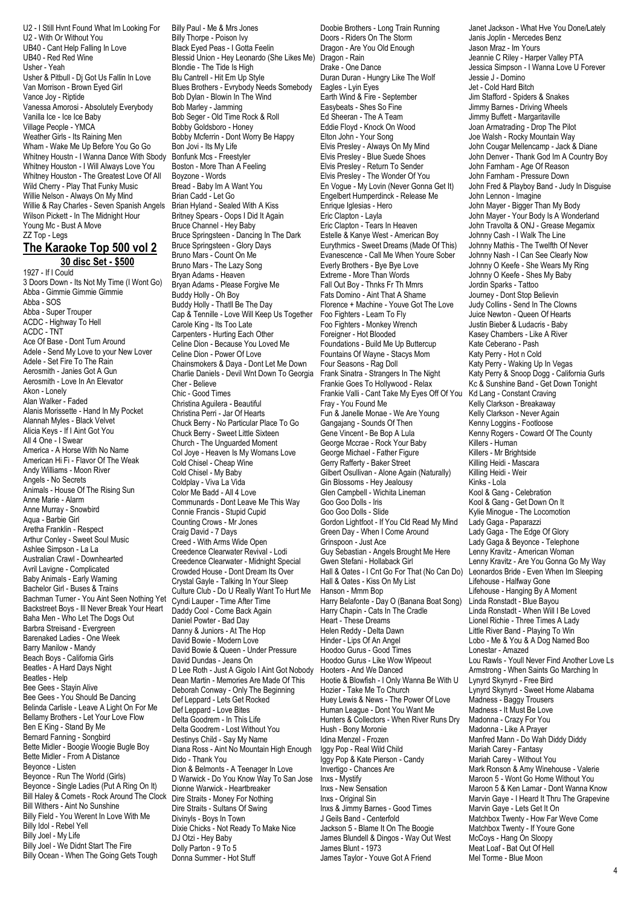U2 - I Still Hvnt Found What Im Looking For
U2 - With Or Without You
UB40 - Cant Help Falling In Love
UB40 - Red Red Wine
Usher - Yeah
Usher & Pitbull - Dj Got Us Fallin In Love
Van Morrison - Brown Eyed Girl
Vance Joy - Riptide
Vanessa Amorosi - Absolutely Everybody
Vanilla Ice - Ice Ice Baby
Village People - YMCA
Weather Girls - Its Raining Men
Wham - Wake Me Up Before You Go Go
Whitney Houstn - I Wanna Dance With Sbody
Whitney Houston - I Will Always Love You
Whitney Houston - The Greatest Love Of All
Wild Cherry - Play That Funky Music
Willie Nelson - Always On My Mind
Willie & Ray Charles - Seven Spanish Angels
Wilson Pickett - In The Midnight Hour
Young Mc - Bust A Move
ZZ Top - Legs

## The Karaoke Top 500 vol 2

### 30 disc Set - $500

1927 - If I Could
3 Doors Down - Its Not My Time (I Wont Go)
Abba - Gimmie Gimmie Gimmie
Abba - SOS
Abba - Super Trouper
ACDC - Highway To Hell
ACDC - TNT
Ace Of Base - Dont Turn Around
Adele - Send My Love to your New Lover
Adele - Set Fire To The Rain
Aerosmith - Janies Got A Gun
Aerosmith - Love In An Elevator
Akon - Lonely
Alan Walker - Faded
Alanis Morissette - Hand In My Pocket
Alannah Myles - Black Velvet
Alicia Keys - If I Aint Got You
All 4 One - I Swear
America - A Horse With No Name
American Hi Fi - Flavor Of The Weak
Andy Williams - Moon River
Angels - No Secrets
Animals - House Of The Rising Sun
Anne Marie - Alarm
Anne Murray - Snowbird
Aqua - Barbie Girl
Aretha Franklin - Respect
Arthur Conley - Sweet Soul Music
Ashlee Simpson - La La
Australian Crawl - Downhearted
Avril Lavigne - Complicated
Baby Animals - Early Warning
Bachelor Girl - Buses & Trains
Bachman Turner - You Aint Seen Nothing Yet
Backstreet Boys - Ill Never Break Your Heart
Baha Men - Who Let The Dogs Out
Barbra Streisand - Evergreen
Barenaked Ladies - One Week
Barry Manilow - Mandy
Beach Boys - California Girls
Beatles - A Hard Days Night
Beatles - Help
Bee Gees - Stayin Alive
Bee Gees - You Should Be Dancing
Belinda Carlisle - Leave A Light On For Me
Bellamy Brothers - Let Your Love Flow
Ben E King - Stand By Me
Bernard Fanning - Songbird
Bette Midler - Boogie Woogie Bugle Boy
Bette Midler - From A Distance
Beyonce - Listen
Beyonce - Run The World (Girls)
Beyonce - Single Ladies (Put A Ring On It)
Bill Haley & Comets - Rock Around The Clock
Bill Withers - Aint No Sunshine
Billy Field - You Werent In Love With Me
Billy Idol - Rebel Yell
Billy Joel - My Life
Billy Joel - We Didnt Start The Fire
Billy Ocean - When The Going Gets Tough
Billy Paul - Me & Mrs Jones
Billy Thorpe - Poison Ivy
Black Eyed Peas - I Gotta Feelin
Blessid Union - Hey Leonardo (She Likes Me)
Blondie - The Tide Is High
Blu Cantrell - Hit Em Up Style
Blues Brothers - Evrybody Needs Somebody
Bob Dylan - Blowin In The Wind
Bob Marley - Jamming
Bob Seger - Old Time Rock & Roll
Bobby Goldsboro - Honey
Bobby Mcferrin - Dont Worry Be Happy
Bon Jovi - Its My Life
Bonfunk Mcs - Freestyler
Boston - More Than A Feeling
Boyzone - Words
Bread - Baby Im A Want You
Brian Cadd - Let Go
Brian Hyland - Sealed With A Kiss
Britney Spears - Oops I Did It Again
Bruce Channel - Hey Baby
Bruce Springsteen - Dancing In The Dark
Bruce Springsteen - Glory Days
Bruno Mars - Count On Me
Bruno Mars - The Lazy Song
Bryan Adams - Heaven
Bryan Adams - Please Forgive Me
Buddy Holly - Oh Boy
Buddy Holly - Thatll Be The Day
Cap & Tennille - Love Will Keep Us Together
Carole King - Its Too Late
Carpenters - Hurting Each Other
Celine Dion - Because You Loved Me
Celine Dion - Power Of Love
Chainsmokers & Daya - Dont Let Me Down
Charlie Daniels - Devil Wnt Down To Georgia
Cher - Believe
Chic - Good Times
Christina Aguilera - Beautiful
Christina Perri - Jar Of Hearts
Chuck Berry - No Particular Place To Go
Chuck Berry - Sweet Little Sixteen
Church - The Unguarded Moment
Col Joye - Heaven Is My Womans Love
Cold Chisel - Cheap Wine
Cold Chisel - My Baby
Coldplay - Viva La Vida
Color Me Badd - All 4 Love
Communards - Dont Leave Me This Way
Connie Francis - Stupid Cupid
Counting Crows - Mr Jones
Craig David - 7 Days
Creed - With Arms Wide Open
Creedence Clearwater Revival - Lodi
Creedence Clearwater - Midnight Special
Crowded House - Dont Dream Its Over
Crystal Gayle - Talking In Your Sleep
Culture Club - Do U Really Want To Hurt Me
Cyndi Lauper - Time After Time
Daddy Cool - Come Back Again
Daniel Powter - Bad Day
Danny & Juniors - At The Hop
David Bowie - Modern Love
David Bowie & Queen - Under Pressure
David Dundas - Jeans On
D Lee Roth - Just A Gigolo I Aint Got Nobody
Dean Martin - Memories Are Made Of This
Deborah Conway - Only The Beginning
Def Leppard - Lets Get Rocked
Def Leppard - Love Bites
Delta Goodrem - In This Life
Delta Goodrem - Lost Without You
Destinys Child - Say My Name
Diana Ross - Aint No Mountain High Enough
Dido - Thank You
Dion & Belmonts - A Teenager In Love
D Warwick - Do You Know Way To San Jose
Dionne Warwick - Heartbreaker
Dire Straits - Money For Nothing
Dire Straits - Sultans Of Swing
Divinyls - Boys In Town
Dixie Chicks - Not Ready To Make Nice
DJ Otzi - Hey Baby
Dolly Parton - 9 To 5
Donna Summer - Hot Stuff
Doobie Brothers - Long Train Running
Doors - Riders On The Storm
Dragon - Are You Old Enough
Dragon - Rain
Drake - One Dance
Duran Duran - Hungry Like The Wolf
Eagles - Lyin Eyes
Earth Wind & Fire - September
Easybeats - Shes So Fine
Ed Sheeran - The A Team
Eddie Floyd - Knock On Wood
Elton John - Your Song
Elvis Presley - Always On My Mind
Elvis Presley - Blue Suede Shoes
Elvis Presley - Return To Sender
Elvis Presley - The Wonder Of You
En Vogue - My Lovin (Never Gonna Get It)
Engelbert Humperdinck - Release Me
Enrique Iglesias - Hero
Eric Clapton - Layla
Eric Clapton - Tears In Heaven
Estelle & Kanye West - American Boy
Eurythmics - Sweet Dreams (Made Of This)
Evanescence - Call Me When Youre Sober
Everly Brothers - Bye Bye Love
Extreme - More Than Words
Fall Out Boy - Thnks Fr Th Mmrs
Fats Domino - Aint That A Shame
Florence + Machine - Youve Got The Love
Foo Fighters - Learn To Fly
Foo Fighters - Monkey Wrench
Foreigner - Hot Blooded
Foundations - Build Me Up Buttercup
Fountains Of Wayne - Stacys Mom
Four Seasons - Rag Doll
Frank Sinatra - Strangers In The Night
Frankie Goes To Hollywood - Relax
Frankie Valli - Cant Take My Eyes Off Of You
Fray - You Found Me
Fun & Janelle Monae - We Are Young
Gangajang - Sounds Of Then
Gene Vincent - Be Bop A Lula
George Mccrae - Rock Your Baby
George Michael - Father Figure
Gerry Rafferty - Baker Street
Gilbert Osullivan - Alone Again (Naturally)
Gin Blossoms - Hey Jealousy
Glen Campbell - Wichita Lineman
Goo Goo Dolls - Iris
Goo Goo Dolls - Slide
Gordon Lightfoot - If You Cld Read My Mind
Green Day - When I Come Around
Grinspoon - Just Ace
Guy Sebastian - Angels Brought Me Here
Gwen Stefani - Hollaback Girl
Hall & Oates - I Cnt Go For That (No Can Do)
Hall & Oates - Kiss On My List
Hanson - Mmm Bop
Harry Belafonte - Day O (Banana Boat Song)
Harry Chapin - Cats In The Cradle
Heart - These Dreams
Helen Reddy - Delta Dawn
Hinder - Lips Of An Angel
Hoodoo Gurus - Good Times
Hoodoo Gurus - Like Wow Wipeout
Hooters - And We Danced
Hootie & Blowfish - I Only Wanna Be With U
Hozier - Take Me To Church
Huey Lewis & News - The Power Of Love
Human League - Dont You Want Me
Hunters & Collectors - When River Runs Dry
Hush - Bony Moronie
Idina Menzel - Frozen
Iggy Pop - Real Wild Child
Iggy Pop & Kate Pierson - Candy
Invertigo - Chances Are
Inxs - Mystify
Inxs - New Sensation
Inxs - Original Sin
Inxs & Jimmy Barnes - Good Times
J Geils Band - Centerfold
Jackson 5 - Blame It On The Boogie
James Blundell & Dingos - Way Out West
James Blunt - 1973
James Taylor - Youve Got A Friend
Janet Jackson - What Hve You Done/Lately
Janis Joplin - Mercedes Benz
Jason Mraz - Im Yours
Jeannie C Riley - Harper Valley PTA
Jessica Simpson - I Wanna Love U Forever
Jessie J - Domino
Jet - Cold Hard Bitch
Jim Stafford - Spiders & Snakes
Jimmy Barnes - Driving Wheels
Jimmy Buffett - Margaritaville
Joan Armatrading - Drop The Pilot
Joe Walsh - Rocky Mountain Way
John Cougar Mellencamp - Jack & Diane
John Denver - Thank God Im A Country Boy
John Farnham - Age Of Reason
John Farnham - Pressure Down
John Fred & Playboy Band - Judy In Disguise
John Lennon - Imagine
John Mayer - Bigger Than My Body
John Mayer - Your Body Is A Wonderland
John Travolta & ONJ - Grease Megamix
Johnny Cash - I Walk The Line
Johnny Mathis - The Twelfth Of Never
Johnny Nash - I Can See Clearly Now
Johnny O Keefe - She Wears My Ring
Johnny O Keefe - Shes My Baby
Jordin Sparks - Tattoo
Journey - Dont Stop Believin
Judy Collins - Send In The Clowns
Juice Newton - Queen Of Hearts
Justin Bieber & Ludacris - Baby
Kasey Chambers - Like A River
Kate Ceberano - Pash
Katy Perry - Hot n Cold
Katy Perry - Waking Up In Vegas
Katy Perry & Snoop Dogg - California Gurls
Kc & Sunshine Band - Get Down Tonight
Kd Lang - Constant Craving
Kelly Clarkson - Breakaway
Kelly Clarkson - Never Again
Kenny Loggins - Footloose
Kenny Rogers - Coward Of The County
Killers - Human
Killers - Mr Brightside
Killing Heidi - Mascara
Killing Heidi - Weir
Kinks - Lola
Kool & Gang - Celebration
Kool & Gang - Get Down On It
Kylie Minogue - The Locomotion
Lady Gaga - Paparazzi
Lady Gaga - The Edge Of Glory
Lady Gaga & Beyonce - Telephone
Lenny Kravitz - American Woman
Lenny Kravitz - Are You Gonna Go My Way
Leonardos Bride - Even When Im Sleeping
Lifehouse - Halfway Gone
Lifehouse - Hanging By A Moment
Linda Ronstadt - Blue Bayou
Linda Ronstadt - When Will I Be Loved
Lionel Richie - Three Times A Lady
Little River Band - Playing To Win
Lobo - Me & You & A Dog Named Boo
Lonestar - Amazed
Lou Rawls - Youll Never Find Another Love Ls
Armstrong - When Saints Go Marching In
Lynyrd Skynyrd - Free Bird
Lynyrd Skynyrd - Sweet Home Alabama
Madness - Baggy Trousers
Madness - It Must Be Love
Madonna - Crazy For You
Madonna - Like A Prayer
Manfred Mann - Do Wah Diddy Diddy
Mariah Carey - Fantasy
Mariah Carey - Without You
Mark Ronson & Amy Winehouse - Valerie
Maroon 5 - Wont Go Home Without You
Maroon 5 & Ken Lamar - Dont Wanna Know
Marvin Gaye - I Heard It Thru The Grapevine
Marvin Gaye - Lets Get It On
Matchbox Twenty - How Far Weve Come
Matchbox Twenty - If Youre Gone
McCoys - Hang On Sloopy
Meat Loaf - Bat Out Of Hell
Mel Torme - Blue Moon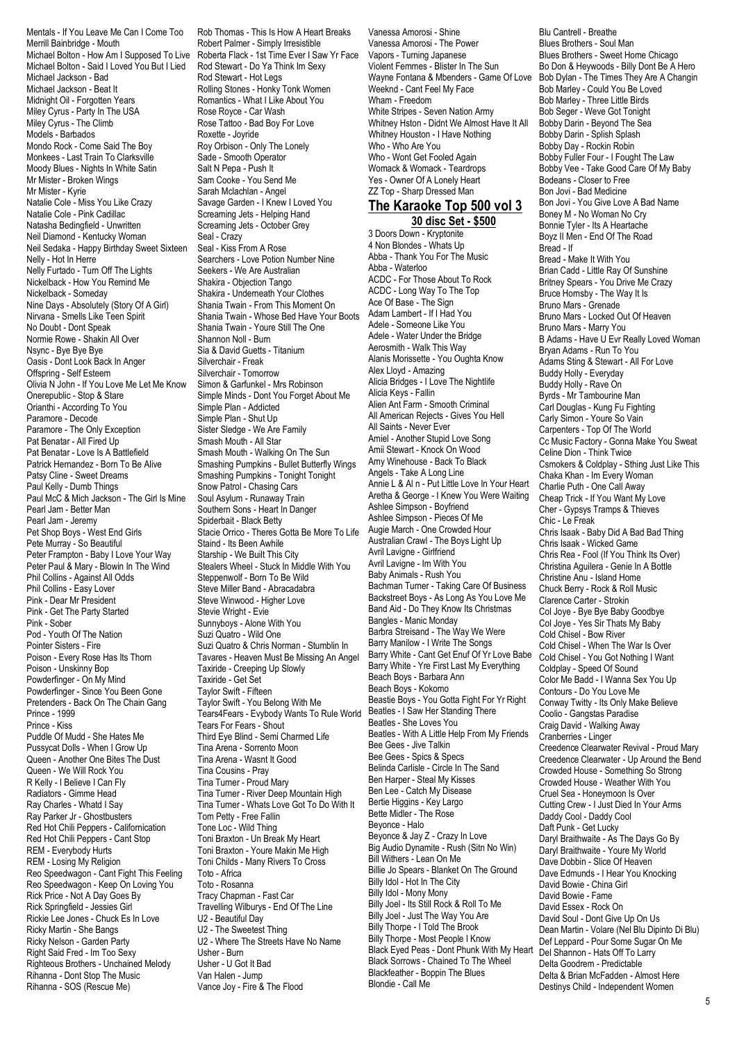Mentals - If You Leave Me Can I Come Too
Merrill Bainbridge - Mouth
Michael Bolton - How Am I Supposed To Live
Michael Bolton - Said I Loved You But I Lied
Michael Jackson - Bad
Michael Jackson - Beat It
Midnight Oil - Forgotten Years
Miley Cyrus - Party In The USA
Miley Cyrus - The Climb
Models - Barbados
Mondo Rock - Come Said The Boy
Monkees - Last Train To Clarksville
Moody Blues - Nights In White Satin
Mr Mister - Broken Wings
Mr Mister - Kyrie
Natalie Cole - Miss You Like Crazy
Natalie Cole - Pink Cadillac
Natasha Bedingfield - Unwritten
Neil Diamond - Kentucky Woman
Neil Sedaka - Happy Birthday Sweet Sixteen
Nelly - Hot In Herre
Nelly Furtado - Turn Off The Lights
Nickelback - How You Remind Me
Nickelback - Someday
Nine Days - Absolutely (Story Of A Girl)
Nirvana - Smells Like Teen Spirit
No Doubt - Dont Speak
Normie Rowe - Shakin All Over
Nsync - Bye Bye Bye
Oasis - Dont Look Back In Anger
Offspring - Self Esteem
Olivia N John - If You Love Me Let Me Know
Onerepublic - Stop & Stare
Orianthi - According To You
Paramore - Decode
Paramore - The Only Exception
Pat Benatar - All Fired Up
Pat Benatar - Love Is A Battlefield
Patrick Hernandez - Born To Be Alive
Patsy Cline - Sweet Dreams
Paul Kelly - Dumb Things
Paul McC & Mich Jackson - The Girl Is Mine
Pearl Jam - Better Man
Pearl Jam - Jeremy
Pet Shop Boys - West End Girls
Pete Murray - So Beautiful
Peter Frampton - Baby I Love Your Way
Peter Paul & Mary - Blowin In The Wind
Phil Collins - Against All Odds
Phil Collins - Easy Lover
Pink - Dear Mr President
Pink - Get The Party Started
Pink - Sober
Pod - Youth Of The Nation
Pointer Sisters - Fire
Poison - Every Rose Has Its Thorn
Poison - Unskinny Bop
Powderfinger - On My Mind
Powderfinger - Since You Been Gone
Pretenders - Back On The Chain Gang
Prince - 1999
Prince - Kiss
Puddle Of Mudd - She Hates Me
Pussycat Dolls - When I Grow Up
Queen - Another One Bites The Dust
Queen - We Will Rock You
R Kelly - I Believe I Can Fly
Radiators - Gimme Head
Ray Charles - Whatd I Say
Ray Parker Jr - Ghostbusters
Red Hot Chili Peppers - Californication
Red Hot Chili Peppers - Cant Stop
REM - Everybody Hurts
REM - Losing My Religion
Reo Speedwagon - Cant Fight This Feeling
Reo Speedwagon - Keep On Loving You
Rick Price - Not A Day Goes By
Rick Springfield - Jessies Girl
Rickie Lee Jones - Chuck Es In Love
Ricky Martin - She Bangs
Ricky Nelson - Garden Party
Right Said Fred - Im Too Sexy
Righteous Brothers - Unchained Melody
Rihanna - Dont Stop The Music
Rihanna - SOS (Rescue Me)
Rob Thomas - This Is How A Heart Breaks
Robert Palmer - Simply Irresistible
Roberta Flack - 1st Time Ever I Saw Yr Face
Rod Stewart - Do Ya Think Im Sexy
Rod Stewart - Hot Legs
Rolling Stones - Honky Tonk Women
Romantics - What I Like About You
Rose Royce - Car Wash
Rose Tattoo - Bad Boy For Love
Roxette - Joyride
Roy Orbison - Only The Lonely
Sade - Smooth Operator
Salt N Pepa - Push It
Sam Cooke - You Send Me
Sarah Mclachlan - Angel
Savage Garden - I Knew I Loved You
Screaming Jets - Helping Hand
Screaming Jets - October Grey
Seal - Crazy
Seal - Kiss From A Rose
Searchers - Love Potion Number Nine
Seekers - We Are Australian
Shakira - Objection Tango
Shakira - Underneath Your Clothes
Shania Twain - From This Moment On
Shania Twain - Whose Bed Have Your Boots
Shania Twain - Youre Still The One
Shannon Noll - Burn
Sia & David Guetts - Titanium
Silverchair - Freak
Silverchair - Tomorrow
Simon & Garfunkel - Mrs Robinson
Simple Minds - Dont You Forget About Me
Simple Plan - Addicted
Simple Plan - Shut Up
Sister Sledge - We Are Family
Smash Mouth - All Star
Smash Mouth - Walking On The Sun
Smashing Pumpkins - Bullet Butterfly Wings
Smashing Pumpkins - Tonight Tonight
Snow Patrol - Chasing Cars
Soul Asylum - Runaway Train
Southern Sons - Heart In Danger
Spiderbait - Black Betty
Stacie Orrico - Theres Gotta Be More To Life
Staind - Its Been Awhile
Starship - We Built This City
Stealers Wheel - Stuck In Middle With You
Steppenwolf - Born To Be Wild
Steve Miller Band - Abracadabra
Steve Winwood - Higher Love
Stevie Wright - Evie
Sunnyboys - Alone With You
Suzi Quatro - Wild One
Suzi Quatro & Chris Norman - Stumblin In
Tavares - Heaven Must Be Missing An Angel
Taxiride - Creeping Up Slowly
Taxiride - Get Set
Taylor Swift - Fifteen
Taylor Swift - You Belong With Me
Tears4Fears - Evybody Wants To Rule World
Tears For Fears - Shout
Third Eye Blind - Semi Charmed Life
Tina Arena - Sorrento Moon
Tina Arena - Wasnt It Good
Tina Cousins - Pray
Tina Turner - Proud Mary
Tina Turner - River Deep Mountain High
Tina Turner - Whats Love Got To Do With It
Tom Petty - Free Fallin
Tone Loc - Wild Thing
Toni Braxton - Un Break My Heart
Toni Braxton - Youre Makin Me High
Toni Childs - Many Rivers To Cross
Toto - Africa
Toto - Rosanna
Tracy Chapman - Fast Car
Travelling Wilburys - End Of The Line
U2 - Beautiful Day
U2 - The Sweetest Thing
U2 - Where The Streets Have No Name
Usher - Burn
Usher - U Got It Bad
Van Halen - Jump
Vance Joy - Fire & The Flood
Vanessa Amorosi - Shine
Vanessa Amorosi - The Power
Vapors - Turning Japanese
Violent Femmes - Blister In The Sun
Wayne Fontana & Mbenders - Game Of Love
Weeknd - Cant Feel My Face
Wham - Freedom
White Stripes - Seven Nation Army
Whitney Hston - Didnt We Almost Have It All
Whitney Houston - I Have Nothing
Who - Who Are You
Who - Wont Get Fooled Again
Womack & Womack - Teardrops
Yes - Owner Of A Lonely Heart
ZZ Top - Sharp Dressed Man

## The Karaoke Top 500 vol 3

**30 disc Set - $500**

3 Doors Down - Kryptonite
4 Non Blondes - Whats Up
Abba - Thank You For The Music
Abba - Waterloo
ACDC - For Those About To Rock
ACDC - Long Way To The Top
Ace Of Base - The Sign
Adam Lambert - If I Had You
Adele - Someone Like You
Adele - Water Under the Bridge
Aerosmith - Walk This Way
Alanis Morissette - You Oughta Know
Alex Lloyd - Amazing
Alicia Bridges - I Love The Nightlife
Alicia Keys - Fallin
Alien Ant Farm - Smooth Criminal
All American Rejects - Gives You Hell
All Saints - Never Ever
Amiel - Another Stupid Love Song
Amii Stewart - Knock On Wood
Amy Winehouse - Back To Black
Angels - Take A Long Line
Annie L & Al n - Put Little Love In Your Heart
Aretha & George - I Knew You Were Waiting
Ashlee Simpson - Boyfriend
Ashlee Simpson - Pieces Of Me
Augie March - One Crowded Hour
Australian Crawl - The Boys Light Up
Avril Lavigne - Girlfriend
Avril Lavigne - Im With You
Baby Animals - Rush You
Bachman Turner - Taking Care Of Business
Backstreet Boys - As Long As You Love Me
Band Aid - Do They Know Its Christmas
Bangles - Manic Monday
Barbra Streisand - The Way We Were
Barry Manilow - I Write The Songs
Barry White - Cant Get Enuf Of Yr Love Babe
Barry White - Yre First Last My Everything
Beach Boys - Barbara Ann
Beach Boys - Kokomo
Beastie Boys - You Gotta Fight For Yr Right
Beatles - I Saw Her Standing There
Beatles - She Loves You
Beatles - With A Little Help From My Friends
Bee Gees - Jive Talkin
Bee Gees - Spics & Specs
Belinda Carlisle - Circle In The Sand
Ben Harper - Steal My Kisses
Ben Lee - Catch My Disease
Bertie Higgins - Key Largo
Bette Midler - The Rose
Beyonce - Halo
Beyonce & Jay Z - Crazy In Love
Big Audio Dynamite - Rush (Sitn No Win)
Bill Withers - Lean On Me
Billie Jo Spears - Blanket On The Ground
Billy Idol - Hot In The City
Billy Idol - Mony Mony
Billy Joel - Its Still Rock & Roll To Me
Billy Joel - Just The Way You Are
Billy Thorpe - I Told The Brook
Billy Thorpe - Most People I Know
Black Eyed Peas - Dont Phunk With My Heart
Black Sorrows - Chained To The Wheel
Blackfeather - Boppin The Blues
Blondie - Call Me
Blu Cantrell - Breathe
Blues Brothers - Soul Man
Blues Brothers - Sweet Home Chicago
Bo Don & Heywoods - Billy Dont Be A Hero
Bob Dylan - The Times They Are A Changin
Bob Marley - Could You Be Loved
Bob Marley - Three Little Birds
Bob Seger - Weve Got Tonight
Bobby Darin - Beyond The Sea
Bobby Darin - Splish Splash
Bobby Day - Rockin Robin
Bobby Fuller Four - I Fought The Law
Bobby Vee - Take Good Care Of My Baby
Bodeans - Closer to Free
Bon Jovi - Bad Medicine
Bon Jovi - You Give Love A Bad Name
Boney M - No Woman No Cry
Bonnie Tyler - Its A Heartache
Boyz II Men - End Of The Road
Bread - If
Bread - Make It With You
Brian Cadd - Little Ray Of Sunshine
Britney Spears - You Drive Me Crazy
Bruce Hornsby - The Way It Is
Bruno Mars - Grenade
Bruno Mars - Locked Out Of Heaven
Bruno Mars - Marry You
B Adams - Have U Evr Really Loved Woman
Bryan Adams - Run To You
Adams Sting & Stewart - All For Love
Buddy Holly - Everyday
Buddy Holly - Rave On
Byrds - Mr Tambourine Man
Carl Douglas - Kung Fu Fighting
Carly Simon - Youre So Vain
Carpenters - Top Of The World
Cc Music Factory - Gonna Make You Sweat
Celine Dion - Think Twice
Csmokers & Coldplay - Sthing Just Like This
Chaka Khan - Im Every Woman
Charlie Puth - One Call Away
Cheap Trick - If You Want My Love
Cher - Gypsys Tramps & Thieves
Chic - Le Freak
Chris Isaak - Baby Did A Bad Bad Thing
Chris Isaak - Wicked Game
Chris Rea - Fool (If You Think Its Over)
Christina Aguilera - Genie In A Bottle
Christine Anu - Island Home
Chuck Berry - Rock & Roll Music
Clarence Carter - Strokin
Col Joye - Bye Bye Baby Goodbye
Col Joye - Yes Sir Thats My Baby
Cold Chisel - Bow River
Cold Chisel - When The War Is Over
Cold Chisel - You Got Nothing I Want
Coldplay - Speed Of Sound
Color Me Badd - I Wanna Sex You Up
Contours - Do You Love Me
Conway Twitty - Its Only Make Believe
Coolio - Gangstas Paradise
Craig David - Walking Away
Cranberries - Linger
Creedence Clearwater Revival - Proud Mary
Creedence Clearwater - Up Around the Bend
Crowded House - Something So Strong
Crowded House - Weather With You
Cruel Sea - Honeymoon Is Over
Cutting Crew - I Just Died In Your Arms
Daddy Cool - Daddy Cool
Daft Punk - Get Lucky
Daryl Braithwaite - As The Days Go By
Daryl Braithwaite - Youre My World
Dave Dobbin - Slice Of Heaven
Dave Edmunds - I Hear You Knocking
David Bowie - China Girl
David Bowie - Fame
David Essex - Rock On
David Soul - Dont Give Up On Us
Dean Martin - Volare (Nel Blu Dipinto Di Blu)
Def Leppard - Pour Some Sugar On Me
Del Shannon - Hats Off To Larry
Delta Goodrem - Predictable
Delta & Brian McFadden - Almost Here
Destinys Child - Independent Women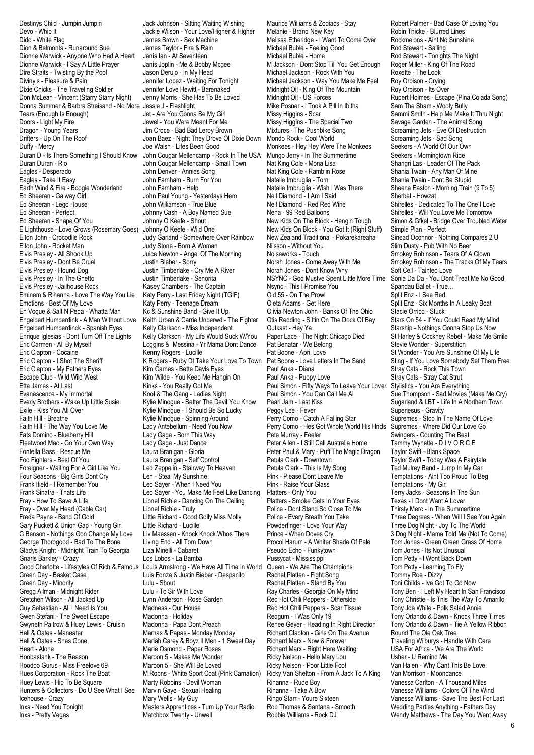Destinys Child - Jumpin Jumpin
Devo - Whip It
Dido - White Flag
Dion & Belmonts - Runaround Sue
Dionne Warwick - Anyone Who Had A Heart
Dionne Warwick - I Say A Little Prayer
Dire Straits - Twisting By the Pool
Divinyls - Pleasure & Pain
Dixie Chicks - The Traveling Soldier
Don McLean - Vincent (Starry Starry Night)
Donna Summer & Barbra Streisand - No More Tears (Enough Is Enough)
Doors - Light My Fire
Dragon - Young Years
Drifters - Up On The Roof
Duffy - Mercy
Duran D - Is There Something I Should Know
Duran Duran - Rio
Eagles - Desperado
Eagles - Take It Easy
Earth Wind & Fire - Boogie Wonderland
Ed Sheeran - Galway Girl
Ed Sheeran - Lego House
Ed Sheeran - Perfect
Ed Sheeran - Shape Of You
E Lighthouse - Love Grows (Rosemary Goes)
Elton John - Crocodile Rock
Elton John - Rocket Man
Elvis Presley - All Shook Up
Elvis Presley - Dont Be Cruel
Elvis Presley - Hound Dog
Elvis Presley - In The Ghetto
Elvis Presley - Jailhouse Rock
Eminem & Rihanna - Love The Way You Lie
Emotions - Best Of My Love
En Vogue & Salt N Pepa - Whatta Man
Engelbert Humperdink - A Man Without Love
Engelbert Humperdinck - Spanish Eyes
Enrique Iglesias - Dont Turn Off The Lights
Eric Carmen - All By Myself
Eric Clapton - Cocaine
Eric Clapton - I Shot The Sheriff
Eric Clapton - My Fathers Eyes
Escape Club - Wild Wild West
Etta James - At Last
Evanescence - My Immortal
Everly Brothers - Wake Up Little Susie
Exile - Kiss You All Over
Faith Hill - Breathe
Faith Hill - The Way You Love Me
Fats Domino - Blueberry Hill
Fleetwood Mac - Go Your Own Way
Fontella Bass - Rescue Me
Foo Fighters - Best Of You
Foreigner - Waiting For A Girl Like You
Four Seasons - Big Girls Dont Cry
Frank Ifield - I Remember You
Frank Sinatra - Thats Life
Fray - How To Save A Life
Fray - Over My Head (Cable Car)
Freda Payne - Band Of Gold
Gary Puckett & Union Gap - Young Girl
G Benson - Nothings Gon Change My Love
George Thorogood - Bad To The Bone
Gladys Knight - Midnight Train To Georgia
Gnarls Barkley - Crazy
Good Charlotte - Lifestyles Of Rich & Famous
Green Day - Basket Case
Green Day - Minority
Gregg Allman - Midnight Rider
Gretchen Wilson - All Jacked Up
Guy Sebastian - All I Need Is You
Gwen Stefani - The Sweet Escape
Gwyneth Paltrow & Huey Lewis - Cruisin
Hall & Oates - Maneater
Hall & Oates - Shes Gone
Heart - Alone
Hoobastank - The Reason
Hoodoo Gurus - Miss Freelove 69
Hues Corporation - Rock The Boat
Huey Lewis - Hip To Be Square
Hunters & Collectors - Do U See What I See
Icehouse - Crazy
Inxs - Need You Tonight
Inxs - Pretty Vegas
Jack Johnson - Sitting Waiting Wishing
Jackie Wilson - Your Love/Higher & Higher
James Brown - Sex Machine
James Taylor - Fire & Rain
Janis Ian - At Seventeen
Janis Joplin - Me & Bobby Mcgee
Jason Derulo - In My Head
Jennifer Lopez - Waiting For Tonight
Jennifer Love Hewitt - Barenaked
Jenny Morris - She Has To Be Loved
Jessie J - Flashlight
Jet - Are You Gonna Be My Girl
Jewel - You Were Meant For Me
Jim Croce - Bad Bad Leroy Brown
Joan Baez - Night They Drove Ol Dixie Down
Joe Walsh - Lifes Been Good
John Cougar Mellencamp - Rock In The USA
John Cougar Mellencamp - Small Town
John Denver - Annies Song
John Farnham - Burn For You
John Farnham - Help
John Paul Young - Yesterdays Hero
John Williamson - True Blue
Johnny Cash - A Boy Named Sue
Johnny O Keefe - Shout
Johnny O Keefe - Wild One
Judy Garland - Somewhere Over Rainbow
Judy Stone - Born A Woman
Juice Newton - Angel Of The Morning
Justin Bieber - Sorry
Justin Timberlake - Cry Me A River
Justin Timberlake - Senorita
Kasey Chambers - The Captain
Katy Perry - Last Friday Night (TGIF)
Katy Perry - Teenage Dream
Kc & Sunshine Band - Give It Up
Keith Urban & Carrie Underwd - The Fighter
Kelly Clarkson - Miss Independent
Kelly Clarkson - My Life Would Suck W/You
Loggins & Messina - Yr Mama Dont Dance
Kenny Rogers - Lucille
K Rogers - Ruby Dt Take Your Love To Town
Kim Carnes - Bette Davis Eyes
Kim Wilde - You Keep Me Hangin On
Kinks - You Really Got Me
Kool & The Gang - Ladies Night
Kylie Minogue - Better The Devil You Know
Kylie Minogue - I Should Be So Lucky
Kylie Minogue - Spinning Around
Lady Antebellum - Need You Now
Lady Gaga - Born This Way
Lady Gaga - Just Dance
Laura Branigan - Gloria
Laura Branigan - Self Control
Led Zeppelin - Stairway To Heaven
Len - Steal My Sunshine
Leo Sayer - When I Need You
Leo Sayer - You Make Me Feel Like Dancing
Lionel Richie - Dancing On The Ceiling
Lionel Richie - Truly
Little Richard - Good Golly Miss Molly
Little Richard - Lucille
Liv Maessen - Knock Knock Whos There
Living End - All Torn Down
Liza Minelli - Cabaret
Los Lobos - La Bamba
Louis Armstrong - We Have All Time In World
Luis Fonza & Justin Bieber - Despacito
Lulu - Shout
Lulu - To Sir With Love
Lynn Anderson - Rose Garden
Madness - Our House
Madonna - Holiday
Madonna - Papa Dont Preach
Mamas & Papas - Monday Monday
Mariah Carey & Boyz II Men - 1 Sweet Day
Marie Osmond - Paper Roses
Maroon 5 - Makes Me Wonder
Maroon 5 - She Will Be Loved
M Robns - White Sport Coat (Pink Carnation)
Marty Robbins - Devil Woman
Marvin Gaye - Sexual Healing
Mary Wells - My Guy
Masters Apprentices - Turn Up Your Radio
Matchbox Twenty - Unwell
Maurice Williams & Zodiacs - Stay
Melanie - Brand New Key
Melissa Etheridge - I Want To Come Over
Michael Buble - Feeling Good
Michael Buble - Home
M Jackson - Dont Stop Till You Get Enough
Michael Jackson - Rock With You
Michael Jackson - Way You Make Me Feel
Midnight Oil - King Of The Mountain
Midnight Oil - US Forces
Mike Posner - I Took A Pill In Ibitha
Missy Higgins - Scar
Missy Higgins - The Special Two
Mixtures - The Pushbike Song
Mondo Rock - Cool World
Monkees - Hey Hey Were The Monkees
Mungo Jerry - In The Summertime
Nat King Cole - Mona Lisa
Nat King Cole - Ramblin Rose
Natalie Imbruglia - Torn
Natalie Imbruglia - Wish I Was There
Neil Diamond - I Am I Said
Neil Diamond - Red Red Wine
Nena - 99 Red Balloons
New Kids On The Block - Hangin Tough
New Kids On Block - You Got It (Right Stuff)
New Zealand Traditional - Pokarekareaha
Nilsson - Without You
Noiseworks - Touch
Norah Jones - Come Away With Me
Norah Jones - Dont Know Why
NSYNC - God Mustve Spent Little More Time
Nsync - This I Promise You
Old 55 - On The Prowl
Oleta Adams - Get Here
Olivia Newton John - Banks Of The Ohio
Otis Redding - Sittin On The Dock Of Bay
Outkast - Hey Ya
Paper Lace - The Night Chicago Died
Pat Benatar - We Belong
Pat Boone - April Love
Pat Boone - Love Letters In The Sand
Paul Anka - Diana
Paul Anka - Puppy Love
Paul Simon - Fifty Ways To Leave Your Lover
Paul Simon - You Can Call Me Al
Pearl Jam - Last Kiss
Peggy Lee - Fever
Perry Como - Catch A Falling Star
Perry Como - Hes Got Whole World His Hnds
Pete Murray - Feeler
Peter Allen - I Still Call Australia Home
Peter Paul & Mary - Puff The Magic Dragon
Petula Clark - Downtown
Petula Clark - This Is My Song
Pink - Please Dont Leave Me
Pink - Raise Your Glass
Platters - Only You
Platters - Smoke Gets In Your Eyes
Police - Dont Stand So Close To Me
Police - Every Breath You Take
Powderfinger - Love Your Way
Prince - When Doves Cry
Procol Harum - A Whiter Shade Of Pale
Pseudo Echo - Funkytown
Pussycat - Mississippi
Queen - We Are The Champions
Rachel Platten - Fight Song
Rachel Platten - Stand By You
Ray Charles - Georgia On My Mind
Red Hot Chili Peppers - Otherside
Red Hot Chili Peppers - Scar Tissue
Redgum - I Was Only 19
Renee Geyer - Heading In Right Direction
Richard Clapton - Girls On The Avenue
Richard Marx - Now & Forever
Richard Marx - Right Here Waiting
Ricky Nelson - Hello Mary Lou
Ricky Nelson - Poor Little Fool
Ricky Van Shelton - From A Jack To A King
Rihanna - Rude Boy
Rihanna - Take A Bow
Ringo Starr - Youre Sixteen
Rob Thomas & Santana - Smooth
Robbie Williams - Rock DJ
Robert Palmer - Bad Case Of Loving You
Robin Thicke - Blurred Lines
Rockmelons - Aint No Sunshine
Rod Stewart - Sailing
Rod Stewart - Tonights The Night
Roger Miller - King Of The Road
Roxette - The Look
Roy Orbison - Crying
Roy Orbison - Its Over
Rupert Holmes - Escape (Pina Colada Song)
Sam The Sham - Wooly Bully
Sammi Smith - Help Me Make It Thru Night
Savage Garden - The Animal Song
Screaming Jets - Eve Of Destruction
Screaming Jets - Sad Song
Seekers - A World Of Our Own
Seekers - Morningtown Ride
Shangri Las - Leader Of The Pack
Shania Twain - Any Man Of Mine
Shania Twain - Dont Be Stupid
Sheena Easton - Morning Train (9 To 5)
Sherbet - Howzat
Shirelles - Dedicated To The One I Love
Shirelles - Will You Love Me Tomorrow
Simon & Gfkel - Bridge Over Troubled Water
Simple Plan - Perfect
Sinead Oconnor - Nothing Compares 2 U
Slim Dusty - Pub With No Beer
Smokey Robinson - Tears Of A Clown
Smokey Robinson - The Tracks Of My Tears
Soft Cell - Tainted Love
Sonia Da Da - You Dont Treat Me No Good
Spandau Ballet - True…
Split Enz - I See Red
Split Enz - Six Months In A Leaky Boat
Stacie Orrico - Stuck
Stars On 54 - If You Could Read My Mind
Starship - Nothings Gonna Stop Us Now
St Harley & Cockney Rebel - Make Me Smile
Stevie Wonder - Superstition
St Wonder - You Are Sunshine Of My Life
Sting - If You Love Somebody Set Them Free
Stray Cats - Rock This Town
Stray Cats - Stray Cat Strut
Stylistics - You Are Everything
Sue Thompson - Sad Movies (Make Me Cry)
Sugarland & LBT - Life In A Northern Town
Superjesus - Gravity
Supremes - Stop In The Name Of Love
Supremes - Where Did Our Love Go
Swingers - Counting The Beat
Tammy Wynette - D I V O R C E
Taylor Swift - Blank Space
Taylor Swift - Today Was A Fairytale
Ted Mulrey Band - Jump In My Car
Temptations - Aint Too Proud To Beg
Temptations - My Girl
Terry Jacks - Seasons In The Sun
Texas - I Dont Want A Lover
Thirsty Merc - In The Summertime
Three Degrees - When Will I See You Again
Three Dog Night - Joy To The World
3 Dog Night - Mama Told Me (Not To Come)
Tom Jones - Green Green Grass Of Home
Tom Jones - Its Not Unusual
Tom Petty - I Wont Back Down
Tom Petty - Learning To Fly
Tommy Roe - Dizzy
Toni Childs - Ive Got To Go Now
Tony Ben - I Left My Heart In San Francisco
Tony Christie - Is This The Way To Amarillo
Tony Joe White - Polk Salad Annie
Tony Orlando & Dawn - Knock Three Times
Tony Orlando & Dawn - Tie A Yellow Ribbon Round The Ole Oak Tree
Traveling Wilburys - Handle With Care
USA For Africa - We Are The World
Usher - U Remind Me
Van Halen - Why Cant This Be Love
Van Morrison - Moondance
Vanessa Carlton - A Thousand Miles
Vanessa Williams - Colors Of The Wind
Vanessa Williams - Save The Best For Last
Wedding Parties Anything - Fathers Day
Wendy Matthews - The Day You Went Away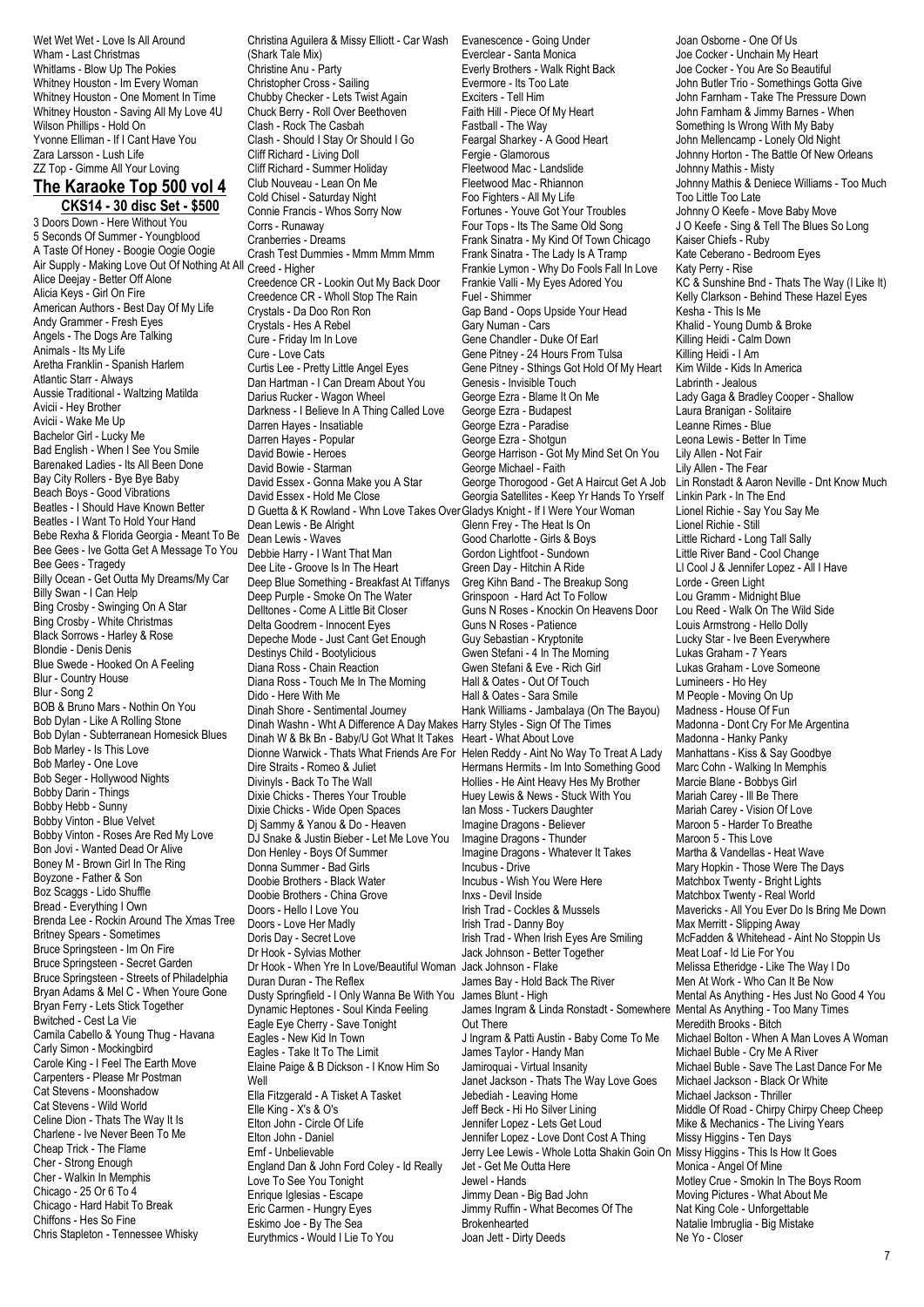Wet Wet Wet - Love Is All Around
Wham - Last Christmas
Whitlams - Blow Up The Pokies
Whitney Houston - Im Every Woman
Whitney Houston - One Moment In Time
Whitney Houston - Saving All My Love 4U
Wilson Phillips - Hold On
Yvonne Elliman - If I Cant Have You
Zara Larsson - Lush Life
ZZ Top - Gimme All Your Loving

## The Karaoke Top 500 vol 4

### CKS14 - 30 disc Set - $500

3 Doors Down - Here Without You
5 Seconds Of Summer - Youngblood
A Taste Of Honey - Boogie Oogie Oogie
Air Supply - Making Love Out Of Nothing At All
Alice Deejay - Better Off Alone
Alicia Keys - Girl On Fire
American Authors - Best Day Of My Life
Andy Grammer - Fresh Eyes
Angels - The Dogs Are Talking
Animals - Its My Life
Aretha Franklin - Spanish Harlem
Atlantic Starr - Always
Aussie Traditional - Waltzing Matilda
Avicii - Hey Brother
Avicii - Wake Me Up
Bachelor Girl - Lucky Me
Bad English - When I See You Smile
Barenaked Ladies - Its All Been Done
Bay City Rollers - Bye Bye Baby
Beach Boys - Good Vibrations
Beatles - I Should Have Known Better
Beatles - I Want To Hold Your Hand
Bebe Rexha & Florida Georgia - Meant To Be
Bee Gees - Ive Gotta Get A Message To You
Bee Gees - Tragedy
Billy Ocean - Get Outta My Dreams/My Car
Billy Swan - I Can Help
Bing Crosby - Swinging On A Star
Bing Crosby - White Christmas
Black Sorrows - Harley & Rose
Blondie - Denis Denis
Blue Swede - Hooked On A Feeling
Blur - Country House
Blur - Song 2
BOB & Bruno Mars - Nothin On You
Bob Dylan - Like A Rolling Stone
Bob Dylan - Subterranean Homesick Blues
Bob Marley - Is This Love
Bob Marley - One Love
Bob Seger - Hollywood Nights
Bobby Darin - Things
Bobby Hebb - Sunny
Bobby Vinton - Blue Velvet
Bobby Vinton - Roses Are Red My Love
Bon Jovi - Wanted Dead Or Alive
Boney M - Brown Girl In The Ring
Boyzone - Father & Son
Boz Scaggs - Lido Shuffle
Bread - Everything I Own
Brenda Lee - Rockin Around The Xmas Tree
Britney Spears - Sometimes
Bruce Springsteen - Im On Fire
Bruce Springsteen - Secret Garden
Bruce Springsteen - Streets of Philadelphia
Bryan Adams & Mel C - When Youre Gone
Bryan Ferry - Lets Stick Together
Bwitched - Cest La Vie
Camila Cabello & Young Thug - Havana
Carly Simon - Mockingbird
Carole King - I Feel The Earth Move
Carpenters - Please Mr Postman
Cat Stevens - Moonshadow
Cat Stevens - Wild World
Celine Dion - Thats The Way It Is
Charlene - Ive Never Been To Me
Cheap Trick - The Flame
Cher - Strong Enough
Cher - Walkin In Memphis
Chicago - 25 Or 6 To 4
Chicago - Hard Habit To Break
Chiffons - Hes So Fine
Chris Stapleton - Tennessee Whisky
Christina Aguilera & Missy Elliott - Car Wash (Shark Tale Mix)
Christine Anu - Party
Christopher Cross - Sailing
Chubby Checker - Lets Twist Again
Chuck Berry - Roll Over Beethoven
Clash - Rock The Casbah
Clash - Should I Stay Or Should I Go
Cliff Richard - Living Doll
Cliff Richard - Summer Holiday
Club Nouveau - Lean On Me
Cold Chisel - Saturday Night
Connie Francis - Whos Sorry Now
Corrs - Runaway
Cranberries - Dreams
Crash Test Dummies - Mmm Mmm Mmm
Creed - Higher
Creedence CR - Lookin Out My Back Door
Creedence CR - Wholl Stop The Rain
Crystals - Da Doo Ron Ron
Crystals - Hes A Rebel
Cure - Friday Im In Love
Cure - Love Cats
Curtis Lee - Pretty Little Angel Eyes
Dan Hartman - I Can Dream About You
Darius Rucker - Wagon Wheel
Darkness - I Believe In A Thing Called Love
Darren Hayes - Insatiable
Darren Hayes - Popular
David Bowie - Heroes
David Bowie - Starman
David Essex - Gonna Make you A Star
David Essex - Hold Me Close
D Guetta & K Rowland - Whn Love Takes Over
Dean Lewis - Be Alright
Dean Lewis - Waves
Debbie Harry - I Want That Man
Dee Lite - Groove Is In The Heart
Deep Blue Something - Breakfast At Tiffanys
Deep Purple - Smoke On The Water
Delltones - Come A Little Bit Closer
Delta Goodrem - Innocent Eyes
Depeche Mode - Just Cant Get Enough
Destinys Child - Bootylicious
Diana Ross - Chain Reaction
Diana Ross - Touch Me In The Morning
Dido - Here With Me
Dinah Shore - Sentimental Journey
Dinah Washn - Wht A Difference A Day Makes
Dinah W & Bk Bn - Baby/U Got What It Takes
Dionne Warwick - Thats What Friends Are For
Dire Straits - Romeo & Juliet
Divinyls - Back To The Wall
Dixie Chicks - Theres Your Trouble
Dixie Chicks - Wide Open Spaces
Dj Sammy & Yanou & Do - Heaven
DJ Snake & Justin Bieber - Let Me Love You
Don Henley - Boys Of Summer
Donna Summer - Bad Girls
Doobie Brothers - Black Water
Doobie Brothers - China Grove
Doors - Hello I Love You
Doors - Love Her Madly
Doris Day - Secret Love
Dr Hook - Sylvias Mother
Dr Hook - When Yre In Love/Beautiful Woman
Duran Duran - The Reflex
Dusty Springfield - I Only Wanna Be With You
Dynamic Heptones - Soul Kinda Feeling
Eagle Eye Cherry - Save Tonight
Eagles - New Kid In Town
Eagles - Take It To The Limit
Elaine Paige & B Dickson - I Know Him So Well
Ella Fitzgerald - A Tisket A Tasket
Elle King - X's & O's
Elton John - Circle Of Life
Elton John - Daniel
Emf - Unbelievable
England Dan & John Ford Coley - Id Really Love To See You Tonight
Enrique Iglesias - Escape
Eric Carmen - Hungry Eyes
Eskimo Joe - By The Sea
Eurythmics - Would I Lie To You
Evanescence - Going Under
Everclear - Santa Monica
Everly Brothers - Walk Right Back
Evermore - Its Too Late
Exciters - Tell Him
Faith Hill - Piece Of My Heart
Fastball - The Way
Feargal Sharkey - A Good Heart
Fergie - Glamorous
Fleetwood Mac - Landslide
Fleetwood Mac - Rhiannon
Foo Fighters - All My Life
Fortunes - Youve Got Your Troubles
Four Tops - Its The Same Old Song
Frank Sinatra - My Kind Of Town Chicago
Frank Sinatra - The Lady Is A Tramp
Frankie Lymon - Why Do Fools Fall In Love
Frankie Valli - My Eyes Adored You
Fuel - Shimmer
Gap Band - Oops Upside Your Head
Gary Numan - Cars
Gene Chandler - Duke Of Earl
Gene Pitney - 24 Hours From Tulsa
Gene Pitney - Sthings Got Hold Of My Heart
Genesis - Invisible Touch
George Ezra - Blame It On Me
George Ezra - Budapest
George Ezra - Paradise
George Ezra - Shotgun
George Harrison - Got My Mind Set On You
George Michael - Faith
George Thorogood - Get A Haircut Get A Job
Georgia Satellites - Keep Yr Hands To Yrself
Gladys Knight - If I Were Your Woman
Glenn Frey - The Heat Is On
Good Charlotte - Girls & Boys
Gordon Lightfoot - Sundown
Green Day - Hitchin A Ride
Greg Kihn Band - The Breakup Song
Grinspoon - Hard Act To Follow
Guns N Roses - Knockin On Heavens Door
Guns N Roses - Patience
Guy Sebastian - Kryptonite
Gwen Stefani - 4 In The Morning
Gwen Stefani & Eve - Rich Girl
Hall & Oates - Out Of Touch
Hall & Oates - Sara Smile
Hank Williams - Jambalaya (On The Bayou)
Harry Styles - Sign Of The Times
Heart - What About Love
Helen Reddy - Aint No Way To Treat A Lady
Hermans Hermits - Im Into Something Good
Hollies - He Aint Heavy Hes My Brother
Huey Lewis & News - Stuck With You
Ian Moss - Tuckers Daughter
Imagine Dragons - Believer
Imagine Dragons - Thunder
Imagine Dragons - Whatever It Takes
Incubus - Drive
Incubus - Wish You Were Here
Inxs - Devil Inside
Irish Trad - Cockles & Mussels
Irish Trad - Danny Boy
Irish Trad - When Irish Eyes Are Smiling
Jack Johnson - Better Together
Jack Johnson - Flake
James Bay - Hold Back The River
James Blunt - High
James Ingram & Linda Ronstadt - Somewhere Out There
J Ingram & Patti Austin - Baby Come To Me
James Taylor - Handy Man
Jamiroquai - Virtual Insanity
Janet Jackson - Thats The Way Love Goes
Jebediah - Leaving Home
Jeff Beck - Hi Ho Silver Lining
Jennifer Lopez - Lets Get Loud
Jennifer Lopez - Love Dont Cost A Thing
Jerry Lee Lewis - Whole Lotta Shakin Goin On
Jet - Get Me Outta Here
Jewel - Hands
Jimmy Dean - Big Bad John
Jimmy Ruffin - What Becomes Of The Brokenhearted
Joan Jett - Dirty Deeds
Joan Osborne - One Of Us
Joe Cocker - Unchain My Heart
Joe Cocker - You Are So Beautiful
John Butler Trio - Somethings Gotta Give
John Farnham - Take The Pressure Down
John Farnham & Jimmy Barnes - When Something Is Wrong With My Baby
John Mellencamp - Lonely Old Night
Johnny Horton - The Battle Of New Orleans
Johnny Mathis - Misty
Johnny Mathis & Deniece Williams - Too Much Too Little Too Late
Johnny O Keefe - Move Baby Move
J O Keefe - Sing & Tell The Blues So Long
Kaiser Chiefs - Ruby
Kate Ceberano - Bedroom Eyes
Katy Perry - Rise
KC & Sunshine Bnd - Thats The Way (I Like It)
Kelly Clarkson - Behind These Hazel Eyes
Kesha - This Is Me
Khalid - Young Dumb & Broke
Killing Heidi - Calm Down
Killing Heidi - I Am
Kim Wilde - Kids In America
Labrinth - Jealous
Lady Gaga & Bradley Cooper - Shallow
Laura Branigan - Solitaire
Leanne Rimes - Blue
Leona Lewis - Better In Time
Lily Allen - Not Fair
Lily Allen - The Fear
Lin Ronstadt & Aaron Neville - Dnt Know Much
Linkin Park - In The End
Lionel Richie - Say You Say Me
Lionel Richie - Still
Little Richard - Long Tall Sally
Little River Band - Cool Change
Ll Cool J & Jennifer Lopez - All I Have
Lorde - Green Light
Lou Gramm - Midnight Blue
Lou Reed - Walk On The Wild Side
Louis Armstrong - Hello Dolly
Lucky Star - Ive Been Everywhere
Lukas Graham - 7 Years
Lukas Graham - Love Someone
Lumineers - Ho Hey
M People - Moving On Up
Madness - House Of Fun
Madonna - Dont Cry For Me Argentina
Madonna - Hanky Panky
Manhattans - Kiss & Say Goodbye
Marc Cohn - Walking In Memphis
Marcie Blane - Bobbys Girl
Mariah Carey - Ill Be There
Mariah Carey - Vision Of Love
Maroon 5 - Harder To Breathe
Maroon 5 - This Love
Martha & Vandellas - Heat Wave
Mary Hopkin - Those Were The Days
Matchbox Twenty - Bright Lights
Matchbox Twenty - Real World
Mavericks - All You Ever Do Is Bring Me Down
Max Merritt - Slipping Away
McFadden & Whitehead - Aint No Stoppin Us
Meat Loaf - Id Lie For You
Melissa Etheridge - Like The Way I Do
Men At Work - Who Can It Be Now
Mental As Anything - Hes Just No Good 4 You
Mental As Anything - Too Many Times
Meredith Brooks - Bitch
Michael Bolton - When A Man Loves A Woman
Michael Buble - Cry Me A River
Michael Buble - Save The Last Dance For Me
Michael Jackson - Black Or White
Michael Jackson - Thriller
Middle Of Road - Chirpy Chirpy Cheep Cheep
Mike & Mechanics - The Living Years
Missy Higgins - Ten Days
Missy Higgins - This Is How It Goes
Monica - Angel Of Mine
Motley Crue - Smokin In The Boys Room
Moving Pictures - What About Me
Nat King Cole - Unforgettable
Natalie Imbruglia - Big Mistake
Ne Yo - Closer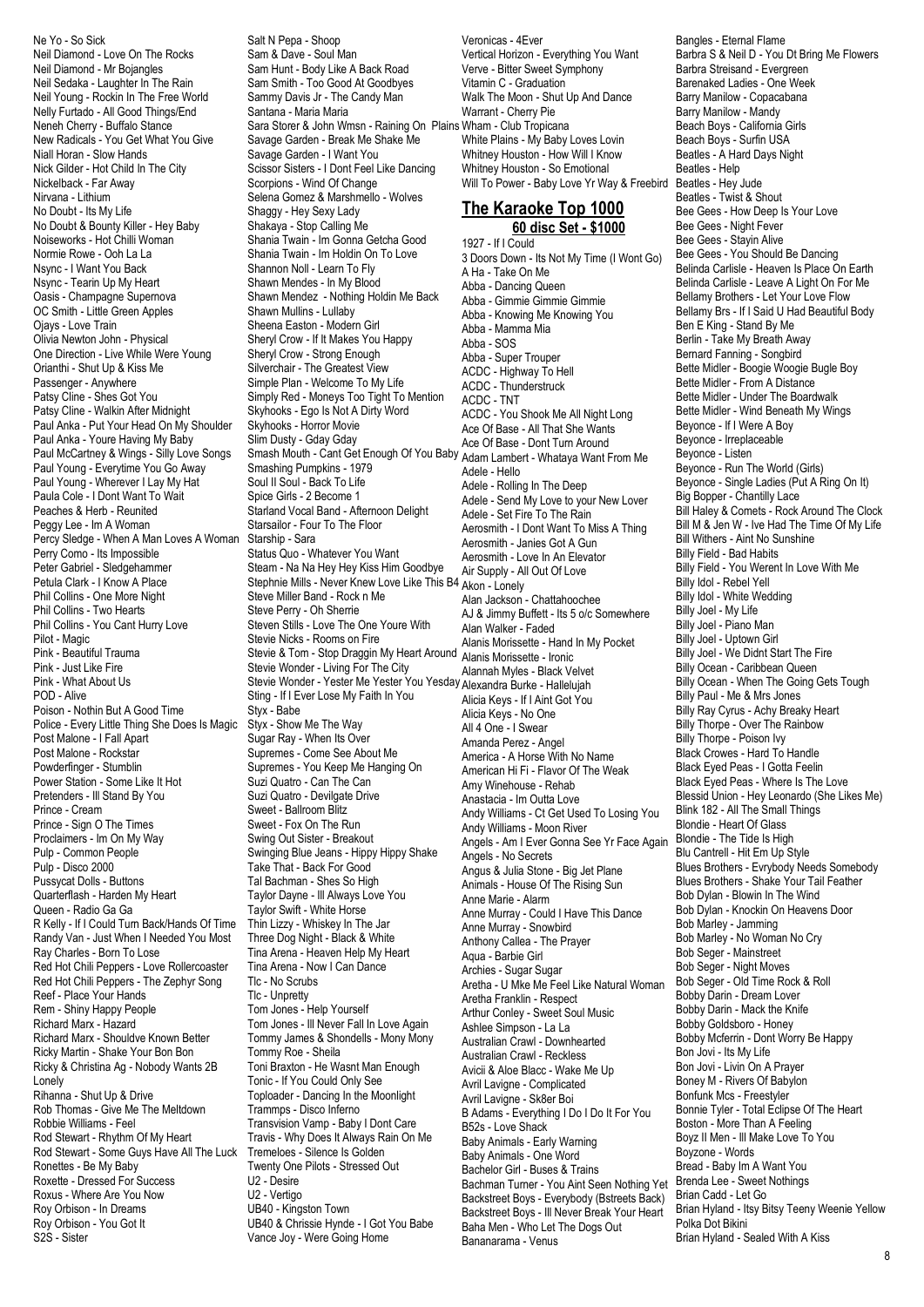Ne Yo - So Sick
Neil Diamond - Love On The Rocks
Neil Diamond - Mr Bojangles
Neil Sedaka - Laughter In The Rain
Neil Young - Rockin In The Free World
Nelly Furtado - All Good Things/End
Neneh Cherry - Buffalo Stance
New Radicals - You Get What You Give
Niall Horan - Slow Hands
Nick Gilder - Hot Child In The City
Nickelback - Far Away
Nirvana - Lithium
No Doubt - Its My Life
No Doubt & Bounty Killer - Hey Baby
Noiseworks - Hot Chilli Woman
Normie Rowe - Ooh La La
Nsync - I Want You Back
Nsync - Tearin Up My Heart
Oasis - Champagne Supernova
OC Smith - Little Green Apples
Ojays - Love Train
Olivia Newton John - Physical
One Direction - Live While Were Young
Orianthi - Shut Up & Kiss Me
Passenger - Anywhere
Patsy Cline - Shes Got You
Patsy Cline - Walkin After Midnight
Paul Anka - Put Your Head On My Shoulder
Paul Anka - Youre Having My Baby
Paul McCartney & Wings - Silly Love Songs
Paul Young - Everytime You Go Away
Paul Young - Wherever I Lay My Hat
Paula Cole - I Dont Want To Wait
Peaches & Herb - Reunited
Peggy Lee - Im A Woman
Percy Sledge - When A Man Loves A Woman
Perry Como - Its Impossible
Peter Gabriel - Sledgehammer
Petula Clark - I Know A Place
Phil Collins - One More Night
Phil Collins - Two Hearts
Phil Collins - You Cant Hurry Love
Pilot - Magic
Pink - Beautiful Trauma
Pink - Just Like Fire
Pink - What About Us
POD - Alive
Poison - Nothin But A Good Time
Police - Every Little Thing She Does Is Magic
Post Malone - I Fall Apart
Post Malone - Rockstar
Powderfinger - Stumblin
Power Station - Some Like It Hot
Pretenders - Ill Stand By You
Prince - Cream
Prince - Sign O The Times
Proclaimers - Im On My Way
Pulp - Common People
Pulp - Disco 2000
Pussycat Dolls - Buttons
Quarterflash - Harden My Heart
Queen - Radio Ga Ga
R Kelly - If I Could Turn Back/Hands Of Time
Randy Van - Just When I Needed You Most
Ray Charles - Born To Lose
Red Hot Chili Peppers - Love Rollercoaster
Red Hot Chili Peppers - The Zephyr Song
Reef - Place Your Hands
Rem - Shiny Happy People
Richard Marx - Hazard
Richard Marx - Shouldve Known Better
Ricky Martin - Shake Your Bon Bon
Ricky & Christina Ag - Nobody Wants 2B Lonely
Rihanna - Shut Up & Drive
Rob Thomas - Give Me The Meltdown
Robbie Williams - Feel
Rod Stewart - Rhythm Of My Heart
Rod Stewart - Some Guys Have All The Luck
Ronettes - Be My Baby
Roxette - Dressed For Success
Roxus - Where Are You Now
Roy Orbison - In Dreams
Roy Orbison - You Got It
S2S - Sister
Salt N Pepa - Shoop
Sam & Dave - Soul Man
Sam Hunt - Body Like A Back Road
Sam Smith - Too Good At Goodbyes
Sammy Davis Jr - The Candy Man
Santana - Maria Maria
Sara Storer & John Wmsn - Raining On Plains
Savage Garden - Break Me Shake Me
Savage Garden - I Want You
Scissor Sisters - I Dont Feel Like Dancing
Scorpions - Wind Of Change
Selena Gomez & Marshmello - Wolves
Shaggy - Hey Sexy Lady
Shakaya - Stop Calling Me
Shania Twain - Im Gonna Getcha Good
Shania Twain - Im Holdin On To Love
Shannon Noll - Learn To Fly
Shawn Mendes - In My Blood
Shawn Mendez - Nothing Holdin Me Back
Shawn Mullins - Lullaby
Sheena Easton - Modern Girl
Sheryl Crow - If It Makes You Happy
Sheryl Crow - Strong Enough
Silverchair - The Greatest View
Simple Plan - Welcome To My Life
Simply Red - Moneys Too Tight To Mention
Skyhooks - Ego Is Not A Dirty Word
Skyhooks - Horror Movie
Slim Dusty - Gday Gday
Smash Mouth - Cant Get Enough Of You Baby
Smashing Pumpkins - 1979
Soul II Soul - Back To Life
Spice Girls - 2 Become 1
Starland Vocal Band - Afternoon Delight
Starsailor - Four To The Floor
Starship - Sara
Status Quo - Whatever You Want
Steam - Na Na Hey Hey Kiss Him Goodbye
Stephnie Mills - Never Knew Love Like This B4
Steve Miller Band - Rock n Me
Steve Perry - Oh Sherrie
Steven Stills - Love The One Youre With
Stevie Nicks - Rooms on Fire
Stevie & Tom - Stop Draggin My Heart Around
Stevie Wonder - Living For The City
Stevie Wonder - Yester Me Yester You Yesday
Sting - If I Ever Lose My Faith In You
Styx - Babe
Styx - Show Me The Way
Sugar Ray - When Its Over
Supremes - Come See About Me
Supremes - You Keep Me Hanging On
Suzi Quatro - Can The Can
Suzi Quatro - Devilgate Drive
Sweet - Ballroom Blitz
Sweet - Fox On The Run
Swing Out Sister - Breakout
Swinging Blue Jeans - Hippy Hippy Shake
Take That - Back For Good
Tal Bachman - Shes So High
Taylor Dayne - Ill Always Love You
Taylor Swift - White Horse
Thin Lizzy - Whiskey In The Jar
Three Dog Night - Black & White
Tina Arena - Heaven Help My Heart
Tina Arena - Now I Can Dance
Tlc - No Scrubs
Tlc - Unpretty
Tom Jones - Help Yourself
Tom Jones - Ill Never Fall In Love Again
Tommy James & Shondells - Mony Mony
Tommy Roe - Sheila
Toni Braxton - He Wasnt Man Enough
Tonic - If You Could Only See
Toploader - Dancing In the Moonlight
Trammps - Disco Inferno
Transvision Vamp - Baby I Dont Care
Travis - Why Does It Always Rain On Me
Tremeloes - Silence Is Golden
Twenty One Pilots - Stressed Out
U2 - Desire
U2 - Vertigo
UB40 - Kingston Town
UB40 & Chrissie Hynde - I Got You Babe
Vance Joy - Were Going Home
Veronicas - 4Ever
Vertical Horizon - Everything You Want
Verve - Bitter Sweet Symphony
Vitamin C - Graduation
Walk The Moon - Shut Up And Dance
Warrant - Cherry Pie
Wham - Club Tropicana
White Plains - My Baby Loves Lovin
Whitney Houston - How Will I Know
Whitney Houston - So Emotional
Will To Power - Baby Love Yr Way & Freebird

## The Karaoke Top 1000

**60 disc Set - $1000**

1927 - If I Could
3 Doors Down - Its Not My Time (I Wont Go)
A Ha - Take On Me
Abba - Dancing Queen
Abba - Gimmie Gimmie Gimmie
Abba - Knowing Me Knowing You
Abba - Mamma Mia
Abba - SOS
Abba - Super Trouper
ACDC - Highway To Hell
ACDC - Thunderstruck
ACDC - TNT
ACDC - You Shook Me All Night Long
Ace Of Base - All That She Wants
Ace Of Base - Dont Turn Around
Adam Lambert - Whataya Want From Me
Adele - Hello
Adele - Rolling In The Deep
Adele - Send My Love to your New Lover
Adele - Set Fire To The Rain
Aerosmith - I Dont Want To Miss A Thing
Aerosmith - Janies Got A Gun
Aerosmith - Love In An Elevator
Air Supply - All Out Of Love
Akon - Lonely
Alan Jackson - Chattahoochee
AJ & Jimmy Buffett - Its 5 o/c Somewhere
Alan Walker - Faded
Alanis Morissette - Hand In My Pocket
Alanis Morissette - Ironic
Alannah Myles - Black Velvet
Alexandra Burke - Hallelujah
Alicia Keys - If I Aint Got You
Alicia Keys - No One
All 4 One - I Swear
Amanda Perez - Angel
America - A Horse With No Name
American Hi Fi - Flavor Of The Weak
Amy Winehouse - Rehab
Anastacia - Im Outta Love
Andy Williams - Ct Get Used To Losing You
Andy Williams - Moon River
Angels - Am I Ever Gonna See Yr Face Again
Angels - No Secrets
Angus & Julia Stone - Big Jet Plane
Animals - House Of The Rising Sun
Anne Marie - Alarm
Anne Murray - Could I Have This Dance
Anne Murray - Snowbird
Anthony Callea - The Prayer
Aqua - Barbie Girl
Archies - Sugar Sugar
Aretha - U Mke Me Feel Like Natural Woman
Aretha Franklin - Respect
Arthur Conley - Sweet Soul Music
Ashlee Simpson - La La
Australian Crawl - Downhearted
Australian Crawl - Reckless
Avicii & Aloe Blacc - Wake Me Up
Avril Lavigne - Complicated
Avril Lavigne - Sk8er Boi
B Adams - Everything I Do I Do It For You
B52s - Love Shack
Baby Animals - Early Warning
Baby Animals - One Word
Bachelor Girl - Buses & Trains
Bachman Turner - You Aint Seen Nothing Yet
Backstreet Boys - Everybody (Bstreets Back)
Backstreet Boys - Ill Never Break Your Heart
Baha Men - Who Let The Dogs Out
Bananarama - Venus
Bangles - Eternal Flame
Barbra S & Neil D - You Dt Bring Me Flowers
Barbra Streisand - Evergreen
Barenaked Ladies - One Week
Barry Manilow - Copacabana
Barry Manilow - Mandy
Beach Boys - California Girls
Beach Boys - Surfin USA
Beatles - A Hard Days Night
Beatles - Help
Beatles - Hey Jude
Beatles - Twist & Shout
Bee Gees - How Deep Is Your Love
Bee Gees - Night Fever
Bee Gees - Stayin Alive
Bee Gees - You Should Be Dancing
Belinda Carlisle - Heaven Is Place On Earth
Belinda Carlisle - Leave A Light On For Me
Bellamy Brothers - Let Your Love Flow
Bellamy Brs - If I Said U Had Beautiful Body
Ben E King - Stand By Me
Berlin - Take My Breath Away
Bernard Fanning - Songbird
Bette Midler - Boogie Woogie Bugle Boy
Bette Midler - From A Distance
Bette Midler - Under The Boardwalk
Bette Midler - Wind Beneath My Wings
Beyonce - If I Were A Boy
Beyonce - Irreplaceable
Beyonce - Listen
Beyonce - Run The World (Girls)
Beyonce - Single Ladies (Put A Ring On It)
Big Bopper - Chantilly Lace
Bill Haley & Comets - Rock Around The Clock
Bill M & Jen W - Ive Had The Time Of My Life
Bill Withers - Aint No Sunshine
Billy Field - Bad Habits
Billy Field - You Werent In Love With Me
Billy Idol - Rebel Yell
Billy Idol - White Wedding
Billy Joel - My Life
Billy Joel - Piano Man
Billy Joel - Uptown Girl
Billy Joel - We Didnt Start The Fire
Billy Ocean - Caribbean Queen
Billy Ocean - When The Going Gets Tough
Billy Paul - Me & Mrs Jones
Billy Ray Cyrus - Achy Breaky Heart
Billy Thorpe - Over The Rainbow
Billy Thorpe - Poison Ivy
Black Crowes - Hard To Handle
Black Eyed Peas - I Gotta Feelin
Black Eyed Peas - Where Is The Love
Blessid Union - Hey Leonardo (She Likes Me)
Blink 182 - All The Small Things
Blondie - Heart Of Glass
Blondie - The Tide Is High
Blu Cantrell - Hit Em Up Style
Blues Brothers - Evrybody Needs Somebody
Blues Brothers - Shake Your Tail Feather
Bob Dylan - Blowin In The Wind
Bob Dylan - Knockin On Heavens Door
Bob Marley - Jamming
Bob Marley - No Woman No Cry
Bob Seger - Mainstreet
Bob Seger - Night Moves
Bob Seger - Old Time Rock & Roll
Bobby Darin - Dream Lover
Bobby Darin - Mack the Knife
Bobby Goldsboro - Honey
Bobby Mcferrin - Dont Worry Be Happy
Bon Jovi - Its My Life
Bon Jovi - Livin On A Prayer
Boney M - Rivers Of Babylon
Bonfunk Mcs - Freestyler
Bonnie Tyler - Total Eclipse Of The Heart
Boston - More Than A Feeling
Boyz II Men - Ill Make Love To You
Boyzone - Words
Bread - Baby Im A Want You
Brenda Lee - Sweet Nothings
Brian Cadd - Let Go
Brian Hyland - Itsy Bitsy Teeny Weenie Yellow Polka Dot Bikini
Brian Hyland - Sealed With A Kiss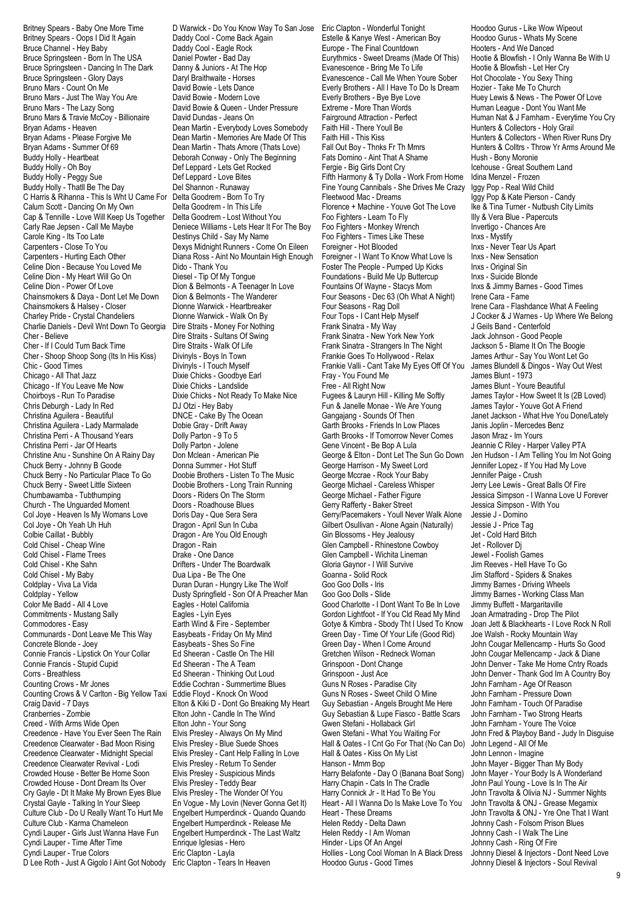Britney Spears - Baby One More Time
Britney Spears - Oops I Did It Again
Bruce Channel - Hey Baby
Bruce Springsteen - Born In The USA
Bruce Springsteen - Dancing In The Dark
Bruce Springsteen - Glory Days
Bruno Mars - Count On Me
Bruno Mars - Just The Way You Are
Bruno Mars - The Lazy Song
Bruno Mars & Travie McCoy - Billionaire
Bryan Adams - Heaven
Bryan Adams - Please Forgive Me
Bryan Adams - Summer Of 69
Buddy Holly - Heartbeat
Buddy Holly - Oh Boy
Buddy Holly - Peggy Sue
Buddy Holly - Thatll Be The Day
C Harris & Rihanna - This Is Wht U Came For
Calum Scott - Dancing On My Own
Cap & Tennille - Love Will Keep Us Together
Carly Rae Jepsen - Call Me Maybe
Carole King - Its Too Late
Carpenters - Close To You
Carpenters - Hurting Each Other
Celine Dion - Because You Loved Me
Celine Dion - My Heart Will Go On
Celine Dion - Power Of Love
Chainsmokers & Daya - Dont Let Me Down
Chainsmokers & Halsey - Closer
Charley Pride - Crystal Chandeliers
Charlie Daniels - Devil Wnt Down To Georgia
Cher - Believe
Cher - If I Could Turn Back Time
Cher - Shoop Shoop Song (Its In His Kiss)
Chic - Good Times
Chicago - All That Jazz
Chicago - If You Leave Me Now
Choirboys - Run To Paradise
Chris Deburgh - Lady In Red
Christina Aguilera - Beautiful
Christina Aguilera - Lady Marmalade
Christina Perri - A Thousand Years
Christina Perri - Jar Of Hearts
Christine Anu - Sunshine On A Rainy Day
Chuck Berry - Johnny B Goode
Chuck Berry - No Particular Place To Go
Chuck Berry - Sweet Little Sixteen
Chumbawamba - Tubthumping
Church - The Unguarded Moment
Col Joye - Heaven Is My Womans Love
Col Joye - Oh Yeah Uh Huh
Colbie Caillat - Bubbly
Cold Chisel - Cheap Wine
Cold Chisel - Flame Trees
Cold Chisel - Khe Sahn
Cold Chisel - My Baby
Coldplay - Viva La Vida
Coldplay - Yellow
Color Me Badd - All 4 Love
Commitments - Mustang Sally
Commodores - Easy
Communards - Dont Leave Me This Way
Concrete Blonde - Joey
Connie Francis - Lipstick On Your Collar
Connie Francis - Stupid Cupid
Corrs - Breathless
Counting Crows - Mr Jones
Counting Crows & V Carlton - Big Yellow Taxi
Craig David - 7 Days
Cranberries - Zombie
Creed - With Arms Wide Open
Creedence - Have You Ever Seen The Rain
Creedence Clearwater - Bad Moon Rising
Creedence Clearwater - Midnight Special
Creedence Clearwater Revival - Lodi
Crowded House - Better Be Home Soon
Crowded House - Dont Dream Its Over
Cry Gayle - Dt It Make My Brown Eyes Blue
Crystal Gayle - Talking In Your Sleep
Culture Club - Do U Really Want To Hurt Me
Culture Club - Karma Chameleon
Cyndi Lauper - Girls Just Wanna Have Fun
Cyndi Lauper - Time After Time
Cyndi Lauper - True Colors
D Lee Roth - Just A Gigolo I Aint Got Nobody
D Warwick - Do You Know Way To San Jose
Daddy Cool - Come Back Again
Daddy Cool - Eagle Rock
Daniel Powter - Bad Day
Danny & Juniors - At The Hop
Daryl Braithwaite - Horses
David Bowie - Lets Dance
David Bowie - Modern Love
David Bowie & Queen - Under Pressure
David Dundas - Jeans On
Dean Martin - Everybody Loves Somebody
Dean Martin - Memories Are Made Of This
Dean Martin - Thats Amore (Thats Love)
Deborah Conway - Only The Beginning
Def Leppard - Lets Get Rocked
Def Leppard - Love Bites
Del Shannon - Runaway
Delta Goodrem - Born To Try
Delta Goodrem - In This Life
Delta Goodrem - Lost Without You
Deniece Williams - Lets Hear It For The Boy
Destinys Child - Say My Name
Dexys Midnight Runners - Come On Eileen
Diana Ross - Aint No Mountain High Enough
Dido - Thank You
Diesel - Tip Of My Tongue
Dion & Belmonts - A Teenager In Love
Dion & Belmonts - The Wanderer
Dionne Warwick - Heartbreaker
Dionne Warwick - Walk On By
Dire Straits - Money For Nothing
Dire Straits - Sultans Of Swing
Dire Straits - Walk Of Life
Divinyls - Boys In Town
Divinyls - I Touch Myself
Dixie Chicks - Goodbye Earl
Dixie Chicks - Landslide
Dixie Chicks - Not Ready To Make Nice
DJ Otzi - Hey Baby
DNCE - Cake By The Ocean
Dobie Gray - Drift Away
Dolly Parton - 9 To 5
Dolly Parton - Jolene
Don Mclean - American Pie
Donna Summer - Hot Stuff
Doobie Brothers - Listen To The Music
Doobie Brothers - Long Train Running
Doors - Riders On The Storm
Doors - Roadhouse Blues
Doris Day - Que Sera Sera
Dragon - April Sun In Cuba
Dragon - Are You Old Enough
Dragon - Rain
Drake - One Dance
Drifters - Under The Boardwalk
Dua Lipa - Be The One
Duran Duran - Hungry Like The Wolf
Dusty Springfield - Son Of A Preacher Man
Eagles - Hotel California
Eagles - Lyin Eyes
Earth Wind & Fire - September
Easybeats - Friday On My Mind
Easybeats - Shes So Fine
Ed Sheeran - Castle On The Hill
Ed Sheeran - The A Team
Ed Sheeran - Thinking Out Loud
Eddie Cochran - Summertime Blues
Eddie Floyd - Knock On Wood
Elton & Kiki D - Dont Go Breaking My Heart
Elton John - Candle In The Wind
Elton John - Your Song
Elvis Presley - Always On My Mind
Elvis Presley - Blue Suede Shoes
Elvis Presley - Cant Help Falling In Love
Elvis Presley - Return To Sender
Elvis Presley - Suspicious Minds
Elvis Presley - Teddy Bear
Elvis Presley - The Wonder Of You
En Vogue - My Lovin (Never Gonna Get It)
Engelbert Humperdinck - Quando Quando
Engelbert Humperdinck - Release Me
Engelbert Humperdinck - The Last Waltz
Enrique Iglesias - Hero
Eric Clapton - Layla
Eric Clapton - Tears In Heaven
Eric Clapton - Wonderful Tonight
Estelle & Kanye West - American Boy
Europe - The Final Countdown
Eurythmics - Sweet Dreams (Made Of This)
Evanescence - Bring Me To Life
Evanescence - Call Me When Youre Sober
Everly Brothers - All I Have To Do Is Dream
Everly Brothers - Bye Bye Love
Extreme - More Than Words
Fairground Attraction - Perfect
Faith Hill - There Youll Be
Faith Hill - This Kiss
Fall Out Boy - Thnks Fr Th Mmrs
Fats Domino - Aint That A Shame
Fergie - Big Girls Dont Cry
Fifth Harmony & Ty Dolla - Work From Home
Fine Young Cannibals - She Drives Me Crazy
Fleetwood Mac - Dreams
Florence + Machine - Youve Got The Love
Foo Fighters - Learn To Fly
Foo Fighters - Monkey Wrench
Foo Fighters - Times Like These
Foreigner - Hot Blooded
Foreigner - I Want To Know What Love Is
Foster The People - Pumped Up Kicks
Foundations - Build Me Up Buttercup
Fountains Of Wayne - Stacys Mom
Four Seasons - Dec 63 (Oh What A Night)
Four Seasons - Rag Doll
Four Tops - I Cant Help Myself
Frank Sinatra - My Way
Frank Sinatra - New York New York
Frank Sinatra - Strangers In The Night
Frankie Goes To Hollywood - Relax
Frankie Valli - Cant Take My Eyes Off Of You
Fray - You Found Me
Free - All Right Now
Fugees & Lauryn Hill - Killing Me Softly
Fun & Janelle Monae - We Are Young
Gangajang - Sounds Of Then
Garth Brooks - Friends In Low Places
Garth Brooks - If Tomorrow Never Comes
Gene Vincent - Be Bop A Lula
George & Elton - Dont Let The Sun Go Down
George Harrison - My Sweet Lord
George Mccrae - Rock Your Baby
George Michael - Careless Whisper
George Michael - Father Figure
Gerry Rafferty - Baker Street
Gerry/Pacemakers - Youll Never Walk Alone
Gilbert Osullivan - Alone Again (Naturally)
Gin Blossoms - Hey Jealousy
Glen Campbell - Rhinestone Cowboy
Glen Campbell - Wichita Lineman
Gloria Gaynor - I Will Survive
Goanna - Solid Rock
Goo Goo Dolls - Iris
Goo Goo Dolls - Slide
Good Charlotte - I Dont Want To Be In Love
Gordon Lightfoot - If You Cld Read My Mind
Gotye & Kimbra - Sbody Tht I Used To Know
Green Day - Time Of Your Life (Good Rid)
Green Day - When I Come Around
Gretchen Wilson - Redneck Woman
Grinspoon - Dont Change
Grinspoon - Just Ace
Guns N Roses - Paradise City
Guns N Roses - Sweet Child O Mine
Guy Sebastian - Angels Brought Me Here
Guy Sebastian & Lupe Fiasco - Battle Scars
Gwen Stefani - Hollaback Girl
Gwen Stefani - What You Waiting For
Hall & Oates - I Cnt Go For That (No Can Do)
Hall & Oates - Kiss On My List
Hanson - Mmm Bop
Harry Belafonte - Day O (Banana Boat Song)
Harry Chapin - Cats In The Cradle
Harry Connick Jr - It Had To Be You
Heart - All I Wanna Do Is Make Love To You
Heart - These Dreams
Helen Reddy - Delta Dawn
Helen Reddy - I Am Woman
Hinder - Lips Of An Angel
Hollies - Long Cool Woman In A Black Dress
Hoodoo Gurus - Good Times
Hoodoo Gurus - Like Wow Wipeout
Hoodoo Gurus - Whats My Scene
Hooters - And We Danced
Hootie & Blowfish - I Only Wanna Be With U
Hootie & Blowfish - Let Her Cry
Hot Chocolate - You Sexy Thing
Hozier - Take Me To Church
Huey Lewis & News - The Power Of Love
Human League - Dont You Want Me
Human Nat & J Farnham - Everytime You Cry
Hunters & Collectors - Holy Grail
Hunters & Collectors - When River Runs Dry
Hunters & Colltrs - Throw Yr Arms Around Me
Hush - Bony Moronie
Icehouse - Great Southern Land
Idina Menzel - Frozen
Iggy Pop - Real Wild Child
Iggy Pop & Kate Pierson - Candy
Ike & Tina Turner - Nutbush City Limits
Illy & Vera Blue - Papercuts
Invertigo - Chances Are
Inxs - Mystify
Inxs - Never Tear Us Apart
Inxs - New Sensation
Inxs - Original Sin
Inxs - Suicide Blonde
Inxs & Jimmy Barnes - Good Times
Irene Cara - Fame
Irene Cara - Flashdance What A Feeling
J Cocker & J Warnes - Up Where We Belong
J Geils Band - Centerfold
Jack Johnson - Good People
Jackson 5 - Blame It On The Boogie
James Arthur - Say You Wont Let Go
James Blundell & Dingos - Way Out West
James Blunt - 1973
James Blunt - Youre Beautiful
James Taylor - How Sweet It Is (2B Loved)
James Taylor - Youve Got A Friend
Janet Jackson - What Hve You Done/Lately
Janis Joplin - Mercedes Benz
Jason Mraz - Im Yours
Jeannie C Riley - Harper Valley PTA
Jen Hudson - I Am Telling You Im Not Going
Jennifer Lopez - If You Had My Love
Jennifer Paige - Crush
Jerry Lee Lewis - Great Balls Of Fire
Jessica Simpson - I Wanna Love U Forever
Jessica Simpson - With You
Jessie J - Domino
Jessie J - Price Tag
Jet - Cold Hard Bitch
Jet - Rollover Dj
Jewel - Foolish Games
Jim Reeves - Hell Have To Go
Jim Stafford - Spiders & Snakes
Jimmy Barnes - Driving Wheels
Jimmy Barnes - Working Class Man
Jimmy Buffett - Margaritaville
Joan Armatrading - Drop The Pilot
Joan Jett & Blackhearts - I Love Rock N Roll
Joe Walsh - Rocky Mountain Way
John Cougar Mellencamp - Hurts So Good
John Cougar Mellencamp - Jack & Diane
John Denver - Take Me Home Cntry Roads
John Denver - Thank God Im A Country Boy
John Farnham - Age Of Reason
John Farnham - Pressure Down
John Farnham - Touch Of Paradise
John Farnham - Two Strong Hearts
John Farnham - Youre The Voice
John Fred & Playboy Band - Judy In Disguise
John Legend - All Of Me
John Lennon - Imagine
John Mayer - Bigger Than My Body
John Mayer - Your Body Is A Wonderland
John Paul Young - Love Is In The Air
John Travolta & Olivia NJ - Summer Nights
John Travolta & ONJ - Grease Megamix
John Travolta & ONJ - Yre One That I Want
Johnny Cash - Folsom Prison Blues
Johnny Cash - I Walk The Line
Johnny Cash - Ring Of Fire
Johnny Diesel & Injectors - Dont Need Love
Johnny Diesel & Injectors - Soul Revival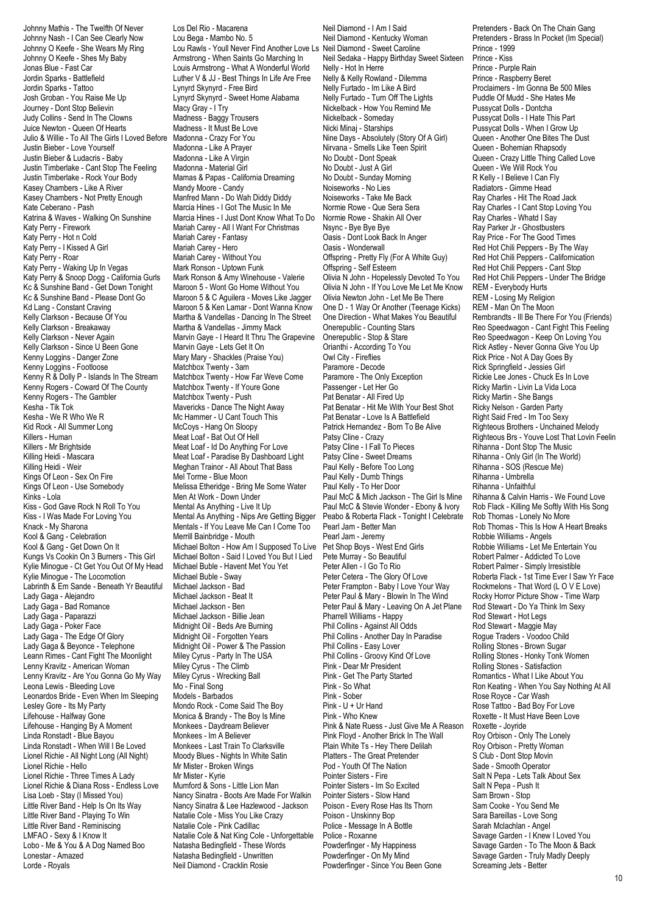Johnny Mathis - The Twelfth Of Never
Johnny Nash - I Can See Clearly Now
Johnny O Keefe - She Wears My Ring
Johnny O Keefe - Shes My Baby
Jonas Blue - Fast Car
Jordin Sparks - Battlefield
Jordin Sparks - Tattoo
Josh Groban - You Raise Me Up
Journey - Dont Stop Believin
Judy Collins - Send In The Clowns
Juice Newton - Queen Of Hearts
Julio & Willie - To All The Girls I Loved Before
Justin Bieber - Love Yourself
Justin Bieber & Ludacris - Baby
Justin Timberlake - Cant Stop The Feeling
Justin Timberlake - Rock Your Body
Kasey Chambers - Like A River
Kasey Chambers - Not Pretty Enough
Kate Ceberano - Pash
Katrina & Waves - Walking On Sunshine
Katy Perry - Firework
Katy Perry - Hot n Cold
Katy Perry - I Kissed A Girl
Katy Perry - Roar
Katy Perry - Waking Up In Vegas
Katy Perry & Snoop Dogg - California Gurls
Kc & Sunshine Band - Get Down Tonight
Kc & Sunshine Band - Please Dont Go
Kd Lang - Constant Craving
Kelly Clarkson - Because Of You
Kelly Clarkson - Breakaway
Kelly Clarkson - Never Again
Kelly Clarkson - Since U Been Gone
Kenny Loggins - Danger Zone
Kenny Loggins - Footloose
Kenny R & Dolly P - Islands In The Stream
Kenny Rogers - Coward Of The County
Kenny Rogers - The Gambler
Kesha - Tik Tok
Kesha - We R Who We R
Kid Rock - All Summer Long
Killers - Human
Killers - Mr Brightside
Killing Heidi - Mascara
Killing Heidi - Weir
Kings Of Leon - Sex On Fire
Kings Of Leon - Use Somebody
Kinks - Lola
Kiss - God Gave Rock N Roll To You
Kiss - I Was Made For Loving You
Knack - My Sharona
Kool & Gang - Celebration
Kool & Gang - Get Down On It
Kungs Vs Cookin On 3 Burners - This Girl
Kylie Minogue - Ct Get You Out Of My Head
Kylie Minogue - The Locomotion
Labrinth & Em Sande - Beneath Yr Beautiful
Lady Gaga - Alejandro
Lady Gaga - Bad Romance
Lady Gaga - Paparazzi
Lady Gaga - Poker Face
Lady Gaga - The Edge Of Glory
Lady Gaga & Beyonce - Telephone
Leann Rimes - Cant Fight The Moonlight
Lenny Kravitz - American Woman
Lenny Kravitz - Are You Gonna Go My Way
Leona Lewis - Bleeding Love
Leonardos Bride - Even When Im Sleeping
Lesley Gore - Its My Party
Lifehouse - Halfway Gone
Lifehouse - Hanging By A Moment
Linda Ronstadt - Blue Bayou
Linda Ronstadt - When Will I Be Loved
Lionel Richie - All Night Long (All Night)
Lionel Richie - Hello
Lionel Richie - Three Times A Lady
Lionel Richie & Diana Ross - Endless Love
Lisa Loeb - Stay (I Missed You)
Little River Band - Help Is On Its Way
Little River Band - Playing To Win
Little River Band - Reminiscing
LMFAO - Sexy & I Know It
Lobo - Me & You & A Dog Named Boo
Lonestar - Amazed
Lorde - Royals
Los Del Rio - Macarena
Lou Bega - Mambo No. 5
Lou Rawls - Youll Never Find Another Love Ls
Armstrong - When Saints Go Marching In
Louis Armstrong - What A Wonderful World
Luther V & JJ - Best Things In Life Are Free
Lynyrd Skynyrd - Free Bird
Lynyrd Skynyrd - Sweet Home Alabama
Macy Gray - I Try
Madness - Baggy Trousers
Madness - It Must Be Love
Madonna - Crazy For You
Madonna - Like A Prayer
Madonna - Like A Virgin
Madonna - Material Girl
Mamas & Papas - California Dreaming
Mandy Moore - Candy
Manfred Mann - Do Wah Diddy Diddy
Marcia Hines - I Got The Music In Me
Marcia Hines - I Just Dont Know What To Do
Mariah Carey - All I Want For Christmas
Mariah Carey - Fantasy
Mariah Carey - Hero
Mariah Carey - Without You
Mark Ronson - Uptown Funk
Mark Ronson & Amy Winehouse - Valerie
Maroon 5 - Wont Go Home Without You
Maroon 5 & C Aguilera - Moves Like Jagger
Maroon 5 & Ken Lamar - Dont Wanna Know
Martha & Vandellas - Dancing In The Street
Martha & Vandellas - Jimmy Mack
Marvin Gaye - I Heard It Thru The Grapevine
Marvin Gaye - Lets Get It On
Mary Mary - Shackles (Praise You)
Matchbox Twenty - 3am
Matchbox Twenty - How Far Weve Come
Matchbox Twenty - If Youre Gone
Matchbox Twenty - Push
Mavericks - Dance The Night Away
Mc Hammer - U Cant Touch This
McCoys - Hang On Sloopy
Meat Loaf - Bat Out Of Hell
Meat Loaf - Id Do Anything For Love
Meat Loaf - Paradise By Dashboard Light
Meghan Trainor - All About That Bass
Mel Torme - Blue Moon
Melissa Etheridge - Bring Me Some Water
Men At Work - Down Under
Mental As Anything - Live It Up
Mental As Anything - Nips Are Getting Bigger
Mentals - If You Leave Me Can I Come Too
Merrill Bainbridge - Mouth
Michael Bolton - How Am I Supposed To Live
Michael Bolton - Said I Loved You But I Lied
Michael Buble - Havent Met You Yet
Michael Buble - Sway
Michael Jackson - Bad
Michael Jackson - Beat It
Michael Jackson - Ben
Michael Jackson - Billie Jean
Midnight Oil - Beds Are Burning
Midnight Oil - Forgotten Years
Midnight Oil - Power & The Passion
Miley Cyrus - Party In The USA
Miley Cyrus - The Climb
Miley Cyrus - Wrecking Ball
Mo - Final Song
Models - Barbados
Mondo Rock - Come Said The Boy
Monica & Brandy - The Boy Is Mine
Monkees - Daydream Believer
Monkees - Im A Believer
Monkees - Last Train To Clarksville
Moody Blues - Nights In White Satin
Mr Mister - Broken Wings
Mr Mister - Kyrie
Mumford & Sons - Little Lion Man
Nancy Sinatra - Boots Are Made For Walkin
Nancy Sinatra & Lee Hazlewood - Jackson
Natalie Cole - Miss You Like Crazy
Natalie Cole - Pink Cadillac
Natalie Cole & Nat King Cole - Unforgettable
Natasha Bedingfield - These Words
Natasha Bedingfield - Unwritten
Neil Diamond - Cracklin Rosie
Neil Diamond - I Am I Said
Neil Diamond - Kentucky Woman
Neil Diamond - Sweet Caroline
Neil Sedaka - Happy Birthday Sweet Sixteen
Nelly - Hot In Herre
Nelly & Kelly Rowland - Dilemma
Nelly Furtado - Im Like A Bird
Nelly Furtado - Turn Off The Lights
Nickelback - How You Remind Me
Nickelback - Someday
Nicki Minaj - Starships
Nine Days - Absolutely (Story Of A Girl)
Nirvana - Smells Like Teen Spirit
No Doubt - Dont Speak
No Doubt - Just A Girl
No Doubt - Sunday Morning
Noiseworks - No Lies
Noiseworks - Take Me Back
Normie Rowe - Que Sera Sera
Normie Rowe - Shakin All Over
Nsync - Bye Bye Bye
Oasis - Dont Look Back In Anger
Oasis - Wonderwall
Offspring - Pretty Fly (For A White Guy)
Offspring - Self Esteem
Olivia N John - Hopelessly Devoted To You
Olivia N John - If You Love Me Let Me Know
Olivia Newton John - Let Me Be There
One D - 1 Way Or Another (Teenage Kicks)
One Direction - What Makes You Beautiful
Onerepublic - Counting Stars
Onerepublic - Stop & Stare
Orianthi - According To You
Owl City - Fireflies
Paramore - Decode
Paramore - The Only Exception
Passenger - Let Her Go
Pat Benatar - All Fired Up
Pat Benatar - Hit Me With Your Best Shot
Pat Benatar - Love Is A Battlefield
Patrick Hernandez - Born To Be Alive
Patsy Cline - Crazy
Patsy Cline - I Fall To Pieces
Patsy Cline - Sweet Dreams
Paul Kelly - Before Too Long
Paul Kelly - Dumb Things
Paul Kelly - To Her Door
Paul McC & Mich Jackson - The Girl Is Mine
Paul McC & Stevie Wonder - Ebony & Ivory
Peabo & Roberta Flack - Tonight I Celebrate
Pearl Jam - Better Man
Pearl Jam - Jeremy
Pet Shop Boys - West End Girls
Pete Murray - So Beautiful
Peter Allen - I Go To Rio
Peter Cetera - The Glory Of Love
Peter Frampton - Baby I Love Your Way
Peter Paul & Mary - Blowin In The Wind
Peter Paul & Mary - Leaving On A Jet Plane
Pharrell Williams - Happy
Phil Collins - Against All Odds
Phil Collins - Another Day In Paradise
Phil Collins - Easy Lover
Phil Collins - Groovy Kind Of Love
Pink - Dear Mr President
Pink - Get The Party Started
Pink - So What
Pink - Sober
Pink - U + Ur Hand
Pink - Who Knew
Pink & Nate Ruess - Just Give Me A Reason
Pink Floyd - Another Brick In The Wall
Plain White Ts - Hey There Delilah
Platters - The Great Pretender
Pod - Youth Of The Nation
Pointer Sisters - Fire
Pointer Sisters - Im So Excited
Pointer Sisters - Slow Hand
Poison - Every Rose Has Its Thorn
Poison - Unskinny Bop
Police - Message In A Bottle
Police - Roxanne
Powderfinger - My Happiness
Powderfinger - On My Mind
Powderfinger - Since You Been Gone
Pretenders - Back On The Chain Gang
Pretenders - Brass In Pocket (Im Special)
Prince - 1999
Prince - Kiss
Prince - Purple Rain
Prince - Raspberry Beret
Proclaimers - Im Gonna Be 500 Miles
Puddle Of Mudd - She Hates Me
Pussycat Dolls - Dontcha
Pussycat Dolls - I Hate This Part
Pussycat Dolls - When I Grow Up
Queen - Another One Bites The Dust
Queen - Bohemian Rhapsody
Queen - Crazy Little Thing Called Love
Queen - We Will Rock You
R Kelly - I Believe I Can Fly
Radiators - Gimme Head
Ray Charles - Hit The Road Jack
Ray Charles - I Cant Stop Loving You
Ray Charles - Whatd I Say
Ray Parker Jr - Ghostbusters
Ray Price - For The Good Times
Red Hot Chili Peppers - By The Way
Red Hot Chili Peppers - Californication
Red Hot Chili Peppers - Cant Stop
Red Hot Chili Peppers - Under The Bridge
REM - Everybody Hurts
REM - Losing My Religion
REM - Man On The Moon
Rembrandts - Ill Be There For You (Friends)
Reo Speedwagon - Cant Fight This Feeling
Reo Speedwagon - Keep On Loving You
Rick Astley - Never Gonna Give You Up
Rick Price - Not A Day Goes By
Rick Springfield - Jessies Girl
Rickie Lee Jones - Chuck Es In Love
Ricky Martin - Livin La Vida Loca
Ricky Martin - She Bangs
Ricky Nelson - Garden Party
Right Said Fred - Im Too Sexy
Righteous Brothers - Unchained Melody
Righteous Brs - Youve Lost That Lovin Feelin
Rihanna - Dont Stop The Music
Rihanna - Only Girl (In The World)
Rihanna - SOS (Rescue Me)
Rihanna - Umbrella
Rihanna - Unfaithful
Rihanna & Calvin Harris - We Found Love
Rob Flack - Killing Me Softly With His Song
Rob Thomas - Lonely No More
Rob Thomas - This Is How A Heart Breaks
Robbie Williams - Angels
Robbie Williams - Let Me Entertain You
Robert Palmer - Addicted To Love
Robert Palmer - Simply Irresistible
Roberta Flack - 1st Time Ever I Saw Yr Face
Rockmelons - That Word (L O V E Love)
Rocky Horror Picture Show - Time Warp
Rod Stewart - Do Ya Think Im Sexy
Rod Stewart - Hot Legs
Rod Stewart - Maggie May
Rogue Traders - Voodoo Child
Rolling Stones - Brown Sugar
Rolling Stones - Honky Tonk Women
Rolling Stones - Satisfaction
Romantics - What I Like About You
Ron Keating - When You Say Nothing At All
Rose Royce - Car Wash
Rose Tattoo - Bad Boy For Love
Roxette - It Must Have Been Love
Roxette - Joyride
Roy Orbison - Only The Lonely
Roy Orbison - Pretty Woman
S Club - Dont Stop Movin
Sade - Smooth Operator
Salt N Pepa - Lets Talk About Sex
Salt N Pepa - Push It
Sam Brown - Stop
Sam Cooke - You Send Me
Sara Bareillas - Love Song
Sarah Mclachlan - Angel
Savage Garden - I Knew I Loved You
Savage Garden - To The Moon & Back
Savage Garden - Truly Madly Deeply
Screaming Jets - Better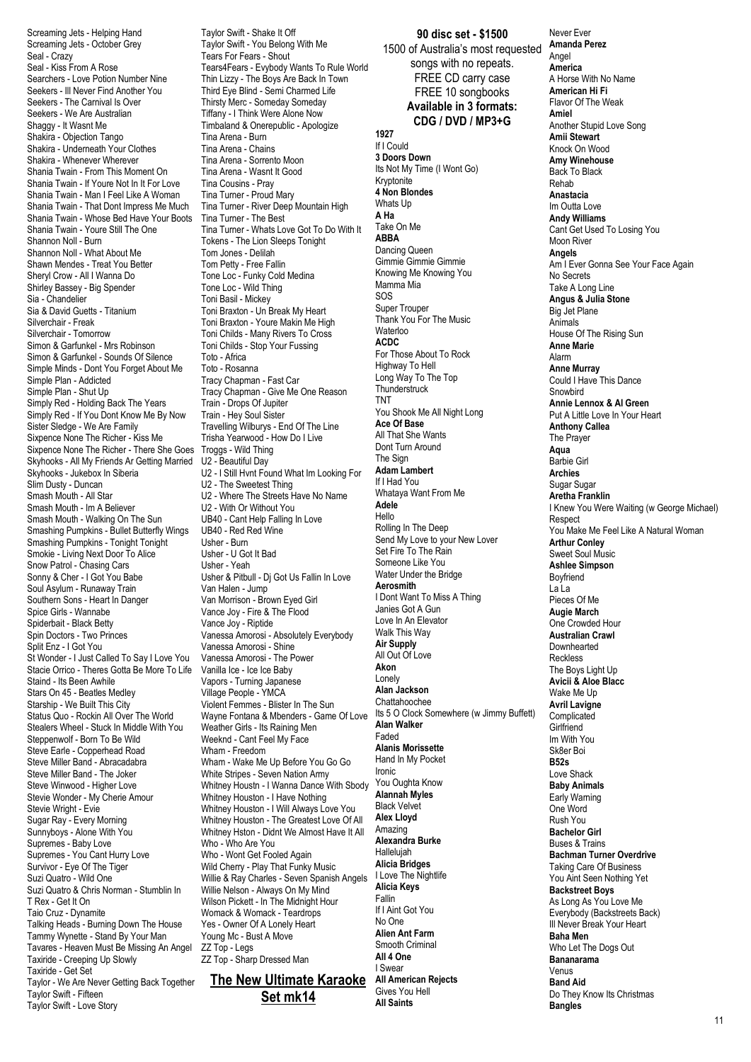Screaming Jets - Helping Hand
Screaming Jets - October Grey
Seal - Crazy
Seal - Kiss From A Rose
Searchers - Love Potion Number Nine
Seekers - Ill Never Find Another You
Seekers - The Carnival Is Over
Seekers - We Are Australian
Shaggy - It Wasnt Me
Shakira - Objection Tango
Shakira - Underneath Your Clothes
Shakira - Whenever Wherever
Shania Twain - From This Moment On
Shania Twain - If Youre Not In It For Love
Shania Twain - Man I Feel Like A Woman
Shania Twain - That Dont Impress Me Much
Shania Twain - Whose Bed Have Your Boots
Shania Twain - Youre Still The One
Shannon Noll - Burn
Shannon Noll - What About Me
Shawn Mendes - Treat You Better
Sheryl Crow - All I Wanna Do
Shirley Bassey - Big Spender
Sia - Chandelier
Sia & David Guetts - Titanium
Silverchair - Freak
Silverchair - Tomorrow
Simon & Garfunkel - Mrs Robinson
Simon & Garfunkel - Sounds Of Silence
Simple Minds - Dont You Forget About Me
Simple Plan - Addicted
Simple Plan - Shut Up
Simply Red - Holding Back The Years
Simply Red - If You Dont Know Me By Now
Sister Sledge - We Are Family
Sixpence None The Richer - Kiss Me
Sixpence None The Richer - There She Goes
Skyhooks - All My Friends Ar Getting Married
Skyhooks - Jukebox In Siberia
Slim Dusty - Duncan
Smash Mouth - All Star
Smash Mouth - Im A Believer
Smash Mouth - Walking On The Sun
Smashing Pumpkins - Bullet Butterfly Wings
Smashing Pumpkins - Tonight Tonight
Smokie - Living Next Door To Alice
Snow Patrol - Chasing Cars
Sonny & Cher - I Got You Babe
Soul Asylum - Runaway Train
Southern Sons - Heart In Danger
Spice Girls - Wannabe
Spiderbait - Black Betty
Spin Doctors - Two Princes
Split Enz - I Got You
St Wonder - I Just Called To Say I Love You
Stacie Orrico - Theres Gotta Be More To Life
Staind - Its Been Awhile
Stars On 45 - Beatles Medley
Starship - We Built This City
Status Quo - Rockin All Over The World
Stealers Wheel - Stuck In Middle With You
Steppenwolf - Born To Be Wild
Steve Earle - Copperhead Road
Steve Miller Band - Abracadabra
Steve Miller Band - The Joker
Steve Winwood - Higher Love
Stevie Wonder - My Cherie Amour
Stevie Wright - Evie
Sugar Ray - Every Morning
Sunnyboys - Alone With You
Supremes - Baby Love
Supremes - You Cant Hurry Love
Survivor - Eye Of The Tiger
Suzi Quatro - Wild One
Suzi Quatro & Chris Norman - Stumblin In
T Rex - Get It On
Taio Cruz - Dynamite
Talking Heads - Burning Down The House
Tammy Wynette - Stand By Your Man
Tavares - Heaven Must Be Missing An Angel
Taxiride - Creeping Up Slowly
Taxiride - Get Set
Taylor - We Are Never Getting Back Together
Taylor Swift - Fifteen
Taylor Swift - Love Story
Taylor Swift - Shake It Off
Taylor Swift - You Belong With Me
Tears For Fears - Shout
Tears4Fears - Evybody Wants To Rule World
Thin Lizzy - The Boys Are Back In Town
Third Eye Blind - Semi Charmed Life
Thirsty Merc - Someday Someday
Tiffany - I Think Were Alone Now
Timbaland & Onerepublic - Apologize
Tina Arena - Burn
Tina Arena - Chains
Tina Arena - Sorrento Moon
Tina Arena - Wasnt It Good
Tina Cousins - Pray
Tina Turner - Proud Mary
Tina Turner - River Deep Mountain High
Tina Turner - The Best
Tina Turner - Whats Love Got To Do With It
Tokens - The Lion Sleeps Tonight
Tom Jones - Delilah
Tom Petty - Free Fallin
Tone Loc - Funky Cold Medina
Tone Loc - Wild Thing
Toni Basil - Mickey
Toni Braxton - Un Break My Heart
Toni Braxton - Youre Makin Me High
Toni Childs - Many Rivers To Cross
Toni Childs - Stop Your Fussing
Toto - Africa
Toto - Rosanna
Tracy Chapman - Fast Car
Tracy Chapman - Give Me One Reason
Train - Drops Of Jupiter
Train - Hey Soul Sister
Travelling Wilburys - End Of The Line
Trisha Yearwood - How Do I Live
Troggs - Wild Thing
U2 - Beautiful Day
U2 - I Still Hvnt Found What Im Looking For
U2 - The Sweetest Thing
U2 - Where The Streets Have No Name
U2 - With Or Without You
UB40 - Cant Help Falling In Love
UB40 - Red Red Wine
Usher - Burn
Usher - U Got It Bad
Usher - Yeah
Usher & Pitbull - Dj Got Us Fallin In Love
Van Halen - Jump
Van Morrison - Brown Eyed Girl
Vance Joy - Fire & The Flood
Vance Joy - Riptide
Vanessa Amorosi - Absolutely Everybody
Vanessa Amorosi - Shine
Vanessa Amorosi - The Power
Vanilla Ice - Ice Ice Baby
Vapors - Turning Japanese
Village People - YMCA
Violent Femmes - Blister In The Sun
Wayne Fontana & Mbenders - Game Of Love
Weather Girls - Its Raining Men
Weeknd - Cant Feel My Face
Wham - Freedom
Wham - Wake Me Up Before You Go Go
White Stripes - Seven Nation Army
Whitney Houstn - I Wanna Dance With Sbody
Whitney Houston - I Have Nothing
Whitney Houston - I Will Always Love You
Whitney Houston - The Greatest Love Of All
Whitney Hston - Didnt We Almost Have It All
Who - Who Are You
Who - Wont Get Fooled Again
Wild Cherry - Play That Funky Music
Willie & Ray Charles - Seven Spanish Angels
Willie Nelson - Always On My Mind
Wilson Pickett - In The Midnight Hour
Womack & Womack - Teardrops
Yes - Owner Of A Lonely Heart
Young Mc - Bust A Move
ZZ Top - Legs
ZZ Top - Sharp Dressed Man

## The New Ultimate Karaoke Set mk14

**90 disc set - $1500**

1500 of Australia's most requested songs with no repeats.
FREE CD carry case
FREE 10 songbooks
**Available in 3 formats: CDG / DVD / MP3+G**

**1927**
If I Could
**3 Doors Down**
Its Not My Time (I Wont Go)
Kryptonite
**4 Non Blondes**
Whats Up
**A Ha**
Take On Me
**ABBA**
Dancing Queen
Gimmie Gimmie Gimmie
Knowing Me Knowing You
Mamma Mia
SOS
Super Trouper
Thank You For The Music
Waterloo
**ACDC**
For Those About To Rock
Highway To Hell
Long Way To The Top
Thunderstruck
TNT
You Shook Me All Night Long
**Ace Of Base**
All That She Wants
Dont Turn Around
The Sign
**Adam Lambert**
If I Had You
Whataya Want From Me
**Adele**
Hello
Rolling In The Deep
Send My Love to your New Lover
Set Fire To The Rain
Someone Like You
Water Under the Bridge
**Aerosmith**
I Dont Want To Miss A Thing
Janies Got A Gun
Love In An Elevator
Walk This Way
**Air Supply**
All Out Of Love
**Akon**
Lonely
**Alan Jackson**
Chattahoochee
Its 5 O Clock Somewhere (w Jimmy Buffett)
**Alan Walker**
Faded
**Alanis Morissette**
Hand In My Pocket
Ironic
You Oughta Know
**Alannah Myles**
Black Velvet
**Alex Lloyd**
Amazing
**Alexandra Burke**
Hallelujah
**Alicia Bridges**
I Love The Nightlife
**Alicia Keys**
Fallin
If I Aint Got You
No One
**Alien Ant Farm**
Smooth Criminal
**All 4 One**
I Swear
**All American Rejects**
Gives You Hell
**All Saints**
Never Ever
**Amanda Perez**
Angel
**America**
A Horse With No Name
**American Hi Fi**
Flavor Of The Weak
**Amiel**
Another Stupid Love Song
**Amii Stewart**
Knock On Wood
**Amy Winehouse**
Back To Black
Rehab
**Anastacia**
Im Outta Love
**Andy Williams**
Cant Get Used To Losing You
Moon River
**Angels**
Am I Ever Gonna See Your Face Again
No Secrets
Take A Long Line
**Angus & Julia Stone**
Big Jet Plane
Animals
House Of The Rising Sun
**Anne Marie**
Alarm
**Anne Murray**
Could I Have This Dance
Snowbird
**Annie Lennox & Al Green**
Put A Little Love In Your Heart
**Anthony Callea**
The Prayer
**Aqua**
Barbie Girl
**Archies**
Sugar Sugar
**Aretha Franklin**
I Knew You Were Waiting (w George Michael)
Respect
You Make Me Feel Like A Natural Woman
**Arthur Conley**
Sweet Soul Music
**Ashlee Simpson**
Boyfriend
La La
Pieces Of Me
**Augie March**
One Crowded Hour
**Australian Crawl**
Downhearted
Reckless
The Boys Light Up
**Avicii & Aloe Blacc**
Wake Me Up
**Avril Lavigne**
Complicated
Girlfriend
Im With You
Sk8er Boi
**B52s**
Love Shack
**Baby Animals**
Early Warning
One Word
Rush You
**Bachelor Girl**
Buses & Trains
**Bachman Turner Overdrive**
Taking Care Of Business
You Aint Seen Nothing Yet
**Backstreet Boys**
As Long As You Love Me
Everybody (Backstreets Back)
Ill Never Break Your Heart
**Baha Men**
Who Let The Dogs Out
**Bananarama**
Venus
**Band Aid**
Do They Know Its Christmas
**Bangles**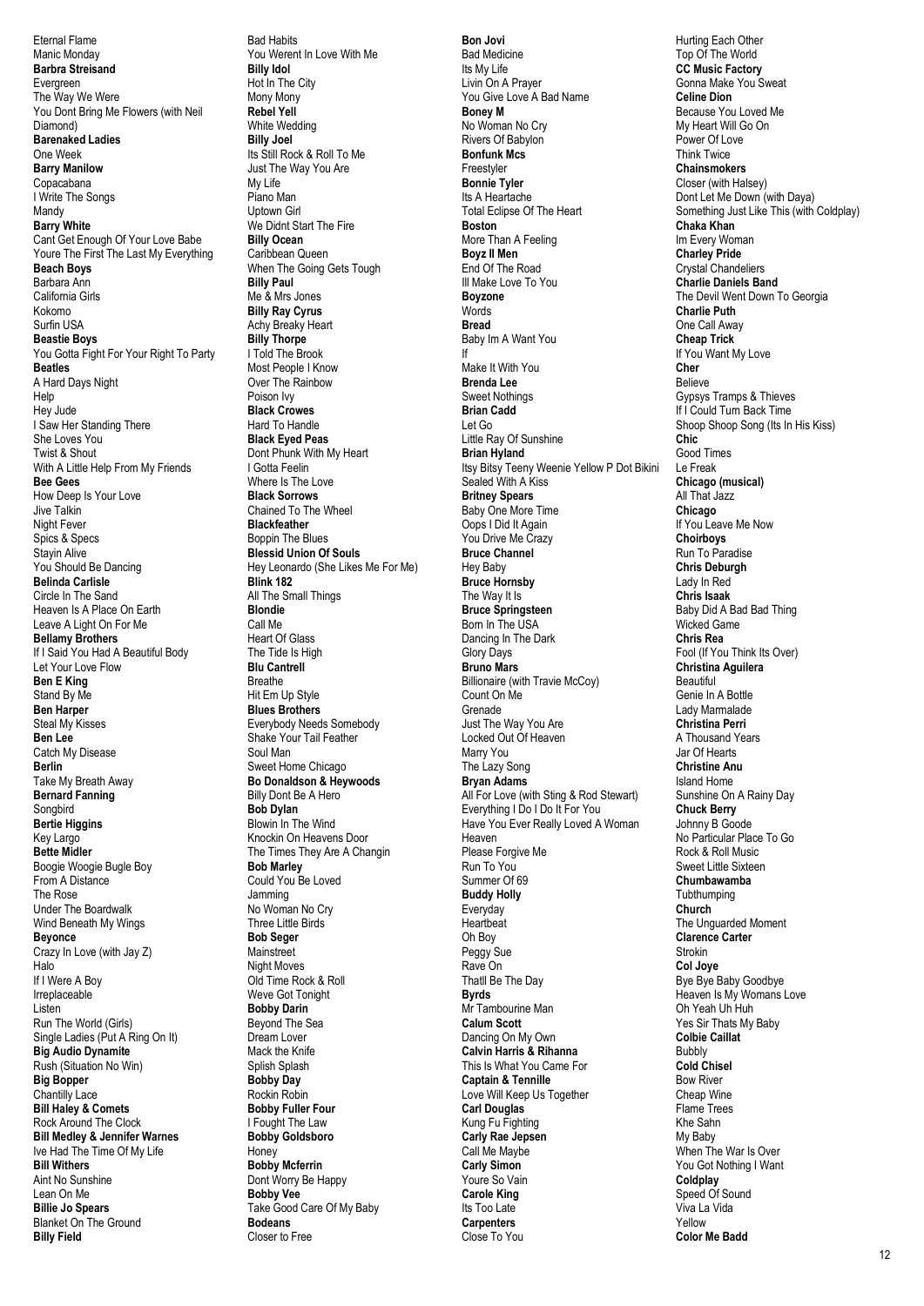Eternal Flame
Manic Monday
**Barbra Streisand**
Evergreen
The Way We Were
You Dont Bring Me Flowers (with Neil Diamond)
**Barenaked Ladies**
One Week
**Barry Manilow**
Copacabana
I Write The Songs
Mandy
**Barry White**
Cant Get Enough Of Your Love Babe
Youre The First The Last My Everything
**Beach Boys**
Barbara Ann
California Girls
Kokomo
Surfin USA
**Beastie Boys**
You Gotta Fight For Your Right To Party
**Beatles**
A Hard Days Night
Help
Hey Jude
I Saw Her Standing There
She Loves You
Twist & Shout
With A Little Help From My Friends
**Bee Gees**
How Deep Is Your Love
Jive Talkin
Night Fever
Spics & Specs
Stayin Alive
You Should Be Dancing
**Belinda Carlisle**
Circle In The Sand
Heaven Is A Place On Earth
Leave A Light On For Me
**Bellamy Brothers**
If I Said You Had A Beautiful Body
Let Your Love Flow
**Ben E King**
Stand By Me
**Ben Harper**
Steal My Kisses
**Ben Lee**
Catch My Disease
**Berlin**
Take My Breath Away
**Bernard Fanning**
Songbird
**Bertie Higgins**
Key Largo
**Bette Midler**
Boogie Woogie Bugle Boy
From A Distance
The Rose
Under The Boardwalk
Wind Beneath My Wings
**Beyonce**
Crazy In Love (with Jay Z)
Halo
If I Were A Boy
Irreplaceable
Listen
Run The World (Girls)
Single Ladies (Put A Ring On It)
**Big Audio Dynamite**
Rush (Situation No Win)
**Big Bopper**
Chantilly Lace
**Bill Haley & Comets**
Rock Around The Clock
**Bill Medley & Jennifer Warnes**
Ive Had The Time Of My Life
**Bill Withers**
Aint No Sunshine
Lean On Me
**Billie Jo Spears**
Blanket On The Ground
**Billy Field**
Bad Habits
You Werent In Love With Me
**Billy Idol**
Hot In The City
Mony Mony
**Rebel Yell**
White Wedding
**Billy Joel**
Its Still Rock & Roll To Me
Just The Way You Are
My Life
Piano Man
Uptown Girl
We Didnt Start The Fire
**Billy Ocean**
Caribbean Queen
When The Going Gets Tough
**Billy Paul**
Me & Mrs Jones
**Billy Ray Cyrus**
Achy Breaky Heart
**Billy Thorpe**
I Told The Brook
Most People I Know
Over The Rainbow
Poison Ivy
**Black Crowes**
Hard To Handle
**Black Eyed Peas**
Dont Phunk With My Heart
I Gotta Feelin
Where Is The Love
**Black Sorrows**
Chained To The Wheel
**Blackfeather**
Boppin The Blues
**Blessid Union Of Souls**
Hey Leonardo (She Likes Me For Me)
**Blink 182**
All The Small Things
**Blondie**
Call Me
Heart Of Glass
The Tide Is High
**Blu Cantrell**
Breathe
Hit Em Up Style
**Blues Brothers**
Everybody Needs Somebody
Shake Your Tail Feather
Soul Man
Sweet Home Chicago
**Bo Donaldson & Heywoods**
Billy Dont Be A Hero
**Bob Dylan**
Blowin In The Wind
Knockin On Heavens Door
The Times They Are A Changin
**Bob Marley**
Could You Be Loved
Jamming
No Woman No Cry
Three Little Birds
**Bob Seger**
Mainstreet
Night Moves
Old Time Rock & Roll
Weve Got Tonight
**Bobby Darin**
Beyond The Sea
Dream Lover
Mack the Knife
Splish Splash
**Bobby Day**
Rockin Robin
**Bobby Fuller Four**
I Fought The Law
**Bobby Goldsboro**
Honey
**Bobby Mcferrin**
Dont Worry Be Happy
**Bobby Vee**
Take Good Care Of My Baby
**Bodeans**
Closer to Free
**Bon Jovi**
Bad Medicine
Its My Life
Livin On A Prayer
You Give Love A Bad Name
**Boney M**
No Woman No Cry
Rivers Of Babylon
**Bonfunk Mcs**
Freestyler
**Bonnie Tyler**
Its A Heartache
Total Eclipse Of The Heart
**Boston**
More Than A Feeling
**Boyz II Men**
End Of The Road
Ill Make Love To You
**Boyzone**
Words
**Bread**
Baby Im A Want You
If
Make It With You
**Brenda Lee**
Sweet Nothings
**Brian Cadd**
Let Go
Little Ray Of Sunshine
**Brian Hyland**
Itsy Bitsy Teeny Weenie Yellow P Dot Bikini
Sealed With A Kiss
**Britney Spears**
Baby One More Time
Oops I Did It Again
You Drive Me Crazy
**Bruce Channel**
Hey Baby
**Bruce Hornsby**
The Way It Is
**Bruce Springsteen**
Born In The USA
Dancing In The Dark
Glory Days
**Bruno Mars**
Billionaire (with Travie McCoy)
Count On Me
Grenade
Just The Way You Are
Locked Out Of Heaven
Marry You
The Lazy Song
**Bryan Adams**
All For Love (with Sting & Rod Stewart)
Everything I Do I Do It For You
Have You Ever Really Loved A Woman
Heaven
Please Forgive Me
Run To You
Summer Of 69
**Buddy Holly**
Everyday
Heartbeat
Oh Boy
Peggy Sue
Rave On
Thatll Be The Day
**Byrds**
Mr Tambourine Man
**Calum Scott**
Dancing On My Own
**Calvin Harris & Rihanna**
This Is What You Came For
**Captain & Tennille**
Love Will Keep Us Together
**Carl Douglas**
Kung Fu Fighting
**Carly Rae Jepsen**
Call Me Maybe
**Carly Simon**
Youre So Vain
**Carole King**
Its Too Late
**Carpenters**
Close To You
Hurting Each Other
Top Of The World
**CC Music Factory**
Gonna Make You Sweat
**Celine Dion**
Because You Loved Me
My Heart Will Go On
Power Of Love
Think Twice
**Chainsmokers**
Closer (with Halsey)
Dont Let Me Down (with Daya)
Something Just Like This (with Coldplay)
**Chaka Khan**
Im Every Woman
**Charley Pride**
Crystal Chandeliers
**Charlie Daniels Band**
The Devil Went Down To Georgia
**Charlie Puth**
One Call Away
**Cheap Trick**
If You Want My Love
**Cher**
Believe
Gypsys Tramps & Thieves
If I Could Turn Back Time
Shoop Shoop Song (Its In His Kiss)
**Chic**
Good Times
Le Freak
**Chicago (musical)**
All That Jazz
**Chicago**
If You Leave Me Now
**Choirboys**
Run To Paradise
**Chris Deburgh**
Lady In Red
**Chris Isaak**
Baby Did A Bad Bad Thing
Wicked Game
**Chris Rea**
Fool (If You Think Its Over)
**Christina Aguilera**
Beautiful
Genie In A Bottle
Lady Marmalade
**Christina Perri**
A Thousand Years
Jar Of Hearts
**Christine Anu**
Island Home
Sunshine On A Rainy Day
**Chuck Berry**
Johnny B Goode
No Particular Place To Go
Rock & Roll Music
Sweet Little Sixteen
**Chumbawamba**
Tubthumping
**Church**
The Unguarded Moment
**Clarence Carter**
Strokin
**Col Joye**
Bye Bye Baby Goodbye
Heaven Is My Womans Love
Oh Yeah Uh Huh
Yes Sir Thats My Baby
**Colbie Caillat**
Bubbly
**Cold Chisel**
Bow River
Cheap Wine
Flame Trees
Khe Sahn
My Baby
When The War Is Over
You Got Nothing I Want
**Coldplay**
Speed Of Sound
Viva La Vida
Yellow
**Color Me Badd**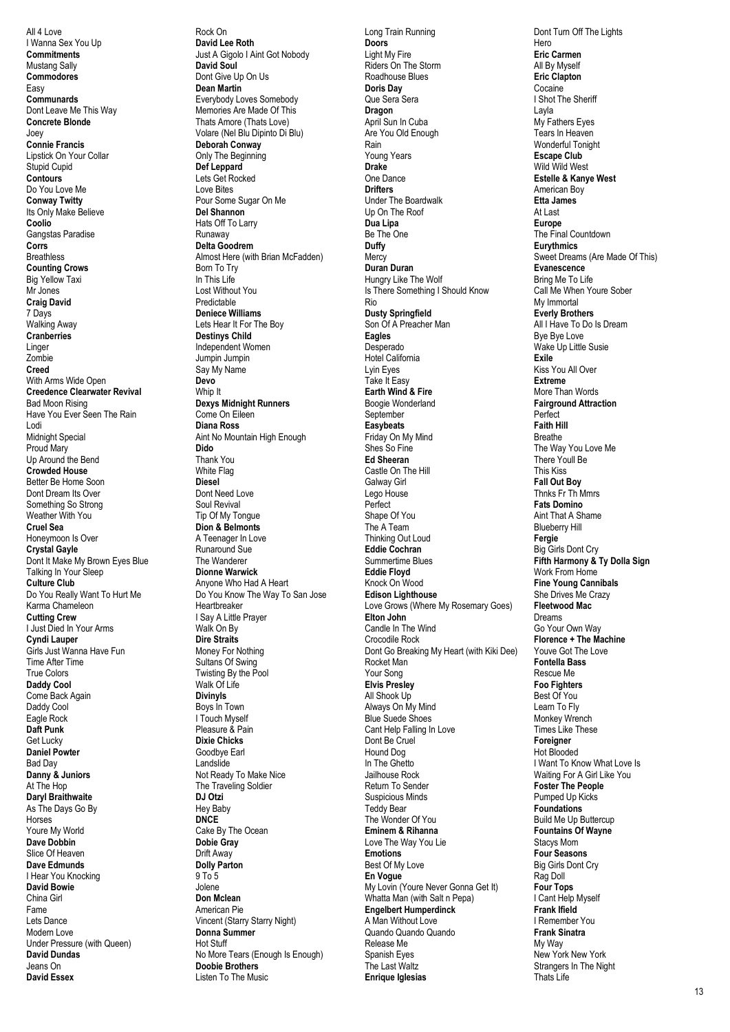All 4 Love
I Wanna Sex You Up
**Commitments**
Mustang Sally
**Commodores**
Easy
**Communards**
Dont Leave Me This Way
**Concrete Blonde**
Joey
**Connie Francis**
Lipstick On Your Collar
Stupid Cupid
**Contours**
Do You Love Me
**Conway Twitty**
Its Only Make Believe
**Coolio**
Gangstas Paradise
**Corrs**
Breathless
**Counting Crows**
Big Yellow Taxi
Mr Jones
**Craig David**
7 Days
Walking Away
**Cranberries**
Linger
Zombie
**Creed**
With Arms Wide Open
**Creedence Clearwater Revival**
Bad Moon Rising
Have You Ever Seen The Rain
Lodi
Midnight Special
Proud Mary
Up Around the Bend
**Crowded House**
Better Be Home Soon
Dont Dream Its Over
Something So Strong
Weather With You
**Cruel Sea**
Honeymoon Is Over
**Crystal Gayle**
Dont It Make My Brown Eyes Blue
Talking In Your Sleep
**Culture Club**
Do You Really Want To Hurt Me
Karma Chameleon
**Cutting Crew**
I Just Died In Your Arms
**Cyndi Lauper**
Girls Just Wanna Have Fun
Time After Time
True Colors
**Daddy Cool**
Come Back Again
Daddy Cool
Eagle Rock
**Daft Punk**
Get Lucky
**Daniel Powter**
Bad Day
**Danny & Juniors**
At The Hop
**Daryl Braithwaite**
As The Days Go By
Horses
Youre My World
**Dave Dobbin**
Slice Of Heaven
**Dave Edmunds**
I Hear You Knocking
**David Bowie**
China Girl
Fame
Lets Dance
Modern Love
Under Pressure (with Queen)
**David Dundas**
Jeans On
**David Essex**
Rock On
**David Lee Roth**
Just A Gigolo I Aint Got Nobody
**David Soul**
Dont Give Up On Us
**Dean Martin**
Everybody Loves Somebody
Memories Are Made Of This
Thats Amore (Thats Love)
Volare (Nel Blu Dipinto Di Blu)
**Deborah Conway**
Only The Beginning
**Def Leppard**
Lets Get Rocked
Love Bites
Pour Some Sugar On Me
**Del Shannon**
Hats Off To Larry
Runaway
**Delta Goodrem**
Almost Here (with Brian McFadden)
Born To Try
In This Life
Lost Without You
Predictable
**Deniece Williams**
Lets Hear It For The Boy
**Destinys Child**
Independent Women
Jumpin Jumpin
Say My Name
**Devo**
Whip It
**Dexys Midnight Runners**
Come On Eileen
**Diana Ross**
Aint No Mountain High Enough
**Dido**
Thank You
White Flag
**Diesel**
Dont Need Love
Soul Revival
Tip Of My Tongue
**Dion & Belmonts**
A Teenager In Love
Runaround Sue
The Wanderer
**Dionne Warwick**
Anyone Who Had A Heart
Do You Know The Way To San Jose
Heartbreaker
I Say A Little Prayer
Walk On By
**Dire Straits**
Money For Nothing
Sultans Of Swing
Twisting By the Pool
Walk Of Life
**Divinyls**
Boys In Town
I Touch Myself
Pleasure & Pain
**Dixie Chicks**
Goodbye Earl
Landslide
Not Ready To Make Nice
The Traveling Soldier
**DJ Otzi**
Hey Baby
**DNCE**
Cake By The Ocean
**Dobie Gray**
Drift Away
**Dolly Parton**
9 To 5
Jolene
**Don Mclean**
American Pie
Vincent (Starry Starry Night)
**Donna Summer**
Hot Stuff
No More Tears (Enough Is Enough)
**Doobie Brothers**
Listen To The Music
Long Train Running
**Doors**
Light My Fire
Riders On The Storm
Roadhouse Blues
**Doris Day**
Que Sera Sera
**Dragon**
April Sun In Cuba
Are You Old Enough
Rain
Young Years
**Drake**
One Dance
**Drifters**
Under The Boardwalk
Up On The Roof
**Dua Lipa**
Be The One
**Duffy**
Mercy
**Duran Duran**
Hungry Like The Wolf
Is There Something I Should Know
Rio
**Dusty Springfield**
Son Of A Preacher Man
**Eagles**
Desperado
Hotel California
Lyin Eyes
Take It Easy
**Earth Wind & Fire**
Boogie Wonderland
September
**Easybeats**
Friday On My Mind
Shes So Fine
**Ed Sheeran**
Castle On The Hill
Galway Girl
Lego House
Perfect
Shape Of You
The A Team
Thinking Out Loud
**Eddie Cochran**
Summertime Blues
**Eddie Floyd**
Knock On Wood
**Edison Lighthouse**
Love Grows (Where My Rosemary Goes)
**Elton John**
Candle In The Wind
Crocodile Rock
Dont Go Breaking My Heart (with Kiki Dee)
Rocket Man
Your Song
**Elvis Presley**
All Shook Up
Always On My Mind
Blue Suede Shoes
Cant Help Falling In Love
Dont Be Cruel
Hound Dog
In The Ghetto
Jailhouse Rock
Return To Sender
Suspicious Minds
Teddy Bear
The Wonder Of You
**Eminem & Rihanna**
Love The Way You Lie
**Emotions**
Best Of My Love
**En Vogue**
My Lovin (Youre Never Gonna Get It)
Whatta Man (with Salt n Pepa)
**Engelbert Humperdinck**
A Man Without Love
Quando Quando Quando
Release Me
Spanish Eyes
The Last Waltz
**Enrique Iglesias**
Dont Turn Off The Lights
Hero
**Eric Carmen**
All By Myself
**Eric Clapton**
Cocaine
I Shot The Sheriff
Layla
My Fathers Eyes
Tears In Heaven
Wonderful Tonight
**Escape Club**
Wild Wild West
**Estelle & Kanye West**
American Boy
**Etta James**
At Last
**Europe**
The Final Countdown
**Eurythmics**
Sweet Dreams (Are Made Of This)
**Evanescence**
Bring Me To Life
Call Me When Youre Sober
My Immortal
**Everly Brothers**
All I Have To Do Is Dream
Bye Bye Love
Wake Up Little Susie
**Exile**
Kiss You All Over
**Extreme**
More Than Words
**Fairground Attraction**
Perfect
**Faith Hill**
Breathe
The Way You Love Me
There Youll Be
This Kiss
**Fall Out Boy**
Thnks Fr Th Mmrs
**Fats Domino**
Aint That A Shame
Blueberry Hill
**Fergie**
Big Girls Dont Cry
**Fifth Harmony & Ty Dolla Sign**
Work From Home
**Fine Young Cannibals**
She Drives Me Crazy
**Fleetwood Mac**
Dreams
Go Your Own Way
**Florence + The Machine**
Youve Got The Love
**Fontella Bass**
Rescue Me
**Foo Fighters**
Best Of You
Learn To Fly
Monkey Wrench
Times Like These
**Foreigner**
Hot Blooded
I Want To Know What Love Is
Waiting For A Girl Like You
**Foster The People**
Pumped Up Kicks
**Foundations**
Build Me Up Buttercup
**Fountains Of Wayne**
Stacys Mom
**Four Seasons**
Big Girls Dont Cry
Rag Doll
**Four Tops**
I Cant Help Myself
**Frank Ifield**
I Remember You
**Frank Sinatra**
My Way
New York New York
Strangers In The Night
Thats Life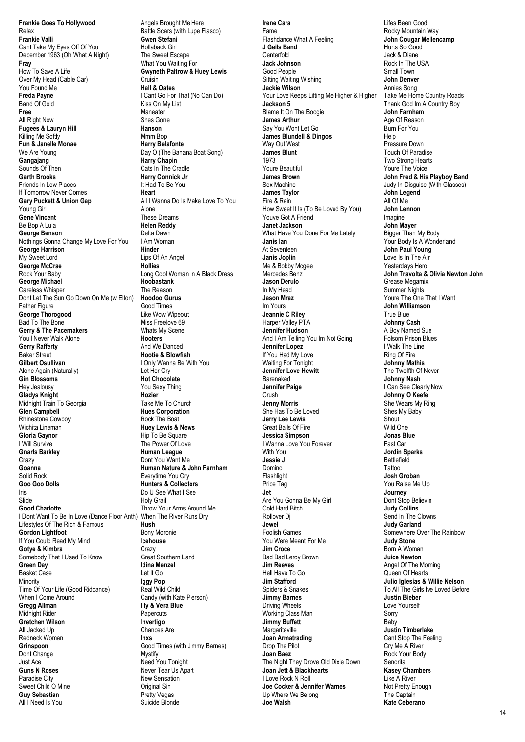**Frankie Goes To Hollywood**
Relax
**Frankie Valli**
Cant Take My Eyes Off Of You
December 1963 (Oh What A Night)
**Fray**
How To Save A Life
Over My Head (Cable Car)
You Found Me
**Freda Payne**
Band Of Gold
**Free**
All Right Now
**Fugees & Lauryn Hill**
Killing Me Softly
**Fun & Janelle Monae**
We Are Young
**Gangajang**
Sounds Of Then
**Garth Brooks**
Friends In Low Places
If Tomorrow Never Comes
**Gary Puckett & Union Gap**
Young Girl
**Gene Vincent**
Be Bop A Lula
**George Benson**
Nothings Gonna Change My Love For You
**George Harrison**
My Sweet Lord
**George McCrae**
Rock Your Baby
**George Michael**
Careless Whisper
Dont Let The Sun Go Down On Me (w Elton)
Father Figure
**George Thorogood**
Bad To The Bone
**Gerry & The Pacemakers**
Youll Never Walk Alone
**Gerry Rafferty**
Baker Street
**Gilbert Osullivan**
Alone Again (Naturally)
**Gin Blossoms**
Hey Jealousy
**Gladys Knight**
Midnight Train To Georgia
**Glen Campbell**
Rhinestone Cowboy
Wichita Lineman
**Gloria Gaynor**
I Will Survive
**Gnarls Barkley**
Crazy
**Goanna**
Solid Rock
**Goo Goo Dolls**
Iris
Slide
**Good Charlotte**
I Dont Want To Be In Love (Dance Floor Anth)
Lifestyles Of The Rich & Famous
**Gordon Lightfoot**
If You Could Read My Mind
**Gotye & Kimbra**
Somebody That I Used To Know
**Green Day**
Basket Case
Minority
Time Of Your Life (Good Riddance)
When I Come Around
**Gregg Allman**
Midnight Rider
**Gretchen Wilson**
All Jacked Up
Redneck Woman
**Grinspoon**
Dont Change
Just Ace
**Guns N Roses**
Paradise City
Sweet Child O Mine
**Guy Sebastian**
All I Need Is You
Angels Brought Me Here
Battle Scars (with Lupe Fiasco)
**Gwen Stefani**
Hollaback Girl
The Sweet Escape
What You Waiting For
**Gwyneth Paltrow & Huey Lewis**
Cruisin
**Hall & Oates**
I Cant Go For That (No Can Do)
Kiss On My List
Maneater
Shes Gone
**Hanson**
Mmm Bop
**Harry Belafonte**
Day O (The Banana Boat Song)
**Harry Chapin**
Cats In The Cradle
**Harry Connick Jr**
It Had To Be You
**Heart**
All I Wanna Do Is Make Love To You
Alone
These Dreams
**Helen Reddy**
Delta Dawn
I Am Woman
**Hinder**
Lips Of An Angel
**Hollies**
Long Cool Woman In A Black Dress
**Hoobastank**
The Reason
**Hoodoo Gurus**
Good Times
Like Wow Wipeout
Miss Freelove 69
Whats My Scene
**Hooters**
And We Danced
**Hootie & Blowfish**
I Only Wanna Be With You
Let Her Cry
**Hot Chocolate**
You Sexy Thing
**Hozier**
Take Me To Church
**Hues Corporation**
Rock The Boat
**Huey Lewis & News**
Hip To Be Square
The Power Of Love
**Human League**
Dont You Want Me
**Human Nature & John Farnham**
Everytime You Cry
**Hunters & Collectors**
Do U See What I See
Holy Grail
Throw Your Arms Around Me
When The River Runs Dry
**Hush**
Bony Moronie
**Icehouse**
Crazy
Great Southern Land
**Idina Menzel**
Let It Go
**Iggy Pop**
Real Wild Child
Candy (with Kate Pierson)
**Illy & Vera Blue**
Papercuts
**Invertigo**
Chances Are
**Inxs**
Good Times (with Jimmy Barnes)
Mystify
Need You Tonight
Never Tear Us Apart
New Sensation
Original Sin
Pretty Vegas
Suicide Blonde
**Irene Cara**
Fame
Flashdance What A Feeling
**J Geils Band**
Centerfold
**Jack Johnson**
Good People
Sitting Waiting Wishing
**Jackie Wilson**
Your Love Keeps Lifting Me Higher & Higher
**Jackson 5**
Blame It On The Boogie
**James Arthur**
Say You Wont Let Go
**James Blundell & Dingos**
Way Out West
**James Blunt**
1973
Youre Beautiful
**James Brown**
Sex Machine
**James Taylor**
Fire & Rain
How Sweet It Is (To Be Loved By You)
Youve Got A Friend
**Janet Jackson**
What Have You Done For Me Lately
**Janis Ian**
At Seventeen
**Janis Joplin**
Me & Bobby Mcgee
Mercedes Benz
**Jason Derulo**
In My Head
**Jason Mraz**
Im Yours
**Jeannie C Riley**
Harper Valley PTA
**Jennifer Hudson**
And I Am Telling You Im Not Going
**Jennifer Lopez**
If You Had My Love
Waiting For Tonight
**Jennifer Love Hewitt**
Barenaked
**Jennifer Paige**
Crush
**Jenny Morris**
She Has To Be Loved
**Jerry Lee Lewis**
Great Balls Of Fire
**Jessica Simpson**
I Wanna Love You Forever
With You
**Jessie J**
Domino
Flashlight
Price Tag
**Jet**
Are You Gonna Be My Girl
Cold Hard Bitch
Rollover Dj
**Jewel**
Foolish Games
You Were Meant For Me
**Jim Croce**
Bad Bad Leroy Brown
**Jim Reeves**
Hell Have To Go
**Jim Stafford**
Spiders & Snakes
**Jimmy Barnes**
Driving Wheels
Working Class Man
**Jimmy Buffett**
Margaritaville
**Joan Armatrading**
Drop The Pilot
**Joan Baez**
The Night They Drove Old Dixie Down
**Joan Jett & Blackhearts**
I Love Rock N Roll
**Joe Cocker & Jennifer Warnes**
Up Where We Belong
**Joe Walsh**
Lifes Been Good
Rocky Mountain Way
**John Cougar Mellencamp**
Hurts So Good
Jack & Diane
Rock In The USA
Small Town
**John Denver**
Annies Song
Take Me Home Country Roads
Thank God Im A Country Boy
**John Farnham**
Age Of Reason
Burn For You
Help
Pressure Down
Touch Of Paradise
Two Strong Hearts
Youre The Voice
**John Fred & His Playboy Band**
Judy In Disguise (With Glasses)
**John Legend**
All Of Me
**John Lennon**
Imagine
**John Mayer**
Bigger Than My Body
Your Body Is A Wonderland
**John Paul Young**
Love Is In The Air
Yesterdays Hero
**John Travolta & Olivia Newton John**
Grease Megamix
Summer Nights
Youre The One That I Want
**John Williamson**
True Blue
**Johnny Cash**
A Boy Named Sue
Folsom Prison Blues
I Walk The Line
Ring Of Fire
**Johnny Mathis**
The Twelfth Of Never
**Johnny Nash**
I Can See Clearly Now
**Johnny O Keefe**
She Wears My Ring
Shes My Baby
Shout
Wild One
**Jonas Blue**
Fast Car
**Jordin Sparks**
Battlefield
Tattoo
**Josh Groban**
You Raise Me Up
**Journey**
Dont Stop Believin
**Judy Collins**
Send In The Clowns
**Judy Garland**
Somewhere Over The Rainbow
**Judy Stone**
Born A Woman
**Juice Newton**
Angel Of The Morning
Queen Of Hearts
**Julio Iglesias & Willie Nelson**
To All The Girls Ive Loved Before
**Justin Bieber**
Love Yourself
Sorry
Baby
**Justin Timberlake**
Cant Stop The Feeling
Cry Me A River
Rock Your Body
Senorita
**Kasey Chambers**
Like A River
Not Pretty Enough
The Captain
**Kate Ceberano**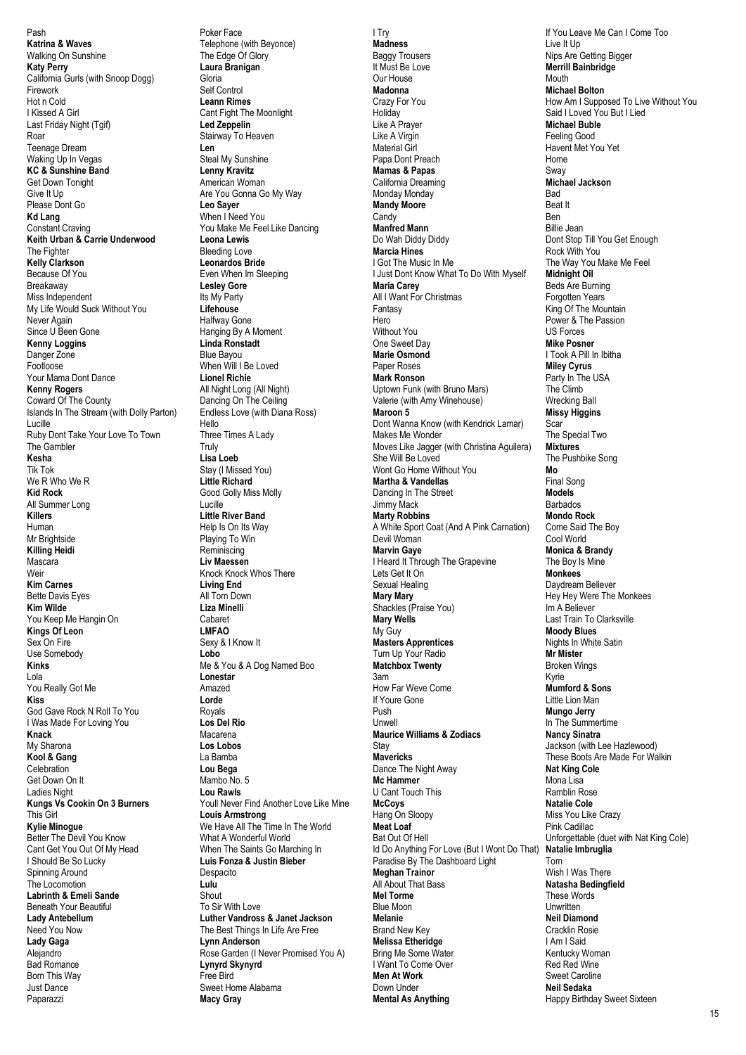Pash
**Katrina & Waves**
Walking On Sunshine
**Katy Perry**
California Gurls (with Snoop Dogg)
Firework
Hot n Cold
I Kissed A Girl
Last Friday Night (Tgif)
Roar
Teenage Dream
Waking Up In Vegas
**KC & Sunshine Band**
Get Down Tonight
Give It Up
Please Dont Go
**Kd Lang**
Constant Craving
**Keith Urban & Carrie Underwood**
The Fighter
**Kelly Clarkson**
Because Of You
Breakaway
Miss Independent
My Life Would Suck Without You
Never Again
Since U Been Gone
**Kenny Loggins**
Danger Zone
Footloose
Your Mama Dont Dance
**Kenny Rogers**
Coward Of The County
Islands In The Stream (with Dolly Parton)
Lucille
Ruby Dont Take Your Love To Town
The Gambler
**Kesha**
Tik Tok
We R Who We R
**Kid Rock**
All Summer Long
**Killers**
Human
Mr Brightside
**Killing Heidi**
Mascara
Weir
**Kim Carnes**
Bette Davis Eyes
**Kim Wilde**
You Keep Me Hangin On
**Kings Of Leon**
Sex On Fire
Use Somebody
**Kinks**
Lola
You Really Got Me
**Kiss**
God Gave Rock N Roll To You
I Was Made For Loving You
**Knack**
My Sharona
**Kool & Gang**
Celebration
Get Down On It
Ladies Night
**Kungs Vs Cookin On 3 Burners**
This Girl
**Kylie Minogue**
Better The Devil You Know
Cant Get You Out Of My Head
I Should Be So Lucky
Spinning Around
The Locomotion
**Labrinth & Emeli Sande**
Beneath Your Beautiful
**Lady Antebellum**
Need You Now
**Lady Gaga**
Alejandro
Bad Romance
Born This Way
Just Dance
Paparazzi
Poker Face
Telephone (with Beyonce)
The Edge Of Glory
**Laura Branigan**
Gloria
Self Control
**Leann Rimes**
Cant Fight The Moonlight
**Led Zeppelin**
Stairway To Heaven
**Len**
Steal My Sunshine
**Lenny Kravitz**
American Woman
Are You Gonna Go My Way
**Leo Sayer**
When I Need You
You Make Me Feel Like Dancing
**Leona Lewis**
Bleeding Love
**Leonardos Bride**
Even When Im Sleeping
**Lesley Gore**
Its My Party
**Lifehouse**
Halfway Gone
Hanging By A Moment
**Linda Ronstadt**
Blue Bayou
When Will I Be Loved
**Lionel Richie**
All Night Long (All Night)
Dancing On The Ceiling
Endless Love (with Diana Ross)
Hello
Three Times A Lady
Truly
**Lisa Loeb**
Stay (I Missed You)
**Little Richard**
Good Golly Miss Molly
Lucille
**Little River Band**
Help Is On Its Way
Playing To Win
Reminiscing
**Liv Maessen**
Knock Knock Whos There
**Living End**
All Torn Down
**Liza Minelli**
Cabaret
**LMFAO**
Sexy & I Know It
**Lobo**
Me & You & A Dog Named Boo
**Lonestar**
Amazed
**Lorde**
Royals
**Los Del Rio**
Macarena
**Los Lobos**
La Bamba
**Lou Bega**
Mambo No. 5
**Lou Rawls**
Youll Never Find Another Love Like Mine
**Louis Armstrong**
We Have All The Time In The World
What A Wonderful World
When The Saints Go Marching In
**Luis Fonza & Justin Bieber**
Despacito
**Lulu**
Shout
To Sir With Love
**Luther Vandross & Janet Jackson**
The Best Things In Life Are Free
**Lynn Anderson**
Rose Garden (I Never Promised You A)
**Lynyrd Skynyrd**
Free Bird
Sweet Home Alabama
**Macy Gray**
I Try
**Madness**
Baggy Trousers
It Must Be Love
Our House
**Madonna**
Crazy For You
Holiday
Like A Prayer
Like A Virgin
Material Girl
Papa Dont Preach
**Mamas & Papas**
California Dreaming
Monday Monday
**Mandy Moore**
Candy
**Manfred Mann**
Do Wah Diddy Diddy
**Marcia Hines**
I Got The Music In Me
I Just Dont Know What To Do With Myself
**Maria Carey**
All I Want For Christmas
Fantasy
Hero
Without You
One Sweet Day
**Marie Osmond**
Paper Roses
**Mark Ronson**
Uptown Funk (with Bruno Mars)
Valerie (with Amy Winehouse)
**Maroon 5**
Dont Wanna Know (with Kendrick Lamar)
Makes Me Wonder
Moves Like Jagger (with Christina Aguilera)
She Will Be Loved
Wont Go Home Without You
**Martha & Vandellas**
Dancing In The Street
Jimmy Mack
**Marty Robbins**
A White Sport Coat (And A Pink Carnation)
Devil Woman
**Marvin Gaye**
I Heard It Through The Grapevine
Lets Get It On
Sexual Healing
**Mary Mary**
Shackles (Praise You)
**Mary Wells**
My Guy
**Masters Apprentices**
Turn Up Your Radio
**Matchbox Twenty**
3am
How Far Weve Come
If Youre Gone
Push
Unwell
**Maurice Williams & Zodiacs**
Stay
**Mavericks**
Dance The Night Away
**Mc Hammer**
U Cant Touch This
**McCoys**
Hang On Sloopy
**Meat Loaf**
Bat Out Of Hell
Id Do Anything For Love (But I Wont Do That)
Paradise By The Dashboard Light
**Meghan Trainor**
All About That Bass
**Mel Torme**
Blue Moon
**Melanie**
Brand New Key
**Melissa Etheridge**
Bring Me Some Water
I Want To Come Over
**Men At Work**
Down Under
**Mental As Anything**
If You Leave Me Can I Come Too
Live It Up
Nips Are Getting Bigger
**Merrill Bainbridge**
Mouth
**Michael Bolton**
How Am I Supposed To Live Without You
Said I Loved You But I Lied
**Michael Buble**
Feeling Good
Havent Met You Yet
Home
Sway
**Michael Jackson**
Bad
Beat It
Ben
Billie Jean
Dont Stop Till You Get Enough
Rock With You
The Way You Make Me Feel
**Midnight Oil**
Beds Are Burning
Forgotten Years
King Of The Mountain
Power & The Passion
US Forces
**Mike Posner**
I Took A Pill In Ibitha
**Miley Cyrus**
Party In The USA
The Climb
Wrecking Ball
**Missy Higgins**
Scar
The Special Two
**Mixtures**
The Pushbike Song
**Mo**
Final Song
**Models**
Barbados
**Mondo Rock**
Come Said The Boy
Cool World
**Monica & Brandy**
The Boy Is Mine
**Monkees**
Daydream Believer
Hey Hey Were The Monkees
Im A Believer
Last Train To Clarksville
**Moody Blues**
Nights In White Satin
**Mr Mister**
Broken Wings
Kyrie
**Mumford & Sons**
Little Lion Man
**Mungo Jerry**
In The Summertime
**Nancy Sinatra**
Jackson (with Lee Hazlewood)
These Boots Are Made For Walkin
**Nat King Cole**
Mona Lisa
Ramblin Rose
**Natalie Cole**
Miss You Like Crazy
Pink Cadillac
Unforgettable (duet with Nat King Cole)
**Natalie Imbruglia**
Torn
Wish I Was There
**Natasha Bedingfield**
These Words
Unwritten
**Neil Diamond**
Cracklin Rosie
I Am I Said
Kentucky Woman
Red Red Wine
Sweet Caroline
**Neil Sedaka**
Happy Birthday Sweet Sixteen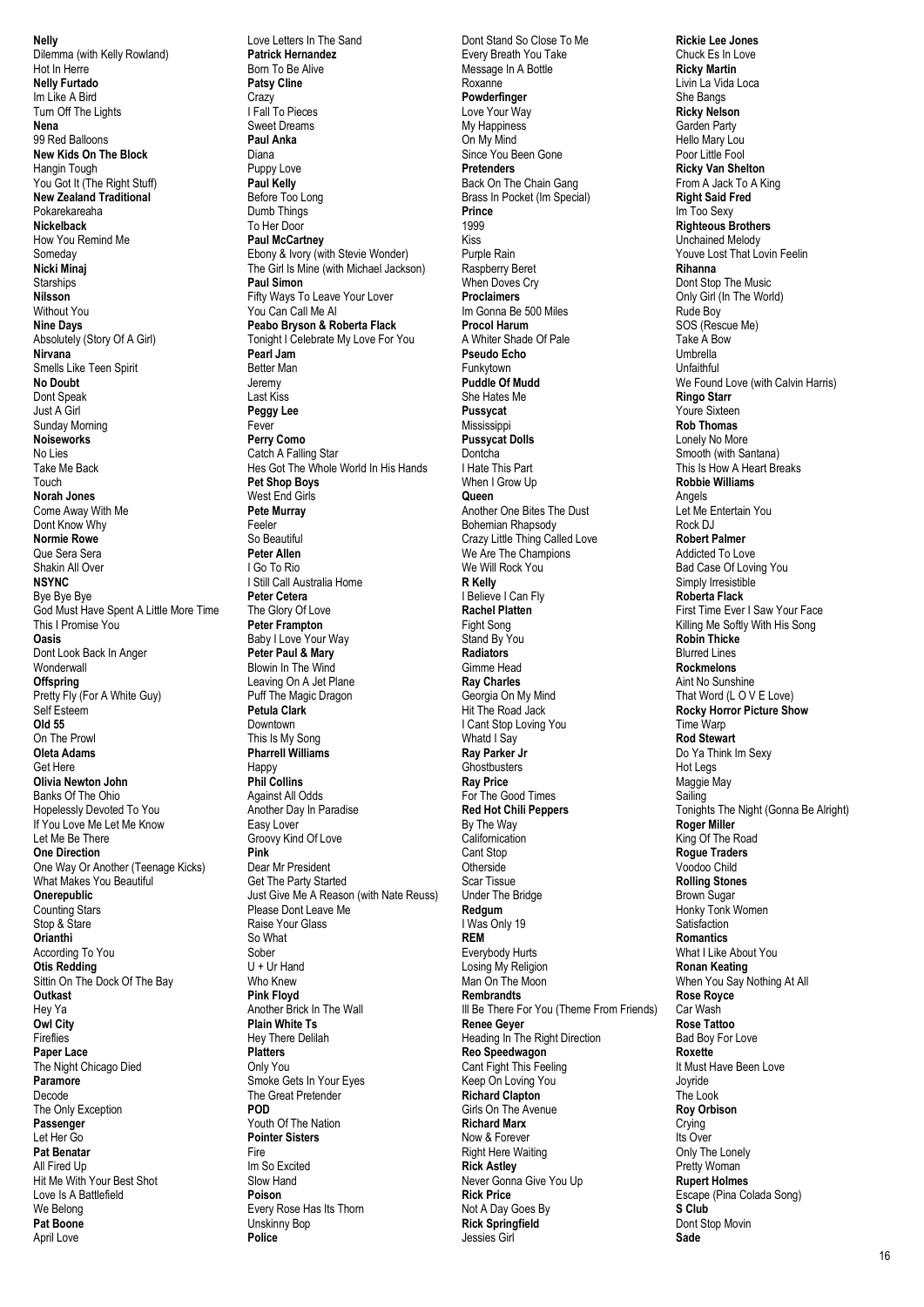**Nelly**
Dilemma (with Kelly Rowland)
Hot In Herre
**Nelly Furtado**
Im Like A Bird
Turn Off The Lights
**Nena**
99 Red Balloons
**New Kids On The Block**
Hangin Tough
You Got It (The Right Stuff)
**New Zealand Traditional**
Pokarekareaha
**Nickelback**
How You Remind Me
Someday
**Nicki Minaj**
Starships
**Nilsson**
Without You
**Nine Days**
Absolutely (Story Of A Girl)
**Nirvana**
Smells Like Teen Spirit
**No Doubt**
Dont Speak
Just A Girl
Sunday Morning
**Noiseworks**
No Lies
Take Me Back
Touch
**Norah Jones**
Come Away With Me
Dont Know Why
**Normie Rowe**
Que Sera Sera
Shakin All Over
**NSYNC**
Bye Bye Bye
God Must Have Spent A Little More Time
This I Promise You
**Oasis**
Dont Look Back In Anger
Wonderwall
**Offspring**
Pretty Fly (For A White Guy)
Self Esteem
**Old 55**
On The Prowl
**Oleta Adams**
Get Here
**Olivia Newton John**
Banks Of The Ohio
Hopelessly Devoted To You
If You Love Me Let Me Know
Let Me Be There
**One Direction**
One Way Or Another (Teenage Kicks)
What Makes You Beautiful
**Onerepublic**
Counting Stars
Stop & Stare
**Orianthi**
According To You
**Otis Redding**
Sittin On The Dock Of The Bay
**Outkast**
Hey Ya
**Owl City**
Fireflies
**Paper Lace**
The Night Chicago Died
**Paramore**
Decode
The Only Exception
**Passenger**
Let Her Go
**Pat Benatar**
All Fired Up
Hit Me With Your Best Shot
Love Is A Battlefield
We Belong
**Pat Boone**
April Love
Love Letters In The Sand
**Patrick Hernandez**
Born To Be Alive
**Patsy Cline**
Crazy
I Fall To Pieces
Sweet Dreams
**Paul Anka**
Diana
Puppy Love
**Paul Kelly**
Before Too Long
Dumb Things
To Her Door
**Paul McCartney**
Ebony & Ivory (with Stevie Wonder)
The Girl Is Mine (with Michael Jackson)
**Paul Simon**
Fifty Ways To Leave Your Lover
You Can Call Me Al
**Peabo Bryson & Roberta Flack**
Tonight I Celebrate My Love For You
**Pearl Jam**
Better Man
Jeremy
Last Kiss
**Peggy Lee**
Fever
**Perry Como**
Catch A Falling Star
Hes Got The Whole World In His Hands
**Pet Shop Boys**
West End Girls
**Pete Murray**
Feeler
So Beautiful
**Peter Allen**
I Go To Rio
I Still Call Australia Home
**Peter Cetera**
The Glory Of Love
**Peter Frampton**
Baby I Love Your Way
**Peter Paul & Mary**
Blowin In The Wind
Leaving On A Jet Plane
Puff The Magic Dragon
**Petula Clark**
Downtown
This Is My Song
**Pharrell Williams**
Happy
**Phil Collins**
Against All Odds
Another Day In Paradise
Easy Lover
Groovy Kind Of Love
**Pink**
Dear Mr President
Get The Party Started
Just Give Me A Reason (with Nate Reuss)
Please Dont Leave Me
Raise Your Glass
So What
Sober
U + Ur Hand
Who Knew
**Pink Floyd**
Another Brick In The Wall
**Plain White Ts**
Hey There Delilah
**Platters**
Only You
Smoke Gets In Your Eyes
The Great Pretender
**POD**
Youth Of The Nation
**Pointer Sisters**
Fire
Im So Excited
Slow Hand
**Poison**
Every Rose Has Its Thorn
Unskinny Bop
**Police**
Dont Stand So Close To Me
Every Breath You Take
Message In A Bottle
Roxanne
**Powderfinger**
Love Your Way
My Happiness
On My Mind
Since You Been Gone
**Pretenders**
Back On The Chain Gang
Brass In Pocket (Im Special)
**Prince**
1999
Kiss
Purple Rain
Raspberry Beret
When Doves Cry
**Proclaimers**
Im Gonna Be 500 Miles
**Procol Harum**
A Whiter Shade Of Pale
**Pseudo Echo**
Funkytown
**Puddle Of Mudd**
She Hates Me
**Pussycat**
Mississippi
**Pussycat Dolls**
Dontcha
I Hate This Part
When I Grow Up
**Queen**
Another One Bites The Dust
Bohemian Rhapsody
Crazy Little Thing Called Love
We Are The Champions
We Will Rock You
**R Kelly**
I Believe I Can Fly
**Rachel Platten**
Fight Song
Stand By You
**Radiators**
Gimme Head
**Ray Charles**
Georgia On My Mind
Hit The Road Jack
I Cant Stop Loving You
Whatd I Say
**Ray Parker Jr**
Ghostbusters
**Ray Price**
For The Good Times
**Red Hot Chili Peppers**
By The Way
Californication
Cant Stop
Otherside
Scar Tissue
Under The Bridge
**Redgum**
I Was Only 19
**REM**
Everybody Hurts
Losing My Religion
Man On The Moon
**Rembrandts**
Ill Be There For You (Theme From Friends)
**Renee Geyer**
Heading In The Right Direction
**Reo Speedwagon**
Cant Fight This Feeling
Keep On Loving You
**Richard Clapton**
Girls On The Avenue
**Richard Marx**
Now & Forever
Right Here Waiting
**Rick Astley**
Never Gonna Give You Up
**Rick Price**
Not A Day Goes By
**Rick Springfield**
Jessies Girl
**Rickie Lee Jones**
Chuck Es In Love
**Ricky Martin**
Livin La Vida Loca
She Bangs
**Ricky Nelson**
Garden Party
Hello Mary Lou
Poor Little Fool
**Ricky Van Shelton**
From A Jack To A King
**Right Said Fred**
Im Too Sexy
**Righteous Brothers**
Unchained Melody
Youve Lost That Lovin Feelin
**Rihanna**
Dont Stop The Music
Only Girl (In The World)
Rude Boy
SOS (Rescue Me)
Take A Bow
Umbrella
Unfaithful
We Found Love (with Calvin Harris)
**Ringo Starr**
Youre Sixteen
**Rob Thomas**
Lonely No More
Smooth (with Santana)
This Is How A Heart Breaks
**Robbie Williams**
Angels
Let Me Entertain You
Rock DJ
**Robert Palmer**
Addicted To Love
Bad Case Of Loving You
Simply Irresistible
**Roberta Flack**
First Time Ever I Saw Your Face
Killing Me Softly With His Song
**Robin Thicke**
Blurred Lines
**Rockmelons**
Aint No Sunshine
That Word (L O V E Love)
**Rocky Horror Picture Show**
Time Warp
**Rod Stewart**
Do Ya Think Im Sexy
Hot Legs
Maggie May
Sailing
Tonights The Night (Gonna Be Alright)
**Roger Miller**
King Of The Road
**Rogue Traders**
Voodoo Child
**Rolling Stones**
Brown Sugar
Honky Tonk Women
Satisfaction
**Romantics**
What I Like About You
**Ronan Keating**
When You Say Nothing At All
**Rose Royce**
Car Wash
**Rose Tattoo**
Bad Boy For Love
**Roxette**
It Must Have Been Love
Joyride
The Look
**Roy Orbison**
Crying
Its Over
Only The Lonely
Pretty Woman
**Rupert Holmes**
Escape (Pina Colada Song)
**S Club**
Dont Stop Movin
**Sade**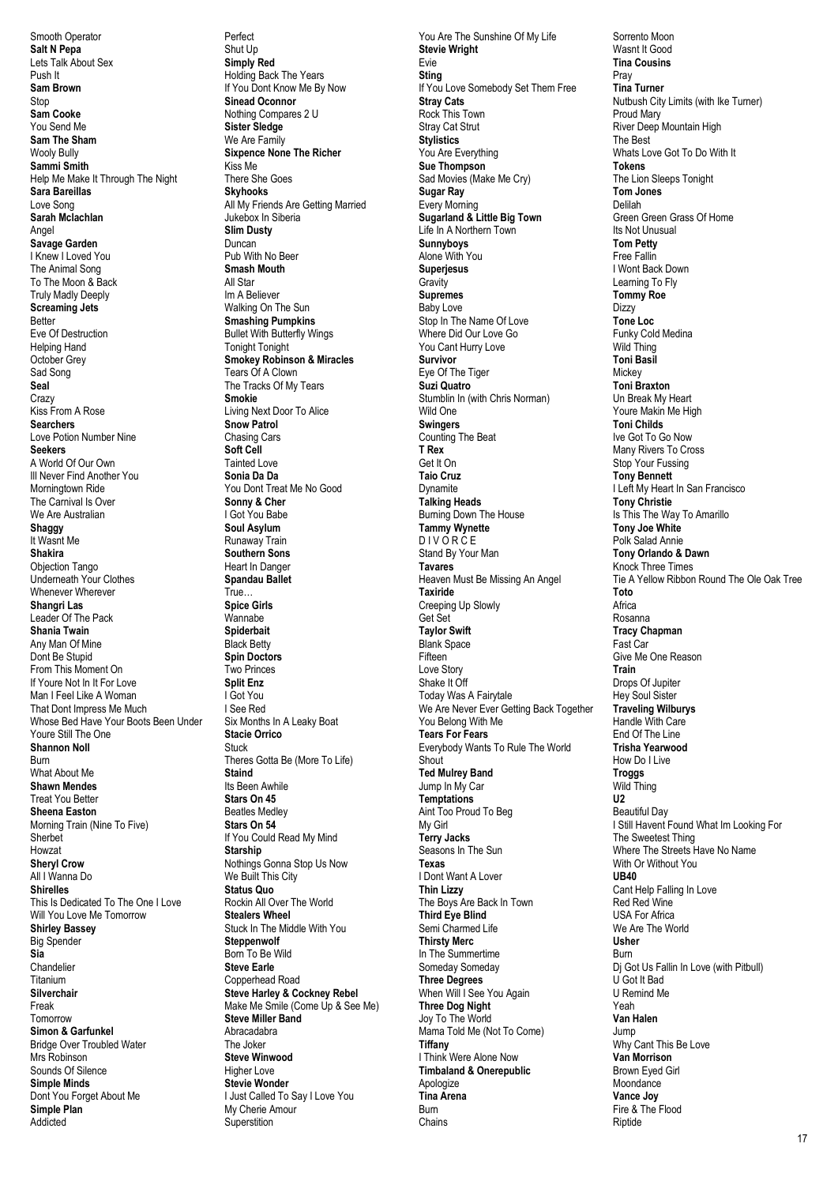Smooth Operator
**Salt N Pepa**
Lets Talk About Sex
Push It
**Sam Brown**
Stop
**Sam Cooke**
You Send Me
**Sam The Sham**
Wooly Bully
**Sammi Smith**
Help Me Make It Through The Night
**Sara Bareillas**
Love Song
**Sarah Mclachlan**
Angel
**Savage Garden**
I Knew I Loved You
The Animal Song
To The Moon & Back
Truly Madly Deeply
**Screaming Jets**
Better
Eve Of Destruction
Helping Hand
October Grey
Sad Song
**Seal**
Crazy
Kiss From A Rose
**Searchers**
Love Potion Number Nine
**Seekers**
A World Of Our Own
Ill Never Find Another You
Morningtown Ride
The Carnival Is Over
We Are Australian
**Shaggy**
It Wasnt Me
**Shakira**
Objection Tango
Underneath Your Clothes
Whenever Wherever
**Shangri Las**
Leader Of The Pack
**Shania Twain**
Any Man Of Mine
Dont Be Stupid
From This Moment On
If Youre Not In It For Love
Man I Feel Like A Woman
That Dont Impress Me Much
Whose Bed Have Your Boots Been Under
Youre Still The One
**Shannon Noll**
Burn
What About Me
**Shawn Mendes**
Treat You Better
**Sheena Easton**
Morning Train (Nine To Five)
Sherbet
Howzat
**Sheryl Crow**
All I Wanna Do
**Shirelles**
This Is Dedicated To The One I Love
Will You Love Me Tomorrow
**Shirley Bassey**
Big Spender
**Sia**
Chandelier
Titanium
**Silverchair**
Freak
Tomorrow
**Simon & Garfunkel**
Bridge Over Troubled Water
Mrs Robinson
Sounds Of Silence
**Simple Minds**
Dont You Forget About Me
**Simple Plan**
Addicted
Perfect
Shut Up
**Simply Red**
Holding Back The Years
If You Dont Know Me By Now
**Sinead Oconnor**
Nothing Compares 2 U
**Sister Sledge**
We Are Family
**Sixpence None The Richer**
Kiss Me
There She Goes
**Skyhooks**
All My Friends Are Getting Married
Jukebox In Siberia
**Slim Dusty**
Duncan
Pub With No Beer
**Smash Mouth**
All Star
Im A Believer
Walking On The Sun
**Smashing Pumpkins**
Bullet With Butterfly Wings
Tonight Tonight
**Smokey Robinson & Miracles**
Tears Of A Clown
The Tracks Of My Tears
**Smokie**
Living Next Door To Alice
**Snow Patrol**
Chasing Cars
**Soft Cell**
Tainted Love
**Sonia Da Da**
You Dont Treat Me No Good
**Sonny & Cher**
I Got You Babe
**Soul Asylum**
Runaway Train
**Southern Sons**
Heart In Danger
**Spandau Ballet**
True…
**Spice Girls**
Wannabe
**Spiderbait**
Black Betty
**Spin Doctors**
Two Princes
**Split Enz**
I Got You
I See Red
Six Months In A Leaky Boat
**Stacie Orrico**
Stuck
Theres Gotta Be (More To Life)
**Staind**
Its Been Awhile
**Stars On 45**
Beatles Medley
**Stars On 54**
If You Could Read My Mind
**Starship**
Nothings Gonna Stop Us Now
We Built This City
**Status Quo**
Rockin All Over The World
**Stealers Wheel**
Stuck In The Middle With You
**Steppenwolf**
Born To Be Wild
**Steve Earle**
Copperhead Road
**Steve Harley & Cockney Rebel**
Make Me Smile (Come Up & See Me)
**Steve Miller Band**
Abracadabra
The Joker
**Steve Winwood**
Higher Love
**Stevie Wonder**
I Just Called To Say I Love You
My Cherie Amour
Superstition
You Are The Sunshine Of My Life
**Stevie Wright**
Evie
**Sting**
If You Love Somebody Set Them Free
**Stray Cats**
Rock This Town
Stray Cat Strut
**Stylistics**
You Are Everything
**Sue Thompson**
Sad Movies (Make Me Cry)
**Sugar Ray**
Every Morning
**Sugarland & Little Big Town**
Life In A Northern Town
**Sunnyboys**
Alone With You
**Superjesus**
Gravity
**Supremes**
Baby Love
Stop In The Name Of Love
Where Did Our Love Go
You Cant Hurry Love
**Survivor**
Eye Of The Tiger
**Suzi Quatro**
Stumblin In (with Chris Norman)
Wild One
**Swingers**
Counting The Beat
**T Rex**
Get It On
**Taio Cruz**
Dynamite
**Talking Heads**
Burning Down The House
**Tammy Wynette**
D I V O R C E
Stand By Your Man
**Tavares**
Heaven Must Be Missing An Angel
**Taxiride**
Creeping Up Slowly
Get Set
**Taylor Swift**
Blank Space
Fifteen
Love Story
Shake It Off
Today Was A Fairytale
We Are Never Ever Getting Back Together
You Belong With Me
**Tears For Fears**
Everybody Wants To Rule The World
Shout
**Ted Mulrey Band**
Jump In My Car
**Temptations**
Aint Too Proud To Beg
My Girl
**Terry Jacks**
Seasons In The Sun
**Texas**
I Dont Want A Lover
**Thin Lizzy**
The Boys Are Back In Town
**Third Eye Blind**
Semi Charmed Life
**Thirsty Merc**
In The Summertime
Someday Someday
**Three Degrees**
When Will I See You Again
**Three Dog Night**
Joy To The World
Mama Told Me (Not To Come)
**Tiffany**
I Think Were Alone Now
**Timbaland & Onerepublic**
Apologize
**Tina Arena**
Burn
Chains
Sorrento Moon
Wasnt It Good
**Tina Cousins**
Pray
**Tina Turner**
Nutbush City Limits (with Ike Turner)
Proud Mary
River Deep Mountain High
The Best
Whats Love Got To Do With It
**Tokens**
The Lion Sleeps Tonight
**Tom Jones**
Delilah
Green Green Grass Of Home
Its Not Unusual
**Tom Petty**
Free Fallin
I Wont Back Down
Learning To Fly
**Tommy Roe**
Dizzy
**Tone Loc**
Funky Cold Medina
Wild Thing
**Toni Basil**
Mickey
**Toni Braxton**
Un Break My Heart
Youre Makin Me High
**Toni Childs**
Ive Got To Go Now
Many Rivers To Cross
Stop Your Fussing
**Tony Bennett**
I Left My Heart In San Francisco
**Tony Christie**
Is This The Way To Amarillo
**Tony Joe White**
Polk Salad Annie
**Tony Orlando & Dawn**
Knock Three Times
Tie A Yellow Ribbon Round The Ole Oak Tree
**Toto**
Africa
Rosanna
**Tracy Chapman**
Fast Car
Give Me One Reason
**Train**
Drops Of Jupiter
Hey Soul Sister
**Traveling Wilburys**
Handle With Care
End Of The Line
**Trisha Yearwood**
How Do I Live
**Troggs**
Wild Thing
**U2**
Beautiful Day
I Still Havent Found What Im Looking For
The Sweetest Thing
Where The Streets Have No Name
With Or Without You
**UB40**
Cant Help Falling In Love
Red Red Wine
USA For Africa
We Are The World
**Usher**
Burn
Dj Got Us Fallin In Love (with Pitbull)
U Got It Bad
U Remind Me
Yeah
**Van Halen**
Jump
Why Cant This Be Love
**Van Morrison**
Brown Eyed Girl
Moondance
**Vance Joy**
Fire & The Flood
Riptide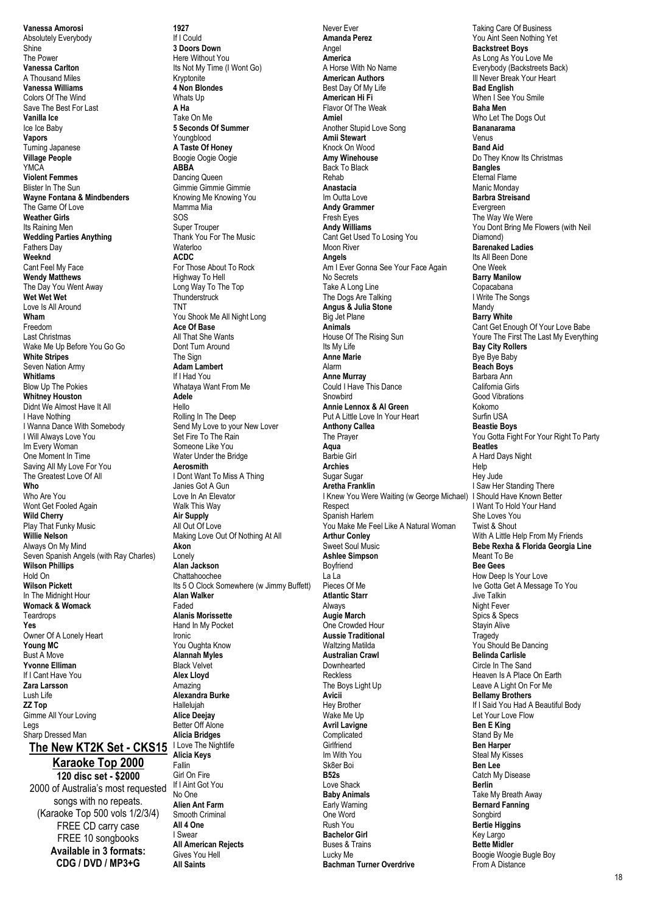**Vanessa Amorosi**
Absolutely Everybody
Shine
The Power
**Vanessa Carlton**
A Thousand Miles
**Vanessa Williams**
Colors Of The Wind
Save The Best For Last
**Vanilla Ice**
Ice Ice Baby
**Vapors**
Turning Japanese
**Village People**
YMCA
**Violent Femmes**
Blister In The Sun
**Wayne Fontana & Mindbenders**
The Game Of Love
**Weather Girls**
Its Raining Men
**Wedding Parties Anything**
Fathers Day
**Weeknd**
Cant Feel My Face
**Wendy Matthews**
The Day You Went Away
**Wet Wet Wet**
Love Is All Around
**Wham**
Freedom
Last Christmas
Wake Me Up Before You Go Go
**White Stripes**
Seven Nation Army
**Whitlams**
Blow Up The Pokies
**Whitney Houston**
Didnt We Almost Have It All
I Have Nothing
I Wanna Dance With Somebody
I Will Always Love You
Im Every Woman
One Moment In Time
Saving All My Love For You
The Greatest Love Of All
**Who**
Who Are You
Wont Get Fooled Again
**Wild Cherry**
Play That Funky Music
**Willie Nelson**
Always On My Mind
Seven Spanish Angels (with Ray Charles)
**Wilson Phillips**
Hold On
**Wilson Pickett**
In The Midnight Hour
**Womack & Womack**
Teardrops
**Yes**
Owner Of A Lonely Heart
**Young MC**
Bust A Move
**Yvonne Elliman**
If I Cant Have You
**Zara Larsson**
Lush Life
**ZZ Top**
Gimme All Your Loving
Legs
Sharp Dressed Man

## The New KT2K Set - CKS15

## Karaoke Top 2000

**120 disc set - $2000**
2000 of Australia's most requested songs with no repeats.
(Karaoke Top 500 vols 1/2/3/4)
FREE CD carry case
FREE 10 songbooks
**Available in 3 formats:**
**CDG / DVD / MP3+G**

**1927**
If I Could
**3 Doors Down**
Here Without You
Its Not My Time (I Wont Go)
Kryptonite
**4 Non Blondes**
Whats Up
**A Ha**
Take On Me
**5 Seconds Of Summer**
Youngblood
**A Taste Of Honey**
Boogie Oogie Oogie
**ABBA**
Dancing Queen
Gimmie Gimmie Gimmie
Knowing Me Knowing You
Mamma Mia
SOS
Super Trouper
Thank You For The Music
Waterloo
**ACDC**
For Those About To Rock
Highway To Hell
Long Way To The Top
Thunderstruck
TNT
You Shook Me All Night Long
**Ace Of Base**
All That She Wants
Dont Turn Around
The Sign
**Adam Lambert**
If I Had You
Whataya Want From Me
**Adele**
Hello
Rolling In The Deep
Send My Love to your New Lover
Set Fire To The Rain
Someone Like You
Water Under the Bridge
**Aerosmith**
I Dont Want To Miss A Thing
Janies Got A Gun
Love In An Elevator
Walk This Way
**Air Supply**
All Out Of Love
Making Love Out Of Nothing At All
**Akon**
Lonely
**Alan Jackson**
Chattahoochee
Its 5 O Clock Somewhere (w Jimmy Buffett)
**Alan Walker**
Faded
**Alanis Morissette**
Hand In My Pocket
Ironic
You Oughta Know
**Alannah Myles**
Black Velvet
**Alex Lloyd**
Amazing
**Alexandra Burke**
Hallelujah
**Alice Deejay**
Better Off Alone
**Alicia Bridges**
I Love The Nightlife
**Alicia Keys**
Fallin
Girl On Fire
If I Aint Got You
No One
**Alien Ant Farm**
Smooth Criminal
**All 4 One**
I Swear
**All American Rejects**
Gives You Hell
**All Saints**
Never Ever
**Amanda Perez**
Angel
**America**
A Horse With No Name
**American Authors**
Best Day Of My Life
**American Hi Fi**
Flavor Of The Weak
**Amiel**
Another Stupid Love Song
**Amii Stewart**
Knock On Wood
**Amy Winehouse**
Back To Black
Rehab
**Anastacia**
Im Outta Love
**Andy Grammer**
Fresh Eyes
**Andy Williams**
Cant Get Used To Losing You
Moon River
**Angels**
Am I Ever Gonna See Your Face Again
No Secrets
Take A Long Line
The Dogs Are Talking
**Angus & Julia Stone**
Big Jet Plane
**Animals**
House Of The Rising Sun
Its My Life
**Anne Marie**
Alarm
**Anne Murray**
Could I Have This Dance
Snowbird
**Annie Lennox & Al Green**
Put A Little Love In Your Heart
**Anthony Callea**
The Prayer
**Aqua**
Barbie Girl
**Archies**
Sugar Sugar
**Aretha Franklin**
I Knew You Were Waiting (w George Michael)
Respect
Spanish Harlem
You Make Me Feel Like A Natural Woman
**Arthur Conley**
Sweet Soul Music
**Ashlee Simpson**
Boyfriend
La La
Pieces Of Me
**Atlantic Starr**
Always
**Augie March**
One Crowded Hour
**Aussie Traditional**
Waltzing Matilda
**Australian Crawl**
Downhearted
Reckless
The Boys Light Up
**Avicii**
Hey Brother
Wake Me Up
**Avril Lavigne**
Complicated
Girlfriend
Im With You
Sk8er Boi
**B52s**
Love Shack
**Baby Animals**
Early Warning
One Word
Rush You
**Bachelor Girl**
Buses & Trains
Lucky Me
**Bachman Turner Overdrive**
Taking Care Of Business
You Aint Seen Nothing Yet
**Backstreet Boys**
As Long As You Love Me
Everybody (Backstreets Back)
Ill Never Break Your Heart
**Bad English**
When I See You Smile
**Baha Men**
Who Let The Dogs Out
**Bananarama**
Venus
**Band Aid**
Do They Know Its Christmas
**Bangles**
Eternal Flame
Manic Monday
**Barbra Streisand**
Evergreen
The Way We Were
You Dont Bring Me Flowers (with Neil Diamond)
**Barenaked Ladies**
Its All Been Done
One Week
**Barry Manilow**
Copacabana
I Write The Songs
Mandy
**Barry White**
Cant Get Enough Of Your Love Babe
Youre The First The Last My Everything
**Bay City Rollers**
Bye Bye Baby
**Beach Boys**
Barbara Ann
California Girls
Good Vibrations
Kokomo
Surfin USA
**Beastie Boys**
You Gotta Fight For Your Right To Party
**Beatles**
A Hard Days Night
Help
Hey Jude
I Saw Her Standing There
I Should Have Known Better
I Want To Hold Your Hand
She Loves You
Twist & Shout
With A Little Help From My Friends
**Bebe Rexha & Florida Georgia Line**
Meant To Be
**Bee Gees**
How Deep Is Your Love
Ive Gotta Get A Message To You
Jive Talkin
Night Fever
Spics & Specs
Stayin Alive
Tragedy
You Should Be Dancing
**Belinda Carlisle**
Circle In The Sand
Heaven Is A Place On Earth
Leave A Light On For Me
**Bellamy Brothers**
If I Said You Had A Beautiful Body
Let Your Love Flow
**Ben E King**
Stand By Me
**Ben Harper**
Steal My Kisses
**Ben Lee**
Catch My Disease
**Berlin**
Take My Breath Away
**Bernard Fanning**
Songbird
**Bertie Higgins**
Key Largo
**Bette Midler**
Boogie Woogie Bugle Boy
From A Distance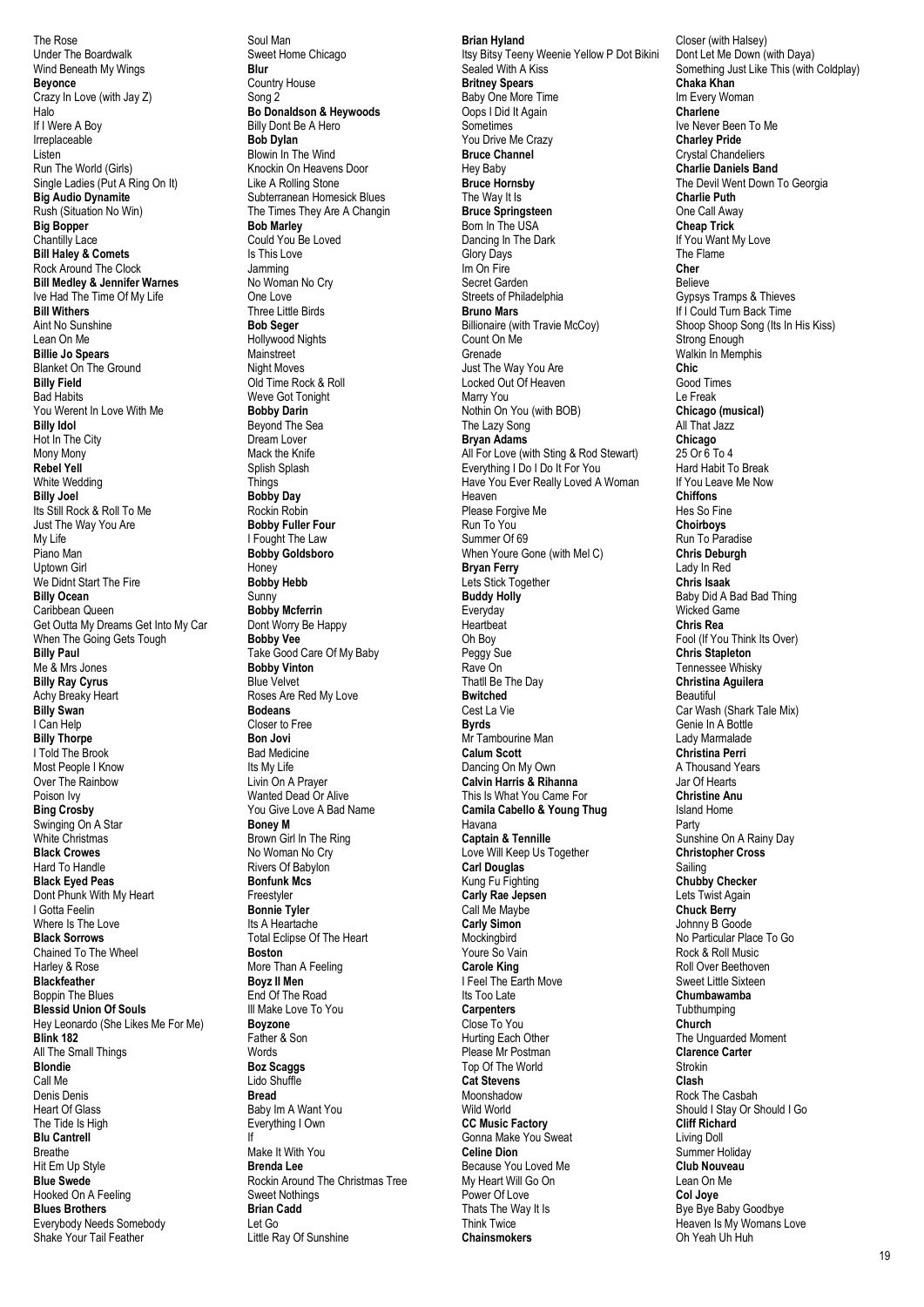The Rose
Under The Boardwalk
Wind Beneath My Wings
**Beyonce**
Crazy In Love (with Jay Z)
Halo
If I Were A Boy
Irreplaceable
Listen
Run The World (Girls)
Single Ladies (Put A Ring On It)
**Big Audio Dynamite**
Rush (Situation No Win)
**Big Bopper**
Chantilly Lace
**Bill Haley & Comets**
Rock Around The Clock
**Bill Medley & Jennifer Warnes**
Ive Had The Time Of My Life
**Bill Withers**
Aint No Sunshine
Lean On Me
**Billie Jo Spears**
Blanket On The Ground
**Billy Field**
Bad Habits
You Werent In Love With Me
**Billy Idol**
Hot In The City
Mony Mony
**Rebel Yell**
White Wedding
**Billy Joel**
Its Still Rock & Roll To Me
Just The Way You Are
My Life
Piano Man
Uptown Girl
We Didnt Start The Fire
**Billy Ocean**
Caribbean Queen
Get Outta My Dreams Get Into My Car
When The Going Gets Tough
**Billy Paul**
Me & Mrs Jones
**Billy Ray Cyrus**
Achy Breaky Heart
**Billy Swan**
I Can Help
**Billy Thorpe**
I Told The Brook
Most People I Know
Over The Rainbow
Poison Ivy
**Bing Crosby**
Swinging On A Star
White Christmas
**Black Crowes**
Hard To Handle
**Black Eyed Peas**
Dont Phunk With My Heart
I Gotta Feelin
Where Is The Love
**Black Sorrows**
Chained To The Wheel
Harley & Rose
**Blackfeather**
Boppin The Blues
**Blessid Union Of Souls**
Hey Leonardo (She Likes Me For Me)
**Blink 182**
All The Small Things
**Blondie**
Call Me
Denis Denis
Heart Of Glass
The Tide Is High
**Blu Cantrell**
Breathe
Hit Em Up Style
**Blue Swede**
Hooked On A Feeling
**Blues Brothers**
Everybody Needs Somebody
Shake Your Tail Feather
Soul Man
Sweet Home Chicago
**Blur**
Country House
Song 2
**Bo Donaldson & Heywoods**
Billy Dont Be A Hero
**Bob Dylan**
Blowin In The Wind
Knockin On Heavens Door
Like A Rolling Stone
Subterranean Homesick Blues
The Times They Are A Changin
**Bob Marley**
Could You Be Loved
Is This Love
Jamming
No Woman No Cry
One Love
Three Little Birds
**Bob Seger**
Hollywood Nights
Mainstreet
Night Moves
Old Time Rock & Roll
Weve Got Tonight
**Bobby Darin**
Beyond The Sea
Dream Lover
Mack the Knife
Splish Splash
Things
**Bobby Day**
Rockin Robin
**Bobby Fuller Four**
I Fought The Law
**Bobby Goldsboro**
Honey
**Bobby Hebb**
Sunny
**Bobby Mcferrin**
Dont Worry Be Happy
**Bobby Vee**
Take Good Care Of My Baby
**Bobby Vinton**
Blue Velvet
Roses Are Red My Love
**Bodeans**
Closer to Free
**Bon Jovi**
Bad Medicine
Its My Life
Livin On A Prayer
Wanted Dead Or Alive
You Give Love A Bad Name
**Boney M**
Brown Girl In The Ring
No Woman No Cry
Rivers Of Babylon
**Bonfunk Mcs**
Freestyler
**Bonnie Tyler**
Its A Heartache
Total Eclipse Of The Heart
**Boston**
More Than A Feeling
**Boyz II Men**
End Of The Road
Ill Make Love To You
**Boyzone**
Father & Son
Words
**Boz Scaggs**
Lido Shuffle
**Bread**
Baby Im A Want You
Everything I Own
If
Make It With You
**Brenda Lee**
Rockin Around The Christmas Tree
Sweet Nothings
**Brian Cadd**
Let Go
Little Ray Of Sunshine
**Brian Hyland**
Itsy Bitsy Teeny Weenie Yellow P Dot Bikini
Sealed With A Kiss
**Britney Spears**
Baby One More Time
Oops I Did It Again
Sometimes
You Drive Me Crazy
**Bruce Channel**
Hey Baby
**Bruce Hornsby**
The Way It Is
**Bruce Springsteen**
Born In The USA
Dancing In The Dark
Glory Days
Im On Fire
Secret Garden
Streets of Philadelphia
**Bruno Mars**
Billionaire (with Travie McCoy)
Count On Me
Grenade
Just The Way You Are
Locked Out Of Heaven
Marry You
Nothin On You (with BOB)
The Lazy Song
**Bryan Adams**
All For Love (with Sting & Rod Stewart)
Everything I Do I Do It For You
Have You Ever Really Loved A Woman
Heaven
Please Forgive Me
Run To You
Summer Of 69
When Youre Gone (with Mel C)
**Bryan Ferry**
Lets Stick Together
**Buddy Holly**
Everyday
Heartbeat
Oh Boy
Peggy Sue
Rave On
Thatll Be The Day
**Bwitched**
Cest La Vie
**Byrds**
Mr Tambourine Man
**Calum Scott**
Dancing On My Own
**Calvin Harris & Rihanna**
This Is What You Came For
**Camila Cabello & Young Thug**
Havana
**Captain & Tennille**
Love Will Keep Us Together
**Carl Douglas**
Kung Fu Fighting
**Carly Rae Jepsen**
Call Me Maybe
**Carly Simon**
Mockingbird
Youre So Vain
**Carole King**
I Feel The Earth Move
Its Too Late
**Carpenters**
Close To You
Hurting Each Other
Please Mr Postman
Top Of The World
**Cat Stevens**
Moonshadow
Wild World
**CC Music Factory**
Gonna Make You Sweat
**Celine Dion**
Because You Loved Me
My Heart Will Go On
Power Of Love
Thats The Way It Is
Think Twice
**Chainsmokers**
Closer (with Halsey)
Dont Let Me Down (with Daya)
Something Just Like This (with Coldplay)
**Chaka Khan**
Im Every Woman
**Charlene**
Ive Never Been To Me
**Charley Pride**
Crystal Chandeliers
**Charlie Daniels Band**
The Devil Went Down To Georgia
**Charlie Puth**
One Call Away
**Cheap Trick**
If You Want My Love
The Flame
**Cher**
Believe
Gypsys Tramps & Thieves
If I Could Turn Back Time
Shoop Shoop Song (Its In His Kiss)
Strong Enough
Walkin In Memphis
**Chic**
Good Times
Le Freak
**Chicago (musical)**
All That Jazz
**Chicago**
25 Or 6 To 4
Hard Habit To Break
If You Leave Me Now
**Chiffons**
Hes So Fine
**Choirboys**
Run To Paradise
**Chris Deburgh**
Lady In Red
**Chris Isaak**
Baby Did A Bad Bad Thing
Wicked Game
**Chris Rea**
Fool (If You Think Its Over)
**Chris Stapleton**
Tennessee Whisky
**Christina Aguilera**
Beautiful
Car Wash (Shark Tale Mix)
Genie In A Bottle
Lady Marmalade
**Christina Perri**
A Thousand Years
Jar Of Hearts
**Christine Anu**
Island Home
Party
Sunshine On A Rainy Day
**Christopher Cross**
Sailing
**Chubby Checker**
Lets Twist Again
**Chuck Berry**
Johnny B Goode
No Particular Place To Go
Rock & Roll Music
Roll Over Beethoven
Sweet Little Sixteen
**Chumbawamba**
Tubthumping
**Church**
The Unguarded Moment
**Clarence Carter**
Strokin
**Clash**
Rock The Casbah
Should I Stay Or Should I Go
**Cliff Richard**
Living Doll
Summer Holiday
**Club Nouveau**
Lean On Me
**Col Joye**
Bye Bye Baby Goodbye
Heaven Is My Womans Love
Oh Yeah Uh Huh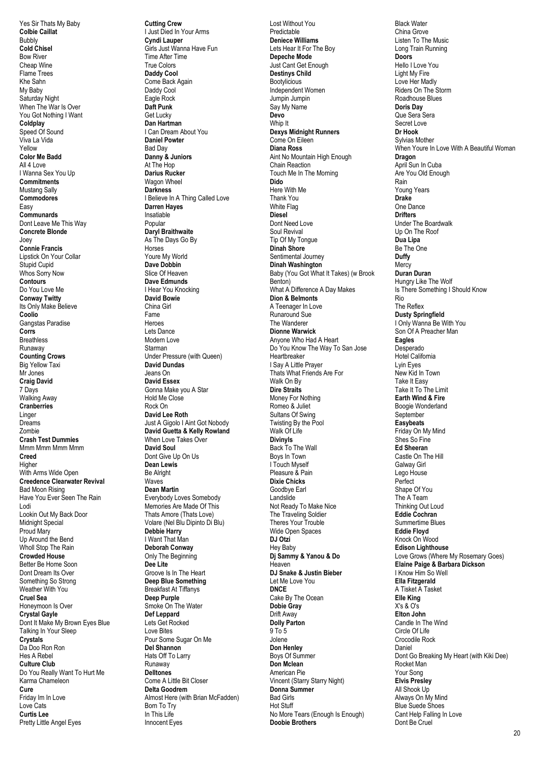Yes Sir Thats My Baby
**Colbie Caillat**
Bubbly
**Cold Chisel**
Bow River
Cheap Wine
Flame Trees
Khe Sahn
My Baby
Saturday Night
When The War Is Over
You Got Nothing I Want
**Coldplay**
Speed Of Sound
Viva La Vida
Yellow
**Color Me Badd**
All 4 Love
I Wanna Sex You Up
**Commitments**
Mustang Sally
**Commodores**
Easy
**Communards**
Dont Leave Me This Way
**Concrete Blonde**
Joey
**Connie Francis**
Lipstick On Your Collar
Stupid Cupid
Whos Sorry Now
**Contours**
Do You Love Me
**Conway Twitty**
Its Only Make Believe
**Coolio**
Gangstas Paradise
**Corrs**
Breathless
Runaway
**Counting Crows**
Big Yellow Taxi
Mr Jones
**Craig David**
7 Days
Walking Away
**Cranberries**
Linger
Dreams
Zombie
**Crash Test Dummies**
Mmm Mmm Mmm Mmm
**Creed**
Higher
With Arms Wide Open
**Creedence Clearwater Revival**
Bad Moon Rising
Have You Ever Seen The Rain
Lodi
Lookin Out My Back Door
Midnight Special
Proud Mary
Up Around the Bend
Wholl Stop The Rain
**Crowded House**
Better Be Home Soon
Dont Dream Its Over
Something So Strong
Weather With You
**Cruel Sea**
Honeymoon Is Over
**Crystal Gayle**
Dont It Make My Brown Eyes Blue
Talking In Your Sleep
**Crystals**
Da Doo Ron Ron
Hes A Rebel
**Culture Club**
Do You Really Want To Hurt Me
Karma Chameleon
**Cure**
Friday Im In Love
Love Cats
**Curtis Lee**
Pretty Little Angel Eyes
**Cutting Crew**
I Just Died In Your Arms
**Cyndi Lauper**
Girls Just Wanna Have Fun
Time After Time
True Colors
**Daddy Cool**
Come Back Again
Daddy Cool
Eagle Rock
**Daft Punk**
Get Lucky
**Dan Hartman**
I Can Dream About You
**Daniel Powter**
Bad Day
**Danny & Juniors**
At The Hop
**Darius Rucker**
Wagon Wheel
**Darkness**
I Believe In A Thing Called Love
**Darren Hayes**
Insatiable
Popular
**Daryl Braithwaite**
As The Days Go By
Horses
Youre My World
**Dave Dobbin**
Slice Of Heaven
**Dave Edmunds**
I Hear You Knocking
**David Bowie**
China Girl
Fame
Heroes
Lets Dance
Modern Love
Starman
Under Pressure (with Queen)
**David Dundas**
Jeans On
**David Essex**
Gonna Make you A Star
Hold Me Close
Rock On
**David Lee Roth**
Just A Gigolo I Aint Got Nobody
**David Guetta & Kelly Rowland**
When Love Takes Over
**David Soul**
Dont Give Up On Us
**Dean Lewis**
Be Alright
Waves
**Dean Martin**
Everybody Loves Somebody
Memories Are Made Of This
Thats Amore (Thats Love)
Volare (Nel Blu Dipinto Di Blu)
**Debbie Harry**
I Want That Man
**Deborah Conway**
Only The Beginning
**Dee Lite**
Groove Is In The Heart
**Deep Blue Something**
Breakfast At Tiffanys
**Deep Purple**
Smoke On The Water
**Def Leppard**
Lets Get Rocked
Love Bites
Pour Some Sugar On Me
**Del Shannon**
Hats Off To Larry
Runaway
**Delltones**
Come A Little Bit Closer
**Delta Goodrem**
Almost Here (with Brian McFadden)
Born To Try
In This Life
Innocent Eyes
Lost Without You
Predictable
**Deniece Williams**
Lets Hear It For The Boy
**Depeche Mode**
Just Cant Get Enough
**Destinys Child**
Bootylicious
Independent Women
Jumpin Jumpin
Say My Name
**Devo**
Whip It
**Dexys Midnight Runners**
Come On Eileen
**Diana Ross**
Aint No Mountain High Enough
Chain Reaction
Touch Me In The Morning
**Dido**
Here With Me
Thank You
White Flag
**Diesel**
Dont Need Love
Soul Revival
Tip Of My Tongue
**Dinah Shore**
Sentimental Journey
**Dinah Washington**
Baby (You Got What It Takes) (w Brook Benton)
What A Difference A Day Makes
**Dion & Belmonts**
A Teenager In Love
Runaround Sue
The Wanderer
**Dionne Warwick**
Anyone Who Had A Heart
Do You Know The Way To San Jose
Heartbreaker
I Say A Little Prayer
Thats What Friends Are For
Walk On By
**Dire Straits**
Money For Nothing
Romeo & Juliet
Sultans Of Swing
Twisting By the Pool
Walk Of Life
**Divinyls**
Back To The Wall
Boys In Town
I Touch Myself
Pleasure & Pain
**Dixie Chicks**
Goodbye Earl
Landslide
Not Ready To Make Nice
The Traveling Soldier
Theres Your Trouble
Wide Open Spaces
**DJ Otzi**
Hey Baby
**Dj Sammy & Yanou & Do**
Heaven
**DJ Snake & Justin Bieber**
Let Me Love You
**DNCE**
Cake By The Ocean
**Dobie Gray**
Drift Away
**Dolly Parton**
9 To 5
Jolene
**Don Henley**
Boys Of Summer
**Don Mclean**
American Pie
Vincent (Starry Starry Night)
**Donna Summer**
Bad Girls
Hot Stuff
No More Tears (Enough Is Enough)
**Doobie Brothers**
Black Water
China Grove
Listen To The Music
Long Train Running
**Doors**
Hello I Love You
Light My Fire
Love Her Madly
Riders On The Storm
Roadhouse Blues
**Doris Day**
Que Sera Sera
Secret Love
**Dr Hook**
Sylvias Mother
When Youre In Love With A Beautiful Woman
**Dragon**
April Sun In Cuba
Are You Old Enough
Rain
Young Years
**Drake**
One Dance
**Drifters**
Under The Boardwalk
Up On The Roof
**Dua Lipa**
Be The One
**Duffy**
Mercy
**Duran Duran**
Hungry Like The Wolf
Is There Something I Should Know
Rio
The Reflex
**Dusty Springfield**
I Only Wanna Be With You
Son Of A Preacher Man
**Eagles**
Desperado
Hotel California
Lyin Eyes
New Kid In Town
Take It Easy
Take It To The Limit
**Earth Wind & Fire**
Boogie Wonderland
September
**Easybeats**
Friday On My Mind
Shes So Fine
**Ed Sheeran**
Castle On The Hill
Galway Girl
Lego House
Perfect
Shape Of You
The A Team
Thinking Out Loud
**Eddie Cochran**
Summertime Blues
**Eddie Floyd**
Knock On Wood
**Edison Lighthouse**
Love Grows (Where My Rosemary Goes)
**Elaine Paige & Barbara Dickson**
I Know Him So Well
**Ella Fitzgerald**
A Tisket A Tasket
**Elle King**
X's & O's
**Elton John**
Candle In The Wind
Circle Of Life
Crocodile Rock
Daniel
Dont Go Breaking My Heart (with Kiki Dee)
Rocket Man
Your Song
**Elvis Presley**
All Shook Up
Always On My Mind
Blue Suede Shoes
Cant Help Falling In Love
Dont Be Cruel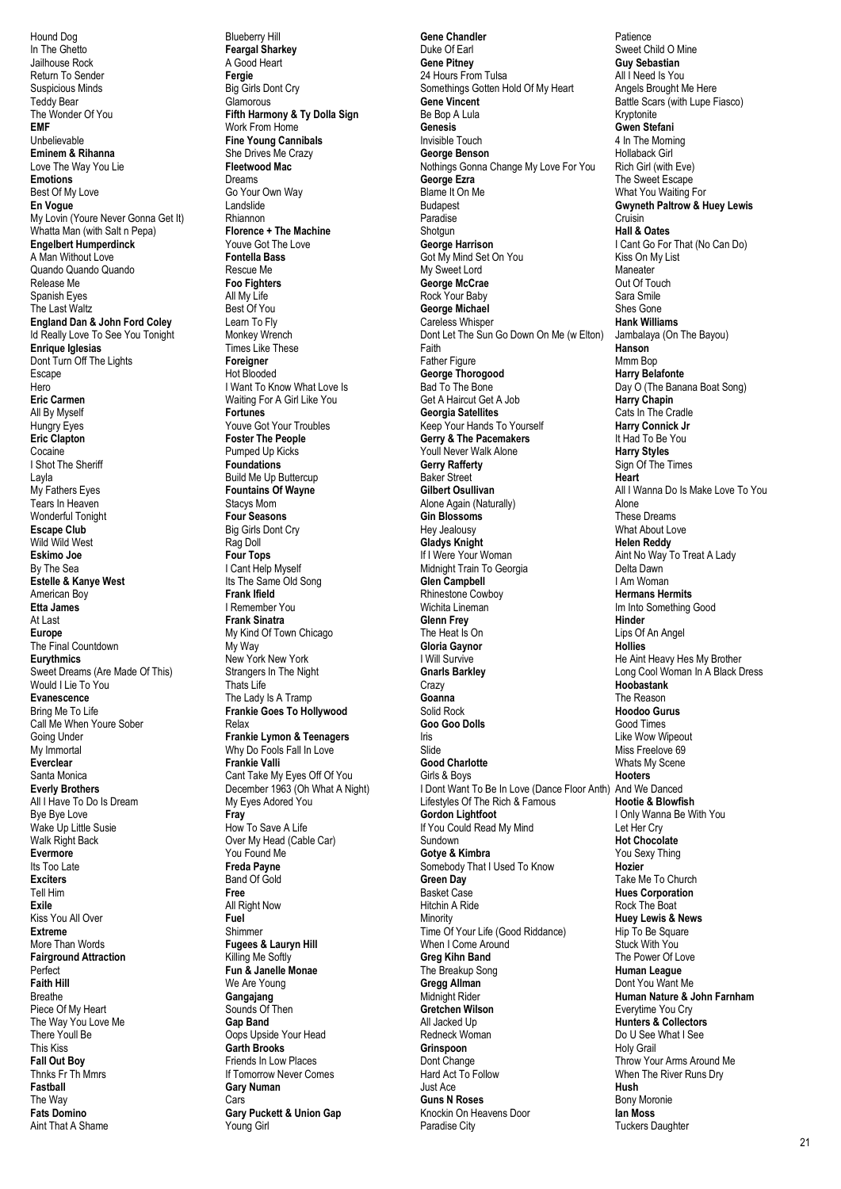Hound Dog
In The Ghetto
Jailhouse Rock
Return To Sender
Suspicious Minds
Teddy Bear
The Wonder Of You
**EMF**
Unbelievable
**Eminem & Rihanna**
Love The Way You Lie
**Emotions**
Best Of My Love
**En Vogue**
My Lovin (Youre Never Gonna Get It)
Whatta Man (with Salt n Pepa)
**Engelbert Humperdinck**
A Man Without Love
Quando Quando Quando
Release Me
Spanish Eyes
The Last Waltz
**England Dan & John Ford Coley**
Id Really Love To See You Tonight
**Enrique Iglesias**
Dont Turn Off The Lights
Escape
Hero
**Eric Carmen**
All By Myself
Hungry Eyes
**Eric Clapton**
Cocaine
I Shot The Sheriff
Layla
My Fathers Eyes
Tears In Heaven
Wonderful Tonight
**Escape Club**
Wild Wild West
**Eskimo Joe**
By The Sea
**Estelle & Kanye West**
American Boy
**Etta James**
At Last
**Europe**
The Final Countdown
**Eurythmics**
Sweet Dreams (Are Made Of This)
Would I Lie To You
**Evanescence**
Bring Me To Life
Call Me When Youre Sober
Going Under
My Immortal
**Everclear**
Santa Monica
**Everly Brothers**
All I Have To Do Is Dream
Bye Bye Love
Wake Up Little Susie
Walk Right Back
**Evermore**
Its Too Late
**Exciters**
Tell Him
**Exile**
Kiss You All Over
**Extreme**
More Than Words
**Fairground Attraction**
Perfect
**Faith Hill**
Breathe
Piece Of My Heart
The Way You Love Me
There Youll Be
This Kiss
**Fall Out Boy**
Thnks Fr Th Mmrs
**Fastball**
The Way
**Fats Domino**
Aint That A Shame
Blueberry Hill
**Feargal Sharkey**
A Good Heart
**Fergie**
Big Girls Dont Cry
Glamorous
**Fifth Harmony & Ty Dolla Sign**
Work From Home
**Fine Young Cannibals**
She Drives Me Crazy
**Fleetwood Mac**
Dreams
Go Your Own Way
Landslide
Rhiannon
**Florence + The Machine**
Youve Got The Love
**Fontella Bass**
Rescue Me
**Foo Fighters**
All My Life
Best Of You
Learn To Fly
Monkey Wrench
Times Like These
**Foreigner**
Hot Blooded
I Want To Know What Love Is
Waiting For A Girl Like You
**Fortunes**
Youve Got Your Troubles
**Foster The People**
Pumped Up Kicks
**Foundations**
Build Me Up Buttercup
**Fountains Of Wayne**
Stacys Mom
**Four Seasons**
Big Girls Dont Cry
Rag Doll
**Four Tops**
I Cant Help Myself
Its The Same Old Song
**Frank Ifield**
I Remember You
**Frank Sinatra**
My Kind Of Town Chicago
My Way
New York New York
Strangers In The Night
Thats Life
The Lady Is A Tramp
**Frankie Goes To Hollywood**
Relax
**Frankie Lymon & Teenagers**
Why Do Fools Fall In Love
**Frankie Valli**
Cant Take My Eyes Off Of You
December 1963 (Oh What A Night)
My Eyes Adored You
**Fray**
How To Save A Life
Over My Head (Cable Car)
You Found Me
**Freda Payne**
Band Of Gold
**Free**
All Right Now
**Fuel**
Shimmer
**Fugees & Lauryn Hill**
Killing Me Softly
**Fun & Janelle Monae**
We Are Young
**Gangajang**
Sounds Of Then
**Gap Band**
Oops Upside Your Head
**Garth Brooks**
Friends In Low Places
If Tomorrow Never Comes
**Gary Numan**
Cars
**Gary Puckett & Union Gap**
Young Girl
**Gene Chandler**
Duke Of Earl
**Gene Pitney**
24 Hours From Tulsa
Somethings Gotten Hold Of My Heart
**Gene Vincent**
Be Bop A Lula
**Genesis**
Invisible Touch
**George Benson**
Nothings Gonna Change My Love For You
**George Ezra**
Blame It On Me
Budapest
Paradise
Shotgun
**George Harrison**
Got My Mind Set On You
My Sweet Lord
**George McCrae**
Rock Your Baby
**George Michael**
Careless Whisper
Dont Let The Sun Go Down On Me (w Elton)
Faith
Father Figure
**George Thorogood**
Bad To The Bone
Get A Haircut Get A Job
**Georgia Satellites**
Keep Your Hands To Yourself
**Gerry & The Pacemakers**
Youll Never Walk Alone
**Gerry Rafferty**
Baker Street
**Gilbert Osullivan**
Alone Again (Naturally)
**Gin Blossoms**
Hey Jealousy
**Gladys Knight**
If I Were Your Woman
Midnight Train To Georgia
**Glen Campbell**
Rhinestone Cowboy
Wichita Lineman
**Glenn Frey**
The Heat Is On
**Gloria Gaynor**
I Will Survive
**Gnarls Barkley**
Crazy
**Goanna**
Solid Rock
**Goo Goo Dolls**
Iris
Slide
**Good Charlotte**
Girls & Boys
I Dont Want To Be In Love (Dance Floor Anth)
Lifestyles Of The Rich & Famous
**Gordon Lightfoot**
If You Could Read My Mind
Sundown
**Gotye & Kimbra**
Somebody That I Used To Know
**Green Day**
Basket Case
Hitchin A Ride
Minority
Time Of Your Life (Good Riddance)
When I Come Around
**Greg Kihn Band**
The Breakup Song
**Gregg Allman**
Midnight Rider
**Gretchen Wilson**
All Jacked Up
Redneck Woman
**Grinspoon**
Dont Change
Hard Act To Follow
Just Ace
**Guns N Roses**
Knockin On Heavens Door
Paradise City
Patience
Sweet Child O Mine
**Guy Sebastian**
All I Need Is You
Angels Brought Me Here
Battle Scars (with Lupe Fiasco)
Kryptonite
**Gwen Stefani**
4 In The Morning
Hollaback Girl
Rich Girl (with Eve)
The Sweet Escape
What You Waiting For
**Gwyneth Paltrow & Huey Lewis**
Cruisin
**Hall & Oates**
I Cant Go For That (No Can Do)
Kiss On My List
Maneater
Out Of Touch
Sara Smile
Shes Gone
**Hank Williams**
Jambalaya (On The Bayou)
**Hanson**
Mmm Bop
**Harry Belafonte**
Day O (The Banana Boat Song)
**Harry Chapin**
Cats In The Cradle
**Harry Connick Jr**
It Had To Be You
**Harry Styles**
Sign Of The Times
**Heart**
All I Wanna Do Is Make Love To You
Alone
These Dreams
What About Love
**Helen Reddy**
Aint No Way To Treat A Lady
Delta Dawn
I Am Woman
**Hermans Hermits**
Im Into Something Good
**Hinder**
Lips Of An Angel
**Hollies**
He Aint Heavy Hes My Brother
Long Cool Woman In A Black Dress
**Hoobastank**
The Reason
**Hoodoo Gurus**
Good Times
Like Wow Wipeout
Miss Freelove 69
Whats My Scene
**Hooters**
And We Danced
**Hootie & Blowfish**
I Only Wanna Be With You
Let Her Cry
**Hot Chocolate**
You Sexy Thing
**Hozier**
Take Me To Church
**Hues Corporation**
Rock The Boat
**Huey Lewis & News**
Hip To Be Square
Stuck With You
The Power Of Love
**Human League**
Dont You Want Me
**Human Nature & John Farnham**
Everytime You Cry
**Hunters & Collectors**
Do U See What I See
Holy Grail
Throw Your Arms Around Me
When The River Runs Dry
**Hush**
Bony Moronie
**Ian Moss**
Tuckers Daughter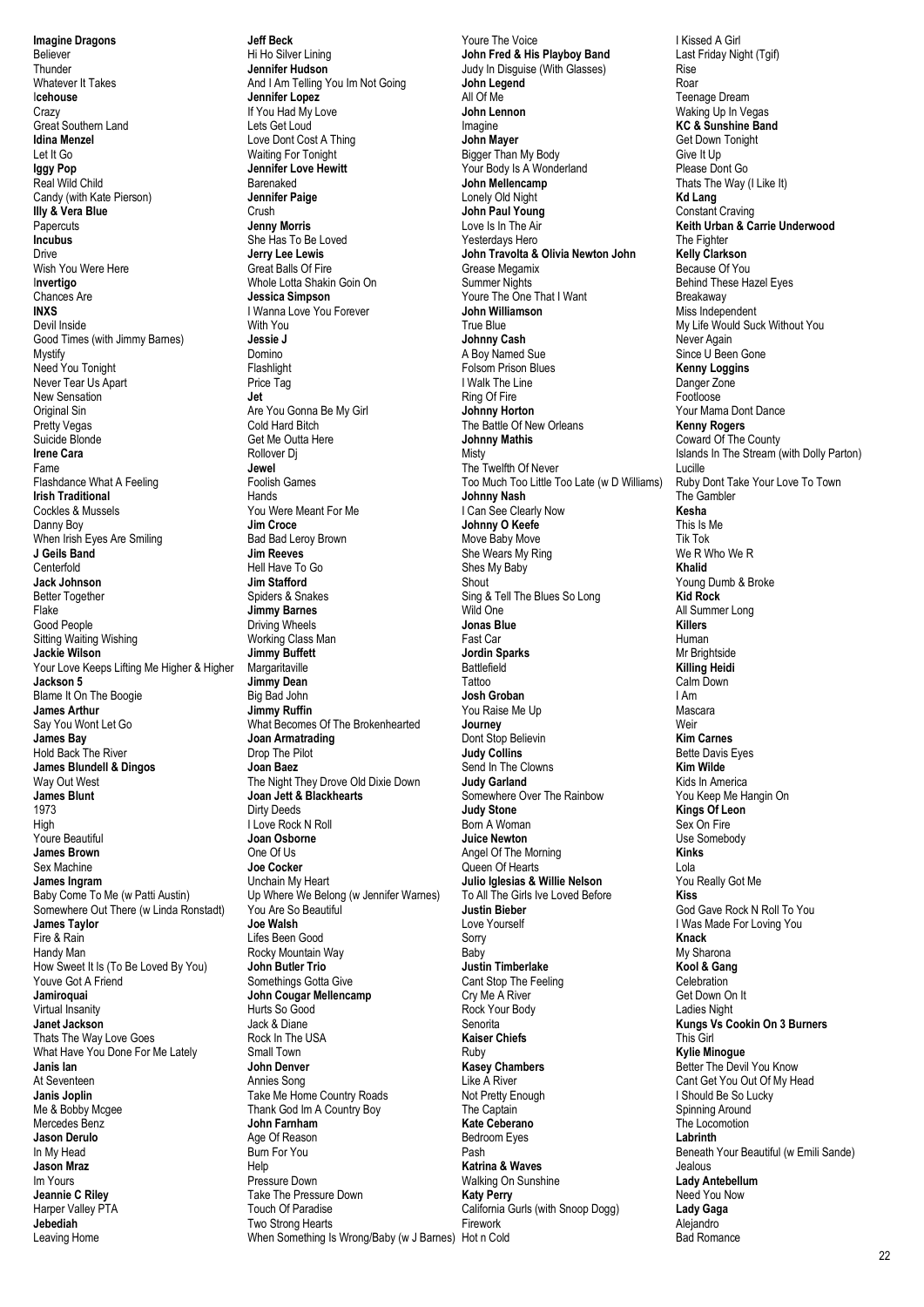**Imagine Dragons**
Believer
Thunder
Whatever It Takes
I**cehouse**
Crazy
Great Southern Land
**Idina Menzel**
Let It Go
**Iggy Pop**
Real Wild Child
Candy (with Kate Pierson)
**Illy & Vera Blue**
Papercuts
**Incubus**
Drive
Wish You Were Here
I**nvertigo**
Chances Are
**INXS**
Devil Inside
Good Times (with Jimmy Barnes)
Mystify
Need You Tonight
Never Tear Us Apart
New Sensation
Original Sin
Pretty Vegas
Suicide Blonde
**Irene Cara**
Fame
Flashdance What A Feeling
**Irish Traditional**
Cockles & Mussels
Danny Boy
When Irish Eyes Are Smiling
**J Geils Band**
Centerfold
**Jack Johnson**
Better Together
Flake
Good People
Sitting Waiting Wishing
**Jackie Wilson**
Your Love Keeps Lifting Me Higher & Higher
**Jackson 5**
Blame It On The Boogie
**James Arthur**
Say You Wont Let Go
**James Bay**
Hold Back The River
**James Blundell & Dingos**
Way Out West
**James Blunt**
1973
High
Youre Beautiful
**James Brown**
Sex Machine
**James Ingram**
Baby Come To Me (w Patti Austin)
Somewhere Out There (w Linda Ronstadt)
**James Taylor**
Fire & Rain
Handy Man
How Sweet It Is (To Be Loved By You)
Youve Got A Friend
**Jamiroquai**
Virtual Insanity
**Janet Jackson**
Thats The Way Love Goes
What Have You Done For Me Lately
**Janis Ian**
At Seventeen
**Janis Joplin**
Me & Bobby Mcgee
Mercedes Benz
**Jason Derulo**
In My Head
**Jason Mraz**
Im Yours
**Jeannie C Riley**
Harper Valley PTA
**Jebediah**
Leaving Home
**Jeff Beck**
Hi Ho Silver Lining
**Jennifer Hudson**
And I Am Telling You Im Not Going
**Jennifer Lopez**
If You Had My Love
Lets Get Loud
Love Dont Cost A Thing
Waiting For Tonight
**Jennifer Love Hewitt**
Barenaked
**Jennifer Paige**
Crush
**Jenny Morris**
She Has To Be Loved
**Jerry Lee Lewis**
Great Balls Of Fire
Whole Lotta Shakin Goin On
**Jessica Simpson**
I Wanna Love You Forever
With You
**Jessie J**
Domino
Flashlight
Price Tag
**Jet**
Are You Gonna Be My Girl
Cold Hard Bitch
Get Me Outta Here
Rollover Dj
**Jewel**
Foolish Games
Hands
You Were Meant For Me
**Jim Croce**
Bad Bad Leroy Brown
**Jim Reeves**
Hell Have To Go
**Jim Stafford**
Spiders & Snakes
**Jimmy Barnes**
Driving Wheels
Working Class Man
**Jimmy Buffett**
Margaritaville
**Jimmy Dean**
Big Bad John
**Jimmy Ruffin**
What Becomes Of The Brokenhearted
**Joan Armatrading**
Drop The Pilot
**Joan Baez**
The Night They Drove Old Dixie Down
**Joan Jett & Blackhearts**
Dirty Deeds
I Love Rock N Roll
**Joan Osborne**
One Of Us
**Joe Cocker**
Unchain My Heart
Up Where We Belong (w Jennifer Warnes)
You Are So Beautiful
**Joe Walsh**
Lifes Been Good
Rocky Mountain Way
**John Butler Trio**
Somethings Gotta Give
**John Cougar Mellencamp**
Hurts So Good
Jack & Diane
Rock In The USA
Small Town
**John Denver**
Annies Song
Take Me Home Country Roads
Thank God Im A Country Boy
**John Farnham**
Age Of Reason
Burn For You
Help
Pressure Down
Take The Pressure Down
Touch Of Paradise
Two Strong Hearts
When Something Is Wrong/Baby (w J Barnes)
Youre The Voice
**John Fred & His Playboy Band**
Judy In Disguise (With Glasses)
**John Legend**
All Of Me
**John Lennon**
Imagine
**John Mayer**
Bigger Than My Body
Your Body Is A Wonderland
**John Mellencamp**
Lonely Old Night
**John Paul Young**
Love Is In The Air
Yesterdays Hero
**John Travolta & Olivia Newton John**
Grease Megamix
Summer Nights
Youre The One That I Want
**John Williamson**
True Blue
**Johnny Cash**
A Boy Named Sue
Folsom Prison Blues
I Walk The Line
Ring Of Fire
**Johnny Horton**
The Battle Of New Orleans
**Johnny Mathis**
Misty
The Twelfth Of Never
Too Much Too Little Too Late (w D Williams)
**Johnny Nash**
I Can See Clearly Now
**Johnny O Keefe**
Move Baby Move
She Wears My Ring
Shes My Baby
Shout
Sing & Tell The Blues So Long
Wild One
**Jonas Blue**
Fast Car
**Jordin Sparks**
Battlefield
Tattoo
**Josh Groban**
You Raise Me Up
**Journey**
Dont Stop Believin
**Judy Collins**
Send In The Clowns
**Judy Garland**
Somewhere Over The Rainbow
**Judy Stone**
Born A Woman
**Juice Newton**
Angel Of The Morning
Queen Of Hearts
**Julio Iglesias & Willie Nelson**
To All The Girls Ive Loved Before
**Justin Bieber**
Love Yourself
Sorry
Baby
**Justin Timberlake**
Cant Stop The Feeling
Cry Me A River
Rock Your Body
Senorita
**Kaiser Chiefs**
Ruby
**Kasey Chambers**
Like A River
Not Pretty Enough
The Captain
**Kate Ceberano**
Bedroom Eyes
Pash
**Katrina & Waves**
Walking On Sunshine
**Katy Perry**
California Gurls (with Snoop Dogg)
Firework
Hot n Cold
I Kissed A Girl
Last Friday Night (Tgif)
Rise
Roar
Teenage Dream
Waking Up In Vegas
**KC & Sunshine Band**
Get Down Tonight
Give It Up
Please Dont Go
Thats The Way (I Like It)
**Kd Lang**
Constant Craving
**Keith Urban & Carrie Underwood**
The Fighter
**Kelly Clarkson**
Because Of You
Behind These Hazel Eyes
Breakaway
Miss Independent
My Life Would Suck Without You
Never Again
Since U Been Gone
**Kenny Loggins**
Danger Zone
Footloose
Your Mama Dont Dance
**Kenny Rogers**
Coward Of The County
Islands In The Stream (with Dolly Parton)
Lucille
Ruby Dont Take Your Love To Town
The Gambler
**Kesha**
This Is Me
Tik Tok
We R Who We R
**Khalid**
Young Dumb & Broke
**Kid Rock**
All Summer Long
**Killers**
Human
Mr Brightside
**Killing Heidi**
Calm Down
I Am
Mascara
Weir
**Kim Carnes**
Bette Davis Eyes
**Kim Wilde**
Kids In America
You Keep Me Hangin On
**Kings Of Leon**
Sex On Fire
Use Somebody
**Kinks**
Lola
You Really Got Me
**Kiss**
God Gave Rock N Roll To You
I Was Made For Loving You
**Knack**
My Sharona
**Kool & Gang**
Celebration
Get Down On It
Ladies Night
**Kungs Vs Cookin On 3 Burners**
This Girl
**Kylie Minogue**
Better The Devil You Know
Cant Get You Out Of My Head
I Should Be So Lucky
Spinning Around
The Locomotion
**Labrinth**
Beneath Your Beautiful (w Emili Sande)
Jealous
**Lady Antebellum**
Need You Now
**Lady Gaga**
Alejandro
Bad Romance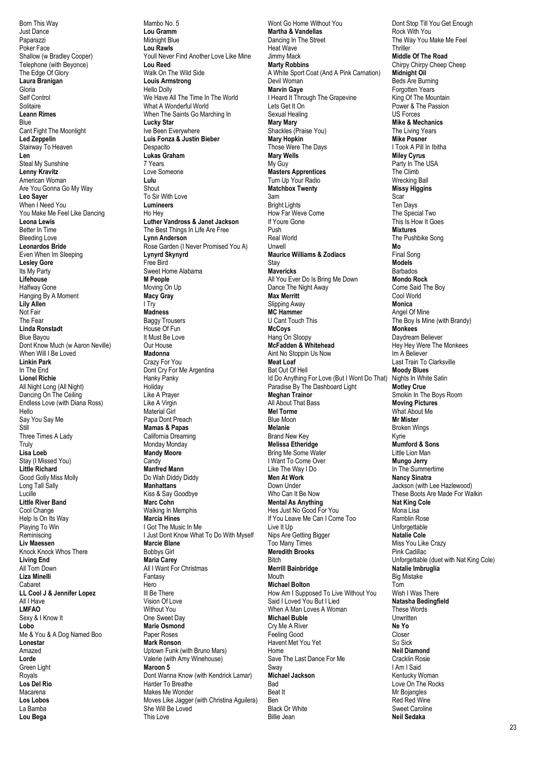Born This Way
Just Dance
Paparazzi
Poker Face
Shallow (w Bradley Cooper)
Telephone (with Beyonce)
The Edge Of Glory
**Laura Branigan**
Gloria
Self Control
Solitaire
**Leann Rimes**
Blue
Cant Fight The Moonlight
**Led Zeppelin**
Stairway To Heaven
**Len**
Steal My Sunshine
**Lenny Kravitz**
American Woman
Are You Gonna Go My Way
**Leo Sayer**
When I Need You
You Make Me Feel Like Dancing
**Leona Lewis**
Better In Time
Bleeding Love
**Leonardos Bride**
Even When Im Sleeping
**Lesley Gore**
Its My Party
**Lifehouse**
Halfway Gone
Hanging By A Moment
**Lily Allen**
Not Fair
The Fear
**Linda Ronstadt**
Blue Bayou
Dont Know Much (w Aaron Neville)
When Will I Be Loved
**Linkin Park**
In The End
**Lionel Richie**
All Night Long (All Night)
Dancing On The Ceiling
Endless Love (with Diana Ross)
Hello
Say You Say Me
Still
Three Times A Lady
Truly
**Lisa Loeb**
Stay (I Missed You)
**Little Richard**
Good Golly Miss Molly
Long Tall Sally
Lucille
**Little River Band**
Cool Change
Help Is On Its Way
Playing To Win
Reminiscing
**Liv Maessen**
Knock Knock Whos There
**Living End**
All Torn Down
**Liza Minelli**
Cabaret
**LL Cool J & Jennifer Lopez**
All I Have
**LMFAO**
Sexy & I Know It
**Lobo**
Me & You & A Dog Named Boo
**Lonestar**
Amazed
**Lorde**
Green Light
Royals
**Los Del Rio**
Macarena
**Los Lobos**
La Bamba
**Lou Bega**
Mambo No. 5
**Lou Gramm**
Midnight Blue
**Lou Rawls**
Youll Never Find Another Love Like Mine
**Lou Reed**
Walk On The Wild Side
**Louis Armstrong**
Hello Dolly
We Have All The Time In The World
What A Wonderful World
When The Saints Go Marching In
**Lucky Star**
Ive Been Everywhere
**Luis Fonza & Justin Bieber**
Despacito
**Lukas Graham**
7 Years
Love Someone
**Lulu**
Shout
To Sir With Love
**Lumineers**
Ho Hey
**Luther Vandross & Janet Jackson**
The Best Things In Life Are Free
**Lynn Anderson**
Rose Garden (I Never Promised You A)
**Lynyrd Skynyrd**
Free Bird
Sweet Home Alabama
**M People**
Moving On Up
**Macy Gray**
I Try
**Madness**
Baggy Trousers
House Of Fun
It Must Be Love
Our House
**Madonna**
Crazy For You
Dont Cry For Me Argentina
Hanky Panky
Holiday
Like A Prayer
Like A Virgin
Material Girl
Papa Dont Preach
**Mamas & Papas**
California Dreaming
Monday Monday
**Mandy Moore**
Candy
**Manfred Mann**
Do Wah Diddy Diddy
**Manhattans**
Kiss & Say Goodbye
**Marc Cohn**
Walking In Memphis
**Marcia Hines**
I Got The Music In Me
I Just Dont Know What To Do With Myself
**Marcie Blane**
Bobbys Girl
**Maria Carey**
All I Want For Christmas
Fantasy
Hero
Ill Be There
Vision Of Love
Without You
One Sweet Day
**Marie Osmond**
Paper Roses
**Mark Ronson**
Uptown Funk (with Bruno Mars)
Valerie (with Amy Winehouse)
**Maroon 5**
Dont Wanna Know (with Kendrick Lamar)
Harder To Breathe
Makes Me Wonder
Moves Like Jagger (with Christina Aguilera)
She Will Be Loved
This Love
Wont Go Home Without You
**Martha & Vandellas**
Dancing In The Street
Heat Wave
Jimmy Mack
**Marty Robbins**
A White Sport Coat (And A Pink Carnation)
Devil Woman
**Marvin Gaye**
I Heard It Through The Grapevine
Lets Get It On
Sexual Healing
**Mary Mary**
Shackles (Praise You)
**Mary Hopkin**
Those Were The Days
**Mary Wells**
My Guy
**Masters Apprentices**
Turn Up Your Radio
**Matchbox Twenty**
3am
Bright Lights
How Far Weve Come
If Youre Gone
Push
Real World
Unwell
**Maurice Williams & Zodiacs**
Stay
**Mavericks**
All You Ever Do Is Bring Me Down
Dance The Night Away
**Max Merritt**
Slipping Away
**MC Hammer**
U Cant Touch This
**McCoys**
Hang On Sloopy
**McFadden & Whitehead**
Aint No Stoppin Us Now
**Meat Loaf**
Bat Out Of Hell
Id Do Anything For Love (But I Wont Do That)
Paradise By The Dashboard Light
**Meghan Trainor**
All About That Bass
**Mel Torme**
Blue Moon
**Melanie**
Brand New Key
**Melissa Etheridge**
Bring Me Some Water
I Want To Come Over
Like The Way I Do
**Men At Work**
Down Under
Who Can It Be Now
**Mental As Anything**
Hes Just No Good For You
If You Leave Me Can I Come Too
Live It Up
Nips Are Getting Bigger
Too Many Times
**Meredith Brooks**
Bitch
**Merrill Bainbridge**
Mouth
**Michael Bolton**
How Am I Supposed To Live Without You
Said I Loved You But I Lied
When A Man Loves A Woman
**Michael Buble**
Cry Me A River
Feeling Good
Havent Met You Yet
Home
Save The Last Dance For Me
Sway
**Michael Jackson**
Bad
Beat It
Ben
Black Or White
Billie Jean
Dont Stop Till You Get Enough
Rock With You
The Way You Make Me Feel
Thriller
**Middle Of The Road**
Chirpy Chirpy Cheep Cheep
**Midnight Oil**
Beds Are Burning
Forgotten Years
King Of The Mountain
Power & The Passion
US Forces
**Mike & Mechanics**
The Living Years
**Mike Posner**
I Took A Pill In Ibitha
**Miley Cyrus**
Party In The USA
The Climb
Wrecking Ball
**Missy Higgins**
Scar
Ten Days
The Special Two
This Is How It Goes
**Mixtures**
The Pushbike Song
**Mo**
Final Song
**Models**
Barbados
**Mondo Rock**
Come Said The Boy
Cool World
**Monica**
Angel Of Mine
The Boy Is Mine (with Brandy)
**Monkees**
Daydream Believer
Hey Hey Were The Monkees
Im A Believer
Last Train To Clarksville
**Moody Blues**
Nights In White Satin
**Motley Crue**
Smokin In The Boys Room
**Moving Pictures**
What About Me
**Mr Mister**
Broken Wings
Kyrie
**Mumford & Sons**
Little Lion Man
**Mungo Jerry**
In The Summertime
**Nancy Sinatra**
Jackson (with Lee Hazlewood)
These Boots Are Made For Walkin
**Nat King Cole**
Mona Lisa
Ramblin Rose
Unforgettable
**Natalie Cole**
Miss You Like Crazy
Pink Cadillac
Unforgettable (duet with Nat King Cole)
**Natalie Imbruglia**
Big Mistake
Torn
Wish I Was There
**Natasha Bedingfield**
These Words
Unwritten
**Ne Yo**
Closer
So Sick
**Neil Diamond**
Cracklin Rosie
I Am I Said
Kentucky Woman
Love On The Rocks
Mr Bojangles
Red Red Wine
Sweet Caroline
**Neil Sedaka**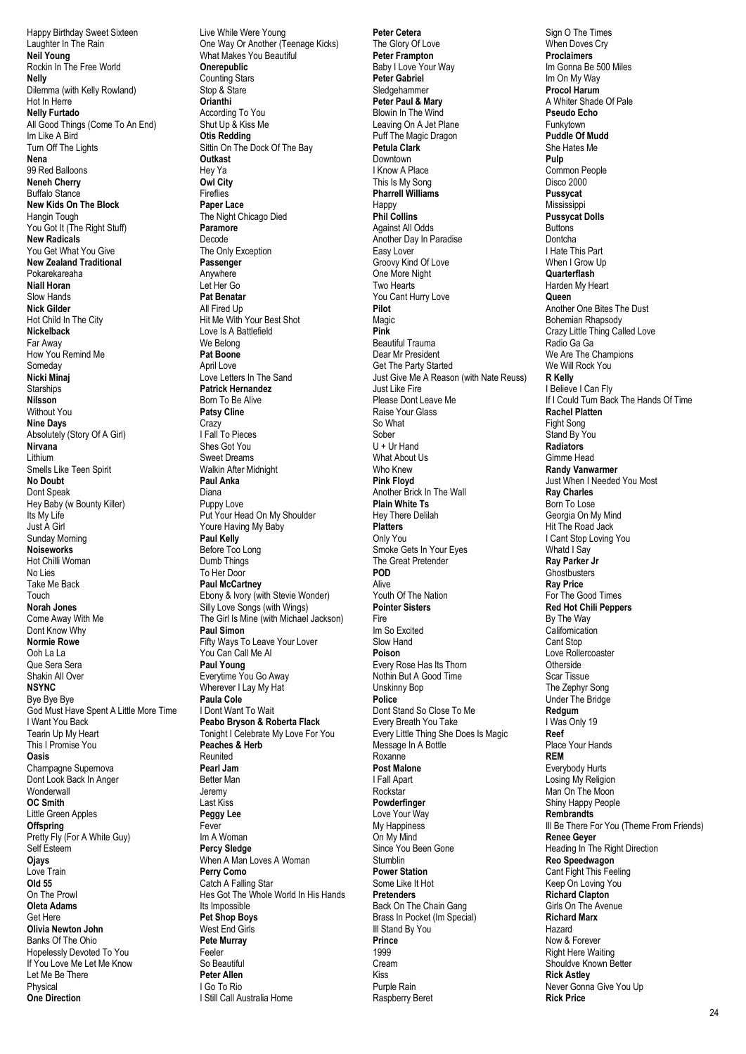Happy Birthday Sweet Sixteen
Laughter In The Rain
**Neil Young**
Rockin In The Free World
**Nelly**
Dilemma (with Kelly Rowland)
Hot In Herre
**Nelly Furtado**
All Good Things (Come To An End)
Im Like A Bird
Turn Off The Lights
**Nena**
99 Red Balloons
**Neneh Cherry**
Buffalo Stance
**New Kids On The Block**
Hangin Tough
You Got It (The Right Stuff)
**New Radicals**
You Get What You Give
**New Zealand Traditional**
Pokarekareaha
**Niall Horan**
Slow Hands
**Nick Gilder**
Hot Child In The City
**Nickelback**
Far Away
How You Remind Me
Someday
**Nicki Minaj**
Starships
**Nilsson**
Without You
**Nine Days**
Absolutely (Story Of A Girl)
**Nirvana**
Lithium
Smells Like Teen Spirit
**No Doubt**
Dont Speak
Hey Baby (w Bounty Killer)
Its My Life
Just A Girl
Sunday Morning
**Noiseworks**
Hot Chilli Woman
No Lies
Take Me Back
Touch
**Norah Jones**
Come Away With Me
Dont Know Why
**Normie Rowe**
Ooh La La
Que Sera Sera
Shakin All Over
**NSYNC**
Bye Bye Bye
God Must Have Spent A Little More Time
I Want You Back
Tearin Up My Heart
This I Promise You
**Oasis**
Champagne Supernova
Dont Look Back In Anger
Wonderwall
**OC Smith**
Little Green Apples
**Offspring**
Pretty Fly (For A White Guy)
Self Esteem
**Ojays**
Love Train
**Old 55**
On The Prowl
**Oleta Adams**
Get Here
**Olivia Newton John**
Banks Of The Ohio
Hopelessly Devoted To You
If You Love Me Let Me Know
Let Me Be There
Physical
**One Direction**
Live While Were Young
One Way Or Another (Teenage Kicks)
What Makes You Beautiful
**Onerepublic**
Counting Stars
Stop & Stare
**Orianthi**
According To You
Shut Up & Kiss Me
**Otis Redding**
Sittin On The Dock Of The Bay
**Outkast**
Hey Ya
**Owl City**
Fireflies
**Paper Lace**
The Night Chicago Died
**Paramore**
Decode
The Only Exception
**Passenger**
Anywhere
Let Her Go
**Pat Benatar**
All Fired Up
Hit Me With Your Best Shot
Love Is A Battlefield
We Belong
**Pat Boone**
April Love
Love Letters In The Sand
**Patrick Hernandez**
Born To Be Alive
**Patsy Cline**
Crazy
I Fall To Pieces
Shes Got You
Sweet Dreams
Walkin After Midnight
**Paul Anka**
Diana
Puppy Love
Put Your Head On My Shoulder
Youre Having My Baby
**Paul Kelly**
Before Too Long
Dumb Things
To Her Door
**Paul McCartney**
Ebony & Ivory (with Stevie Wonder)
Silly Love Songs (with Wings)
The Girl Is Mine (with Michael Jackson)
**Paul Simon**
Fifty Ways To Leave Your Lover
You Can Call Me Al
**Paul Young**
Everytime You Go Away
Wherever I Lay My Hat
**Paula Cole**
I Dont Want To Wait
**Peabo Bryson & Roberta Flack**
Tonight I Celebrate My Love For You
**Peaches & Herb**
Reunited
**Pearl Jam**
Better Man
Jeremy
Last Kiss
**Peggy Lee**
Fever
Im A Woman
**Percy Sledge**
When A Man Loves A Woman
**Perry Como**
Catch A Falling Star
Hes Got The Whole World In His Hands
Its Impossible
**Pet Shop Boys**
West End Girls
**Pete Murray**
Feeler
So Beautiful
**Peter Allen**
I Go To Rio
I Still Call Australia Home
**Peter Cetera**
The Glory Of Love
**Peter Frampton**
Baby I Love Your Way
**Peter Gabriel**
Sledgehammer
**Peter Paul & Mary**
Blowin In The Wind
Leaving On A Jet Plane
Puff The Magic Dragon
**Petula Clark**
Downtown
I Know A Place
This Is My Song
**Pharrell Williams**
Happy
**Phil Collins**
Against All Odds
Another Day In Paradise
Easy Lover
Groovy Kind Of Love
One More Night
Two Hearts
You Cant Hurry Love
**Pilot**
Magic
**Pink**
Beautiful Trauma
Dear Mr President
Get The Party Started
Just Give Me A Reason (with Nate Reuss)
Just Like Fire
Please Dont Leave Me
Raise Your Glass
So What
Sober
U + Ur Hand
What About Us
Who Knew
**Pink Floyd**
Another Brick In The Wall
**Plain White Ts**
Hey There Delilah
**Platters**
Only You
Smoke Gets In Your Eyes
The Great Pretender
**POD**
Alive
Youth Of The Nation
**Pointer Sisters**
Fire
Im So Excited
Slow Hand
**Poison**
Every Rose Has Its Thorn
Nothin But A Good Time
Unskinny Bop
**Police**
Dont Stand So Close To Me
Every Breath You Take
Every Little Thing She Does Is Magic
Message In A Bottle
Roxanne
**Post Malone**
I Fall Apart
Rockstar
**Powderfinger**
Love Your Way
My Happiness
On My Mind
Since You Been Gone
Stumblin
**Power Station**
Some Like It Hot
**Pretenders**
Back On The Chain Gang
Brass In Pocket (Im Special)
Ill Stand By You
**Prince**
1999
Cream
Kiss
Purple Rain
Raspberry Beret
Sign O The Times
When Doves Cry
**Proclaimers**
Im Gonna Be 500 Miles
Im On My Way
**Procol Harum**
A Whiter Shade Of Pale
**Pseudo Echo**
Funkytown
**Puddle Of Mudd**
She Hates Me
**Pulp**
Common People
Disco 2000
**Pussycat**
Mississippi
**Pussycat Dolls**
Buttons
Dontcha
I Hate This Part
When I Grow Up
**Quarterflash**
Harden My Heart
**Queen**
Another One Bites The Dust
Bohemian Rhapsody
Crazy Little Thing Called Love
Radio Ga Ga
We Are The Champions
We Will Rock You
**R Kelly**
I Believe I Can Fly
If I Could Turn Back The Hands Of Time
**Rachel Platten**
Fight Song
Stand By You
**Radiators**
Gimme Head
**Randy Vanwarmer**
Just When I Needed You Most
**Ray Charles**
Born To Lose
Georgia On My Mind
Hit The Road Jack
I Cant Stop Loving You
Whatd I Say
**Ray Parker Jr**
Ghostbusters
**Ray Price**
For The Good Times
**Red Hot Chili Peppers**
By The Way
Californication
Cant Stop
Love Rollercoaster
Otherside
Scar Tissue
The Zephyr Song
Under The Bridge
**Redgum**
I Was Only 19
**Reef**
Place Your Hands
**REM**
Everybody Hurts
Losing My Religion
Man On The Moon
Shiny Happy People
**Rembrandts**
Ill Be There For You (Theme From Friends)
**Renee Geyer**
Heading In The Right Direction
**Reo Speedwagon**
Cant Fight This Feeling
Keep On Loving You
**Richard Clapton**
Girls On The Avenue
**Richard Marx**
Hazard
Now & Forever
Right Here Waiting
Shouldve Known Better
**Rick Astley**
Never Gonna Give You Up
**Rick Price**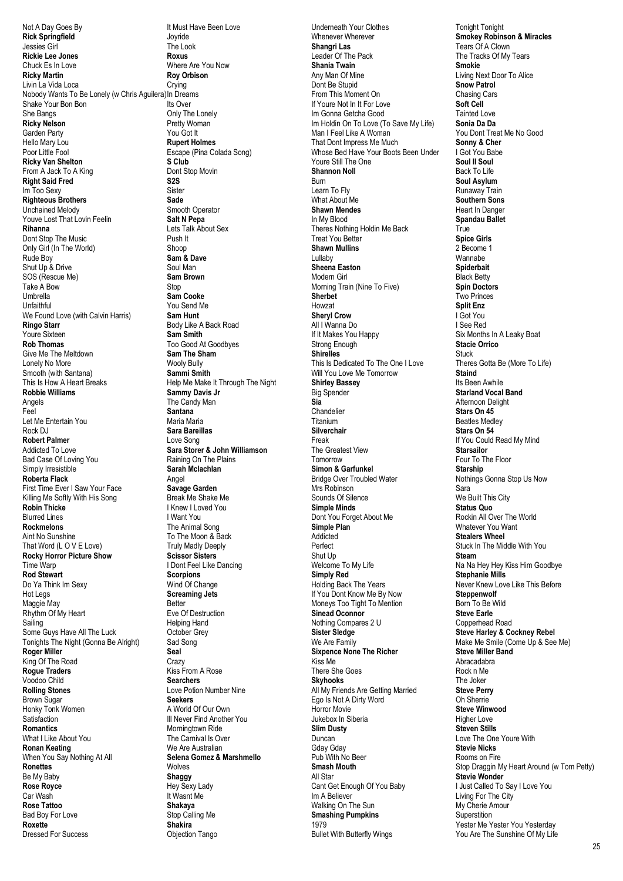Not A Day Goes By
**Rick Springfield**
Jessies Girl
**Rickie Lee Jones**
Chuck Es In Love
**Ricky Martin**
Livin La Vida Loca
Nobody Wants To Be Lonely (w Chris Aguilera)
Shake Your Bon Bon
She Bangs
**Ricky Nelson**
Garden Party
Hello Mary Lou
Poor Little Fool
**Ricky Van Shelton**
From A Jack To A King
**Right Said Fred**
Im Too Sexy
**Righteous Brothers**
Unchained Melody
Youve Lost That Lovin Feelin
**Rihanna**
Dont Stop The Music
Only Girl (In The World)
Rude Boy
Shut Up & Drive
SOS (Rescue Me)
Take A Bow
Umbrella
Unfaithful
We Found Love (with Calvin Harris)
**Ringo Starr**
Youre Sixteen
**Rob Thomas**
Give Me The Meltdown
Lonely No More
Smooth (with Santana)
This Is How A Heart Breaks
**Robbie Williams**
Angels
Feel
Let Me Entertain You
Rock DJ
**Robert Palmer**
Addicted To Love
Bad Case Of Loving You
Simply Irresistible
**Roberta Flack**
First Time Ever I Saw Your Face
Killing Me Softly With His Song
**Robin Thicke**
Blurred Lines
**Rockmelons**
Aint No Sunshine
That Word (L O V E Love)
**Rocky Horror Picture Show**
Time Warp
**Rod Stewart**
Do Ya Think Im Sexy
Hot Legs
Maggie May
Rhythm Of My Heart
Sailing
Some Guys Have All The Luck
Tonights The Night (Gonna Be Alright)
**Roger Miller**
King Of The Road
**Rogue Traders**
Voodoo Child
**Rolling Stones**
Brown Sugar
Honky Tonk Women
Satisfaction
**Romantics**
What I Like About You
**Ronan Keating**
When You Say Nothing At All
**Ronettes**
Be My Baby
**Rose Royce**
Car Wash
**Rose Tattoo**
Bad Boy For Love
**Roxette**
Dressed For Success
It Must Have Been Love
Joyride
The Look
**Roxus**
Where Are You Now
**Roy Orbison**
Crying
In Dreams
Its Over
Only The Lonely
Pretty Woman
You Got It
**Rupert Holmes**
Escape (Pina Colada Song)
**S Club**
Dont Stop Movin
**S2S**
Sister
**Sade**
Smooth Operator
**Salt N Pepa**
Lets Talk About Sex
Push It
Shoop
**Sam & Dave**
Soul Man
**Sam Brown**
Stop
**Sam Cooke**
You Send Me
**Sam Hunt**
Body Like A Back Road
**Sam Smith**
Too Good At Goodbyes
**Sam The Sham**
Wooly Bully
**Sammi Smith**
Help Me Make It Through The Night
**Sammy Davis Jr**
The Candy Man
**Santana**
Maria Maria
**Sara Bareillas**
Love Song
**Sara Storer & John Williamson**
Raining On The Plains
**Sarah Mclachlan**
Angel
**Savage Garden**
Break Me Shake Me
I Knew I Loved You
I Want You
The Animal Song
To The Moon & Back
Truly Madly Deeply
**Scissor Sisters**
I Dont Feel Like Dancing
**Scorpions**
Wind Of Change
**Screaming Jets**
Better
Eve Of Destruction
Helping Hand
October Grey
Sad Song
**Seal**
Crazy
Kiss From A Rose
**Searchers**
Love Potion Number Nine
**Seekers**
A World Of Our Own
Ill Never Find Another You
Morningtown Ride
The Carnival Is Over
We Are Australian
**Selena Gomez & Marshmello**
Wolves
**Shaggy**
Hey Sexy Lady
It Wasnt Me
**Shakaya**
Stop Calling Me
**Shakira**
Objection Tango
Underneath Your Clothes
Whenever Wherever
**Shangri Las**
Leader Of The Pack
**Shania Twain**
Any Man Of Mine
Dont Be Stupid
From This Moment On
If Youre Not In It For Love
Im Gonna Getcha Good
Im Holdin On To Love (To Save My Life)
Man I Feel Like A Woman
That Dont Impress Me Much
Whose Bed Have Your Boots Been Under
Youre Still The One
**Shannon Noll**
Burn
Learn To Fly
What About Me
**Shawn Mendes**
In My Blood
Theres Nothing Holdin Me Back
Treat You Better
**Shawn Mullins**
Lullaby
**Sheena Easton**
Modern Girl
Morning Train (Nine To Five)
**Sherbet**
Howzat
**Sheryl Crow**
All I Wanna Do
If It Makes You Happy
Strong Enough
**Shirelles**
This Is Dedicated To The One I Love
Will You Love Me Tomorrow
**Shirley Bassey**
Big Spender
**Sia**
Chandelier
Titanium
**Silverchair**
Freak
The Greatest View
Tomorrow
**Simon & Garfunkel**
Bridge Over Troubled Water
Mrs Robinson
Sounds Of Silence
**Simple Minds**
Dont You Forget About Me
**Simple Plan**
Addicted
Perfect
Shut Up
Welcome To My Life
**Simply Red**
Holding Back The Years
If You Dont Know Me By Now
Moneys Too Tight To Mention
**Sinead Oconnor**
Nothing Compares 2 U
**Sister Sledge**
We Are Family
**Sixpence None The Richer**
Kiss Me
There She Goes
**Skyhooks**
All My Friends Are Getting Married
Ego Is Not A Dirty Word
Horror Movie
Jukebox In Siberia
**Slim Dusty**
Duncan
Gday Gday
Pub With No Beer
**Smash Mouth**
All Star
Cant Get Enough Of You Baby
Im A Believer
Walking On The Sun
**Smashing Pumpkins**
1979
Bullet With Butterfly Wings
Tonight Tonight
**Smokey Robinson & Miracles**
Tears Of A Clown
The Tracks Of My Tears
**Smokie**
Living Next Door To Alice
**Snow Patrol**
Chasing Cars
**Soft Cell**
Tainted Love
**Sonia Da Da**
You Dont Treat Me No Good
**Sonny & Cher**
I Got You Babe
**Soul II Soul**
Back To Life
**Soul Asylum**
Runaway Train
**Southern Sons**
Heart In Danger
**Spandau Ballet**
True
**Spice Girls**
2 Become 1
Wannabe
**Spiderbait**
Black Betty
**Spin Doctors**
Two Princes
**Split Enz**
I Got You
I See Red
Six Months In A Leaky Boat
**Stacie Orrico**
Stuck
Theres Gotta Be (More To Life)
**Staind**
Its Been Awhile
**Starland Vocal Band**
Afternoon Delight
**Stars On 45**
Beatles Medley
**Stars On 54**
If You Could Read My Mind
**Starsailor**
Four To The Floor
**Starship**
Nothings Gonna Stop Us Now
Sara
We Built This City
**Status Quo**
Rockin All Over The World
Whatever You Want
**Stealers Wheel**
Stuck In The Middle With You
**Steam**
Na Na Hey Hey Kiss Him Goodbye
**Stephanie Mills**
Never Knew Love Like This Before
**Steppenwolf**
Born To Be Wild
**Steve Earle**
Copperhead Road
**Steve Harley & Cockney Rebel**
Make Me Smile (Come Up & See Me)
**Steve Miller Band**
Abracadabra
Rock n Me
The Joker
**Steve Perry**
Oh Sherrie
**Steve Winwood**
Higher Love
**Steven Stills**
Love The One Youre With
**Stevie Nicks**
Rooms on Fire
Stop Draggin My Heart Around (w Tom Petty)
**Stevie Wonder**
I Just Called To Say I Love You
Living For The City
My Cherie Amour
Superstition
Yester Me Yester You Yesterday
You Are The Sunshine Of My Life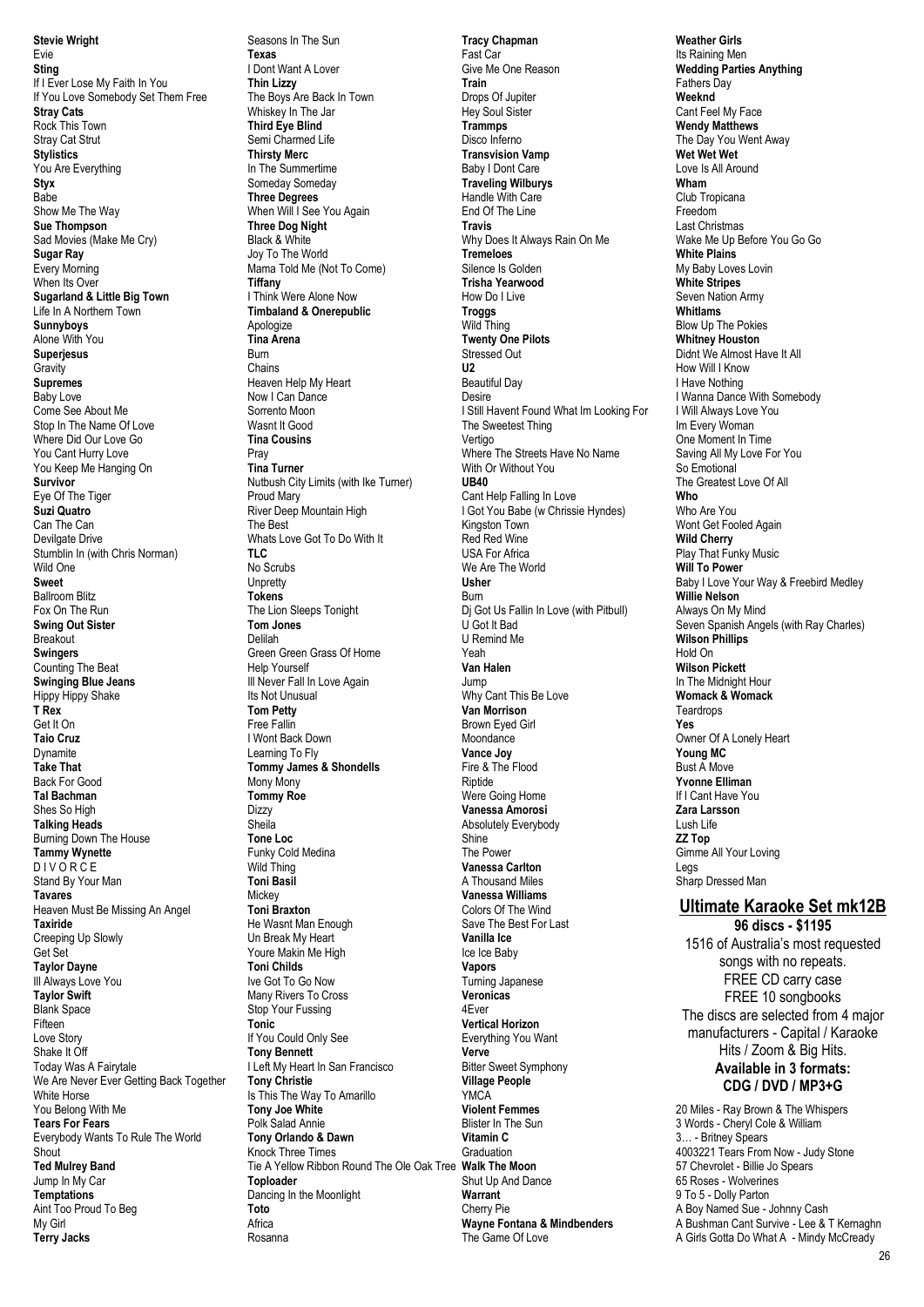**Stevie Wright**
Evie
**Sting**
If I Ever Lose My Faith In You
If You Love Somebody Set Them Free
**Stray Cats**
Rock This Town
Stray Cat Strut
**Stylistics**
You Are Everything
**Styx**
Babe
Show Me The Way
**Sue Thompson**
Sad Movies (Make Me Cry)
**Sugar Ray**
Every Morning
When Its Over
**Sugarland & Little Big Town**
Life In A Northern Town
**Sunnyboys**
Alone With You
**Superjesus**
Gravity
**Supremes**
Baby Love
Come See About Me
Stop In The Name Of Love
Where Did Our Love Go
You Cant Hurry Love
You Keep Me Hanging On
**Survivor**
Eye Of The Tiger
**Suzi Quatro**
Can The Can
Devilgate Drive
Stumblin In (with Chris Norman)
Wild One
**Sweet**
Ballroom Blitz
Fox On The Run
**Swing Out Sister**
Breakout
**Swingers**
Counting The Beat
**Swinging Blue Jeans**
Hippy Hippy Shake
**T Rex**
Get It On
**Taio Cruz**
Dynamite
**Take That**
Back For Good
**Tal Bachman**
Shes So High
**Talking Heads**
Burning Down The House
**Tammy Wynette**
D I V O R C E
Stand By Your Man
**Tavares**
Heaven Must Be Missing An Angel
**Taxiride**
Creeping Up Slowly
Get Set
**Taylor Dayne**
Ill Always Love You
**Taylor Swift**
Blank Space
Fifteen
Love Story
Shake It Off
Today Was A Fairytale
We Are Never Ever Getting Back Together
White Horse
You Belong With Me
**Tears For Fears**
Everybody Wants To Rule The World
Shout
**Ted Mulrey Band**
Jump In My Car
**Temptations**
Aint Too Proud To Beg
My Girl
**Terry Jacks**
Seasons In The Sun
**Texas**
I Dont Want A Lover
**Thin Lizzy**
The Boys Are Back In Town
Whiskey In The Jar
**Third Eye Blind**
Semi Charmed Life
**Thirsty Merc**
In The Summertime
Someday Someday
**Three Degrees**
When Will I See You Again
**Three Dog Night**
Black & White
Joy To The World
Mama Told Me (Not To Come)
**Tiffany**
I Think Were Alone Now
**Timbaland & Onerepublic**
Apologize
**Tina Arena**
Burn
Chains
Heaven Help My Heart
Now I Can Dance
Sorrento Moon
Wasnt It Good
**Tina Cousins**
Pray
**Tina Turner**
Nutbush City Limits (with Ike Turner)
Proud Mary
River Deep Mountain High
The Best
Whats Love Got To Do With It
**TLC**
No Scrubs
Unpretty
**Tokens**
The Lion Sleeps Tonight
**Tom Jones**
Delilah
Green Green Grass Of Home
Help Yourself
Ill Never Fall In Love Again
Its Not Unusual
**Tom Petty**
Free Fallin
I Wont Back Down
Learning To Fly
**Tommy James & Shondells**
Mony Mony
**Tommy Roe**
Dizzy
Sheila
**Tone Loc**
Funky Cold Medina
Wild Thing
**Toni Basil**
Mickey
**Toni Braxton**
He Wasnt Man Enough
Un Break My Heart
Youre Makin Me High
**Toni Childs**
Ive Got To Go Now
Many Rivers To Cross
Stop Your Fussing
**Tonic**
If You Could Only See
**Tony Bennett**
I Left My Heart In San Francisco
**Tony Christie**
Is This The Way To Amarillo
**Tony Joe White**
Polk Salad Annie
**Tony Orlando & Dawn**
Knock Three Times
Tie A Yellow Ribbon Round The Ole Oak Tree
**Toploader**
Dancing In the Moonlight
**Toto**
Africa
Rosanna
**Tracy Chapman**
Fast Car
Give Me One Reason
**Train**
Drops Of Jupiter
Hey Soul Sister
**Trammps**
Disco Inferno
**Transvision Vamp**
Baby I Dont Care
**Traveling Wilburys**
Handle With Care
End Of The Line
**Travis**
Why Does It Always Rain On Me
**Tremeloes**
Silence Is Golden
**Trisha Yearwood**
How Do I Live
**Troggs**
Wild Thing
**Twenty One Pilots**
Stressed Out
**U2**
Beautiful Day
Desire
I Still Havent Found What Im Looking For
The Sweetest Thing
Vertigo
Where The Streets Have No Name
With Or Without You
**UB40**
Cant Help Falling In Love
I Got You Babe (w Chrissie Hyndes)
Kingston Town
Red Red Wine
USA For Africa
We Are The World
**Usher**
Burn
Dj Got Us Fallin In Love (with Pitbull)
U Got It Bad
U Remind Me
Yeah
**Van Halen**
Jump
Why Cant This Be Love
**Van Morrison**
Brown Eyed Girl
Moondance
**Vance Joy**
Fire & The Flood
Riptide
Were Going Home
**Vanessa Amorosi**
Absolutely Everybody
Shine
The Power
**Vanessa Carlton**
A Thousand Miles
**Vanessa Williams**
Colors Of The Wind
Save The Best For Last
**Vanilla Ice**
Ice Ice Baby
**Vapors**
Turning Japanese
**Veronicas**
4Ever
**Vertical Horizon**
Everything You Want
**Verve**
Bitter Sweet Symphony
**Village People**
YMCA
**Violent Femmes**
Blister In The Sun
**Vitamin C**
Graduation
**Walk The Moon**
Shut Up And Dance
**Warrant**
Cherry Pie
**Wayne Fontana & Mindbenders**
The Game Of Love
**Weather Girls**
Its Raining Men
**Wedding Parties Anything**
Fathers Day
**Weeknd**
Cant Feel My Face
**Wendy Matthews**
The Day You Went Away
**Wet Wet Wet**
Love Is All Around
**Wham**
Club Tropicana
Freedom
Last Christmas
Wake Me Up Before You Go Go
**White Plains**
My Baby Loves Lovin
**White Stripes**
Seven Nation Army
**Whitlams**
Blow Up The Pokies
**Whitney Houston**
Didnt We Almost Have It All
How Will I Know
I Have Nothing
I Wanna Dance With Somebody
I Will Always Love You
Im Every Woman
One Moment In Time
Saving All My Love For You
So Emotional
The Greatest Love Of All
**Who**
Who Are You
Wont Get Fooled Again
**Wild Cherry**
Play That Funky Music
**Will To Power**
Baby I Love Your Way & Freebird Medley
**Willie Nelson**
Always On My Mind
Seven Spanish Angels (with Ray Charles)
**Wilson Phillips**
Hold On
**Wilson Pickett**
In The Midnight Hour
**Womack & Womack**
Teardrops
**Yes**
Owner Of A Lonely Heart
**Young MC**
Bust A Move
**Yvonne Elliman**
If I Cant Have You
**Zara Larsson**
Lush Life
**ZZ Top**
Gimme All Your Loving
Legs
Sharp Dressed Man

## Ultimate Karaoke Set mk12B

**96 discs - $1195**

1516 of Australia's most requested songs with no repeats.
FREE CD carry case
FREE 10 songbooks
The discs are selected from 4 major manufacturers - Capital / Karaoke Hits / Zoom & Big Hits.

**Available in 3 formats:**
**CDG / DVD / MP3+G**

20 Miles - Ray Brown & The Whispers
3 Words - Cheryl Cole & William
3… - Britney Spears
4003221 Tears From Now - Judy Stone
57 Chevrolet - Billie Jo Spears
65 Roses - Wolverines
9 To 5 - Dolly Parton
A Boy Named Sue - Johnny Cash
A Bushman Cant Survive - Lee & T Kernaghn
A Girls Gotta Do What A - Mindy McCready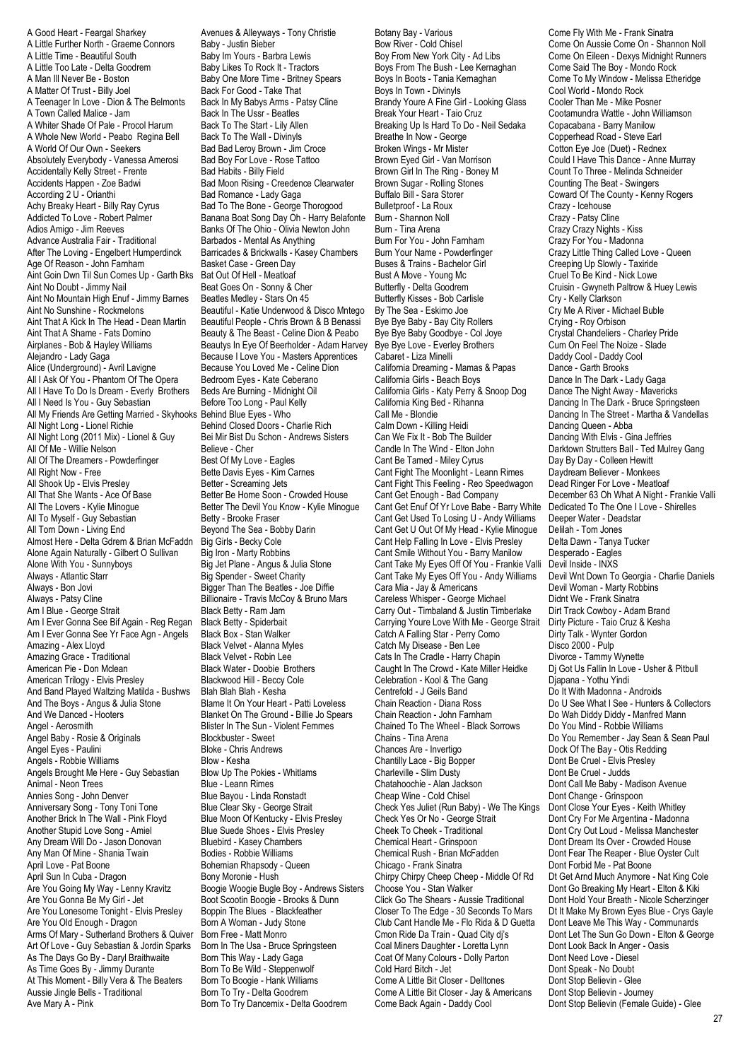A Good Heart - Feargal Sharkey
A Little Further North - Graeme Connors
A Little Time - Beautiful South
A Little Too Late - Delta Goodrem
A Man Ill Never Be - Boston
A Matter Of Trust - Billy Joel
A Teenager In Love - Dion & The Belmonts
A Town Called Malice - Jam
A Whiter Shade Of Pale - Procol Harum
A Whole New World - Peabo Regina Bell
A World Of Our Own - Seekers
Absolutely Everybody - Vanessa Amerosi
Accidentally Kelly Street - Frente
Accidents Happen - Zoe Badwi
According 2 U - Orianthi
Achy Breaky Heart - Billy Ray Cyrus
Addicted To Love - Robert Palmer
Adios Amigo - Jim Reeves
Advance Australia Fair - Traditional
After The Loving - Engelbert Humperdinck
Age Of Reason - John Farnham
Aint Goin Dwn Til Sun Comes Up - Garth Bks
Aint No Doubt - Jimmy Nail
Aint No Mountain High Enuf - Jimmy Barnes
Aint No Sunshine - Rockmelons
Aint That A Kick In The Head - Dean Martin
Aint That A Shame - Fats Domino
Airplanes - Bob & Hayley Williams
Alejandro - Lady Gaga
Alice (Underground) - Avril Lavigne
All I Ask Of You - Phantom Of The Opera
All I Have To Do Is Dream - Everly Brothers
All I Need Is You - Guy Sebastian
All My Friends Are Getting Married - Skyhooks
All Night Long - Lionel Richie
All Night Long (2011 Mix) - Lionel & Guy
All Of Me - Willie Nelson
All Of The Dreamers - Powderfinger
All Right Now - Free
All Shook Up - Elvis Presley
All That She Wants - Ace Of Base
All The Lovers - Kylie Minogue
All To Myself - Guy Sebastian
All Torn Down - Living End
Almost Here - Delta Gdrem & Brian McFaddn
Alone Again Naturally - Gilbert O Sullivan
Alone With You - Sunnyboys
Always - Atlantic Starr
Always - Bon Jovi
Always - Patsy Cline
Am I Blue - George Strait
Am I Ever Gonna See Bif Again - Reg Regan
Am I Ever Gonna See Yr Face Agn - Angels
Amazing - Alex Lloyd
Amazing Grace - Traditional
American Pie - Don Mclean
American Trilogy - Elvis Presley
And Band Played Waltzing Matilda - Bushws
And The Boys - Angus & Julia Stone
And We Danced - Hooters
Angel - Aerosmith
Angel Baby - Rosie & Originals
Angel Eyes - Paulini
Angels - Robbie Williams
Angels Brought Me Here - Guy Sebastian
Animal - Neon Trees
Annies Song - John Denver
Anniversary Song - Tony Toni Tone
Another Brick In The Wall - Pink Floyd
Another Stupid Love Song - Amiel
Any Dream Will Do - Jason Donovan
Any Man Of Mine - Shania Twain
April Love - Pat Boone
April Sun In Cuba - Dragon
Are You Going My Way - Lenny Kravitz
Are You Gonna Be My Girl - Jet
Are You Lonesome Tonight - Elvis Presley
Are You Old Enough - Dragon
Arms Of Mary - Sutherland Brothers & Quiver
Art Of Love - Guy Sebastian & Jordin Sparks
As The Days Go By - Daryl Braithwaite
As Time Goes By - Jimmy Durante
At This Moment - Billy Vera & The Beaters
Aussie Jingle Bells - Traditional
Ave Mary A - Pink
Avenues & Alleyways - Tony Christie
Baby - Justin Bieber
Baby Im Yours - Barbra Lewis
Baby Likes To Rock It - Tractors
Baby One More Time - Britney Spears
Back For Good - Take That
Back In My Babys Arms - Patsy Cline
Back In The Ussr - Beatles
Back To The Start - Lily Allen
Back To The Wall - Divinyls
Bad Bad Leroy Brown - Jim Croce
Bad Boy For Love - Rose Tattoo
Bad Habits - Billy Field
Bad Moon Rising - Creedence Clearwater
Bad Romance - Lady Gaga
Bad To The Bone - George Thorogood
Banana Boat Song Day Oh - Harry Belafonte
Banks Of The Ohio - Olivia Newton John
Barbados - Mental As Anything
Barricades & Brickwalls - Kasey Chambers
Basket Case - Green Day
Bat Out Of Hell - Meatloaf
Beat Goes On - Sonny & Cher
Beatles Medley - Stars On 45
Beautiful - Katie Underwood & Disco Mntego
Beautiful People - Chris Brown & B Benassi
Beauty & The Beast - Celine Dion & Peabo
Beautys In Eye Of Beerholder - Adam Harvey
Because I Love You - Masters Apprentices
Because You Loved Me - Celine Dion
Bedroom Eyes - Kate Ceberano
Beds Are Burning - Midnight Oil
Before Too Long - Paul Kelly
Behind Blue Eyes - Who
Behind Closed Doors - Charlie Rich
Bei Mir Bist Du Schon - Andrews Sisters
Believe - Cher
Best Of My Love - Eagles
Bette Davis Eyes - Kim Carnes
Better - Screaming Jets
Better Be Home Soon - Crowded House
Better The Devil You Know - Kylie Minogue
Betty - Brooke Fraser
Beyond The Sea - Bobby Darin
Big Girls - Becky Cole
Big Iron - Marty Robbins
Big Jet Plane - Angus & Julia Stone
Big Spender - Sweet Charity
Bigger Than The Beatles - Joe Diffie
Billionaire - Travis McCoy & Bruno Mars
Black Betty - Ram Jam
Black Betty - Spiderbait
Black Box - Stan Walker
Black Velvet - Alanna Myles
Black Velvet - Robin Lee
Black Water - Doobie Brothers
Blackwood Hill - Beccy Cole
Blah Blah Blah - Kesha
Blame It On Your Heart - Patti Loveless
Blanket On The Ground - Billie Jo Spears
Blister In The Sun - Violent Femmes
Blockbuster - Sweet
Bloke - Chris Andrews
Blow - Kesha
Blow Up The Pokies - Whitlams
Blue - Leann Rimes
Blue Bayou - Linda Ronstadt
Blue Clear Sky - George Strait
Blue Moon Of Kentucky - Elvis Presley
Blue Suede Shoes - Elvis Presley
Bluebird - Kasey Chambers
Bodies - Robbie Williams
Bohemian Rhapsody - Queen
Bony Moronie - Hush
Boogie Woogie Bugle Boy - Andrews Sisters
Boot Scootin Boogie - Brooks & Dunn
Boppin The Blues - Blackfeather
Born A Woman - Judy Stone
Born Free - Matt Monro
Born In The Usa - Bruce Springsteen
Born This Way - Lady Gaga
Born To Be Wild - Steppenwolf
Born To Boogie - Hank Williams
Born To Try - Delta Goodrem
Born To Try Dancemix - Delta Goodrem
Botany Bay - Various
Bow River - Cold Chisel
Boy From New York City - Ad Libs
Boys From The Bush - Lee Kernaghan
Boys In Boots - Tania Kernaghan
Boys In Town - Divinyls
Brandy Youre A Fine Girl - Looking Glass
Break Your Heart - Taio Cruz
Breaking Up Is Hard To Do - Neil Sedaka
Breathe In Now - George
Broken Wings - Mr Mister
Brown Eyed Girl - Van Morrison
Brown Girl In The Ring - Boney M
Brown Sugar - Rolling Stones
Buffalo Bill - Sara Storer
Bulletproof - La Roux
Burn - Shannon Noll
Burn - Tina Arena
Burn For You - John Farnham
Burn Your Name - Powderfinger
Buses & Trains - Bachelor Girl
Bust A Move - Young Mc
Butterfly - Delta Goodrem
Butterfly Kisses - Bob Carlisle
By The Sea - Eskimo Joe
Bye Bye Baby - Bay City Rollers
Bye Bye Baby Goodbye - Col Joye
Bye Bye Love - Everley Brothers
Cabaret - Liza Minelli
California Dreaming - Mamas & Papas
California Girls - Beach Boys
California Girls - Katy Perry & Snoop Dog
California King Bed - Rihanna
Call Me - Blondie
Calm Down - Killing Heidi
Can We Fix It - Bob The Builder
Candle In The Wind - Elton John
Cant Be Tamed - Miley Cyrus
Cant Fight The Moonlight - Leann Rimes
Cant Fight This Feeling - Reo Speedwagon
Cant Get Enough - Bad Company
Cant Get Enuf Of Yr Love Babe - Barry White
Cant Get Used To Losing U - Andy Williams
Cant Get U Out Of My Head - Kylie Minogue
Cant Help Falling In Love - Elvis Presley
Cant Smile Without You - Barry Manilow
Cant Take My Eyes Off Of You - Frankie Valli
Cant Take My Eyes Off You - Andy Williams
Cara Mia - Jay & Americans
Careless Whisper - George Michael
Carry Out - Timbaland & Justin Timberlake
Carrying Youre Love With Me - George Strait
Catch A Falling Star - Perry Como
Catch My Disease - Ben Lee
Cats In The Cradle - Harry Chapin
Caught In The Crowd - Kate Miller Heidke
Celebration - Kool & The Gang
Centrefold - J Geils Band
Chain Reaction - Diana Ross
Chain Reaction - John Farnham
Chained To The Wheel - Black Sorrows
Chains - Tina Arena
Chances Are - Invertigo
Chantilly Lace - Big Bopper
Charleville - Slim Dusty
Chatahoochie - Alan Jackson
Cheap Wine - Cold Chisel
Check Yes Juliet (Run Baby) - We The Kings
Check Yes Or No - George Strait
Cheek To Cheek - Traditional
Chemical Heart - Grinspoon
Chemical Rush - Brian McFadden
Chicago - Frank Sinatra
Chirpy Chirpy Cheep Cheep - Middle Of Rd
Choose You - Stan Walker
Click Go The Shears - Aussie Traditional
Closer To The Edge - 30 Seconds To Mars
Club Cant Handle Me - Flo Rida & D Guetta
Cmon Ride Da Train - Quad City dj's
Coal Miners Daughter - Loretta Lynn
Coat Of Many Colours - Dolly Parton
Cold Hard Bitch - Jet
Come A Little Bit Closer - Delltones
Come A Little Bit Closer - Jay & Americans
Come Back Again - Daddy Cool
Come Fly With Me - Frank Sinatra
Come On Aussie Come On - Shannon Noll
Come On Eileen - Dexys Midnight Runners
Come Said The Boy - Mondo Rock
Come To My Window - Melissa Etheridge
Cool World - Mondo Rock
Cooler Than Me - Mike Posner
Cootamundra Wattle - John Williamson
Copacabana - Barry Manilow
Copperhead Road - Steve Earl
Cotton Eye Joe (Duet) - Rednex
Could I Have This Dance - Anne Murray
Count To Three - Melinda Schneider
Counting The Beat - Swingers
Coward Of The County - Kenny Rogers
Crazy - Icehouse
Crazy - Patsy Cline
Crazy Crazy Nights - Kiss
Crazy For You - Madonna
Crazy Little Thing Called Love - Queen
Creeping Up Slowly - Taxiride
Cruel To Be Kind - Nick Lowe
Cruisin - Gwyneth Paltrow & Huey Lewis
Cry - Kelly Clarkson
Cry Me A River - Michael Buble
Crying - Roy Orbison
Crystal Chandeliers - Charley Pride
Cum On Feel The Noize - Slade
Daddy Cool - Daddy Cool
Dance - Garth Brooks
Dance In The Dark - Lady Gaga
Dance The Night Away - Mavericks
Dancing In The Dark - Bruce Springsteen
Dancing In The Street - Martha & Vandellas
Dancing Queen - Abba
Dancing With Elvis - Gina Jeffries
Darktown Strutters Ball - Ted Mulrey Gang
Day By Day - Colleen Hewitt
Daydream Believer - Monkees
Dead Ringer For Love - Meatloaf
December 63 Oh What A Night - Frankie Valli
Dedicated To The One I Love - Shirelles
Deeper Water - Deadstar
Delilah - Tom Jones
Delta Dawn - Tanya Tucker
Desperado - Eagles
Devil Inside - INXS
Devil Wnt Down To Georgia - Charlie Daniels
Devil Woman - Marty Robbins
Didnt We - Frank Sinatra
Dirt Track Cowboy - Adam Brand
Dirty Picture - Taio Cruz & Kesha
Dirty Talk - Wynter Gordon
Disco 2000 - Pulp
Divorce - Tammy Wynette
Dj Got Us Fallin In Love - Usher & Pitbull
Djapana - Yothu Yindi
Do It With Madonna - Androids
Do U See What I See - Hunters & Collectors
Do Wah Diddy Diddy - Manfred Mann
Do You Mind - Robbie Williams
Do You Remember - Jay Sean & Sean Paul
Dock Of The Bay - Otis Redding
Dont Be Cruel - Elvis Presley
Dont Be Cruel - Judds
Dont Call Me Baby - Madison Avenue
Dont Change - Grinspoon
Dont Close Your Eyes - Keith Whitley
Dont Cry For Me Argentina - Madonna
Dont Cry Out Loud - Melissa Manchester
Dont Dream Its Over - Crowded House
Dont Fear The Reaper - Blue Oyster Cult
Dont Forbid Me - Pat Boone
Dt Get Arnd Much Anymore - Nat King Cole
Dont Go Breaking My Heart - Elton & Kiki
Dont Hold Your Breath - Nicole Scherzinger
Dt It Make My Brown Eyes Blue - Crys Gayle
Dont Leave Me This Way - Communards
Dont Let The Sun Go Down - Elton & George
Dont Look Back In Anger - Oasis
Dont Need Love - Diesel
Dont Speak - No Doubt
Dont Stop Believin - Glee
Dont Stop Believin - Journey
Dont Stop Believin (Female Guide) - Glee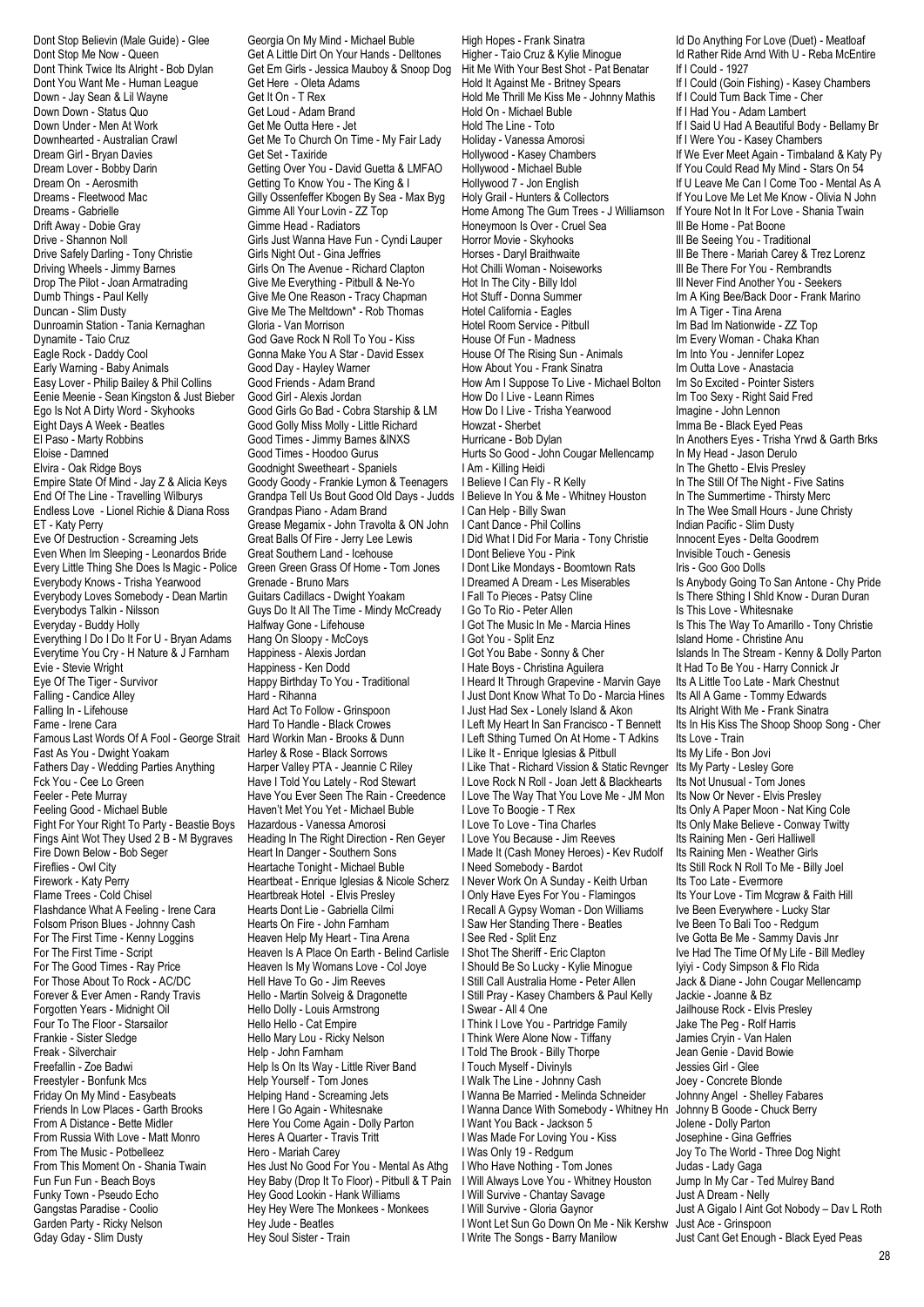Dont Stop Believin (Male Guide) - Glee
Dont Stop Me Now - Queen
Dont Think Twice Its Alright - Bob Dylan
Dont You Want Me - Human League
Down - Jay Sean & Lil Wayne
Down Down - Status Quo
Down Under - Men At Work
Downhearted - Australian Crawl
Dream Girl - Bryan Davies
Dream Lover - Bobby Darin
Dream On - Aerosmith
Dreams - Fleetwood Mac
Dreams - Gabrielle
Drift Away - Dobie Gray
Drive - Shannon Noll
Drive Safely Darling - Tony Christie
Driving Wheels - Jimmy Barnes
Drop The Pilot - Joan Armatrading
Dumb Things - Paul Kelly
Duncan - Slim Dusty
Dunroamin Station - Tania Kernaghan
Dynamite - Taio Cruz
Eagle Rock - Daddy Cool
Early Warning - Baby Animals
Easy Lover - Philip Bailey & Phil Collins
Eenie Meenie - Sean Kingston & Just Bieber
Ego Is Not A Dirty Word - Skyhooks
Eight Days A Week - Beatles
El Paso - Marty Robbins
Eloise - Damned
Elvira - Oak Ridge Boys
Empire State Of Mind - Jay Z & Alicia Keys
End Of The Line - Travelling Wilburys
Endless Love - Lionel Richie & Diana Ross
ET - Katy Perry
Eve Of Destruction - Screaming Jets
Even When Im Sleeping - Leonardos Bride
Every Little Thing She Does Is Magic - Police
Everybody Knows - Trisha Yearwood
Everybody Loves Somebody - Dean Martin
Everybodys Talkin - Nilsson
Everyday - Buddy Holly
Everything I Do I Do It For U - Bryan Adams
Everytime You Cry - H Nature & J Farnham
Evie - Stevie Wright
Eye Of The Tiger - Survivor
Falling - Candice Alley
Falling In - Lifehouse
Fame - Irene Cara
Famous Last Words Of A Fool - George Strait
Fast As You - Dwight Yoakam
Fathers Day - Wedding Parties Anything
Fck You - Cee Lo Green
Feeler - Pete Murray
Feeling Good - Michael Buble
Fight For Your Right To Party - Beastie Boys
Fings Aint Wot They Used 2 B - M Bygraves
Fire Down Below - Bob Seger
Fireflies - Owl City
Firework - Katy Perry
Flame Trees - Cold Chisel
Flashdance What A Feeling - Irene Cara
Folsom Prison Blues - Johnny Cash
For The First Time - Kenny Loggins
For The First Time - Script
For The Good Times - Ray Price
For Those About To Rock - AC/DC
Forever & Ever Amen - Randy Travis
Forgotten Years - Midnight Oil
Four To The Floor - Starsailor
Frankie - Sister Sledge
Freak - Silverchair
Freefallin - Zoe Badwi
Freestyler - Bonfunk Mcs
Friday On My Mind - Easybeats
Friends In Low Places - Garth Brooks
From A Distance - Bette Midler
From Russia With Love - Matt Monro
From The Music - Potbelleez
From This Moment On - Shania Twain
Fun Fun Fun - Beach Boys
Funky Town - Pseudo Echo
Gangstas Paradise - Coolio
Garden Party - Ricky Nelson
Gday Gday - Slim Dusty
Georgia On My Mind - Michael Buble
Get A Little Dirt On Your Hands - Delltones
Get Em Girls - Jessica Mauboy & Snoop Dog
Get Here - Oleta Adams
Get It On - T Rex
Get Loud - Adam Brand
Get Me Outta Here - Jet
Get Me To Church On Time - My Fair Lady
Get Set - Taxiride
Getting Over You - David Guetta & LMFAO
Getting To Know You - The King & I
Gilly Ossenfeffer Kbogen By Sea - Max Byg
Gimme All Your Lovin - ZZ Top
Gimme Head - Radiators
Girls Just Wanna Have Fun - Cyndi Lauper
Girls Night Out - Gina Jeffries
Girls On The Avenue - Richard Clapton
Give Me Everything - Pitbull & Ne-Yo
Give Me One Reason - Tracy Chapman
Give Me The Meltdown* - Rob Thomas
Gloria - Van Morrison
God Gave Rock N Roll To You - Kiss
Gonna Make You A Star - David Essex
Good Day - Hayley Warner
Good Friends - Adam Brand
Good Girl - Alexis Jordan
Good Girls Go Bad - Cobra Starship & LM
Good Golly Miss Molly - Little Richard
Good Times - Jimmy Barnes &INXS
Good Times - Hoodoo Gurus
Goodnight Sweetheart - Spaniels
Goody Goody - Frankie Lymon & Teenagers
Grandpa Tell Us Bout Good Old Days - Judds
Grandpas Piano - Adam Brand
Grease Megamix - John Travolta & ON John
Great Balls Of Fire - Jerry Lee Lewis
Great Southern Land - Icehouse
Green Green Grass Of Home - Tom Jones
Grenade - Bruno Mars
Guitars Cadillacs - Dwight Yoakam
Guys Do It All The Time - Mindy McCready
Halfway Gone - Lifehouse
Hang On Sloopy - McCoys
Happiness - Alexis Jordan
Happiness - Ken Dodd
Happy Birthday To You - Traditional
Hard - Rihanna
Hard Act To Follow - Grinspoon
Hard To Handle - Black Crowes
Hard Workin Man - Brooks & Dunn
Harley & Rose - Black Sorrows
Harper Valley PTA - Jeannie C Riley
Have I Told You Lately - Rod Stewart
Have You Ever Seen The Rain - Creedence
Haven't Met You Yet - Michael Buble
Hazardous - Vanessa Amorosi
Heading In The Right Direction - Ren Geyer
Heart In Danger - Southern Sons
Heartache Tonight - Michael Buble
Heartbeat - Enrique Iglesias & Nicole Scherz
Heartbreak Hotel - Elvis Presley
Hearts Dont Lie - Gabriella Cilmi
Hearts On Fire - John Farnham
Heaven Help My Heart - Tina Arena
Heaven Is A Place On Earth - Belind Carlisle
Heaven Is My Womans Love - Col Joye
Hell Have To Go - Jim Reeves
Hello - Martin Solveig & Dragonette
Hello Dolly - Louis Armstrong
Hello Helio - Cat Empire
Hello Mary Lou - Ricky Nelson
Help - John Farnham
Help Is On Its Way - Little River Band
Help Yourself - Tom Jones
Helping Hand - Screaming Jets
Here I Go Again - Whitesnake
Here You Come Again - Dolly Parton
Heres A Quarter - Travis Tritt
Hero - Mariah Carey
Hes Just No Good For You - Mental As Athg
Hey Baby (Drop It To Floor) - Pitbull & T Pain
Hey Good Lookin - Hank Williams
Hey Hey Were The Monkees - Monkees
Hey Jude - Beatles
Hey Soul Sister - Train
High Hopes - Frank Sinatra
Higher - Taio Cruz & Kylie Minogue
Hit Me With Your Best Shot - Pat Benatar
Hold It Against Me - Britney Spears
Hold Me Thrill Me Kiss Me - Johnny Mathis
Hold On - Michael Buble
Hold The Line - Toto
Holiday - Vanessa Amorosi
Hollywood - Kasey Chambers
Hollywood - Michael Buble
Hollywood 7 - Jon English
Holy Grail - Hunters & Collectors
Home Among The Gum Trees - J Williamson
Honeymoon Is Over - Cruel Sea
Horror Movie - Skyhooks
Horses - Daryl Braithwaite
Hot Chilli Woman - Noiseworks
Hot In The City - Billy Idol
Hot Stuff - Donna Summer
Hotel California - Eagles
Hotel Room Service - Pitbull
House Of Fun - Madness
House Of The Rising Sun - Animals
How About You - Frank Sinatra
How Am I Suppose To Live - Michael Bolton
How Do I Live - Leann Rimes
How Do I Live - Trisha Yearwood
Howzat - Sherbet
Hurricane - Bob Dylan
Hurts So Good - John Cougar Mellencamp
I Am - Killing Heidi
I Believe I Can Fly - R Kelly
I Believe In You & Me - Whitney Houston
I Can Help - Billy Swan
I Cant Dance - Phil Collins
I Did What I Did For Maria - Tony Christie
I Dont Believe You - Pink
I Dont Like Mondays - Boomtown Rats
I Dreamed A Dream - Les Miserables
I Fall To Pieces - Patsy Cline
I Go To Rio - Peter Allen
I Got The Music In Me - Marcia Hines
I Got You - Split Enz
I Got You Babe - Sonny & Cher
I Hate Boys - Christina Aguilera
I Heard It Through Grapevine - Marvin Gaye
I Just Dont Know What To Do - Marcia Hines
I Just Had Sex - Lonely Island & Akon
I Left My Heart In San Francisco - T Bennett
I Left Sthing Turned On At Home - T Adkins
I Like It - Enrique Iglesias & Pitbull
I Like That - Richard Vission & Static Revnger
I Love Rock N Roll - Joan Jett & Blackhearts
I Love The Way That You Love Me - JM Mon
I Love To Boogie - T Rex
I Love To Love - Tina Charles
I Love You Because - Jim Reeves
I Made It (Cash Money Heroes) - Kev Rudolf
I Need Somebody - Bardot
I Never Work On A Sunday - Keith Urban
I Only Have Eyes For You - Flamingos
I Recall A Gypsy Woman - Don Williams
I Saw Her Standing There - Beatles
I See Red - Split Enz
I Shot The Sheriff - Eric Clapton
I Should Be So Lucky - Kylie Minogue
I Still Call Australia Home - Peter Allen
I Still Pray - Kasey Chambers & Paul Kelly
I Swear - All 4 One
I Think I Love You - Partridge Family
I Think Were Alone Now - Tiffany
I Told The Brook - Billy Thorpe
I Touch Myself - Divinyls
I Walk The Line - Johnny Cash
I Wanna Be Married - Melinda Schneider
I Wanna Dance With Somebody - Whitney Hn
I Want You Back - Jackson 5
I Was Made For Loving You - Kiss
I Was Only 19 - Redgum
I Who Have Nothing - Tom Jones
I Will Always Love You - Whitney Houston
I Will Survive - Chantay Savage
I Will Survive - Gloria Gaynor
I Wont Let Sun Go Down On Me - Nik Kershw
I Write The Songs - Barry Manilow
Id Do Anything For Love (Duet) - Meatloaf
Id Rather Ride Arnd With U - Reba McEntire
If I Could - 1927
If I Could (Goin Fishing) - Kasey Chambers
If I Could Turn Back Time - Cher
If I Had You - Adam Lambert
If I Said U Had A Beautiful Body - Bellamy Br
If I Were You - Kasey Chambers
If We Ever Meet Again - Timbaland & Katy Py
If You Could Read My Mind - Stars On 54
If U Leave Me Can I Come Too - Mental As A
If You Love Me Let Me Know - Olivia N John
If Youre Not In It For Love - Shania Twain
Ill Be Home - Pat Boone
Ill Be Seeing You - Traditional
Ill Be There - Mariah Carey & Trez Lorenz
Ill Be There For You - Rembrandts
Ill Never Find Another You - Seekers
Im A King Bee/Back Door - Frank Marino
Im A Tiger - Tina Arena
Im Bad Im Nationwide - ZZ Top
Im Every Woman - Chaka Khan
Im Into You - Jennifer Lopez
Im Outta Love - Anastacia
Im So Excited - Pointer Sisters
Im Too Sexy - Right Said Fred
Imagine - John Lennon
Imma Be - Black Eyed Peas
In Anothers Eyes - Trisha Yrwd & Garth Brks
In My Head - Jason Derulo
In The Ghetto - Elvis Presley
In The Still Of The Night - Five Satins
In The Summertime - Thirsty Merc
In The Wee Small Hours - June Christy
Indian Pacific - Slim Dusty
Innocent Eyes - Delta Goodrem
Invisible Touch - Genesis
Iris - Goo Goo Dolls
Is Anybody Going To San Antone - Chy Pride
Is There Sthing I Shld Know - Duran Duran
Is This Love - Whitesnake
Is This The Way To Amarillo - Tony Christie
Island Home - Christine Anu
Islands In The Stream - Kenny & Dolly Parton
It Had To Be You - Harry Connick Jr
Its A Little Too Late - Mark Chestnut
Its All A Game - Tommy Edwards
Its Alright With Me - Frank Sinatra
Its In His Kiss The Shoop Shoop Song - Cher
Its Love - Train
Its My Life - Bon Jovi
Its My Party - Lesley Gore
Its Not Unusual - Tom Jones
Its Now Or Never - Elvis Presley
Its Only A Paper Moon - Nat King Cole
Its Only Make Believe - Conway Twitty
Its Raining Men - Geri Halliwell
Its Raining Men - Weather Girls
Its Still Rock N Roll To Me - Billy Joel
Its Too Late - Evermore
Its Your Love - Tim Mcgraw & Faith Hill
Ive Been Everywhere - Lucky Star
Ive Been To Bali Too - Redgum
Ive Gotta Be Me - Sammy Davis Jnr
Ive Had The Time Of My Life - Bill Medley
Iyiyi - Cody Simpson & Flo Rida
Jack & Diane - John Cougar Mellencamp
Jackie - Joanne & Bz
Jailhouse Rock - Elvis Presley
Jake The Peg - Rolf Harris
Jamies Cryin - Van Halen
Jean Genie - David Bowie
Jessies Girl - Glee
Joey - Concrete Blonde
Johnny Angel - Shelley Fabares
Johnny B Goode - Chuck Berry
Jolene - Dolly Parton
Josephine - Gina Geffries
Joy To The World - Three Dog Night
Judas - Lady Gaga
Jump In My Car - Ted Mulrey Band
Just A Dream - Nelly
Just A Gigalo I Aint Got Nobody – Dav L Roth
Just Ace - Grinspoon
Just Cant Get Enough - Black Eyed Peas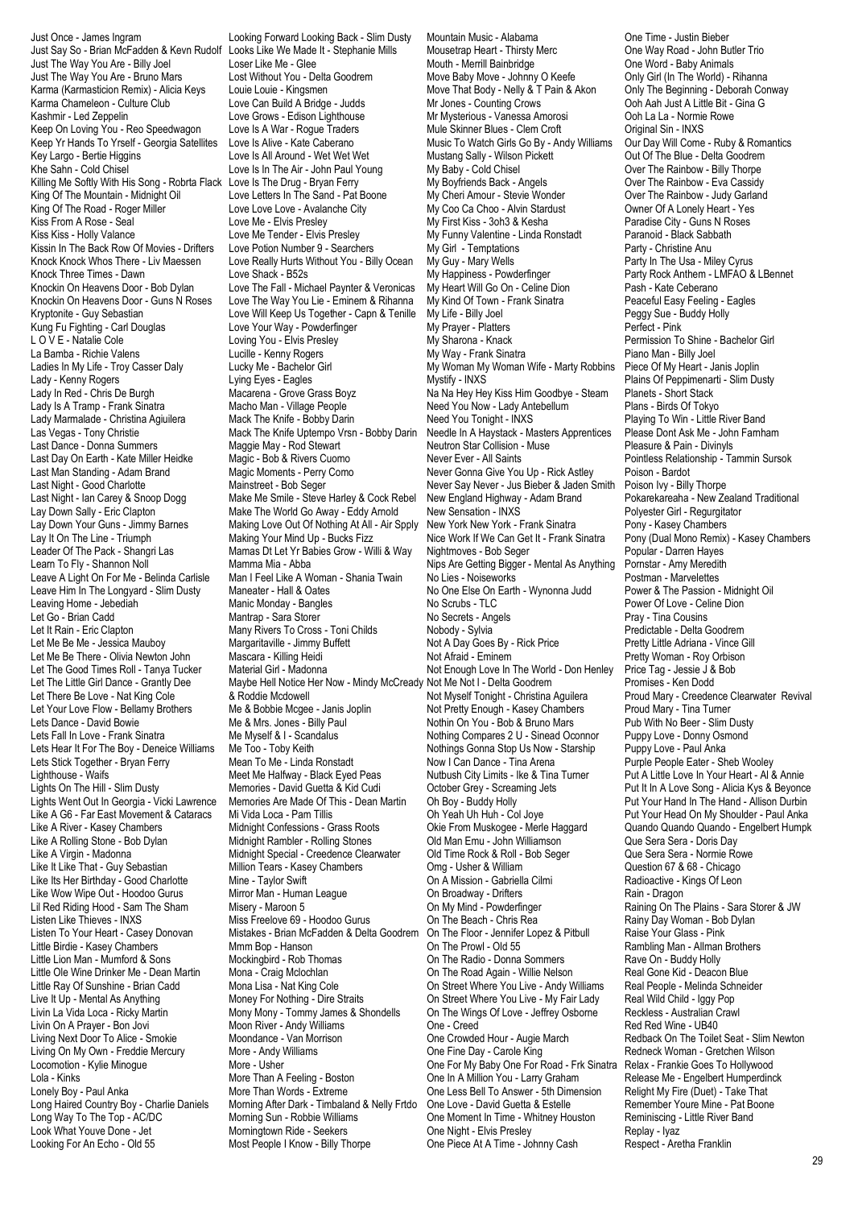Just Once - James Ingram
Just Say So - Brian McFadden & Kevn Rudolf
Just The Way You Are - Billy Joel
Just The Way You Are - Bruno Mars
Karma (Karmasticion Remix) - Alicia Keys
Karma Chameleon - Culture Club
Kashmir - Led Zeppelin
Keep On Loving You - Reo Speedwagon
Keep Yr Hands To Yrself - Georgia Satellites
Key Largo - Bertie Higgins
Khe Sahn - Cold Chisel
Killing Me Softly With His Song - Robrta Flack
King Of The Mountain - Midnight Oil
King Of The Road - Roger Miller
Kiss From A Rose - Seal
Kiss Kiss - Holly Valance
Kissin In The Back Row Of Movies - Drifters
Knock Knock Whos There - Liv Maessen
Knock Three Times - Dawn
Knockin On Heavens Door - Bob Dylan
Knockin On Heavens Door - Guns N Roses
Kryptonite - Guy Sebastian
Kung Fu Fighting - Carl Douglas
L O V E - Natalie Cole
La Bamba - Richie Valens
Ladies In My Life - Troy Casser Daly
Lady - Kenny Rogers
Lady In Red - Chris De Burgh
Lady Is A Tramp - Frank Sinatra
Lady Marmalade - Christina Agiuilera
Las Vegas - Tony Christie
Last Dance - Donna Summers
Last Day On Earth - Kate Miller Heidke
Last Man Standing - Adam Brand
Last Night - Good Charlotte
Last Night - Ian Carey & Snoop Dogg
Lay Down Sally - Eric Clapton
Lay Down Your Guns - Jimmy Barnes
Lay It On The Line - Triumph
Leader Of The Pack - Shangri Las
Learn To Fly - Shannon Noll
Leave A Light On For Me - Belinda Carlisle
Leave Him In The Longyard - Slim Dusty
Leaving Home - Jebediah
Let Go - Brian Cadd
Let It Rain - Eric Clapton
Let Me Be Me - Jessica Mauboy
Let Me Be There - Olivia Newton John
Let The Good Times Roll - Tanya Tucker
Let The Little Girl Dance - Grantly Dee
Let There Be Love - Nat King Cole
Let Your Love Flow - Bellamy Brothers
Lets Dance - David Bowie
Lets Fall In Love - Frank Sinatra
Lets Hear It For The Boy - Deneice Williams
Lets Stick Together - Bryan Ferry
Lighthouse - Waifs
Lights On The Hill - Slim Dusty
Lights Went Out In Georgia - Vicki Lawrence
Like A G6 - Far East Movement & Cataracs
Like A River - Kasey Chambers
Like A Rolling Stone - Bob Dylan
Like A Virgin - Madonna
Like It Like That - Guy Sebastian
Like Its Her Birthday - Good Charlotte
Like Wow Wipe Out - Hoodoo Gurus
Lil Red Riding Hood - Sam The Sham
Listen Like Thieves - INXS
Listen To Your Heart - Casey Donovan
Little Birdie - Kasey Chambers
Little Lion Man - Mumford & Sons
Little Ole Wine Drinker Me - Dean Martin
Little Ray Of Sunshine - Brian Cadd
Live It Up - Mental As Anything
Livin La Vida Loca - Ricky Martin
Livin On A Prayer - Bon Jovi
Living Next Door To Alice - Smokie
Living On My Own - Freddie Mercury
Locomotion - Kylie Minogue
Lola - Kinks
Lonely Boy - Paul Anka
Long Haired Country Boy - Charlie Daniels
Long Way To The Top - AC/DC
Look What Youve Done - Jet
Looking For An Echo - Old 55
Looking Forward Looking Back - Slim Dusty
Looks Like We Made It - Stephanie Mills
Loser Like Me - Glee
Lost Without You - Delta Goodrem
Louie Louie - Kingsmen
Love Can Build A Bridge - Judds
Love Grows - Edison Lighthouse
Love Is A War - Rogue Traders
Love Is Alive - Kate Caberano
Love Is All Around - Wet Wet Wet
Love Is In The Air - John Paul Young
Love Is The Drug - Bryan Ferry
Love Letters In The Sand - Pat Boone
Love Love Love - Avalanche City
Love Me - Elvis Presley
Love Me Tender - Elvis Presley
Love Potion Number 9 - Searchers
Love Really Hurts Without You - Billy Ocean
Love Shack - B52s
Love The Fall - Michael Paynter & Veronicas
Love The Way You Lie - Eminem & Rihanna
Love Will Keep Us Together - Capn & Tenille
Love Your Way - Powderfinger
Loving You - Elvis Presley
Lucille - Kenny Rogers
Lucky Me - Bachelor Girl
Lying Eyes - Eagles
Macarena - Grove Grass Boyz
Macho Man - Village People
Mack The Knife - Bobby Darin
Mack The Knife Uptempo Vrsn - Bobby Darin
Maggie May - Rod Stewart
Magic - Bob & Rivers Cuomo
Magic Moments - Perry Como
Mainstreet - Bob Seger
Make Me Smile - Steve Harley & Cock Rebel
Make The World Go Away - Eddy Arnold
Making Love Out Of Nothing At All - Air Spply
Making Your Mind Up - Bucks Fizz
Mamas Dt Let Yr Babies Grow - Willi & Way
Mamma Mia - Abba
Man I Feel Like A Woman - Shania Twain
Maneater - Hall & Oates
Manic Monday - Bangles
Mantrap - Sara Storer
Many Rivers To Cross - Toni Childs
Margaritaville - Jimmy Buffett
Mascara - Killing Heidi
Material Girl - Madonna
Maybe Hell Notice Her Now - Mindy McCready & Roddie Mcdowell
Me & Bobbie Mcgee - Janis Joplin
Me & Mrs. Jones - Billy Paul
Me Myself & I - Scandalus
Me Too - Toby Keith
Mean To Me - Linda Ronstadt
Meet Me Halfway - Black Eyed Peas
Memories - David Guetta & Kid Cudi
Memories Are Made Of This - Dean Martin
Mi Vida Loca - Pam Tillis
Midnight Confessions - Grass Roots
Midnight Rambler - Rolling Stones
Midnight Special - Creedence Clearwater
Million Tears - Kasey Chambers
Mine - Taylor Swift
Mirror Man - Human League
Misery - Maroon 5
Miss Freelove 69 - Hoodoo Gurus
Mistakes - Brian McFadden & Delta Goodrem
Mmm Bop - Hanson
Mockingbird - Rob Thomas
Mona - Craig Mclochlan
Mona Lisa - Nat King Cole
Money For Nothing - Dire Straits
Mony Mony - Tommy James & Shondells
Moon River - Andy Williams
Moondance - Van Morrison
More - Andy Williams
More - Usher
More Than A Feeling - Boston
More Than Words - Extreme
Morning After Dark - Timbaland & Nelly Frtdo
Morning Sun - Robbie Williams
Morningtown Ride - Seekers
Most People I Know - Billy Thorpe
Mountain Music - Alabama
Mousetrap Heart - Thirsty Merc
Mouth - Merrill Bainbridge
Move Baby Move - Johnny O Keefe
Move That Body - Nelly & T Pain & Akon
Mr Jones - Counting Crows
Mr Mysterious - Vanessa Amorosi
Mule Skinner Blues - Clem Croft
Music To Watch Girls Go By - Andy Williams
Mustang Sally - Wilson Pickett
My Baby - Cold Chisel
My Boyfriends Back - Angels
My Cheri Amour - Stevie Wonder
My Coo Ca Choo - Alvin Stardust
My First Kiss - 3oh3 & Kesha
My Funny Valentine - Linda Ronstadt
My Girl - Temptations
My Guy - Mary Wells
My Happiness - Powderfinger
My Heart Will Go On - Celine Dion
My Kind Of Town - Frank Sinatra
My Life - Billy Joel
My Prayer - Platters
My Sharona - Knack
My Way - Frank Sinatra
My Woman My Woman Wife - Marty Robbins
Mystify - INXS
Na Na Hey Hey Kiss Him Goodbye - Steam
Need You Now - Lady Antebellum
Need You Tonight - INXS
Needle In A Haystack - Masters Apprentices
Neutron Star Collision - Muse
Never Ever - All Saints
Never Gonna Give You Up - Rick Astley
Never Say Never - Jus Bieber & Jaden Smith
New England Highway - Adam Brand
New Sensation - INXS
New York New York - Frank Sinatra
Nice Work If We Can Get It - Frank Sinatra
Nightmoves - Bob Seger
Nips Are Getting Bigger - Mental As Anything
No Lies - Noiseworks
No One Else On Earth - Wynonna Judd
No Scrubs - TLC
No Secrets - Angels
Nobody - Sylvia
Not A Day Goes By - Rick Price
Not Afraid - Eminem
Not Enough Love In The World - Don Henley
Not Me Not I - Delta Goodrem
Not Myself Tonight - Christina Aguilera
Not Pretty Enough - Kasey Chambers
Nothin On You - Bob & Bruno Mars
Nothing Compares 2 U - Sinead Oconnor
Nothings Gonna Stop Us Now - Starship
Now I Can Dance - Tina Arena
Nutbush City Limits - Ike & Tina Turner
October Grey - Screaming Jets
Oh Boy - Buddy Holly
Oh Yeah Uh Huh - Col Joye
Okie From Muskogee - Merle Haggard
Old Man Emu - John Williamson
Old Time Rock & Roll - Bob Seger
Omg - Usher & William
On A Mission - Gabriella Cilmi
On Broadway - Drifters
On My Mind - Powderfinger
On The Beach - Chris Rea
On The Floor - Jennifer Lopez & Pitbull
On The Prowl - Old 55
On The Radio - Donna Sommers
On The Road Again - Willie Nelson
On Street Where You Live - Andy Williams
On Street Where You Live - My Fair Lady
On The Wings Of Love - Jeffrey Osborne
One - Creed
One Crowded Hour - Augie March
One Fine Day - Carole King
One For My Baby One For Road - Frk Sinatra
One In A Million You - Larry Graham
One Less Bell To Answer - 5th Dimension
One Love - David Guetta & Estelle
One Moment In Time - Whitney Houston
One Night - Elvis Presley
One Piece At A Time - Johnny Cash
One Time - Justin Bieber
One Way Road - John Butler Trio
One Word - Baby Animals
Only Girl (In The World) - Rihanna
Only The Beginning - Deborah Conway
Ooh Aah Just A Little Bit - Gina G
Ooh La La - Normie Rowe
Original Sin - INXS
Our Day Will Come - Ruby & Romantics
Out Of The Blue - Delta Goodrem
Over The Rainbow - Billy Thorpe
Over The Rainbow - Eva Cassidy
Over The Rainbow - Judy Garland
Owner Of A Lonely Heart - Yes
Paradise City - Guns N Roses
Paranoid - Black Sabbath
Party - Christine Anu
Party In The Usa - Miley Cyrus
Party Rock Anthem - LMFAO & LBennet
Pash - Kate Ceberano
Peaceful Easy Feeling - Eagles
Peggy Sue - Buddy Holly
Perfect - Pink
Permission To Shine - Bachelor Girl
Piano Man - Billy Joel
Piece Of My Heart - Janis Joplin
Plains Of Peppimenarti - Slim Dusty
Planets - Short Stack
Plans - Birds Of Tokyo
Playing To Win - Little River Band
Please Dont Ask Me - John Farnham
Pleasure & Pain - Divinyls
Pointless Relationship - Tammin Sursok
Poison - Bardot
Poison Ivy - Billy Thorpe
Pokarekareaha - New Zealand Traditional
Polyester Girl - Regurgitator
Pony - Kasey Chambers
Pony (Dual Mono Remix) - Kasey Chambers
Popular - Darren Hayes
Pornstar - Amy Meredith
Postman - Marvelettes
Power & The Passion - Midnight Oil
Power Of Love - Celine Dion
Pray - Tina Cousins
Predictable - Delta Goodrem
Pretty Little Adriana - Vince Gill
Pretty Woman - Roy Orbison
Price Tag - Jessie J & Bob
Promises - Ken Dodd
Proud Mary - Creedence Clearwater Revival
Proud Mary - Tina Turner
Pub With No Beer - Slim Dusty
Puppy Love - Donny Osmond
Puppy Love - Paul Anka
Purple People Eater - Sheb Wooley
Put A Little Love In Your Heart - Al & Annie
Put It In A Love Song - Alicia Kys & Beyonce
Put Your Hand In The Hand - Allison Durbin
Put Your Head On My Shoulder - Paul Anka
Quando Quando Quando - Engelbert Humpk
Que Sera Sera - Doris Day
Que Sera Sera - Normie Rowe
Question 67 & 68 - Chicago
Radioactive - Kings Of Leon
Rain - Dragon
Raining On The Plains - Sara Storer & JW
Rainy Day Woman - Bob Dylan
Raise Your Glass - Pink
Rambling Man - Allman Brothers
Rave On - Buddy Holly
Real Gone Kid - Deacon Blue
Real People - Melinda Schneider
Real Wild Child - Iggy Pop
Reckless - Australian Crawl
Red Red Wine - UB40
Redback On The Toilet Seat - Slim Newton
Redneck Woman - Gretchen Wilson
Relax - Frankie Goes To Hollywood
Release Me - Engelbert Humperdinck
Relight My Fire (Duet) - Take That
Remember Youre Mine - Pat Boone
Reminiscing - Little River Band
Replay - Iyaz
Respect - Aretha Franklin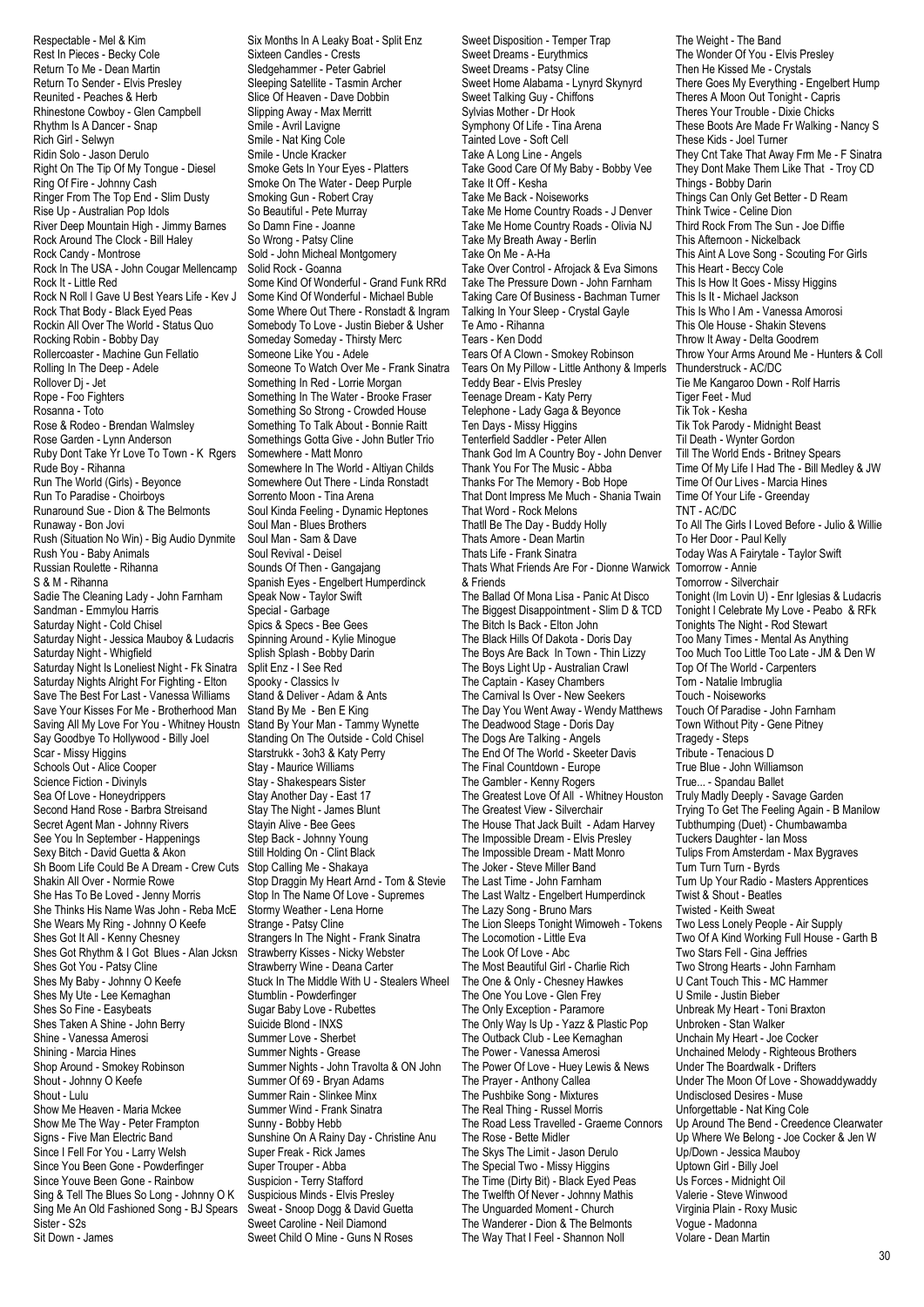Respectable - Mel & Kim
Rest In Pieces - Becky Cole
Return To Me - Dean Martin
Return To Sender - Elvis Presley
Reunited - Peaches & Herb
Rhinestone Cowboy - Glen Campbell
Rhythm Is A Dancer - Snap
Rich Girl - Selwyn
Ridin Solo - Jason Derulo
Right On The Tip Of My Tongue - Diesel
Ring Of Fire - Johnny Cash
Ringer From The Top End - Slim Dusty
Rise Up - Australian Pop Idols
River Deep Mountain High - Jimmy Barnes
Rock Around The Clock - Bill Haley
Rock Candy - Montrose
Rock In The USA - John Cougar Mellencamp
Rock It - Little Red
Rock N Roll I Gave U Best Years Life - Kev J
Rock That Body - Black Eyed Peas
Rockin All Over The World - Status Quo
Rocking Robin - Bobby Day
Rollercoaster - Machine Gun Fellatio
Rolling In The Deep - Adele
Rollover Dj - Jet
Rope - Foo Fighters
Rosanna - Toto
Rose & Rodeo - Brendan Walmsley
Rose Garden - Lynn Anderson
Ruby Dont Take Yr Love To Town - K Rgers
Rude Boy - Rihanna
Run The World (Girls) - Beyonce
Run To Paradise - Choirboys
Runaround Sue - Dion & The Belmonts
Runaway - Bon Jovi
Rush (Situation No Win) - Big Audio Dynmite
Rush You - Baby Animals
Russian Roulette - Rihanna
S & M - Rihanna
Sadie The Cleaning Lady - John Farnham
Sandman - Emmylou Harris
Saturday Night - Cold Chisel
Saturday Night - Jessica Mauboy & Ludacris
Saturday Night - Whigfield
Saturday Night Is Loneliest Night - Fk Sinatra
Saturday Nights Alright For Fighting - Elton
Save The Best For Last - Vanessa Williams
Save Your Kisses For Me - Brotherhood Man
Saving All My Love For You - Whitney Houstn
Say Goodbye To Hollywood - Billy Joel
Scar - Missy Higgins
Schools Out - Alice Cooper
Science Fiction - Divinyls
Sea Of Love - Honeydrippers
Second Hand Rose - Barbra Streisand
Secret Agent Man - Johnny Rivers
See You In September - Happenings
Sexy Bitch - David Guetta & Akon
Sh Boom Life Could Be A Dream - Crew Cuts
Shakin All Over - Normie Rowe
She Has To Be Loved - Jenny Morris
She Thinks His Name Was John - Reba McE
She Wears My Ring - Johnny O Keefe
Shes Got It All - Kenny Chesney
Shes Got Rhythm & I Got Blues - Alan Jcksn
Shes Got You - Patsy Cline
Shes My Baby - Johnny O Keefe
Shes My Ute - Lee Kernaghan
Shes So Fine - Easybeats
Shes Taken A Shine - John Berry
Shine - Vanessa Amerosi
Shining - Marcia Hines
Shop Around - Smokey Robinson
Shout - Johnny O Keefe
Shout - Lulu
Show Me Heaven - Maria Mckee
Show Me The Way - Peter Frampton
Signs - Five Man Electric Band
Since I Fell For You - Larry Welsh
Since You Been Gone - Powderfinger
Since Youve Been Gone - Rainbow
Sing & Tell The Blues So Long - Johnny O K
Sing Me An Old Fashioned Song - BJ Spears
Sister - S2s
Sit Down - James
Six Months In A Leaky Boat - Split Enz
Sixteen Candles - Crests
Sledgehammer - Peter Gabriel
Sleeping Satellite - Tasmin Archer
Slice Of Heaven - Dave Dobbin
Slipping Away - Max Merritt
Smile - Avril Lavigne
Smile - Nat King Cole
Smile - Uncle Kracker
Smoke Gets In Your Eyes - Platters
Smoke On The Water - Deep Purple
Smoking Gun - Robert Cray
So Beautiful - Pete Murray
So Damn Fine - Joanne
So Wrong - Patsy Cline
Sold - John Micheal Montgomery
Solid Rock - Goanna
Some Kind Of Wonderful - Grand Funk RRd
Some Kind Of Wonderful - Michael Buble
Some Where Out There - Ronstadt & Ingram
Somebody To Love - Justin Bieber & Usher
Someday Someday - Thirsty Merc
Someone Like You - Adele
Someone To Watch Over Me - Frank Sinatra
Something In Red - Lorrie Morgan
Something In The Water - Brooke Fraser
Something So Strong - Crowded House
Something To Talk About - Bonnie Raitt
Somethings Gotta Give - John Butler Trio
Somewhere - Matt Monro
Somewhere In The World - Altiyan Childs
Somewhere Out There - Linda Ronstadt
Sorrento Moon - Tina Arena
Soul Kinda Feeling - Dynamic Heptones
Soul Man - Blues Brothers
Soul Man - Sam & Dave
Soul Revival - Deisel
Sounds Of Then - Gangajang
Spanish Eyes - Engelbert Humperdinck
Speak Now - Taylor Swift
Special - Garbage
Spics & Specs - Bee Gees
Spinning Around - Kylie Minogue
Splish Splash - Bobby Darin
Split Enz - I See Red
Spooky - Classics Iv
Stand & Deliver - Adam & Ants
Stand By Me - Ben E King
Stand By Your Man - Tammy Wynette
Standing On The Outside - Cold Chisel
Starstrukk - 3oh3 & Katy Perry
Stay - Maurice Williams
Stay - Shakespears Sister
Stay Another Day - East 17
Stay The Night - James Blunt
Stayin Alive - Bee Gees
Step Back - Johnny Young
Still Holding On - Clint Black
Stop Calling Me - Shakaya
Stop Draggin My Heart Arnd - Tom & Stevie
Stop In The Name Of Love - Supremes
Stormy Weather - Lena Horne
Strange - Patsy Cline
Strangers In The Night - Frank Sinatra
Strawberry Kisses - Nicky Webster
Strawberry Wine - Deana Carter
Stuck In The Middle With U - Stealers Wheel
Stumblin - Powderfinger
Sugar Baby Love - Rubettes
Suicide Blond - INXS
Summer Love - Sherbet
Summer Nights - Grease
Summer Nights - John Travolta & ON John
Summer Of 69 - Bryan Adams
Summer Rain - Slinkee Minx
Summer Wind - Frank Sinatra
Sunny - Bobby Hebb
Sunshine On A Rainy Day - Christine Anu
Super Freak - Rick James
Super Trouper - Abba
Suspicion - Terry Stafford
Suspicious Minds - Elvis Presley
Sweat - Snoop Dogg & David Guetta
Sweet Caroline - Neil Diamond
Sweet Child O Mine - Guns N Roses
Sweet Disposition - Temper Trap
Sweet Dreams - Eurythmics
Sweet Dreams - Patsy Cline
Sweet Home Alabama - Lynyrd Skynyrd
Sweet Talking Guy - Chiffons
Sylvias Mother - Dr Hook
Symphony Of Life - Tina Arena
Tainted Love - Soft Cell
Take A Long Line - Angels
Take Good Care Of My Baby - Bobby Vee
Take It Off - Kesha
Take Me Back - Noiseworks
Take Me Home Country Roads - J Denver
Take Me Home Country Roads - Olivia NJ
Take My Breath Away - Berlin
Take On Me - A-Ha
Take Over Control - Afrojack & Eva Simons
Take The Pressure Down - John Farnham
Taking Care Of Business - Bachman Turner
Talking In Your Sleep - Crystal Gayle
Te Amo - Rihanna
Tears - Ken Dodd
Tears Of A Clown - Smokey Robinson
Tears On My Pillow - Little Anthony & Imperls
Teddy Bear - Elvis Presley
Teenage Dream - Katy Perry
Telephone - Lady Gaga & Beyonce
Ten Days - Missy Higgins
Tenterfield Saddler - Peter Allen
Thank God Im A Country Boy - John Denver
Thank You For The Music - Abba
Thanks For The Memory - Bob Hope
That Dont Impress Me Much - Shania Twain
That Word - Rock Melons
Thatll Be The Day - Buddy Holly
Thats Amore - Dean Martin
Thats Life - Frank Sinatra
Thats What Friends Are For - Dionne Warwick & Friends
The Ballad Of Mona Lisa - Panic At Disco
The Biggest Disappointment - Slim D & TCD
The Bitch Is Back - Elton John
The Black Hills Of Dakota - Doris Day
The Boys Are Back In Town - Thin Lizzy
The Boys Light Up - Australian Crawl
The Captain - Kasey Chambers
The Carnival Is Over - New Seekers
The Day You Went Away - Wendy Matthews
The Deadwood Stage - Doris Day
The Dogs Are Talking - Angels
The End Of The World - Skeeter Davis
The Final Countdown - Europe
The Gambler - Kenny Rogers
The Greatest Love Of All - Whitney Houston
The Greatest View - Silverchair
The House That Jack Built - Adam Harvey
The Impossible Dream - Elvis Presley
The Impossible Dream - Matt Monro
The Joker - Steve Miller Band
The Last Time - John Farnham
The Last Waltz - Engelbert Humperdinck
The Lazy Song - Bruno Mars
The Lion Sleeps Tonight Wimoweh - Tokens
The Locomotion - Little Eva
The Look Of Love - Abc
The Most Beautiful Girl - Charlie Rich
The One & Only - Chesney Hawkes
The One You Love - Glen Frey
The Only Exception - Paramore
The Only Way Is Up - Yazz & Plastic Pop
The Outback Club - Lee Kernaghan
The Power - Vanessa Amerosi
The Power Of Love - Huey Lewis & News
The Prayer - Anthony Callea
The Pushbike Song - Mixtures
The Real Thing - Russel Morris
The Road Less Travelled - Graeme Connors
The Rose - Bette Midler
The Skys The Limit - Jason Derulo
The Special Two - Missy Higgins
The Time (Dirty Bit) - Black Eyed Peas
The Twelfth Of Never - Johnny Mathis
The Unguarded Moment - Church
The Wanderer - Dion & The Belmonts
The Way That I Feel - Shannon Noll
The Weight - The Band
The Wonder Of You - Elvis Presley
Then He Kissed Me - Crystals
There Goes My Everything - Engelbert Hump
Theres A Moon Out Tonight - Capris
Theres Your Trouble - Dixie Chicks
These Boots Are Made Fr Walking - Nancy S
These Kids - Joel Turner
They Cnt Take That Away Frm Me - F Sinatra
They Dont Make Them Like That - Troy CD
Things - Bobby Darin
Things Can Only Get Better - D Ream
Think Twice - Celine Dion
Third Rock From The Sun - Joe Diffie
This Afternoon - Nickelback
This Aint A Love Song - Scouting For Girls
This Heart - Beccy Cole
This Is How It Goes - Missy Higgins
This Is It - Michael Jackson
This Is Who I Am - Vanessa Amorosi
This Ole House - Shakin Stevens
Throw It Away - Delta Goodrem
Throw Your Arms Around Me - Hunters & Coll
Thunderstruck - AC/DC
Tie Me Kangaroo Down - Rolf Harris
Tiger Feet - Mud
Tik Tok - Kesha
Tik Tok Parody - Midnight Beast
Til Death - Wynter Gordon
Till The World Ends - Britney Spears
Time Of My Life I Had The - Bill Medley & JW
Time Of Our Lives - Marcia Hines
Time Of Your Life - Greenday
TNT - AC/DC
To All The Girls I Loved Before - Julio & Willie
To Her Door - Paul Kelly
Today Was A Fairytale - Taylor Swift
Tomorrow - Annie
Tomorrow - Silverchair
Tonight (Im Lovin U) - Enr Iglesias & Ludacris
Tonight I Celebrate My Love - Peabo & RFk
Tonights The Night - Rod Stewart
Too Many Times - Mental As Anything
Too Much Too Little Too Late - JM & Den W
Top Of The World - Carpenters
Torn - Natalie Imbruglia
Touch - Noiseworks
Touch Of Paradise - John Farnham
Town Without Pity - Gene Pitney
Tragedy - Steps
Tribute - Tenacious D
True Blue - John Williamson
True... - Spandau Ballet
Truly Madly Deeply - Savage Garden
Trying To Get The Feeling Again - B Manilow
Tubthumping (Duet) - Chumbawamba
Tuckers Daughter - Ian Moss
Tulips From Amsterdam - Max Bygraves
Turn Turn Turn - Byrds
Turn Up Your Radio - Masters Apprentices
Twist & Shout - Beatles
Twisted - Keith Sweat
Two Less Lonely People - Air Supply
Two Of A Kind Working Full House - Garth B
Two Stars Fell - Gina Jeffries
Two Strong Hearts - John Farnham
U Cant Touch This - MC Hammer
U Smile - Justin Bieber
Unbreak My Heart - Toni Braxton
Unbroken - Stan Walker
Unchain My Heart - Joe Cocker
Unchained Melody - Righteous Brothers
Under The Boardwalk - Drifters
Under The Moon Of Love - Showaddywaddy
Undisclosed Desires - Muse
Unforgettable - Nat King Cole
Up Around The Bend - Creedence Clearwater
Up Where We Belong - Joe Cocker & Jen W
Up/Down - Jessica Mauboy
Uptown Girl - Billy Joel
Us Forces - Midnight Oil
Valerie - Steve Winwood
Virginia Plain - Roxy Music
Vogue - Madonna
Volare - Dean Martin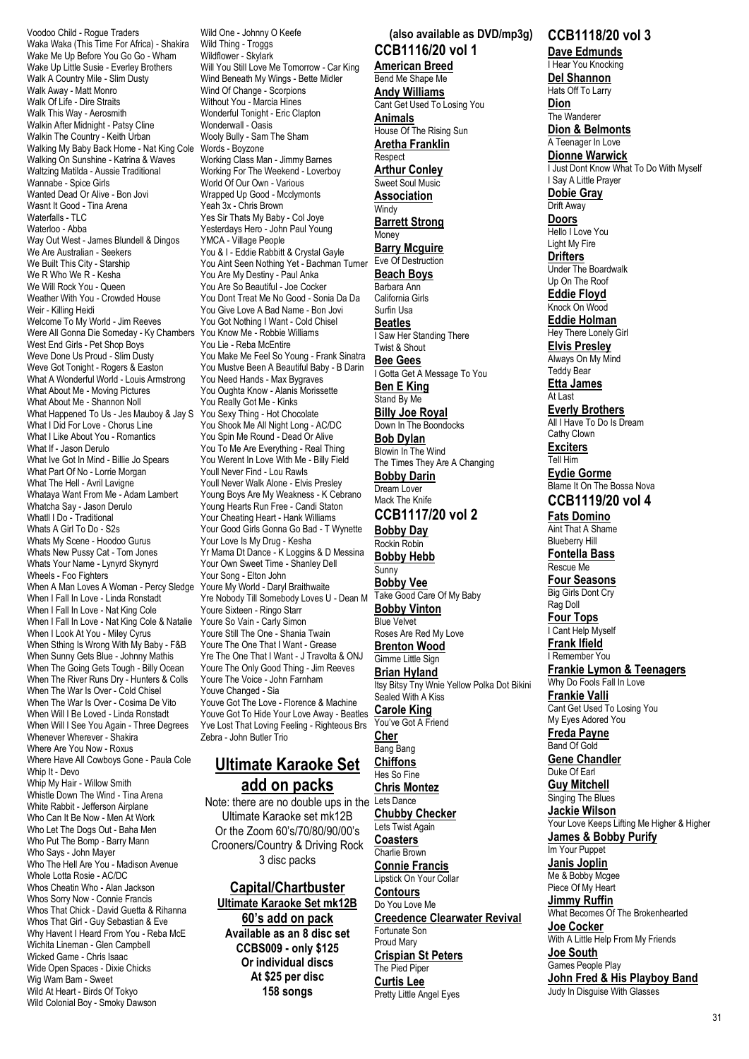Voodoo Child - Rogue Traders
Waka Waka (This Time For Africa) - Shakira
Wake Me Up Before You Go Go - Wham
Wake Up Little Susie - Everley Brothers
Walk A Country Mile - Slim Dusty
Walk Away - Matt Monro
Walk Of Life - Dire Straits
Walk This Way - Aerosmith
Walkin After Midnight - Patsy Cline
Walkin The Country - Keith Urban
Walking My Baby Back Home - Nat King Cole
Walking On Sunshine - Katrina & Waves
Waltzing Matilda - Aussie Traditional
Wannabe - Spice Girls
Wanted Dead Or Alive - Bon Jovi
Wasnt It Good - Tina Arena
Waterfalls - TLC
Waterloo - Abba
Way Out West - James Blundell & Dingos
We Are Australian - Seekers
We Built This City - Starship
We R Who We R - Kesha
We Will Rock You - Queen
Weather With You - Crowded House
Weir - Killing Heidi
Welcome To My World - Jim Reeves
Were All Gonna Die Someday - Ky Chambers
West End Girls - Pet Shop Boys
Weve Done Us Proud - Slim Dusty
Weve Got Tonight - Rogers & Easton
What A Wonderful World - Louis Armstrong
What About Me - Moving Pictures
What About Me - Shannon Noll
What Happened To Us - Jes Mauboy & Jay S
What I Did For Love - Chorus Line
What I Like About You - Romantics
What If - Jason Derulo
What Ive Got In Mind - Billie Jo Spears
What Part Of No - Lorrie Morgan
What The Hell - Avril Lavigne
Whataya Want From Me - Adam Lambert
Whatcha Say - Jason Derulo
Whatll I Do - Traditional
Whats A Girl To Do - S2s
Whats My Scene - Hoodoo Gurus
Whats New Pussy Cat - Tom Jones
Whats Your Name - Lynyrd Skynyrd
Wheels - Foo Fighters
When A Man Loves A Woman - Percy Sledge
When I Fall In Love - Linda Ronstadt
When I Fall In Love - Nat King Cole
When I Fall In Love - Nat King Cole & Natalie
When I Look At You - Miley Cyrus
When Sthing Is Wrong With My Baby - F&B
When Sunny Gets Blue - Johnny Mathis
When The Going Gets Tough - Billy Ocean
When The River Runs Dry - Hunters & Colls
When The War Is Over - Cold Chisel
When The War Is Over - Cosima De Vito
When Will I Be Loved - Linda Ronstadt
When Will I See You Again - Three Degrees
Whenever Wherever - Shakira
Where Are You Now - Roxus
Where Have All Cowboys Gone - Paula Cole
Whip It - Devo
Whip My Hair - Willow Smith
Whistle Down The Wind - Tina Arena
White Rabbit - Jefferson Airplane
Who Can It Be Now - Men At Work
Who Let The Dogs Out - Baha Men
Who Put The Bomp - Barry Mann
Who Says - John Mayer
Who The Hell Are You - Madison Avenue
Whole Lotta Rosie - AC/DC
Whos Cheatin Who - Alan Jackson
Whos Sorry Now - Connie Francis
Whos That Chick - David Guetta & Rihanna
Whos That Girl - Guy Sebastian & Eve
Why Havent I Heard From You - Reba McE
Wichita Lineman - Glen Campbell
Wicked Game - Chris Isaac
Wide Open Spaces - Dixie Chicks
Wig Wam Bam - Sweet
Wild At Heart - Birds Of Tokyo
Wild Colonial Boy - Smoky Dawson
Wild One - Johnny O Keefe
Wild Thing - Troggs
Wildflower - Skylark
Will You Still Love Me Tomorrow - Car King
Wind Beneath My Wings - Bette Midler
Wind Of Change - Scorpions
Without You - Marcia Hines
Wonderful Tonight - Eric Clapton
Wonderwall - Oasis
Wooly Bully - Sam The Sham
Words - Boyzone
Working Class Man - Jimmy Barnes
Working For The Weekend - Loverboy
World Of Our Own - Various
Wrapped Up Good - Mcclymonts
Yeah 3x - Chris Brown
Yes Sir Thats My Baby - Col Joye
Yesterdays Hero - John Paul Young
YMCA - Village People
You & I - Eddie Rabbitt & Crystal Gayle
You Aint Seen Nothing Yet - Bachman Turner
You Are My Destiny - Paul Anka
You Are So Beautiful - Joe Cocker
You Dont Treat Me No Good - Sonia Da Da
You Give Love A Bad Name - Bon Jovi
You Got Nothing I Want - Cold Chisel
You Know Me - Robbie Williams
You Lie - Reba McEntire
You Make Me Feel So Young - Frank Sinatra
You Mustve Been A Beautiful Baby - B Darin
You Need Hands - Max Bygraves
You Oughta Know - Alanis Morissette
You Really Got Me - Kinks
You Sexy Thing - Hot Chocolate
You Shook Me All Night Long - AC/DC
You Spin Me Round - Dead Or Alive
You To Me Are Everything - Real Thing
You Werent In Love With Me - Billy Field
Youll Never Find - Lou Rawls
Youll Never Walk Alone - Elvis Presley
Young Boys Are My Weakness - K Cebrano
Young Hearts Run Free - Candi Staton
Your Cheating Heart - Hank Williams
Your Good Girls Gonna Go Bad - T Wynette
Your Love Is My Drug - Kesha
Yr Mama Dt Dance - K Loggins & D Messina
Your Own Sweet Time - Shanley Dell
Your Song - Elton John
Youre My World - Daryl Braithwaite
Yre Nobody Till Somebody Loves U - Dean M
Youre Sixteen - Ringo Starr
Youre So Vain - Carly Simon
Youre Still The One - Shania Twain
Youre The One That I Want - Grease
Yre The One That I Want - J Travolta & ONJ
Youre The Only Good Thing - Jim Reeves
Youre The Voice - John Farnham
Youve Changed - Sia
Youve Got The Love - Florence & Machine
Youve Got To Hide Your Love Away - Beatles
Yve Lost That Loving Feeling - Righteous Brs
Zebra - John Butler Trio

# Ultimate Karaoke Set add on packs

Note: there are no double ups in the Ultimate Karaoke set mk12B Or the Zoom 60's/70/80/90/00's Crooners/Country & Driving Rock 3 disc packs

**Capital/Chartbuster**
**Ultimate Karaoke Set mk12B**
**60's add on pack**
**Available as an 8 disc set**
**CCBS009 - only $125**
**Or individual discs**
**At $25 per disc**
**158 songs**

**(also available as DVD/mp3g)**

## CCB1116/20 vol 1

**American Breed**
Bend Me Shape Me
**Andy Williams**
Cant Get Used To Losing You
**Animals**
House Of The Rising Sun
**Aretha Franklin**
Respect
**Arthur Conley**
Sweet Soul Music
**Association**
Windy
**Barrett Strong**
Money
**Barry Mcguire**
Eve Of Destruction
**Beach Boys**
Barbara Ann
California Girls
Surfin Usa
**Beatles**
I Saw Her Standing There
Twist & Shout
**Bee Gees**
I Gotta Get A Message To You
**Ben E King**
Stand By Me
**Billy Joe Royal**
Down In The Boondocks
**Bob Dylan**
Blowin In The Wind
The Times They Are A Changing
**Bobby Darin**
Dream Lover
Mack The Knife

## CCB1117/20 vol 2

**Bobby Day**
Rockin Robin
**Bobby Hebb**
Sunny
**Bobby Vee**
Take Good Care Of My Baby
**Bobby Vinton**
Blue Velvet
Roses Are Red My Love
**Brenton Wood**
Gimme Little Sign
**Brian Hyland**
Itsy Bitsy Tny Wnie Yellow Polka Dot Bikini
Sealed With A Kiss
**Carole King**
You've Got A Friend
**Cher**
Bang Bang
**Chiffons**
Hes So Fine
**Chris Montez**
Lets Dance
**Chubby Checker**
Lets Twist Again
**Coasters**
Charlie Brown
**Connie Francis**
Lipstick On Your Collar
**Contours**
Do You Love Me
**Creedence Clearwater Revival**
Fortunate Son
Proud Mary
**Crispian St Peters**
The Pied Piper
**Curtis Lee**
Pretty Little Angel Eyes

## CCB1118/20 vol 3

**Dave Edmunds**
I Hear You Knocking
**Del Shannon**
Hats Off To Larry
**Dion**
The Wanderer
**Dion & Belmonts**
A Teenager In Love
**Dionne Warwick**
I Just Dont Know What To Do With Myself
I Say A Little Prayer
**Dobie Gray**
Drift Away
**Doors**
Hello I Love You
Light My Fire
**Drifters**
Under The Boardwalk
Up On The Roof
**Eddie Floyd**
Knock On Wood
**Eddie Holman**
Hey There Lonely Girl
**Elvis Presley**
Always On My Mind
Teddy Bear
**Etta James**
At Last
**Everly Brothers**
All I Have To Do Is Dream
Cathy Clown
**Exciters**
Tell Him
**Eydie Gorme**
Blame It On The Bossa Nova

## CCB1119/20 vol 4

**Fats Domino**
Aint That A Shame
Blueberry Hill
**Fontella Bass**
Rescue Me
**Four Seasons**
Big Girls Dont Cry
Rag Doll
**Four Tops**
I Cant Help Myself
**Frank Ifield**
I Remember You
**Frankie Lymon & Teenagers**
Why Do Fools Fall In Love
**Frankie Valli**
Cant Get Used To Losing You
My Eyes Adored You
**Freda Payne**
Band Of Gold
**Gene Chandler**
Duke Of Earl
**Guy Mitchell**
Singing The Blues
**Jackie Wilson**
Your Love Keeps Lifting Me Higher & Higher
**James & Bobby Purify**
Im Your Puppet
**Janis Joplin**
Me & Bobby Mcgee
Piece Of My Heart
**Jimmy Ruffin**
What Becomes Of The Brokenhearted
**Joe Cocker**
With A Little Help From My Friends
**Joe South**
Games People Play
**John Fred & His Playboy Band**
Judy In Disguise With Glasses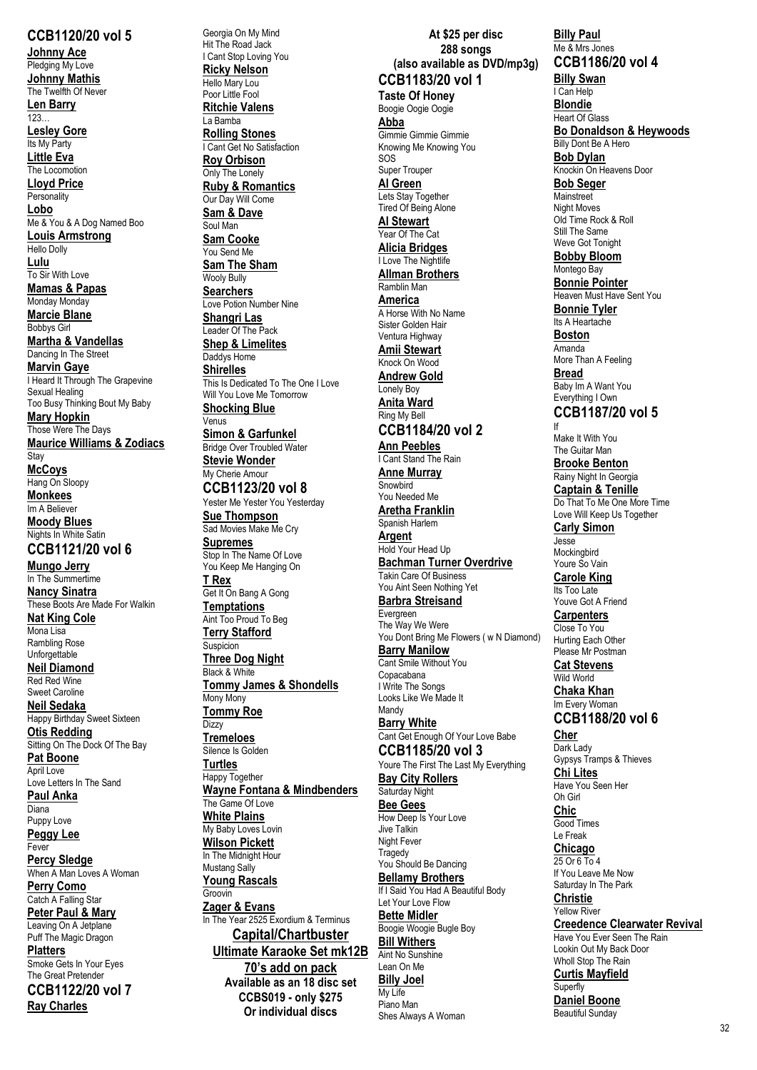## CCB1120/20 vol 5

**Johnny Ace**
Pledging My Love
**Johnny Mathis**
The Twelfth Of Never
**Len Barry**
123…
**Lesley Gore**
Its My Party
**Little Eva**
The Locomotion
**Lloyd Price**
Personality
**Lobo**
Me & You & A Dog Named Boo
**Louis Armstrong**
Hello Dolly
**Lulu**
To Sir With Love
**Mamas & Papas**
Monday Monday
**Marcie Blane**
Bobbys Girl
**Martha & Vandellas**
Dancing In The Street
**Marvin Gaye**
I Heard It Through The Grapevine
Sexual Healing
Too Busy Thinking Bout My Baby
**Mary Hopkin**
Those Were The Days
**Maurice Williams & Zodiacs**
Stay
**McCoys**
Hang On Sloopy
**Monkees**
Im A Believer
**Moody Blues**
Nights In White Satin

## CCB1121/20 vol 6

**Mungo Jerry**
In The Summertime
**Nancy Sinatra**
These Boots Are Made For Walkin
**Nat King Cole**
Mona Lisa
Rambling Rose
Unforgettable
**Neil Diamond**
Red Red Wine
Sweet Caroline
**Neil Sedaka**
Happy Birthday Sweet Sixteen
**Otis Redding**
Sitting On The Dock Of The Bay
**Pat Boone**
April Love
Love Letters In The Sand
**Paul Anka**
Diana
Puppy Love
**Peggy Lee**
Fever
**Percy Sledge**
When A Man Loves A Woman
**Perry Como**
Catch A Falling Star
**Peter Paul & Mary**
Leaving On A Jetplane
Puff The Magic Dragon
**Platters**
Smoke Gets In Your Eyes
The Great Pretender

## CCB1122/20 vol 7

**Ray Charles**
Georgia On My Mind
Hit The Road Jack
I Cant Stop Loving You
**Ricky Nelson**
Hello Mary Lou
Poor Little Fool
**Ritchie Valens**
La Bamba
**Rolling Stones**
I Cant Get No Satisfaction
**Roy Orbison**
Only The Lonely
**Ruby & Romantics**
Our Day Will Come
**Sam & Dave**
Soul Man
**Sam Cooke**
You Send Me
**Sam The Sham**
Wooly Bully
**Searchers**
Love Potion Number Nine
**Shangri Las**
Leader Of The Pack
**Shep & Limelites**
Daddys Home
**Shirelles**
This Is Dedicated To The One I Love
Will You Love Me Tomorrow
**Shocking Blue**
Venus
**Simon & Garfunkel**
Bridge Over Troubled Water
**Stevie Wonder**
My Cherie Amour

## CCB1123/20 vol 8

Yester Me Yester You Yesterday
**Sue Thompson**
Sad Movies Make Me Cry
**Supremes**
Stop In The Name Of Love
You Keep Me Hanging On
**T Rex**
Get It On Bang A Gong
**Temptations**
Aint Too Proud To Beg
**Terry Stafford**
Suspicion
**Three Dog Night**
Black & White
**Tommy James & Shondells**
Mony Mony
**Tommy Roe**
Dizzy
**Tremeloes**
Silence Is Golden
**Turtles**
Happy Together
**Wayne Fontana & Mindbenders**
The Game Of Love
**White Plains**
My Baby Loves Lovin
**Wilson Pickett**
In The Midnight Hour
Mustang Sally
**Young Rascals**
Groovin
**Zager & Evans**
In The Year 2525 Exordium & Terminus

**Capital/Chartbuster**
**Ultimate Karaoke Set mk12B**
**70's add on pack**
**Available as an 18 disc set**
**CCBS019 - only $275**
**Or individual discs**
**At $25 per disc**
**288 songs**
**(also available as DVD/mp3g)**

## CCB1183/20 vol 1

**Taste Of Honey**
Boogie Oogie Oogie
**Abba**
Gimmie Gimmie Gimmie
Knowing Me Knowing You
SOS
Super Trouper
**Al Green**
Lets Stay Together
Tired Of Being Alone
**Al Stewart**
Year Of The Cat
**Alicia Bridges**
I Love The Nightlife
**Allman Brothers**
Ramblin Man
**America**
A Horse With No Name
Sister Golden Hair
Ventura Highway
**Amii Stewart**
Knock On Wood
**Andrew Gold**
Lonely Boy
**Anita Ward**
Ring My Bell

## CCB1184/20 vol 2

**Ann Peebles**
I Cant Stand The Rain
**Anne Murray**
Snowbird
You Needed Me
**Aretha Franklin**
Spanish Harlem
**Argent**
Hold Your Head Up
**Bachman Turner Overdrive**
Takin Care Of Business
You Aint Seen Nothing Yet
**Barbra Streisand**
Evergreen
The Way We Were
You Dont Bring Me Flowers ( w N Diamond)
**Barry Manilow**
Cant Smile Without You
Copacabana
I Write The Songs
Looks Like We Made It
Mandy
**Barry White**
Cant Get Enough Of Your Love Babe

## CCB1185/20 vol 3

Youre The First The Last My Everything
**Bay City Rollers**
Saturday Night
**Bee Gees**
How Deep Is Your Love
Jive Talkin
Night Fever
Tragedy
You Should Be Dancing
**Bellamy Brothers**
If I Said You Had A Beautiful Body
Let Your Love Flow
**Bette Midler**
Boogie Woogie Bugle Boy
**Bill Withers**
Aint No Sunshine
Lean On Me
**Billy Joel**
My Life
Piano Man
Shes Always A Woman
**Billy Paul**
Me & Mrs Jones

## CCB1186/20 vol 4

**Billy Swan**
I Can Help
**Blondie**
Heart Of Glass
**Bo Donaldson & Heywoods**
Billy Dont Be A Hero
**Bob Dylan**
Knockin On Heavens Door
**Bob Seger**
Mainstreet
Night Moves
Old Time Rock & Roll
Still The Same
Weve Got Tonight
**Bobby Bloom**
Montego Bay
**Bonnie Pointer**
Heaven Must Have Sent You
**Bonnie Tyler**
Its A Heartache
**Boston**
Amanda
More Than A Feeling
**Bread**
Baby Im A Want You
Everything I Own

## CCB1187/20 vol 5

If
Make It With You
The Guitar Man
**Brooke Benton**
Rainy Night In Georgia
**Captain & Tenille**
Do That To Me One More Time
Love Will Keep Us Together
**Carly Simon**
Jesse
Mockingbird
Youre So Vain
**Carole King**
Its Too Late
Youve Got A Friend
**Carpenters**
Close To You
Hurting Each Other
Please Mr Postman
**Cat Stevens**
Wild World
**Chaka Khan**
Im Every Woman

## CCB1188/20 vol 6

**Cher**
Dark Lady
Gypsys Tramps & Thieves
**Chi Lites**
Have You Seen Her
Oh Girl
**Chic**
Good Times
Le Freak
**Chicago**
25 Or 6 To 4
If You Leave Me Now
Saturday In The Park
**Christie**
Yellow River
**Creedence Clearwater Revival**
Have You Ever Seen The Rain
Lookin Out My Back Door
Wholl Stop The Rain
**Curtis Mayfield**
Superfly
**Daniel Boone**
Beautiful Sunday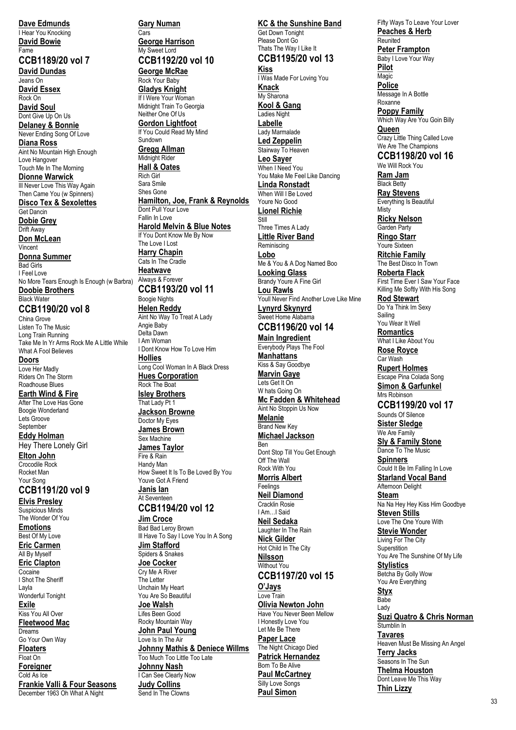**Dave Edmunds**
I Hear You Knocking
**David Bowie**
Fame

## CCB1189/20 vol 7

**David Dundas**
Jeans On
**David Essex**
Rock On
**David Soul**
Dont Give Up On Us
**Delaney & Bonnie**
Never Ending Song Of Love
**Diana Ross**
Aint No Mountain High Enough
Love Hangover
Touch Me In The Morning
**Dionne Warwick**
Ill Never Love This Way Again
Then Came You (w Spinners)
**Disco Tex & Sexolettes**
Get Dancin
**Dobie Grey**
Drift Away
**Don McLean**
Vincent
**Donna Summer**
Bad Girls
I Feel Love
No More Tears Enough Is Enough (w Barbra)
**Doobie Brothers**
Black Water

## CCB1190/20 vol 8

China Grove
Listen To The Music
Long Train Running
Take Me In Yr Arms Rock Me A Little While
What A Fool Believes
**Doors**
Love Her Madly
Riders On The Storm
Roadhouse Blues
**Earth Wind & Fire**
After The Love Has Gone
Boogie Wonderland
Lets Groove
September
**Eddy Holman**
Hey There Lonely Girl
**Elton John**
Crocodile Rock
Rocket Man
Your Song

## CCB1191/20 vol 9

**Elvis Presley**
Suspicious Minds
The Wonder Of You
**Emotions**
Best Of My Love
**Eric Carmen**
All By Myself
**Eric Clapton**
Cocaine
I Shot The Sheriff
Layla
Wonderful Tonight
**Exile**
Kiss You All Over
**Fleetwood Mac**
Dreams
Go Your Own Way
**Floaters**
Float On
**Foreigner**
Cold As Ice
**Frankie Valli & Four Seasons**
December 1963 Oh What A Night
**Gary Numan**
Cars
**George Harrison**
My Sweet Lord

## CCB1192/20 vol 10

**George McRae**
Rock Your Baby
**Gladys Knight**
If I Were Your Woman
Midnight Train To Georgia
Neither One Of Us
**Gordon Lightfoot**
If You Could Read My Mind
Sundown
**Gregg Allman**
Midnight Rider
**Hall & Oates**
Rich Girl
Sara Smile
Shes Gone
**Hamilton, Joe, Frank & Reynolds**
Dont Pull Your Love
Fallin In Love
**Harold Melvin & Blue Notes**
If You Dont Know Me By Now
The Love I Lost
**Harry Chapin**
Cats In The Cradle
**Heatwave**
Always & Forever

## CCB1193/20 vol 11

Boogie Nights
**Helen Reddy**
Aint No Way To Treat A Lady
Angie Baby
Delta Dawn
I Am Woman
I Dont Know How To Love Him
**Hollies**
Long Cool Woman In A Black Dress
**Hues Corporation**
Rock The Boat
**Isley Brothers**
That Lady Pt 1
**Jackson Browne**
Doctor My Eyes
**James Brown**
Sex Machine
**James Taylor**
Fire & Rain
Handy Man
How Sweet It Is To Be Loved By You
Youve Got A Friend
**Janis Ian**
At Seventeen

## CCB1194/20 vol 12

**Jim Croce**
Bad Bad Leroy Brown
Ill Have To Say I Love You In A Song
**Jim Stafford**
Spiders & Snakes
**Joe Cocker**
Cry Me A River
The Letter
Unchain My Heart
You Are So Beautiful
**Joe Walsh**
Lifes Been Good
Rocky Mountain Way
**John Paul Young**
Love Is In The Air
**Johnny Mathis & Deniece Willms**
Too Much Too Little Too Late
**Johnny Nash**
I Can See Clearly Now
**Judy Collins**
Send In The Clowns
**KC & the Sunshine Band**
Get Down Tonight
Please Dont Go
Thats The Way I Like It

## CCB1195/20 vol 13

**Kiss**
I Was Made For Loving You
**Knack**
My Sharona
**Kool & Gang**
Ladies Night
**Labelle**
Lady Marmalade
**Led Zeppelin**
Stairway To Heaven
**Leo Sayer**
When I Need You
You Make Me Feel Like Dancing
**Linda Ronstadt**
When Will I Be Loved
Youre No Good
**Lionel Richie**
Still
Three Times A Lady
**Little River Band**
Reminiscing
**Lobo**
Me & You & A Dog Named Boo
**Looking Glass**
Brandy Youre A Fine Girl
**Lou Rawls**
Youll Never Find Another Love Like Mine
**Lynyrd Skynyrd**
Sweet Home Alabama

## CCB1196/20 vol 14

**Main Ingredient**
Everybody Plays The Fool
**Manhattans**
Kiss & Say Goodbye
**Marvin Gaye**
Lets Get It On
W hats Going On
**Mc Fadden & Whitehead**
Aint No Stoppin Us Now
**Melanie**
Brand New Key
**Michael Jackson**
Ben
Dont Stop Till You Get Enough
Off The Wall
Rock With You
**Morris Albert**
Feelings
**Neil Diamond**
Cracklin Rosie
I Am…I Said
**Neil Sedaka**
Laughter In The Rain
**Nick Gilder**
Hot Child In The City
**Nilsson**
Without You

## CCB1197/20 vol 15

**O'Jays**
Love Train
**Olivia Newton John**
Have You Never Been Mellow
I Honestly Love You
Let Me Be There
**Paper Lace**
The Night Chicago Died
**Patrick Hernandez**
Born To Be Alive
**Paul McCartney**
Silly Love Songs
**Paul Simon**
Fifty Ways To Leave Your Lover
**Peaches & Herb**
Reunited
**Peter Frampton**
Baby I Love Your Way
**Pilot**
Magic
**Police**
Message In A Bottle
Roxanne
**Poppy Family**
Which Way Are You Goin Billy
**Queen**
Crazy Little Thing Called Love
We Are The Champions

## CCB1198/20 vol 16

We Will Rock You
**Ram Jam**
Black Betty
**Ray Stevens**
Everything Is Beautiful
Misty
**Ricky Nelson**
Garden Party
**Ringo Starr**
Youre Sixteen
**Ritchie Family**
The Best Disco In Town
**Roberta Flack**
First Time Ever I Saw Your Face
Killing Me Softly With His Song
**Rod Stewart**
Do Ya Think Im Sexy
Sailing
You Wear It Well
**Romantics**
What I Like About You
**Rose Royce**
Car Wash
**Rupert Holmes**
Escape Pina Colada Song
**Simon & Garfunkel**
Mrs Robinson

## CCB1199/20 vol 17

Sounds Of Silence
**Sister Sledge**
We Are Family
**Sly & Family Stone**
Dance To The Music
**Spinners**
Could It Be Im Falling In Love
**Starland Vocal Band**
Afternoon Delight
**Steam**
Na Na Hey Hey Kiss Him Goodbye
**Steven Stills**
Love The One Youre With
**Stevie Wonder**
Living For The City
Superstition
You Are The Sunshine Of My Life
**Stylistics**
Betcha By Golly Wow
You Are Everything
**Styx**
Babe
Lady
**Suzi Quatro & Chris Norman**
Stumblin In
**Tavares**
Heaven Must Be Missing An Angel
**Terry Jacks**
Seasons In The Sun
**Thelma Houston**
Dont Leave Me This Way
**Thin Lizzy**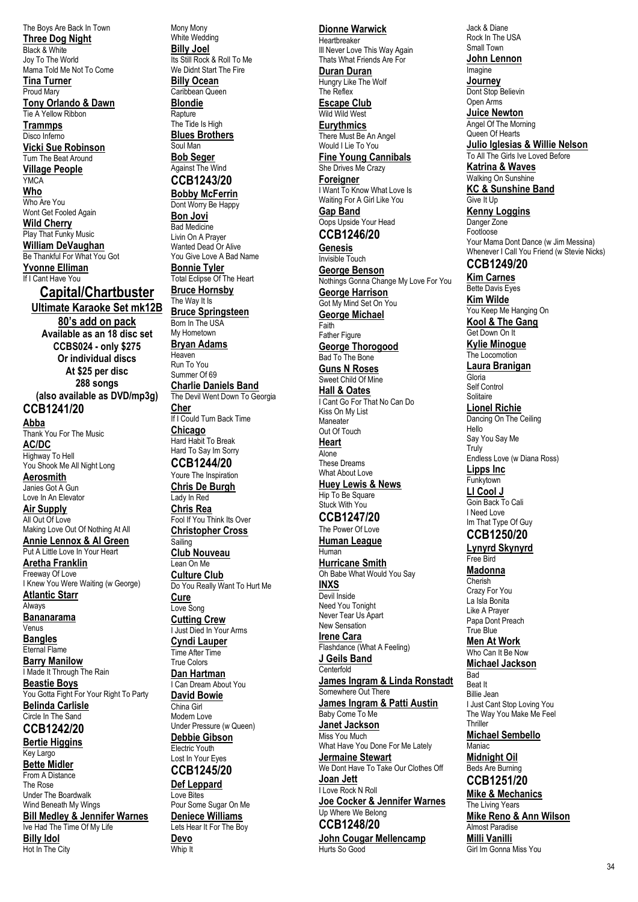The Boys Are Back In Town

**Three Dog Night**
Black & White
Joy To The World
Mama Told Me Not To Come

**Tina Turner**
Proud Mary

**Tony Orlando & Dawn**
Tie A Yellow Ribbon

**Trammps**
Disco Inferno

**Vicki Sue Robinson**
Turn The Beat Around

**Village People**
YMCA

**Who**
Who Are You
Wont Get Fooled Again

**Wild Cherry**
Play That Funky Music

**William DeVaughan**
Be Thankful For What You Got

**Yvonne Elliman**
If I Cant Have You

# Capital/Chartbuster

## Ultimate Karaoke Set mk12B

**80's add on pack**
**Available as an 18 disc set**
**CCBS024 - only $275**
**Or individual discs**
**At $25 per disc**
**288 songs**
**(also available as DVD/mp3g)**

### CCB1241/20

**Abba**
Thank You For The Music

**AC/DC**
Highway To Hell
You Shook Me All Night Long

**Aerosmith**
Janies Got A Gun
Love In An Elevator

**Air Supply**
All Out Of Love
Making Love Out Of Nothing At All

**Annie Lennox & Al Green**
Put A Little Love In Your Heart

**Aretha Franklin**
Freeway Of Love
I Knew You Were Waiting (w George)

**Atlantic Starr**
Always

**Bananarama**
Venus

**Bangles**
Eternal Flame

**Barry Manilow**
I Made It Through The Rain

**Beastie Boys**
You Gotta Fight For Your Right To Party

**Belinda Carlisle**
Circle In The Sand

### CCB1242/20

**Bertie Higgins**
Key Largo

**Bette Midler**
From A Distance
The Rose
Under The Boardwalk
Wind Beneath My Wings

**Bill Medley & Jennifer Warnes**
Ive Had The Time Of My Life

**Billy Idol**
Hot In The City
Mony Mony
White Wedding

**Billy Joel**
Its Still Rock & Roll To Me
We Didnt Start The Fire

**Billy Ocean**
Caribbean Queen

**Blondie**
Rapture
The Tide Is High

**Blues Brothers**
Soul Man

**Bob Seger**
Against The Wind

### CCB1243/20

**Bobby McFerrin**
Dont Worry Be Happy

**Bon Jovi**
Bad Medicine
Livin On A Prayer
Wanted Dead Or Alive
You Give Love A Bad Name

**Bonnie Tyler**
Total Eclipse Of The Heart

**Bruce Hornsby**
The Way It Is

**Bruce Springsteen**
Born In The USA
My Hometown

**Bryan Adams**
Heaven
Run To You
Summer Of 69

**Charlie Daniels Band**
The Devil Went Down To Georgia

**Cher**
If I Could Turn Back Time

**Chicago**
Hard Habit To Break
Hard To Say Im Sorry

### CCB1244/20

Youre The Inspiration

**Chris De Burgh**
Lady In Red

**Chris Rea**
Fool If You Think Its Over

**Christopher Cross**
Sailing

**Club Nouveau**
Lean On Me

**Culture Club**
Do You Really Want To Hurt Me

**Cure**
Love Song

**Cutting Crew**
I Just Died In Your Arms

**Cyndi Lauper**
Time After Time
True Colors

**Dan Hartman**
I Can Dream About You

**David Bowie**
China Girl
Modern Love
Under Pressure (w Queen)

**Debbie Gibson**
Electric Youth
Lost In Your Eyes

### CCB1245/20

**Def Leppard**
Love Bites
Pour Some Sugar On Me

**Deniece Williams**
Lets Hear It For The Boy

**Devo**
Whip It

**Dionne Warwick**
Heartbreaker
Ill Never Love This Way Again
Thats What Friends Are For

**Duran Duran**
Hungry Like The Wolf
The Reflex

**Escape Club**
Wild Wild West

**Eurythmics**
There Must Be An Angel
Would I Lie To You

**Fine Young Cannibals**
She Drives Me Crazy

**Foreigner**
I Want To Know What Love Is
Waiting For A Girl Like You

**Gap Band**
Oops Upside Your Head

### CCB1246/20

**Genesis**
Invisible Touch

**George Benson**
Nothings Gonna Change My Love For You

**George Harrison**
Got My Mind Set On You

**George Michael**
Faith
Father Figure

**George Thorogood**
Bad To The Bone

**Guns N Roses**
Sweet Child Of Mine

**Hall & Oates**
I Cant Go For That No Can Do
Kiss On My List
Maneater
Out Of Touch

**Heart**
Alone
These Dreams
What About Love

**Huey Lewis & News**
Hip To Be Square
Stuck With You

### CCB1247/20

The Power Of Love

**Human League**
Human

**Hurricane Smith**
Oh Babe What Would You Say

**INXS**
Devil Inside
Need You Tonight
Never Tear Us Apart
New Sensation

**Irene Cara**
Flashdance (What A Feeling)

**J Geils Band**
Centerfold

**James Ingram & Linda Ronstadt**
Somewhere Out There

**James Ingram & Patti Austin**
Baby Come To Me

**Janet Jackson**
Miss You Much
What Have You Done For Me Lately

**Jermaine Stewart**
We Dont Have To Take Our Clothes Off

**Joan Jett**
I Love Rock N Roll

**Joe Cocker & Jennifer Warnes**
Up Where We Belong

### CCB1248/20

**John Cougar Mellencamp**
Hurts So Good
Jack & Diane
Rock In The USA
Small Town

**John Lennon**
Imagine

**Journey**
Dont Stop Believin
Open Arms

**Juice Newton**
Angel Of The Morning
Queen Of Hearts

**Julio Iglesias & Willie Nelson**
To All The Girls Ive Loved Before

**Katrina & Waves**
Walking On Sunshine

**KC & Sunshine Band**
Give It Up

**Kenny Loggins**
Danger Zone
Footloose
Your Mama Dont Dance (w Jim Messina)
Whenever I Call You Friend (w Stevie Nicks)

### CCB1249/20

**Kim Carnes**
Bette Davis Eyes

**Kim Wilde**
You Keep Me Hanging On

**Kool & The Gang**
Get Down On It

**Kylie Minogue**
The Locomotion

**Laura Branigan**
Gloria
Self Control
Solitaire

**Lionel Richie**
Dancing On The Ceiling
Hello
Say You Say Me
Truly
Endless Love (w Diana Ross)

**Lipps Inc**
Funkytown

**Ll Cool J**
Goin Back To Cali
I Need Love
Im That Type Of Guy

### CCB1250/20

**Lynyrd Skynyrd**
Free Bird

**Madonna**
Cherish
Crazy For You
La Isla Bonita
Like A Prayer
Papa Dont Preach
True Blue

**Men At Work**
Who Can It Be Now

**Michael Jackson**
Bad
Beat It
Billie Jean
I Just Cant Stop Loving You
The Way You Make Me Feel
Thriller

**Michael Sembello**
Maniac

**Midnight Oil**
Beds Are Burning

### CCB1251/20

**Mike & Mechanics**
The Living Years

**Mike Reno & Ann Wilson**
Almost Paradise

**Milli Vanilli**
Girl Im Gonna Miss You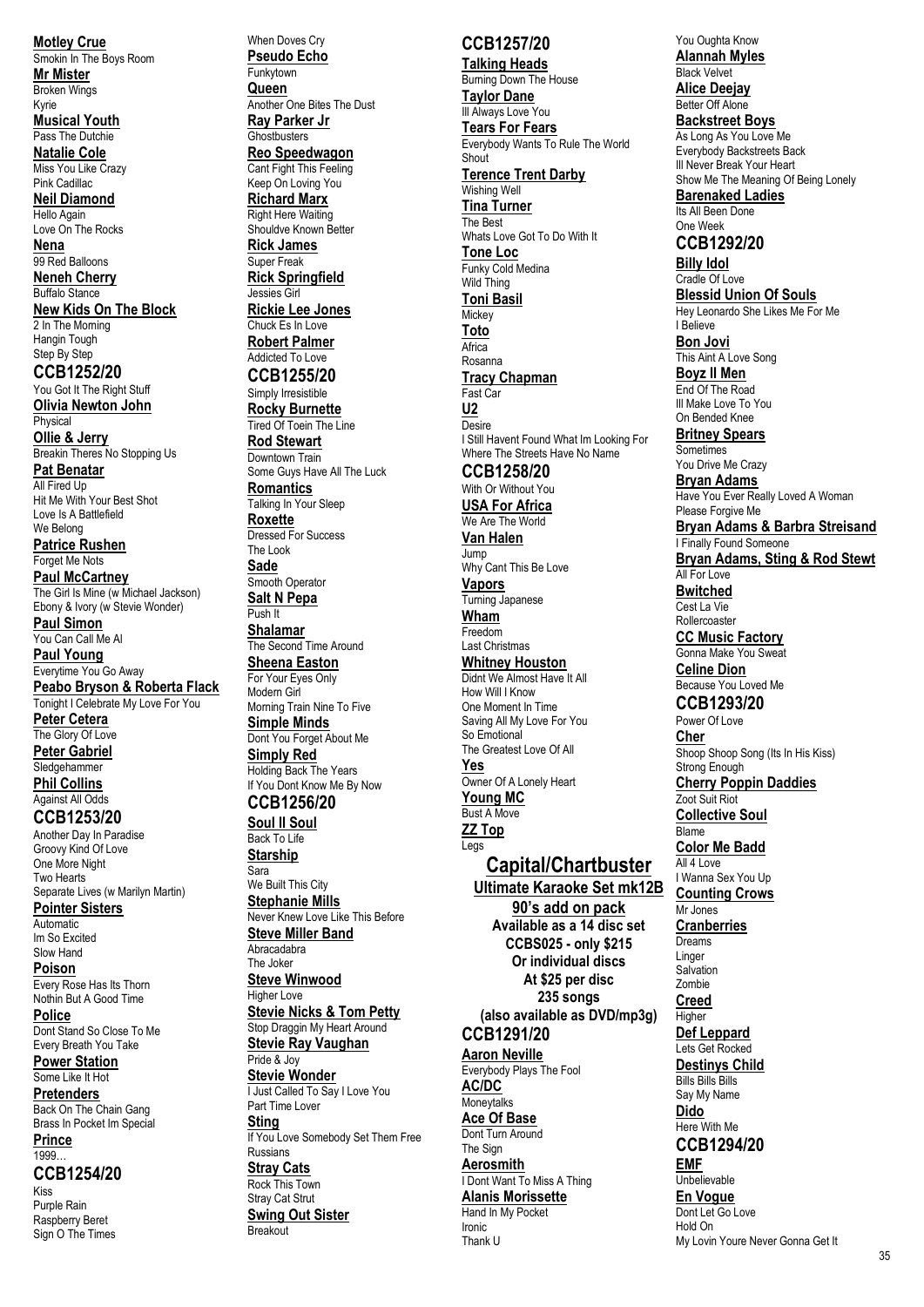**Motley Crue**
Smokin In The Boys Room

**Mr Mister**
Broken Wings
Kyrie

**Musical Youth**
Pass The Dutchie

**Natalie Cole**
Miss You Like Crazy
Pink Cadillac

**Neil Diamond**
Hello Again
Love On The Rocks

**Nena**
99 Red Balloons

**Neneh Cherry**
Buffalo Stance

**New Kids On The Block**
2 In The Morning
Hangin Tough
Step By Step

## CCB1252/20

You Got It The Right Stuff

**Olivia Newton John**
Physical

**Ollie & Jerry**
Breakin Theres No Stopping Us

**Pat Benatar**
All Fired Up
Hit Me With Your Best Shot
Love Is A Battlefield
We Belong

**Patrice Rushen**
Forget Me Nots

**Paul McCartney**
The Girl Is Mine (w Michael Jackson)
Ebony & Ivory (w Stevie Wonder)

**Paul Simon**
You Can Call Me Al

**Paul Young**
Everytime You Go Away

**Peabo Bryson & Roberta Flack**
Tonight I Celebrate My Love For You

**Peter Cetera**
The Glory Of Love

**Peter Gabriel**
Sledgehammer

**Phil Collins**
Against All Odds

## CCB1253/20

Another Day In Paradise
Groovy Kind Of Love
One More Night
Two Hearts
Separate Lives (w Marilyn Martin)

**Pointer Sisters**
Automatic
Im So Excited
Slow Hand

**Poison**
Every Rose Has Its Thorn
Nothin But A Good Time

**Police**
Dont Stand So Close To Me
Every Breath You Take

**Power Station**
Some Like It Hot

**Pretenders**
Back On The Chain Gang
Brass In Pocket Im Special

**Prince**
1999…

## CCB1254/20

Kiss
Purple Rain
Raspberry Beret
Sign O The Times
When Doves Cry

**Pseudo Echo**
Funkytown

**Queen**
Another One Bites The Dust

**Ray Parker Jr**
Ghostbusters

**Reo Speedwagon**
Cant Fight This Feeling
Keep On Loving You

**Richard Marx**
Right Here Waiting
Shouldve Known Better

**Rick James**
Super Freak

**Rick Springfield**
Jessies Girl

**Rickie Lee Jones**
Chuck Es In Love

**Robert Palmer**
Addicted To Love

## CCB1255/20

Simply Irresistible

**Rocky Burnette**
Tired Of Toein The Line

**Rod Stewart**
Downtown Train
Some Guys Have All The Luck

**Romantics**
Talking In Your Sleep

**Roxette**
Dressed For Success
The Look

**Sade**
Smooth Operator

**Salt N Pepa**
Push It

**Shalamar**
The Second Time Around

**Sheena Easton**
For Your Eyes Only
Modern Girl
Morning Train Nine To Five

**Simple Minds**
Dont You Forget About Me

**Simply Red**
Holding Back The Years
If You Dont Know Me By Now

## CCB1256/20

**Soul II Soul**
Back To Life

**Starship**
Sara
We Built This City

**Stephanie Mills**
Never Knew Love Like This Before

**Steve Miller Band**
Abracadabra
The Joker

**Steve Winwood**
Higher Love

**Stevie Nicks & Tom Petty**
Stop Draggin My Heart Around

**Stevie Ray Vaughan**
Pride & Joy

**Stevie Wonder**
I Just Called To Say I Love You
Part Time Lover

**Sting**
If You Love Somebody Set Them Free
Russians

**Stray Cats**
Rock This Town
Stray Cat Strut

**Swing Out Sister**
Breakout

## CCB1257/20

**Talking Heads**
Burning Down The House

**Taylor Dane**
Ill Always Love You

**Tears For Fears**
Everybody Wants To Rule The World
Shout

**Terence Trent Darby**
Wishing Well

**Tina Turner**
The Best
Whats Love Got To Do With It

**Tone Loc**
Funky Cold Medina
Wild Thing

**Toni Basil**
Mickey

**Toto**
Africa
Rosanna

**Tracy Chapman**
Fast Car

**U2**
Desire
I Still Havent Found What Im Looking For
Where The Streets Have No Name

## CCB1258/20

With Or Without You

**USA For Africa**
We Are The World

**Van Halen**
Jump
Why Cant This Be Love

**Vapors**
Turning Japanese

**Wham**
Freedom
Last Christmas

**Whitney Houston**
Didnt We Almost Have It All
How Will I Know
One Moment In Time
Saving All My Love For You
So Emotional
The Greatest Love Of All

**Yes**
Owner Of A Lonely Heart

**Young MC**
Bust A Move

**ZZ Top**
Legs

# Capital/Chartbuster

**Ultimate Karaoke Set mk12B**

**90's add on pack**

**Available as a 14 disc set**
**CCBS025 - only $215**
**Or individual discs**
**At $25 per disc**
**235 songs**
**(also available as DVD/mp3g)**

## CCB1291/20

**Aaron Neville**
Everybody Plays The Fool

**AC/DC**
Moneytalks

**Ace Of Base**
Dont Turn Around
The Sign

**Aerosmith**
I Dont Want To Miss A Thing

**Alanis Morissette**
Hand In My Pocket
Ironic
Thank U
You Oughta Know

**Alannah Myles**
Black Velvet

**Alice Deejay**
Better Off Alone

**Backstreet Boys**
As Long As You Love Me
Everybody Backstreets Back
Ill Never Break Your Heart
Show Me The Meaning Of Being Lonely

**Barenaked Ladies**
Its All Been Done
One Week

## CCB1292/20

**Billy Idol**
Cradle Of Love

**Blessid Union Of Souls**
Hey Leonardo She Likes Me For Me
I Believe

**Bon Jovi**
This Aint A Love Song

**Boyz II Men**
End Of The Road
Ill Make Love To You
On Bended Knee

**Britney Spears**
Sometimes
You Drive Me Crazy

**Bryan Adams**
Have You Ever Really Loved A Woman
Please Forgive Me

**Bryan Adams & Barbra Streisand**
I Finally Found Someone

**Bryan Adams, Sting & Rod Stewt**
All For Love

**Bwitched**
Cest La Vie
Rollercoaster

**CC Music Factory**
Gonna Make You Sweat

**Celine Dion**
Because You Loved Me

## CCB1293/20

Power Of Love

**Cher**
Shoop Shoop Song (Its In His Kiss)
Strong Enough

**Cherry Poppin Daddies**
Zoot Suit Riot

**Collective Soul**
Blame

**Color Me Badd**
All 4 Love
I Wanna Sex You Up

**Counting Crows**
Mr Jones

**Cranberries**
Dreams
Linger
Salvation
Zombie

**Creed**
Higher

**Def Leppard**
Lets Get Rocked

**Destinys Child**
Bills Bills Bills
Say My Name

**Dido**
Here With Me

## CCB1294/20

**EMF**
Unbelievable

**En Vogue**
Dont Let Go Love
Hold On
My Lovin Youre Never Gonna Get It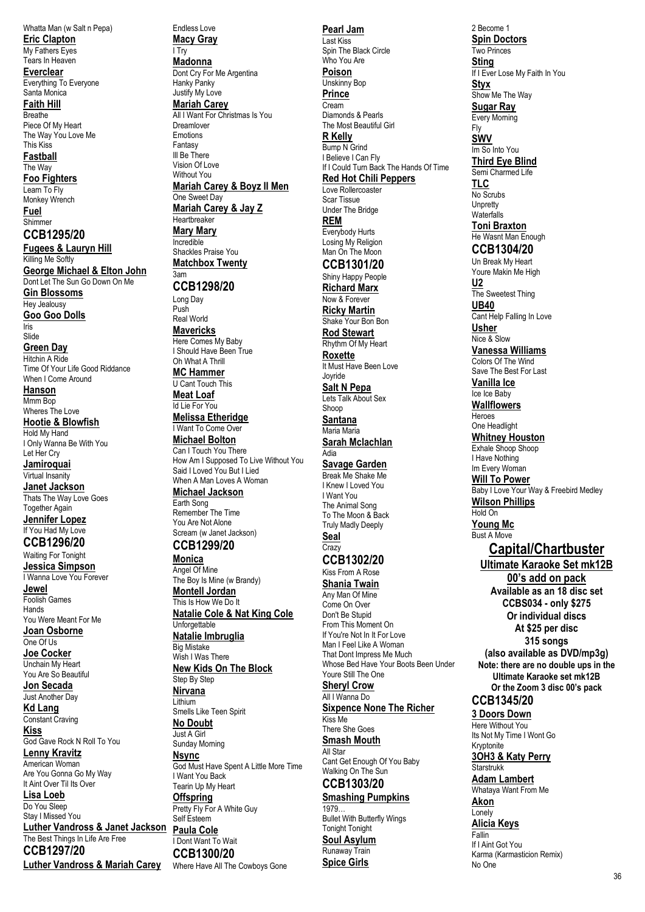Whatta Man (w Salt n Pepa)

**Eric Clapton**
My Fathers Eyes
Tears In Heaven

**Everclear**
Everything To Everyone
Santa Monica

**Faith Hill**
Breathe
Piece Of My Heart
The Way You Love Me
This Kiss

**Fastball**
The Way

**Foo Fighters**
Learn To Fly
Monkey Wrench

**Fuel**
Shimmer

## CCB1295/20

**Fugees & Lauryn Hill**
Killing Me Softly

**George Michael & Elton John**
Dont Let The Sun Go Down On Me

**Gin Blossoms**
Hey Jealousy

**Goo Goo Dolls**
Iris
Slide

**Green Day**
Hitchin A Ride
Time Of Your Life Good Riddance
When I Come Around

**Hanson**
Mmm Bop
Wheres The Love

**Hootie & Blowfish**
Hold My Hand
I Only Wanna Be With You
Let Her Cry

**Jamiroquai**
Virtual Insanity

**Janet Jackson**
Thats The Way Love Goes
Together Again

**Jennifer Lopez**
If You Had My Love

## CCB1296/20

Waiting For Tonight

**Jessica Simpson**
I Wanna Love You Forever

**Jewel**
Foolish Games
Hands
You Were Meant For Me

**Joan Osborne**
One Of Us

**Joe Cocker**
Unchain My Heart
You Are So Beautiful

**Jon Secada**
Just Another Day

**Kd Lang**
Constant Craving

**Kiss**
God Gave Rock N Roll To You

**Lenny Kravitz**
American Woman
Are You Gonna Go My Way
It Aint Over Til Its Over

**Lisa Loeb**
Do You Sleep
Stay I Missed You

**Luther Vandross & Janet Jackson**
The Best Things In Life Are Free

## CCB1297/20

**Luther Vandross & Mariah Carey**
Endless Love

**Macy Gray**
I Try

**Madonna**
Dont Cry For Me Argentina
Hanky Panky
Justify My Love

**Mariah Carey**
All I Want For Christmas Is You
Dreamlover
Emotions
Fantasy
Ill Be There
Vision Of Love
Without You

**Mariah Carey & Boyz II Men**
One Sweet Day

**Mariah Carey & Jay Z**
Heartbreaker

**Mary Mary**
Incredible
Shackles Praise You

**Matchbox Twenty**
3am

## CCB1298/20

Long Day
Push
Real World

**Mavericks**
Here Comes My Baby
I Should Have Been True
Oh What A Thrill

**MC Hammer**
U Cant Touch This

**Meat Loaf**
Id Lie For You

**Melissa Etheridge**
I Want To Come Over

**Michael Bolton**
Can I Touch You There
How Am I Supposed To Live Without You
Said I Loved You But I Lied
When A Man Loves A Woman

**Michael Jackson**
Earth Song
Remember The Time
You Are Not Alone
Scream (w Janet Jackson)

## CCB1299/20

**Monica**
Angel Of Mine
The Boy Is Mine (w Brandy)

**Montell Jordan**
This Is How We Do It

**Natalie Cole & Nat King Cole**
Unforgettable

**Natalie Imbruglia**
Big Mistake
Wish I Was There

**New Kids On The Block**
Step By Step

**Nirvana**
Lithium
Smells Like Teen Spirit

**No Doubt**
Just A Girl
Sunday Morning

**Nsync**
God Must Have Spent A Little More Time
I Want You Back
Tearin Up My Heart

**Offspring**
Pretty Fly For A White Guy
Self Esteem

**Paula Cole**
I Dont Want To Wait

## CCB1300/20

Where Have All The Cowboys Gone

**Pearl Jam**
Last Kiss
Spin The Black Circle
Who You Are

**Poison**
Unskinny Bop

**Prince**
Cream
Diamonds & Pearls
The Most Beautiful Girl

**R Kelly**
Bump N Grind
I Believe I Can Fly
If I Could Turn Back The Hands Of Time

**Red Hot Chili Peppers**
Love Rollercoaster
Scar Tissue
Under The Bridge

**REM**
Everybody Hurts
Losing My Religion
Man On The Moon

## CCB1301/20

Shiny Happy People

**Richard Marx**
Now & Forever

**Ricky Martin**
Shake Your Bon Bon

**Rod Stewart**
Rhythm Of My Heart

**Roxette**
It Must Have Been Love
Joyride

**Salt N Pepa**
Lets Talk About Sex
Shoop

**Santana**
Maria Maria

**Sarah Mclachlan**
Adia

**Savage Garden**
Break Me Shake Me
I Knew I Loved You
I Want You
The Animal Song
To The Moon & Back
Truly Madly Deeply

**Seal**
Crazy

## CCB1302/20

Kiss From A Rose

**Shania Twain**
Any Man Of Mine
Come On Over
Don't Be Stupid
From This Moment On
If You're Not In It For Love
Man I Feel Like A Woman
That Dont Impress Me Much
Whose Bed Have Your Boots Been Under
Youre Still The One

**Sheryl Crow**
All I Wanna Do

**Sixpence None The Richer**
Kiss Me
There She Goes

**Smash Mouth**
All Star
Cant Get Enough Of You Baby
Walking On The Sun

## CCB1303/20

**Smashing Pumpkins**
1979…
Bullet With Butterfly Wings
Tonight Tonight

**Soul Asylum**
Runaway Train

**Spice Girls**
2 Become 1

**Spin Doctors**
Two Princes

**Sting**
If I Ever Lose My Faith In You

**Styx**
Show Me The Way

**Sugar Ray**
Every Morning
Fly

**SWV**
Im So Into You

**Third Eye Blind**
Semi Charmed Life

**TLC**
No Scrubs
Unpretty
Waterfalls

**Toni Braxton**
He Wasnt Man Enough

## CCB1304/20

Un Break My Heart
Youre Makin Me High

**U2**
The Sweetest Thing

**UB40**
Cant Help Falling In Love

**Usher**
Nice & Slow

**Vanessa Williams**
Colors Of The Wind
Save The Best For Last

**Vanilla Ice**
Ice Ice Baby

**Wallflowers**
Heroes
One Headlight

**Whitney Houston**
Exhale Shoop Shoop
I Have Nothing
Im Every Woman

**Will To Power**
Baby I Love Your Way & Freebird Medley

**Wilson Phillips**
Hold On

**Young Mc**
Bust A Move

# Capital/Chartbuster

**Ultimate Karaoke Set mk12B**

**00's add on pack**

**Available as an 18 disc set**
**CCBS034 - only $275**
**Or individual discs**
**At $25 per disc**
**315 songs**
**(also available as DVD/mp3g)**
**Note: there are no double ups in the Ultimate Karaoke set mk12B Or the Zoom 3 disc 00's pack**

## CCB1345/20

**3 Doors Down**
Here Without You
Its Not My Time I Wont Go
Kryptonite

**3OH3 & Katy Perry**
Starstrukk

**Adam Lambert**
Whataya Want From Me

**Akon**
Lonely

**Alicia Keys**
Fallin
If I Aint Got You
Karma (Karmasticion Remix)
No One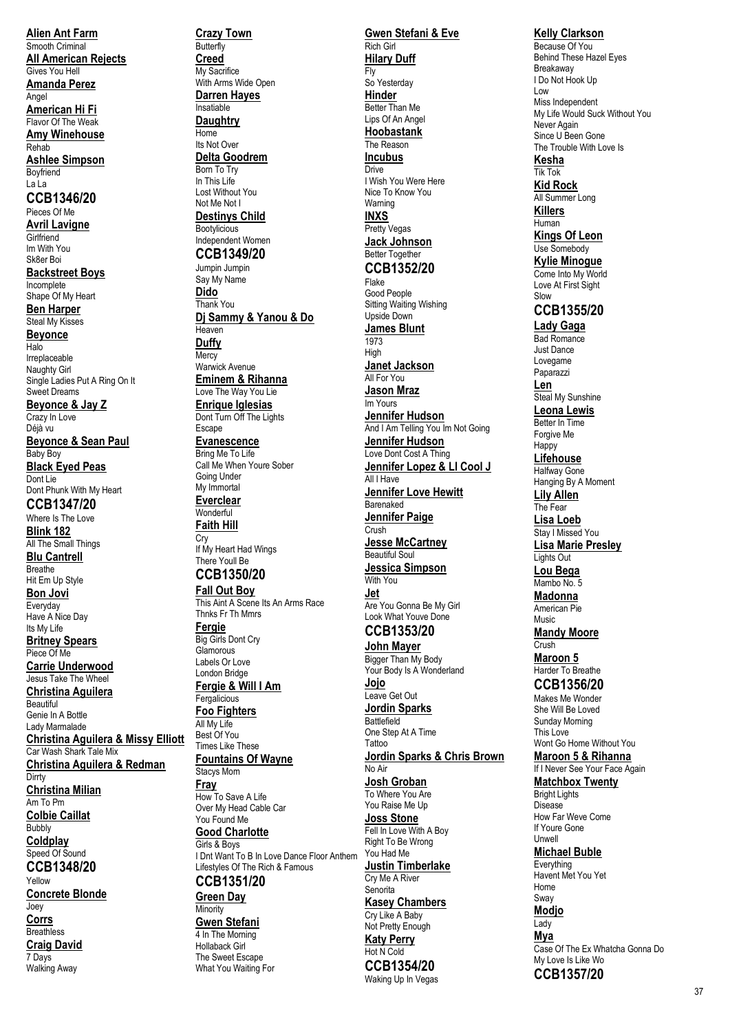**Alien Ant Farm**
Smooth Criminal
**All American Rejects**
Gives You Hell
**Amanda Perez**
Angel
**American Hi Fi**
Flavor Of The Weak
**Amy Winehouse**
Rehab
**Ashlee Simpson**
Boyfriend
La La

## CCB1346/20

Pieces Of Me
**Avril Lavigne**
Girlfriend
Im With You
Sk8er Boi
**Backstreet Boys**
Incomplete
Shape Of My Heart
**Ben Harper**
Steal My Kisses
**Beyonce**
Halo
Irreplaceable
Naughty Girl
Single Ladies Put A Ring On It
Sweet Dreams
**Beyonce & Jay Z**
Crazy In Love
Déjà vu
**Beyonce & Sean Paul**
Baby Boy
**Black Eyed Peas**
Dont Lie
Dont Phunk With My Heart

## CCB1347/20

Where Is The Love
**Blink 182**
All The Small Things
**Blu Cantrell**
Breathe
Hit Em Up Style
**Bon Jovi**
Everyday
Have A Nice Day
Its My Life
**Britney Spears**
Piece Of Me
**Carrie Underwood**
Jesus Take The Wheel
**Christina Aguilera**
Beautiful
Genie In A Bottle
Lady Marmalade
**Christina Aguilera & Missy Elliott**
Car Wash Shark Tale Mix
**Christina Aguilera & Redman**
Dirrty
**Christina Milian**
Am To Pm
**Colbie Caillat**
Bubbly
**Coldplay**
Speed Of Sound

## CCB1348/20

Yellow
**Concrete Blonde**
Joey
**Corrs**
Breathless
**Craig David**
7 Days
Walking Away
**Crazy Town**
Butterfly
**Creed**
My Sacrifice
With Arms Wide Open
**Darren Hayes**
Insatiable
**Daughtry**
Home
Its Not Over
**Delta Goodrem**
Born To Try
In This Life
Lost Without You
Not Me Not I
**Destinys Child**
Bootylicious
Independent Women

## CCB1349/20

Jumpin Jumpin
Say My Name
**Dido**
Thank You
**Dj Sammy & Yanou & Do**
Heaven
**Duffy**
Mercy
Warwick Avenue
**Eminem & Rihanna**
Love The Way You Lie
**Enrique Iglesias**
Dont Turn Off The Lights
Escape
**Evanescence**
Bring Me To Life
Call Me When Youre Sober
Going Under
My Immortal
**Everclear**
Wonderful
**Faith Hill**
Cry
If My Heart Had Wings
There Youll Be

## CCB1350/20

**Fall Out Boy**
This Aint A Scene Its An Arms Race
Thnks Fr Th Mmrs
**Fergie**
Big Girls Dont Cry
Glamorous
Labels Or Love
London Bridge
**Fergie & Will I Am**
Fergalicious
**Foo Fighters**
All My Life
Best Of You
Times Like These
**Fountains Of Wayne**
Stacys Mom
**Fray**
How To Save A Life
Over My Head Cable Car
You Found Me
**Good Charlotte**
Girls & Boys
I Dnt Want To B In Love Dance Floor Anthem
Lifestyles Of The Rich & Famous

## CCB1351/20

**Green Day**
Minority
**Gwen Stefani**
4 In The Morning
Hollaback Girl
The Sweet Escape
What You Waiting For
**Gwen Stefani & Eve**
Rich Girl
**Hilary Duff**
Fly
So Yesterday
**Hinder**
Better Than Me
Lips Of An Angel
**Hoobastank**
The Reason
**Incubus**
Drive
I Wish You Were Here
Nice To Know You
Warning
**INXS**
Pretty Vegas
**Jack Johnson**
Better Together

## CCB1352/20

Flake
Good People
Sitting Waiting Wishing
Upside Down
**James Blunt**
1973
High
**Janet Jackson**
All For You
**Jason Mraz**
Im Yours
**Jennifer Hudson**
And I Am Telling You Im Not Going
**Jennifer Hudson**
Love Dont Cost A Thing
**Jennifer Lopez & Ll Cool J**
All I Have
**Jennifer Love Hewitt**
Barenaked
**Jennifer Paige**
Crush
**Jesse McCartney**
Beautiful Soul
**Jessica Simpson**
With You
**Jet**
Are You Gonna Be My Girl
Look What Youve Done

## CCB1353/20

**John Mayer**
Bigger Than My Body
Your Body Is A Wonderland
**Jojo**
Leave Get Out
**Jordin Sparks**
Battlefield
One Step At A Time
Tattoo
**Jordin Sparks & Chris Brown**
No Air
**Josh Groban**
To Where You Are
You Raise Me Up
**Joss Stone**
Fell In Love With A Boy
Right To Be Wrong
You Had Me
**Justin Timberlake**
Cry Me A River
Senorita
**Kasey Chambers**
Cry Like A Baby
Not Pretty Enough
**Katy Perry**
Hot N Cold

## CCB1354/20

Waking Up In Vegas
**Kelly Clarkson**
Because Of You
Behind These Hazel Eyes
Breakaway
I Do Not Hook Up
Low
Miss Independent
My Life Would Suck Without You
Never Again
Since U Been Gone
The Trouble With Love Is
**Kesha**
Tik Tok
**Kid Rock**
All Summer Long
**Killers**
Human
**Kings Of Leon**
Use Somebody
**Kylie Minogue**
Come Into My World
Love At First Sight
Slow

## CCB1355/20

**Lady Gaga**
Bad Romance
Just Dance
Lovegame
Paparazzi
**Len**
Steal My Sunshine
**Leona Lewis**
Better In Time
Forgive Me
Happy
**Lifehouse**
Halfway Gone
Hanging By A Moment
**Lily Allen**
The Fear
**Lisa Loeb**
Stay I Missed You
**Lisa Marie Presley**
Lights Out
**Lou Bega**
Mambo No. 5
**Madonna**
American Pie
Music
**Mandy Moore**
Crush
**Maroon 5**
Harder To Breathe

## CCB1356/20

Makes Me Wonder
She Will Be Loved
Sunday Morning
This Love
Wont Go Home Without You
**Maroon 5 & Rihanna**
If I Never See Your Face Again
**Matchbox Twenty**
Bright Lights
Disease
How Far Weve Come
If Youre Gone
Unwell
**Michael Buble**
Everything
Havent Met You Yet
Home
Sway
**Modjo**
Lady
**Mya**
Case Of The Ex Whatcha Gonna Do
My Love Is Like Wo

## CCB1357/20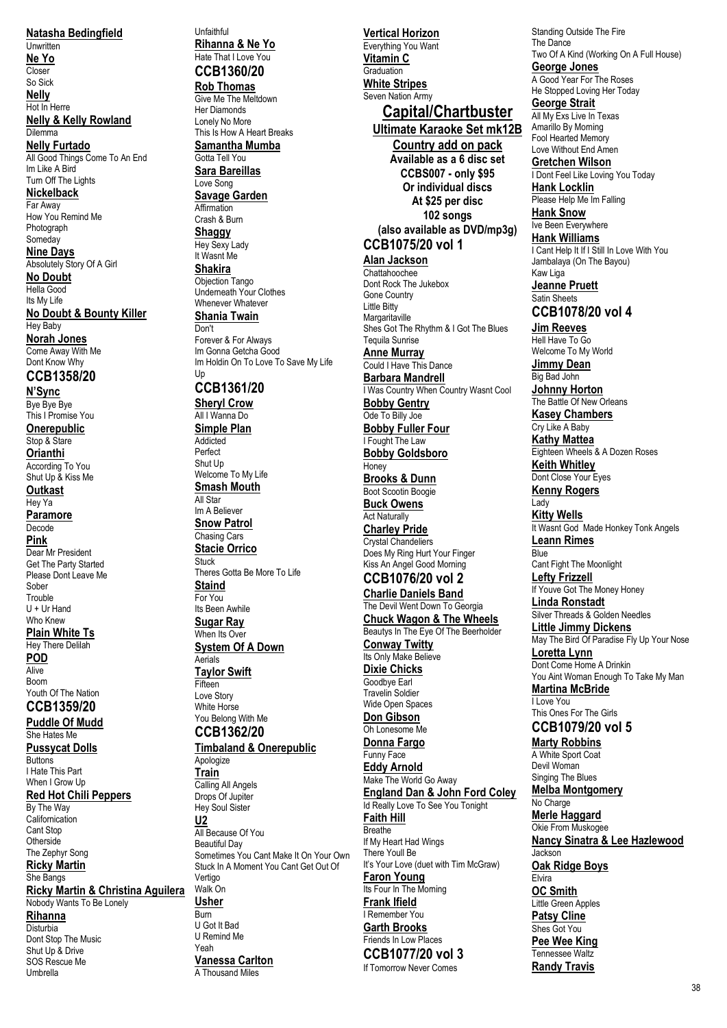**Natasha Bedingfield**

Unwritten

**Ne Yo**

Closer
So Sick

**Nelly**

Hot In Herre

**Nelly & Kelly Rowland**

Dilemma

**Nelly Furtado**

All Good Things Come To An End
Im Like A Bird
Turn Off The Lights

**Nickelback**

Far Away
How You Remind Me
Photograph
Someday

**Nine Days**

Absolutely Story Of A Girl

**No Doubt**

Hella Good
Its My Life

**No Doubt & Bounty Killer**

Hey Baby

**Norah Jones**

Come Away With Me
Dont Know Why

## CCB1358/20

**N'Sync**

Bye Bye Bye
This I Promise You

**Onerepublic**

Stop & Stare

**Orianthi**

According To You
Shut Up & Kiss Me

**Outkast**

Hey Ya

**Paramore**

Decode

**Pink**

Dear Mr President
Get The Party Started
Please Dont Leave Me
Sober
Trouble
U + Ur Hand
Who Knew

**Plain White Ts**

Hey There Delilah

**POD**

Alive
Boom
Youth Of The Nation

## CCB1359/20

**Puddle Of Mudd**

She Hates Me

**Pussycat Dolls**

Buttons
I Hate This Part
When I Grow Up

**Red Hot Chili Peppers**

By The Way
Californication
Cant Stop
Otherside
The Zephyr Song

**Ricky Martin**

She Bangs

**Ricky Martin & Christina Aguilera**

Nobody Wants To Be Lonely

**Rihanna**

Disturbia
Dont Stop The Music
Shut Up & Drive
SOS Rescue Me
Umbrella
Unfaithful

**Rihanna & Ne Yo**

Hate That I Love You

## CCB1360/20

**Rob Thomas**

Give Me The Meltdown
Her Diamonds
Lonely No More
This Is How A Heart Breaks

**Samantha Mumba**

Gotta Tell You

**Sara Bareillas**

Love Song

**Savage Garden**

Affirmation
Crash & Burn

**Shaggy**

Hey Sexy Lady
It Wasnt Me

**Shakira**

Objection Tango
Underneath Your Clothes
Whenever Whatever

**Shania Twain**

Don't
Forever & For Always
Im Gonna Getcha Good
Im Holdin On To Love To Save My Life
Up

## CCB1361/20

**Sheryl Crow**

All I Wanna Do

**Simple Plan**

Addicted
Perfect
Shut Up
Welcome To My Life

**Smash Mouth**

All Star
Im A Believer

**Snow Patrol**

Chasing Cars

**Stacie Orrico**

Stuck
Theres Gotta Be More To Life

**Staind**

For You
Its Been Awhile

**Sugar Ray**

When Its Over

**System Of A Down**

Aerials

**Taylor Swift**

Fifteen
Love Story
White Horse
You Belong With Me

## CCB1362/20

**Timbaland & Onerepublic**

Apologize

**Train**

Calling All Angels
Drops Of Jupiter
Hey Soul Sister

**U2**

All Because Of You
Beautiful Day
Sometimes You Cant Make It On Your Own
Stuck In A Moment You Cant Get Out Of
Vertigo
Walk On

**Usher**

Burn
U Got It Bad
U Remind Me
Yeah

**Vanessa Carlton**

A Thousand Miles

**Vertical Horizon**

Everything You Want

**Vitamin C**

Graduation

**White Stripes**

Seven Nation Army

# Capital/Chartbuster

**Ultimate Karaoke Set mk12B**

**Country add on pack**

**Available as a 6 disc set**
**CCBS007 - only $95**
**Or individual discs**
**At $25 per disc**
**102 songs**
**(also available as DVD/mp3g)**

## CCB1075/20 vol 1

**Alan Jackson**

Chattahoochee
Dont Rock The Jukebox
Gone Country
Little Bitty
Margaritaville
Shes Got The Rhythm & I Got The Blues
Tequila Sunrise

**Anne Murray**

Could I Have This Dance

**Barbara Mandrell**

I Was Country When Country Wasnt Cool

**Bobby Gentry**

Ode To Billy Joe

**Bobby Fuller Four**

I Fought The Law

**Bobby Goldsboro**

Honey

**Brooks & Dunn**

Boot Scootin Boogie

**Buck Owens**

Act Naturally

**Charley Pride**

Crystal Chandeliers
Does My Ring Hurt Your Finger
Kiss An Angel Good Morning

## CCB1076/20 vol 2

**Charlie Daniels Band**

The Devil Went Down To Georgia

**Chuck Wagon & The Wheels**

Beautys In The Eye Of The Beerholder

**Conway Twitty**

Its Only Make Believe

**Dixie Chicks**

Goodbye Earl
Travelin Soldier
Wide Open Spaces

**Don Gibson**

Oh Lonesome Me

**Donna Fargo**

Funny Face

**Eddy Arnold**

Make The World Go Away

**England Dan & John Ford Coley**

Id Really Love To See You Tonight

**Faith Hill**

Breathe
If My Heart Had Wings
There Youll Be
It's Your Love (duet with Tim McGraw)

**Faron Young**

Its Four In The Morning

**Frank Ifield**

I Remember You

**Garth Brooks**

Friends In Low Places

## CCB1077/20 vol 3

If Tomorrow Never Comes
Standing Outside The Fire
The Dance
Two Of A Kind (Working On A Full House)

**George Jones**

A Good Year For The Roses
He Stopped Loving Her Today

**George Strait**

All My Exs Live In Texas
Amarillo By Morning
Fool Hearted Memory
Love Without End Amen

**Gretchen Wilson**

I Dont Feel Like Loving You Today

**Hank Locklin**

Please Help Me Im Falling

**Hank Snow**

Ive Been Everywhere

**Hank Williams**

I Cant Help It If I Still In Love With You
Jambalaya (On The Bayou)
Kaw Liga

**Jeanne Pruett**

Satin Sheets

## CCB1078/20 vol 4

**Jim Reeves**

Hell Have To Go
Welcome To My World

**Jimmy Dean**

Big Bad John

**Johnny Horton**

The Battle Of New Orleans

**Kasey Chambers**

Cry Like A Baby

**Kathy Mattea**

Eighteen Wheels & A Dozen Roses

**Keith Whitley**

Dont Close Your Eyes

**Kenny Rogers**

Lady

**Kitty Wells**

It Wasnt God Made Honkey Tonk Angels

**Leann Rimes**

Blue
Cant Fight The Moonlight

**Lefty Frizzell**

If Youve Got The Money Honey

**Linda Ronstadt**

Silver Threads & Golden Needles

**Little Jimmy Dickens**

May The Bird Of Paradise Fly Up Your Nose

**Loretta Lynn**

Dont Come Home A Drinkin
You Aint Woman Enough To Take My Man

**Martina McBride**

I Love You
This Ones For The Girls

## CCB1079/20 vol 5

**Marty Robbins**

A White Sport Coat
Devil Woman
Singing The Blues

**Melba Montgomery**

No Charge

**Merle Haggard**

Okie From Muskogee

**Nancy Sinatra & Lee Hazlewood**

Jackson

**Oak Ridge Boys**

Elvira

**OC Smith**

Little Green Apples

**Patsy Cline**

Shes Got You

**Pee Wee King**

Tennessee Waltz

**Randy Travis**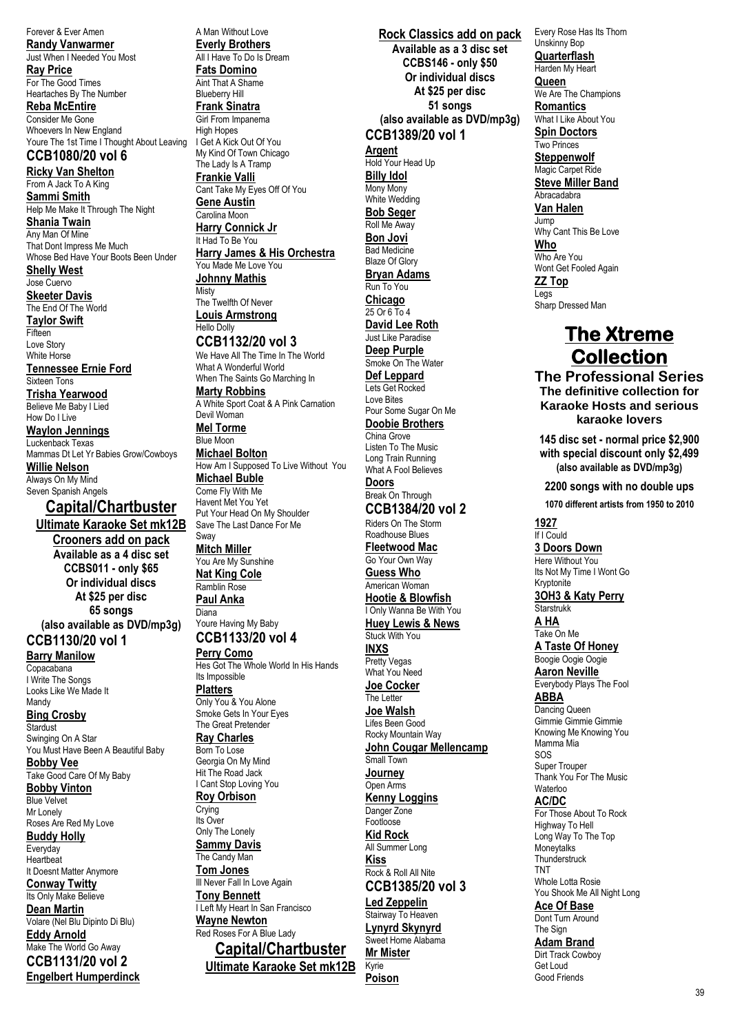Forever & Ever Amen

**Randy Vanwarmer**

Just When I Needed You Most

**Ray Price**

For The Good Times
Heartaches By The Number

**Reba McEntire**

Consider Me Gone
Whoevers In New England
Youre The 1st Time I Thought About Leaving

## CCB1080/20 vol 6

**Ricky Van Shelton**

From A Jack To A King

**Sammi Smith**

Help Me Make It Through The Night

**Shania Twain**

Any Man Of Mine
That Dont Impress Me Much
Whose Bed Have Your Boots Been Under

**Shelly West**

Jose Cuervo

**Skeeter Davis**

The End Of The World

**Taylor Swift**

Fifteen
Love Story
White Horse

**Tennessee Ernie Ford**

Sixteen Tons

**Trisha Yearwood**

Believe Me Baby I Lied
How Do I Live

**Waylon Jennings**

Luckenback Texas
Mammas Dt Let Yr Babies Grow/Cowboys

**Willie Nelson**

Always On My Mind
Seven Spanish Angels

# Capital/Chartbuster

**Ultimate Karaoke Set mk12B**

**Crooners add on pack**

**Available as a 4 disc set**
**CCBS011 - only $65**
**Or individual discs**
**At $25 per disc**
**65 songs**
**(also available as DVD/mp3g)**

## CCB1130/20 vol 1

**Barry Manilow**

Copacabana
I Write The Songs
Looks Like We Made It
Mandy

**Bing Crosby**

Stardust
Swinging On A Star
You Must Have Been A Beautiful Baby

**Bobby Vee**

Take Good Care Of My Baby

**Bobby Vinton**

Blue Velvet
Mr Lonely
Roses Are Red My Love

**Buddy Holly**

Everyday
Heartbeat
It Doesnt Matter Anymore

**Conway Twitty**

Its Only Make Believe

**Dean Martin**

Volare (Nel Blu Dipinto Di Blu)

**Eddy Arnold**

Make The World Go Away

## CCB1131/20 vol 2

**Engelbert Humperdinck**

A Man Without Love

**Everly Brothers**

All I Have To Do Is Dream

**Fats Domino**

Aint That A Shame
Blueberry Hill

**Frank Sinatra**

Girl From Impanema
High Hopes
I Get A Kick Out Of You
My Kind Of Town Chicago
The Lady Is A Tramp

**Frankie Valli**

Cant Take My Eyes Off Of You

**Gene Austin**

Carolina Moon

**Harry Connick Jr**

It Had To Be You

**Harry James & His Orchestra**

You Made Me Love You

**Johnny Mathis**

Misty
The Twelfth Of Never

**Louis Armstrong**

Hello Dolly

## CCB1132/20 vol 3

We Have All The Time In The World
What A Wonderful World
When The Saints Go Marching In

**Marty Robbins**

A White Sport Coat & A Pink Carnation
Devil Woman

**Mel Torme**

Blue Moon

**Michael Bolton**

How Am I Supposed To Live Without You

**Michael Buble**

Come Fly With Me
Havent Met You Yet
Put Your Head On My Shoulder
Save The Last Dance For Me
Sway

**Mitch Miller**

You Are My Sunshine

**Nat King Cole**

Ramblin Rose

**Paul Anka**

Diana
Youre Having My Baby

## CCB1133/20 vol 4

**Perry Como**

Hes Got The Whole World In His Hands
Its Impossible

**Platters**

Only You & You Alone
Smoke Gets In Your Eyes
The Great Pretender

**Ray Charles**

Born To Lose
Georgia On My Mind
Hit The Road Jack
I Cant Stop Loving You

**Roy Orbison**

Crying
Its Over
Only The Lonely

**Sammy Davis**

The Candy Man

**Tom Jones**

Ill Never Fall In Love Again

**Tony Bennett**

I Left My Heart In San Francisco

**Wayne Newton**

Red Roses For A Blue Lady

# Capital/Chartbuster

**Ultimate Karaoke Set mk12B**

**Rock Classics add on pack**

**Available as a 3 disc set**
**CCBS146 - only $50**
**Or individual discs**
**At $25 per disc**
**51 songs**
**(also available as DVD/mp3g)**

## CCB1389/20 vol 1

**Argent**

Hold Your Head Up

**Billy Idol**

Mony Mony
White Wedding

**Bob Seger**

Roll Me Away

**Bon Jovi**

Bad Medicine
Blaze Of Glory

**Bryan Adams**

Run To You

**Chicago**

25 Or 6 To 4

**David Lee Roth**

Just Like Paradise

**Deep Purple**

Smoke On The Water

**Def Leppard**

Lets Get Rocked
Love Bites
Pour Some Sugar On Me

**Doobie Brothers**

China Grove
Listen To The Music
Long Train Running
What A Fool Believes

**Doors**

Break On Through

## CCB1384/20 vol 2

Riders On The Storm
Roadhouse Blues

**Fleetwood Mac**

Go Your Own Way

**Guess Who**

American Woman

**Hootie & Blowfish**

I Only Wanna Be With You

**Huey Lewis & News**

Stuck With You

**INXS**

Pretty Vegas
What You Need

**Joe Cocker**

The Letter

**Joe Walsh**

Lifes Been Good
Rocky Mountain Way

**John Cougar Mellencamp**

Small Town

**Journey**

Open Arms

**Kenny Loggins**

Danger Zone
Footloose

**Kid Rock**

All Summer Long

**Kiss**

Rock & Roll All Nite

## CCB1385/20 vol 3

**Led Zeppelin**

Stairway To Heaven

**Lynyrd Skynyrd**

Sweet Home Alabama

**Mr Mister**

Kyrie

**Poison**

Every Rose Has Its Thorn
Unskinny Bop

**Quarterflash**

Harden My Heart

**Queen**

We Are The Champions

**Romantics**

What I Like About You

**Spin Doctors**

Two Princes

**Steppenwolf**

Magic Carpet Ride

**Steve Miller Band**

Abracadabra

**Van Halen**

Jump
Why Cant This Be Love

**Who**

Who Are You
Wont Get Fooled Again

**ZZ Top**

Legs
Sharp Dressed Man

# The Xtreme Collection

**The Professional Series**
**The definitive collection for Karaoke Hosts and serious karaoke lovers**

**145 disc set - normal price $2,900 with special discount only $2,499**
**(also available as DVD/mp3g)**

**2200 songs with no double ups**

**1070 different artists from 1950 to 2010**

**1927**

If I Could

**3 Doors Down**

Here Without You
Its Not My Time I Wont Go
Kryptonite

**3OH3 & Katy Perry**

Starstrukk

**A HA**

Take On Me

**A Taste Of Honey**

Boogie Oogie Oogie

**Aaron Neville**

Everybody Plays The Fool

**ABBA**

Dancing Queen
Gimmie Gimmie Gimmie
Knowing Me Knowing You
Mamma Mia
SOS
Super Trouper
Thank You For The Music
Waterloo

**AC/DC**

For Those About To Rock
Highway To Hell
Long Way To The Top
Moneytalks
Thunderstruck
TNT
Whole Lotta Rosie
You Shook Me All Night Long

**Ace Of Base**

Dont Turn Around
The Sign

**Adam Brand**

Dirt Track Cowboy
Get Loud
Good Friends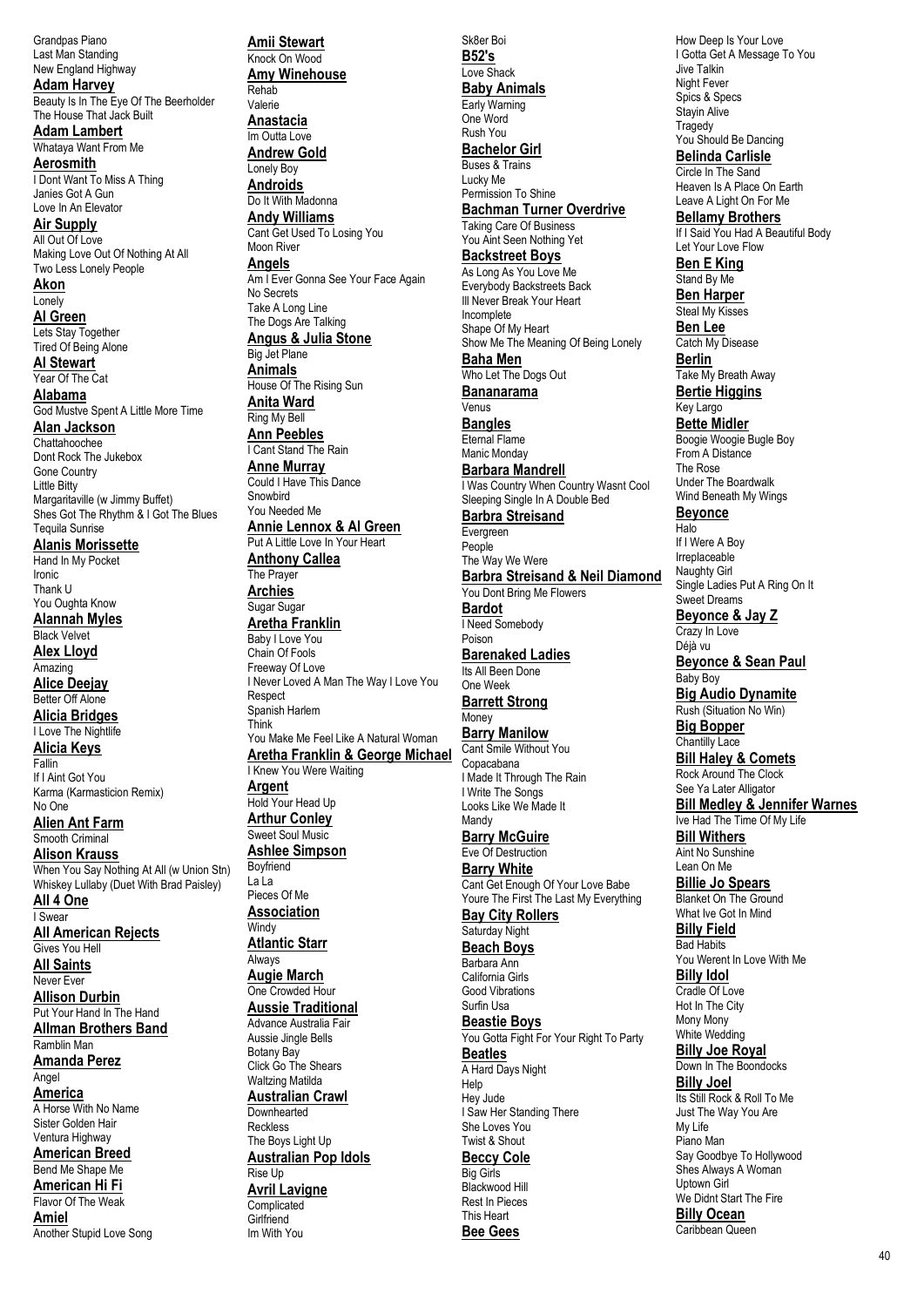Grandpas Piano
Last Man Standing
New England Highway

**Adam Harvey**

Beauty Is In The Eye Of The Beerholder
The House That Jack Built

**Adam Lambert**

Whataya Want From Me

**Aerosmith**

I Dont Want To Miss A Thing
Janies Got A Gun
Love In An Elevator

**Air Supply**

All Out Of Love
Making Love Out Of Nothing At All
Two Less Lonely People

**Akon**

Lonely

**Al Green**

Lets Stay Together
Tired Of Being Alone

**Al Stewart**

Year Of The Cat

**Alabama**

God Mustve Spent A Little More Time

**Alan Jackson**

Chattahoochee
Dont Rock The Jukebox
Gone Country
Little Bitty
Margaritaville (w Jimmy Buffet)
Shes Got The Rhythm & I Got The Blues
Tequila Sunrise

**Alanis Morissette**

Hand In My Pocket
Ironic
Thank U
You Oughta Know

**Alannah Myles**

Black Velvet

**Alex Lloyd**

Amazing

**Alice Deejay**

Better Off Alone

**Alicia Bridges**

I Love The Nightlife

**Alicia Keys**

Fallin
If I Aint Got You
Karma (Karmasticion Remix)
No One

**Alien Ant Farm**

Smooth Criminal

**Alison Krauss**

When You Say Nothing At All (w Union Stn)
Whiskey Lullaby (Duet With Brad Paisley)

**All 4 One**

I Swear

**All American Rejects**

Gives You Hell

**All Saints**

Never Ever

**Allison Durbin**

Put Your Hand In The Hand

**Allman Brothers Band**

Ramblin Man

**Amanda Perez**

Angel

**America**

A Horse With No Name
Sister Golden Hair
Ventura Highway

**American Breed**

Bend Me Shape Me

**American Hi Fi**

Flavor Of The Weak

**Amiel**

Another Stupid Love Song

**Amii Stewart**

Knock On Wood

**Amy Winehouse**

Rehab
Valerie

**Anastacia**

Im Outta Love

**Andrew Gold**

Lonely Boy

**Androids**

Do It With Madonna

**Andy Williams**

Cant Get Used To Losing You
Moon River

**Angels**

Am I Ever Gonna See Your Face Again
No Secrets
Take A Long Line
The Dogs Are Talking

**Angus & Julia Stone**

Big Jet Plane

**Animals**

House Of The Rising Sun

**Anita Ward**

Ring My Bell

**Ann Peebles**

I Cant Stand The Rain

**Anne Murray**

Could I Have This Dance
Snowbird
You Needed Me

**Annie Lennox & Al Green**

Put A Little Love In Your Heart

**Anthony Callea**

The Prayer

**Archies**

Sugar Sugar

**Aretha Franklin**

Baby I Love You
Chain Of Fools
Freeway Of Love
I Never Loved A Man The Way I Love You
Respect
Spanish Harlem
Think
You Make Me Feel Like A Natural Woman

**Aretha Franklin & George Michael**

I Knew You Were Waiting

**Argent**

Hold Your Head Up

**Arthur Conley**

Sweet Soul Music

**Ashlee Simpson**

Boyfriend
La La
Pieces Of Me

**Association**

Windy

**Atlantic Starr**

Always

**Augie March**

One Crowded Hour

**Aussie Traditional**

Advance Australia Fair
Aussie Jingle Bells
Botany Bay
Click Go The Shears
Waltzing Matilda

**Australian Crawl**

Downhearted
Reckless
The Boys Light Up

**Australian Pop Idols**

Rise Up

**Avril Lavigne**

Complicated
Girlfriend
Im With You
Sk8er Boi

**B52's**

Love Shack

**Baby Animals**

Early Warning
One Word
Rush You

**Bachelor Girl**

Buses & Trains
Lucky Me
Permission To Shine

**Bachman Turner Overdrive**

Taking Care Of Business
You Aint Seen Nothing Yet

**Backstreet Boys**

As Long As You Love Me
Everybody Backstreets Back
Ill Never Break Your Heart
Incomplete
Shape Of My Heart
Show Me The Meaning Of Being Lonely

**Baha Men**

Who Let The Dogs Out

**Bananarama**

Venus

**Bangles**

Eternal Flame
Manic Monday

**Barbara Mandrell**

I Was Country When Country Wasnt Cool
Sleeping Single In A Double Bed

**Barbra Streisand**

Evergreen
People
The Way We Were

**Barbra Streisand & Neil Diamond**

You Dont Bring Me Flowers

**Bardot**

I Need Somebody
Poison

**Barenaked Ladies**

Its All Been Done
One Week

**Barrett Strong**

Money

**Barry Manilow**

Cant Smile Without You
Copacabana
I Made It Through The Rain
I Write The Songs
Looks Like We Made It
Mandy

**Barry McGuire**

Eve Of Destruction

**Barry White**

Cant Get Enough Of Your Love Babe
Youre The First The Last My Everything

**Bay City Rollers**

Saturday Night

**Beach Boys**

Barbara Ann
California Girls
Good Vibrations
Surfin Usa

**Beastie Boys**

You Gotta Fight For Your Right To Party

**Beatles**

A Hard Days Night
Help
Hey Jude
I Saw Her Standing There
She Loves You
Twist & Shout

**Beccy Cole**

Big Girls
Blackwood Hill
Rest In Pieces
This Heart

**Bee Gees**

How Deep Is Your Love
I Gotta Get A Message To You
Jive Talkin
Night Fever
Spics & Specs
Stayin Alive
Tragedy
You Should Be Dancing

**Belinda Carlisle**

Circle In The Sand
Heaven Is A Place On Earth
Leave A Light On For Me

**Bellamy Brothers**

If I Said You Had A Beautiful Body
Let Your Love Flow

**Ben E King**

Stand By Me

**Ben Harper**

Steal My Kisses

**Ben Lee**

Catch My Disease

**Berlin**

Take My Breath Away

**Bertie Higgins**

Key Largo

**Bette Midler**

Boogie Woogie Bugle Boy
From A Distance
The Rose
Under The Boardwalk
Wind Beneath My Wings

**Beyonce**

Halo
If I Were A Boy
Irreplaceable
Naughty Girl
Single Ladies Put A Ring On It
Sweet Dreams

**Beyonce & Jay Z**

Crazy In Love
Déjà vu

**Beyonce & Sean Paul**

Baby Boy

**Big Audio Dynamite**

Rush (Situation No Win)

**Big Bopper**

Chantilly Lace

**Bill Haley & Comets**

Rock Around The Clock
See Ya Later Alligator

**Bill Medley & Jennifer Warnes**

Ive Had The Time Of My Life

**Bill Withers**

Aint No Sunshine
Lean On Me

**Billie Jo Spears**

Blanket On The Ground
What Ive Got In Mind

**Billy Field**

Bad Habits
You Werent In Love With Me

**Billy Idol**

Cradle Of Love
Hot In The City
Mony Mony
White Wedding

**Billy Joe Royal**

Down In The Boondocks

**Billy Joel**

Its Still Rock & Roll To Me
Just The Way You Are
My Life
Piano Man
Say Goodbye To Hollywood
Shes Always A Woman
Uptown Girl
We Didnt Start The Fire

**Billy Ocean**

Caribbean Queen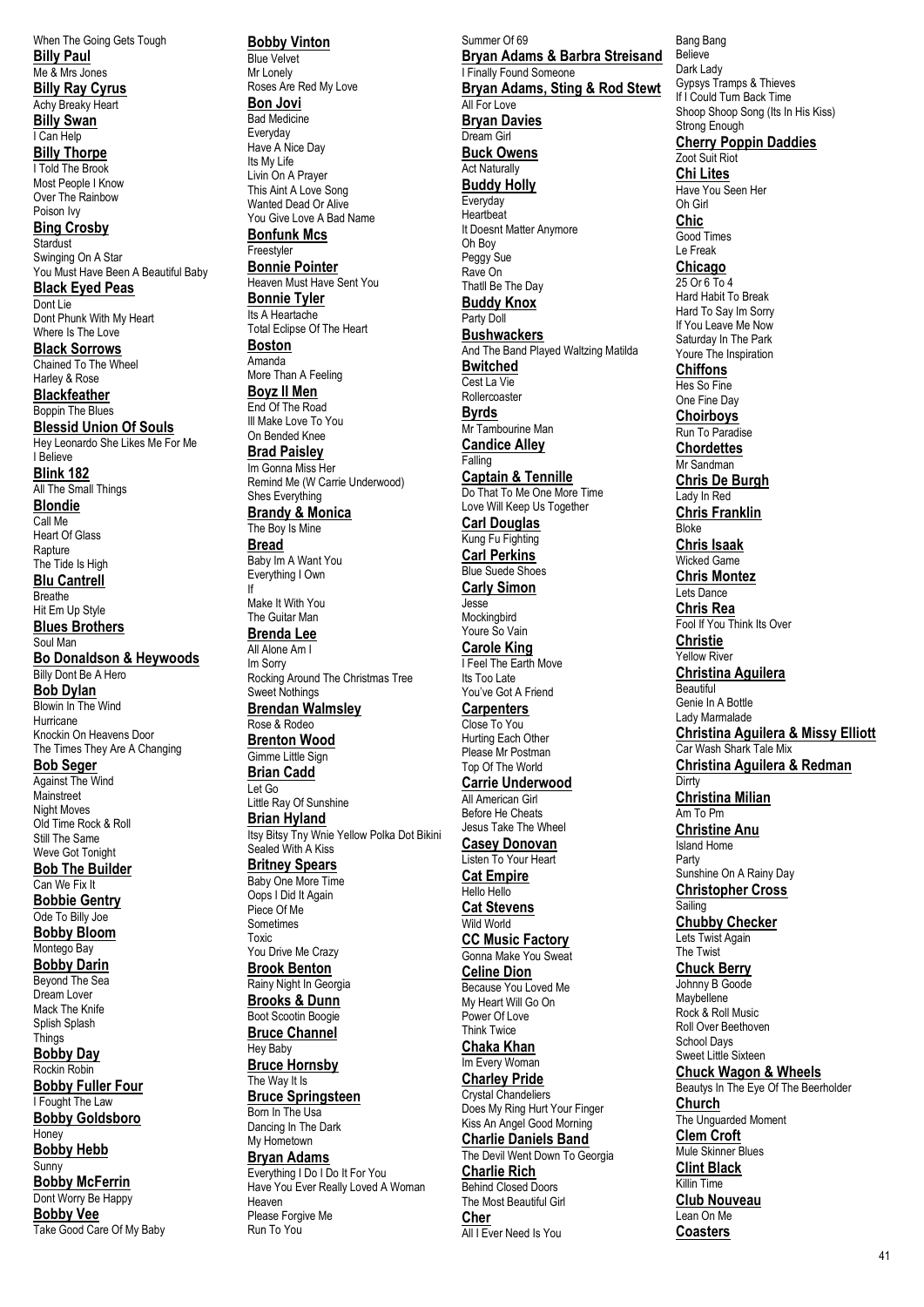When The Going Gets Tough

**Billy Paul**

Me & Mrs Jones

**Billy Ray Cyrus**

Achy Breaky Heart

**Billy Swan**

I Can Help

**Billy Thorpe**

I Told The Brook
Most People I Know
Over The Rainbow
Poison Ivy

**Bing Crosby**

Stardust
Swinging On A Star
You Must Have Been A Beautiful Baby

**Black Eyed Peas**

Dont Lie
Dont Phunk With My Heart
Where Is The Love

**Black Sorrows**

Chained To The Wheel
Harley & Rose

**Blackfeather**

Boppin The Blues

**Blessid Union Of Souls**

Hey Leonardo She Likes Me For Me
I Believe

**Blink 182**

All The Small Things

**Blondie**

Call Me
Heart Of Glass
Rapture
The Tide Is High

**Blu Cantrell**

Breathe
Hit Em Up Style

**Blues Brothers**

Soul Man

**Bo Donaldson & Heywoods**

Billy Dont Be A Hero

**Bob Dylan**

Blowin In The Wind
Hurricane
Knockin On Heavens Door
The Times They Are A Changing

**Bob Seger**

Against The Wind
Mainstreet
Night Moves
Old Time Rock & Roll
Still The Same
Weve Got Tonight

**Bob The Builder**

Can We Fix It

**Bobbie Gentry**

Ode To Billy Joe

**Bobby Bloom**

Montego Bay

**Bobby Darin**

Beyond The Sea
Dream Lover
Mack The Knife
Splish Splash
Things

**Bobby Day**

Rockin Robin

**Bobby Fuller Four**

I Fought The Law

**Bobby Goldsboro**

Honey

**Bobby Hebb**

Sunny

**Bobby McFerrin**

Dont Worry Be Happy

**Bobby Vee**

Take Good Care Of My Baby

**Bobby Vinton**

Blue Velvet
Mr Lonely
Roses Are Red My Love

**Bon Jovi**

Bad Medicine
Everyday
Have A Nice Day
Its My Life
Livin On A Prayer
This Aint A Love Song
Wanted Dead Or Alive
You Give Love A Bad Name

**Bonfunk Mcs**

Freestyler

**Bonnie Pointer**

Heaven Must Have Sent You

**Bonnie Tyler**

Its A Heartache
Total Eclipse Of The Heart

**Boston**

Amanda
More Than A Feeling

**Boyz II Men**

End Of The Road
Ill Make Love To You
On Bended Knee

**Brad Paisley**

Im Gonna Miss Her
Remind Me (W Carrie Underwood)
Shes Everything

**Brandy & Monica**

The Boy Is Mine

**Bread**

Baby Im A Want You
Everything I Own
If
Make It With You
The Guitar Man

**Brenda Lee**

All Alone Am I
Im Sorry
Rocking Around The Christmas Tree
Sweet Nothings

**Brendan Walmsley**

Rose & Rodeo

**Brenton Wood**

Gimme Little Sign

**Brian Cadd**

Let Go
Little Ray Of Sunshine

**Brian Hyland**

Itsy Bitsy Tny Wnie Yellow Polka Dot Bikini
Sealed With A Kiss

**Britney Spears**

Baby One More Time
Oops I Did It Again
Piece Of Me
Sometimes
Toxic
You Drive Me Crazy

**Brook Benton**

Rainy Night In Georgia

**Brooks & Dunn**

Boot Scootin Boogie

**Bruce Channel**

Hey Baby

**Bruce Hornsby**

The Way It Is

**Bruce Springsteen**

Born In The Usa
Dancing In The Dark
My Hometown

**Bryan Adams**

Everything I Do I Do It For You
Have You Ever Really Loved A Woman
Heaven
Please Forgive Me
Run To You
Summer Of 69

**Bryan Adams & Barbra Streisand**

I Finally Found Someone

**Bryan Adams, Sting & Rod Stewt**

All For Love

**Bryan Davies**

Dream Girl

**Buck Owens**

Act Naturally

**Buddy Holly**

Everyday
Heartbeat
It Doesnt Matter Anymore
Oh Boy
Peggy Sue
Rave On
Thatll Be The Day

**Buddy Knox**

Party Doll

**Bushwackers**

And The Band Played Waltzing Matilda

**Bwitched**

Cest La Vie
Rollercoaster

**Byrds**

Mr Tambourine Man

**Candice Alley**

Falling

**Captain & Tennille**

Do That To Me One More Time
Love Will Keep Us Together

**Carl Douglas**

Kung Fu Fighting

**Carl Perkins**

Blue Suede Shoes

**Carly Simon**

Jesse
Mockingbird
Youre So Vain

**Carole King**

I Feel The Earth Move
Its Too Late
You've Got A Friend

**Carpenters**

Close To You
Hurting Each Other
Please Mr Postman
Top Of The World

**Carrie Underwood**

All American Girl
Before He Cheats
Jesus Take The Wheel

**Casey Donovan**

Listen To Your Heart

**Cat Empire**

Hello Hello

**Cat Stevens**

Wild World

**CC Music Factory**

Gonna Make You Sweat

**Celine Dion**

Because You Loved Me
My Heart Will Go On
Power Of Love
Think Twice

**Chaka Khan**

Im Every Woman

**Charley Pride**

Crystal Chandeliers
Does My Ring Hurt Your Finger
Kiss An Angel Good Morning

**Charlie Daniels Band**

The Devil Went Down To Georgia

**Charlie Rich**

Behind Closed Doors
The Most Beautiful Girl

**Cher**

All I Ever Need Is You
Bang Bang
Believe
Dark Lady
Gypsys Tramps & Thieves
If I Could Turn Back Time
Shoop Shoop Song (Its In His Kiss)
Strong Enough

**Cherry Poppin Daddies**

Zoot Suit Riot

**Chi Lites**

Have You Seen Her
Oh Girl

**Chic**

Good Times
Le Freak

**Chicago**

25 Or 6 To 4
Hard Habit To Break
Hard To Say Im Sorry
If You Leave Me Now
Saturday In The Park
Youre The Inspiration

**Chiffons**

Hes So Fine
One Fine Day

**Choirboys**

Run To Paradise

**Chordettes**

Mr Sandman

**Chris De Burgh**

Lady In Red

**Chris Franklin**

Bloke

**Chris Isaak**

Wicked Game

**Chris Montez**

Lets Dance

**Chris Rea**

Fool If You Think Its Over

**Christie**

Yellow River

**Christina Aguilera**

Beautiful
Genie In A Bottle
Lady Marmalade

**Christina Aguilera & Missy Elliott**

Car Wash Shark Tale Mix

**Christina Aguilera & Redman**

Dirrty

**Christina Milian**

Am To Pm

**Christine Anu**

Island Home
Party
Sunshine On A Rainy Day

**Christopher Cross**

Sailing

**Chubby Checker**

Lets Twist Again
The Twist

**Chuck Berry**

Johnny B Goode
Maybellene
Rock & Roll Music
Roll Over Beethoven
School Days
Sweet Little Sixteen

**Chuck Wagon & Wheels**

Beautys In The Eye Of The Beerholder

**Church**

The Unguarded Moment

**Clem Croft**

Mule Skinner Blues

**Clint Black**

Killin Time

**Club Nouveau**

Lean On Me

**Coasters**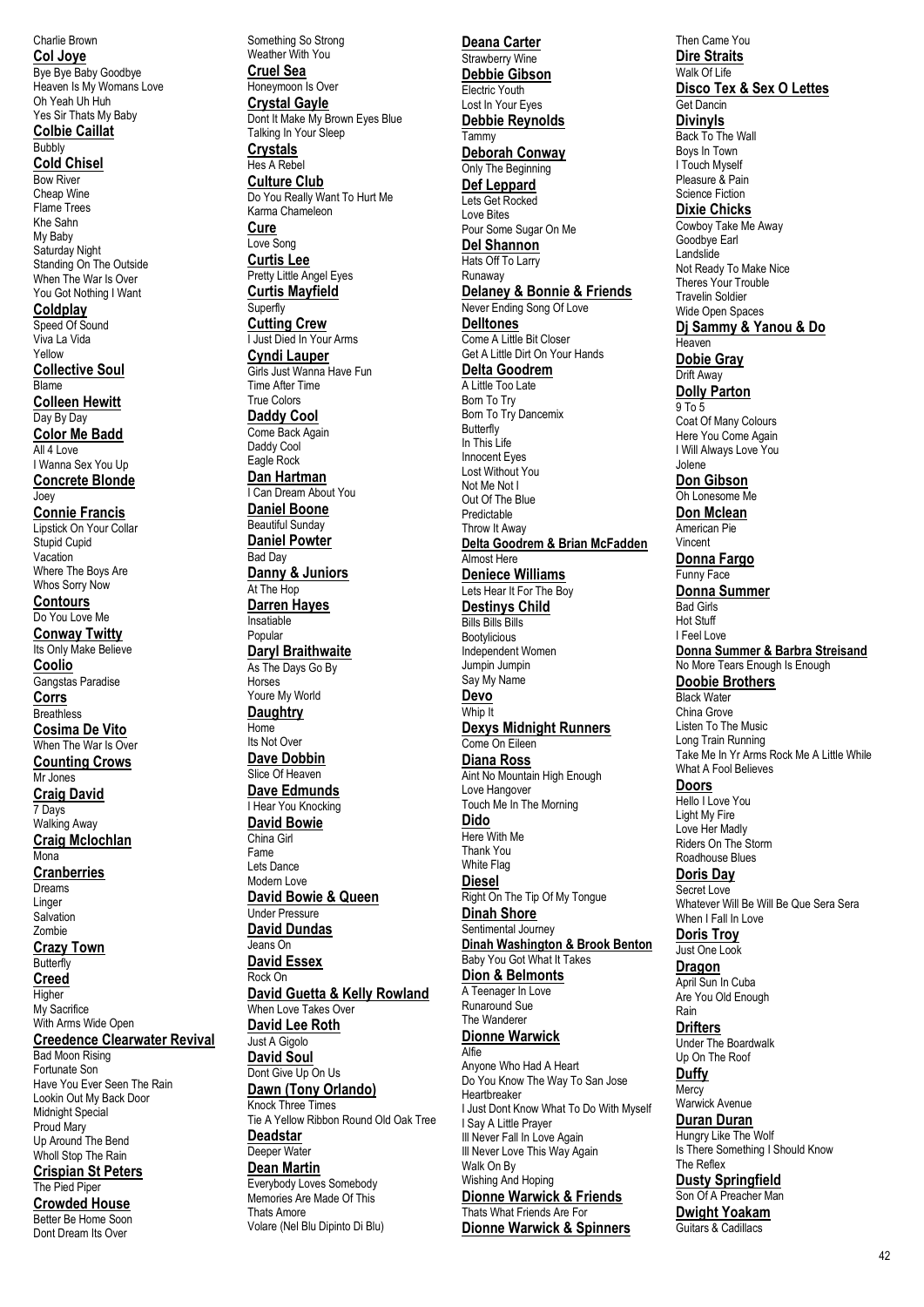Charlie Brown

**Col Joye**

Bye Bye Baby Goodbye
Heaven Is My Womans Love
Oh Yeah Uh Huh
Yes Sir Thats My Baby

**Colbie Caillat**

Bubbly

**Cold Chisel**

Bow River
Cheap Wine
Flame Trees
Khe Sahn
My Baby
Saturday Night
Standing On The Outside
When The War Is Over
You Got Nothing I Want

**Coldplay**

Speed Of Sound
Viva La Vida
Yellow

**Collective Soul**

Blame

**Colleen Hewitt**

Day By Day

**Color Me Badd**

All 4 Love
I Wanna Sex You Up

**Concrete Blonde**

Joey

**Connie Francis**

Lipstick On Your Collar
Stupid Cupid
Vacation
Where The Boys Are
Whos Sorry Now

**Contours**

Do You Love Me

**Conway Twitty**

Its Only Make Believe

**Coolio**

Gangstas Paradise

**Corrs**

Breathless

**Cosima De Vito**

When The War Is Over

**Counting Crows**

Mr Jones

**Craig David**

7 Days
Walking Away

**Craig Mclochlan**

Mona

**Cranberries**

Dreams
Linger
Salvation
Zombie

**Crazy Town**

Butterfly

**Creed**

Higher
My Sacrifice
With Arms Wide Open

**Creedence Clearwater Revival**

Bad Moon Rising
Fortunate Son
Have You Ever Seen The Rain
Lookin Out My Back Door
Midnight Special
Proud Mary
Up Around The Bend
Wholl Stop The Rain

**Crispian St Peters**

The Pied Piper

**Crowded House**

Better Be Home Soon
Dont Dream Its Over
Something So Strong
Weather With You

**Cruel Sea**

Honeymoon Is Over

**Crystal Gayle**

Dont It Make My Brown Eyes Blue
Talking In Your Sleep

**Crystals**

Hes A Rebel

**Culture Club**

Do You Really Want To Hurt Me
Karma Chameleon

**Cure**

Love Song

**Curtis Lee**

Pretty Little Angel Eyes

**Curtis Mayfield**

Superfly

**Cutting Crew**

I Just Died In Your Arms

**Cyndi Lauper**

Girls Just Wanna Have Fun
Time After Time
True Colors

**Daddy Cool**

Come Back Again
Daddy Cool
Eagle Rock

**Dan Hartman**

I Can Dream About You

**Daniel Boone**

Beautiful Sunday

**Daniel Powter**

Bad Day

**Danny & Juniors**

At The Hop

**Darren Hayes**

Insatiable
Popular

**Daryl Braithwaite**

As The Days Go By
Horses
Youre My World

**Daughtry**

Home
Its Not Over

**Dave Dobbin**

Slice Of Heaven

**Dave Edmunds**

I Hear You Knocking

**David Bowie**

China Girl
Fame
Lets Dance
Modern Love

**David Bowie & Queen**

Under Pressure

**David Dundas**

Jeans On

**David Essex**

Rock On

**David Guetta & Kelly Rowland**

When Love Takes Over

**David Lee Roth**

Just A Gigolo

**David Soul**

Dont Give Up On Us

**Dawn (Tony Orlando)**

Knock Three Times
Tie A Yellow Ribbon Round Old Oak Tree

**Deadstar**

Deeper Water

**Dean Martin**

Everybody Loves Somebody
Memories Are Made Of This
Thats Amore
Volare (Nel Blu Dipinto Di Blu)

**Deana Carter**

Strawberry Wine

**Debbie Gibson**

Electric Youth
Lost In Your Eyes

**Debbie Reynolds**

Tammy

**Deborah Conway**

Only The Beginning

**Def Leppard**

Lets Get Rocked
Love Bites
Pour Some Sugar On Me

**Del Shannon**

Hats Off To Larry
Runaway

**Delaney & Bonnie & Friends**

Never Ending Song Of Love

**Delltones**

Come A Little Bit Closer
Get A Little Dirt On Your Hands

**Delta Goodrem**

A Little Too Late
Born To Try
Born To Try Dancemix
Butterfly
In This Life
Innocent Eyes
Lost Without You
Not Me Not I
Out Of The Blue
Predictable
Throw It Away

**Delta Goodrem & Brian McFadden**

Almost Here

**Deniece Williams**

Lets Hear It For The Boy

**Destinys Child**

Bills Bills Bills
Bootylicious
Independent Women
Jumpin Jumpin
Say My Name

**Devo**

Whip It

**Dexys Midnight Runners**

Come On Eileen

**Diana Ross**

Aint No Mountain High Enough
Love Hangover
Touch Me In The Morning

**Dido**

Here With Me
Thank You
White Flag

**Diesel**

Right On The Tip Of My Tongue

**Dinah Shore**

Sentimental Journey

**Dinah Washington & Brook Benton**

Baby You Got What It Takes

**Dion & Belmonts**

A Teenager In Love
Runaround Sue
The Wanderer

**Dionne Warwick**

Alfie
Anyone Who Had A Heart
Do You Know The Way To San Jose
Heartbreaker
I Just Dont Know What To Do With Myself
I Say A Little Prayer
Ill Never Fall In Love Again
Ill Never Love This Way Again
Walk On By
Wishing And Hoping

**Dionne Warwick & Friends**

Thats What Friends Are For

**Dionne Warwick & Spinners**

Then Came You

**Dire Straits**

Walk Of Life

**Disco Tex & Sex O Lettes**

Get Dancin

**Divinyls**

Back To The Wall
Boys In Town
I Touch Myself
Pleasure & Pain
Science Fiction

**Dixie Chicks**

Cowboy Take Me Away
Goodbye Earl
Landslide
Not Ready To Make Nice
Theres Your Trouble
Travelin Soldier
Wide Open Spaces

**Dj Sammy & Yanou & Do**

Heaven

**Dobie Gray**

Drift Away

**Dolly Parton**

9 To 5
Coat Of Many Colours
Here You Come Again
I Will Always Love You
Jolene

**Don Gibson**

Oh Lonesome Me

**Don Mclean**

American Pie
Vincent

**Donna Fargo**

Funny Face

**Donna Summer**

Bad Girls
Hot Stuff
I Feel Love

**Donna Summer & Barbra Streisand**

No More Tears Enough Is Enough

**Doobie Brothers**

Black Water
China Grove
Listen To The Music
Long Train Running
Take Me In Yr Arms Rock Me A Little While
What A Fool Believes

**Doors**

Hello I Love You
Light My Fire
Love Her Madly
Riders On The Storm
Roadhouse Blues

**Doris Day**

Secret Love
Whatever Will Be Will Be Que Sera Sera
When I Fall In Love

**Doris Troy**

Just One Look

**Dragon**

April Sun In Cuba
Are You Old Enough
Rain

**Drifters**

Under The Boardwalk
Up On The Roof

**Duffy**

Mercy
Warwick Avenue

**Duran Duran**

Hungry Like The Wolf
Is There Something I Should Know
The Reflex

**Dusty Springfield**

Son Of A Preacher Man

**Dwight Yoakam**

Guitars & Cadillacs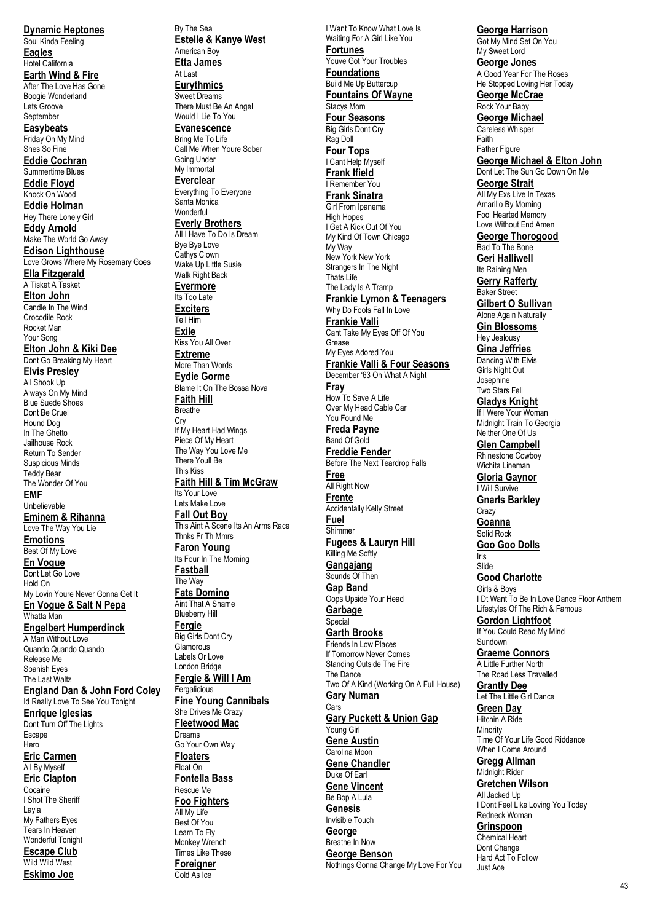**Dynamic Heptones**
Soul Kinda Feeling
**Eagles**
Hotel California
**Earth Wind & Fire**
After The Love Has Gone
Boogie Wonderland
Lets Groove
September
**Easybeats**
Friday On My Mind
Shes So Fine
**Eddie Cochran**
Summertime Blues
**Eddie Floyd**
Knock On Wood
**Eddie Holman**
Hey There Lonely Girl
**Eddy Arnold**
Make The World Go Away
**Edison Lighthouse**
Love Grows Where My Rosemary Goes
**Ella Fitzgerald**
A Tisket A Tasket
**Elton John**
Candle In The Wind
Crocodile Rock
Rocket Man
Your Song
**Elton John & Kiki Dee**
Dont Go Breaking My Heart
**Elvis Presley**
All Shook Up
Always On My Mind
Blue Suede Shoes
Dont Be Cruel
Hound Dog
In The Ghetto
Jailhouse Rock
Return To Sender
Suspicious Minds
Teddy Bear
The Wonder Of You
**EMF**
Unbelievable
**Eminem & Rihanna**
Love The Way You Lie
**Emotions**
Best Of My Love
**En Vogue**
Dont Let Go Love
Hold On
My Lovin Youre Never Gonna Get It
**En Vogue & Salt N Pepa**
Whatta Man
**Engelbert Humperdinck**
A Man Without Love
Quando Quando Quando
Release Me
Spanish Eyes
The Last Waltz
**England Dan & John Ford Coley**
Id Really Love To See You Tonight
**Enrique Iglesias**
Dont Turn Off The Lights
Escape
Hero
**Eric Carmen**
All By Myself
**Eric Clapton**
Cocaine
I Shot The Sheriff
Layla
My Fathers Eyes
Tears In Heaven
Wonderful Tonight
**Escape Club**
Wild Wild West
**Eskimo Joe**
By The Sea
**Estelle & Kanye West**
American Boy
**Etta James**
At Last
**Eurythmics**
Sweet Dreams
There Must Be An Angel
Would I Lie To You
**Evanescence**
Bring Me To Life
Call Me When Youre Sober
Going Under
My Immortal
**Everclear**
Everything To Everyone
Santa Monica
Wonderful
**Everly Brothers**
All I Have To Do Is Dream
Bye Bye Love
Cathys Clown
Wake Up Little Susie
Walk Right Back
**Evermore**
Its Too Late
**Exciters**
Tell Him
**Exile**
Kiss You All Over
**Extreme**
More Than Words
**Eydie Gorme**
Blame It On The Bossa Nova
**Faith Hill**
Breathe
Cry
If My Heart Had Wings
Piece Of My Heart
The Way You Love Me
There Youll Be
This Kiss
**Faith Hill & Tim McGraw**
Its Your Love
Lets Make Love
**Fall Out Boy**
This Aint A Scene Its An Arms Race
Thnks Fr Th Mmrs
**Faron Young**
Its Four In The Morning
**Fastball**
The Way
**Fats Domino**
Aint That A Shame
Blueberry Hill
**Fergie**
Big Girls Dont Cry
Glamorous
Labels Or Love
London Bridge
**Fergie & Will I Am**
Fergalicious
**Fine Young Cannibals**
She Drives Me Crazy
**Fleetwood Mac**
Dreams
Go Your Own Way
**Floaters**
Float On
**Fontella Bass**
Rescue Me
**Foo Fighters**
All My Life
Best Of You
Learn To Fly
Monkey Wrench
Times Like These
**Foreigner**
Cold As Ice
I Want To Know What Love Is
Waiting For A Girl Like You
**Fortunes**
Youve Got Your Troubles
**Foundations**
Build Me Up Buttercup
**Fountains Of Wayne**
Stacys Mom
**Four Seasons**
Big Girls Dont Cry
Rag Doll
**Four Tops**
I Cant Help Myself
**Frank Ifield**
I Remember You
**Frank Sinatra**
Girl From Ipanema
High Hopes
I Get A Kick Out Of You
My Kind Of Town Chicago
My Way
New York New York
Strangers In The Night
Thats Life
The Lady Is A Tramp
**Frankie Lymon & Teenagers**
Why Do Fools Fall In Love
**Frankie Valli**
Cant Take My Eyes Off Of You
Grease
My Eyes Adored You
**Frankie Valli & Four Seasons**
December '63 Oh What A Night
**Fray**
How To Save A Life
Over My Head Cable Car
You Found Me
**Freda Payne**
Band Of Gold
**Freddie Fender**
Before The Next Teardrop Falls
**Free**
All Right Now
**Frente**
Accidentally Kelly Street
**Fuel**
Shimmer
**Fugees & Lauryn Hill**
Killing Me Softly
**Gangajang**
Sounds Of Then
**Gap Band**
Oops Upside Your Head
**Garbage**
Special
**Garth Brooks**
Friends In Low Places
If Tomorrow Never Comes
Standing Outside The Fire
The Dance
Two Of A Kind (Working On A Full House)
**Gary Numan**
Cars
**Gary Puckett & Union Gap**
Young Girl
**Gene Austin**
Carolina Moon
**Gene Chandler**
Duke Of Earl
**Gene Vincent**
Be Bop A Lula
**Genesis**
Invisible Touch
**George**
Breathe In Now
**George Benson**
Nothings Gonna Change My Love For You
**George Harrison**
Got My Mind Set On You
My Sweet Lord
**George Jones**
A Good Year For The Roses
He Stopped Loving Her Today
**George McCrae**
Rock Your Baby
**George Michael**
Careless Whisper
Faith
Father Figure
**George Michael & Elton John**
Dont Let The Sun Go Down On Me
**George Strait**
All My Exs Live In Texas
Amarillo By Morning
Fool Hearted Memory
Love Without End Amen
**George Thorogood**
Bad To The Bone
**Geri Halliwell**
Its Raining Men
**Gerry Rafferty**
Baker Street
**Gilbert O Sullivan**
Alone Again Naturally
**Gin Blossoms**
Hey Jealousy
**Gina Jeffries**
Dancing With Elvis
Girls Night Out
Josephine
Two Stars Fell
**Gladys Knight**
If I Were Your Woman
Midnight Train To Georgia
Neither One Of Us
**Glen Campbell**
Rhinestone Cowboy
Wichita Lineman
**Gloria Gaynor**
I Will Survive
**Gnarls Barkley**
Crazy
**Goanna**
Solid Rock
**Goo Goo Dolls**
Iris
Slide
**Good Charlotte**
Girls & Boys
I Dt Want To Be In Love Dance Floor Anthem
Lifestyles Of The Rich & Famous
**Gordon Lightfoot**
If You Could Read My Mind
Sundown
**Graeme Connors**
A Little Further North
The Road Less Travelled
**Grantly Dee**
Let The Little Girl Dance
**Green Day**
Hitchin A Ride
Minority
Time Of Your Life Good Riddance
When I Come Around
**Gregg Allman**
Midnight Rider
**Gretchen Wilson**
All Jacked Up
I Dont Feel Like Loving You Today
Redneck Woman
**Grinspoon**
Chemical Heart
Dont Change
Hard Act To Follow
Just Ace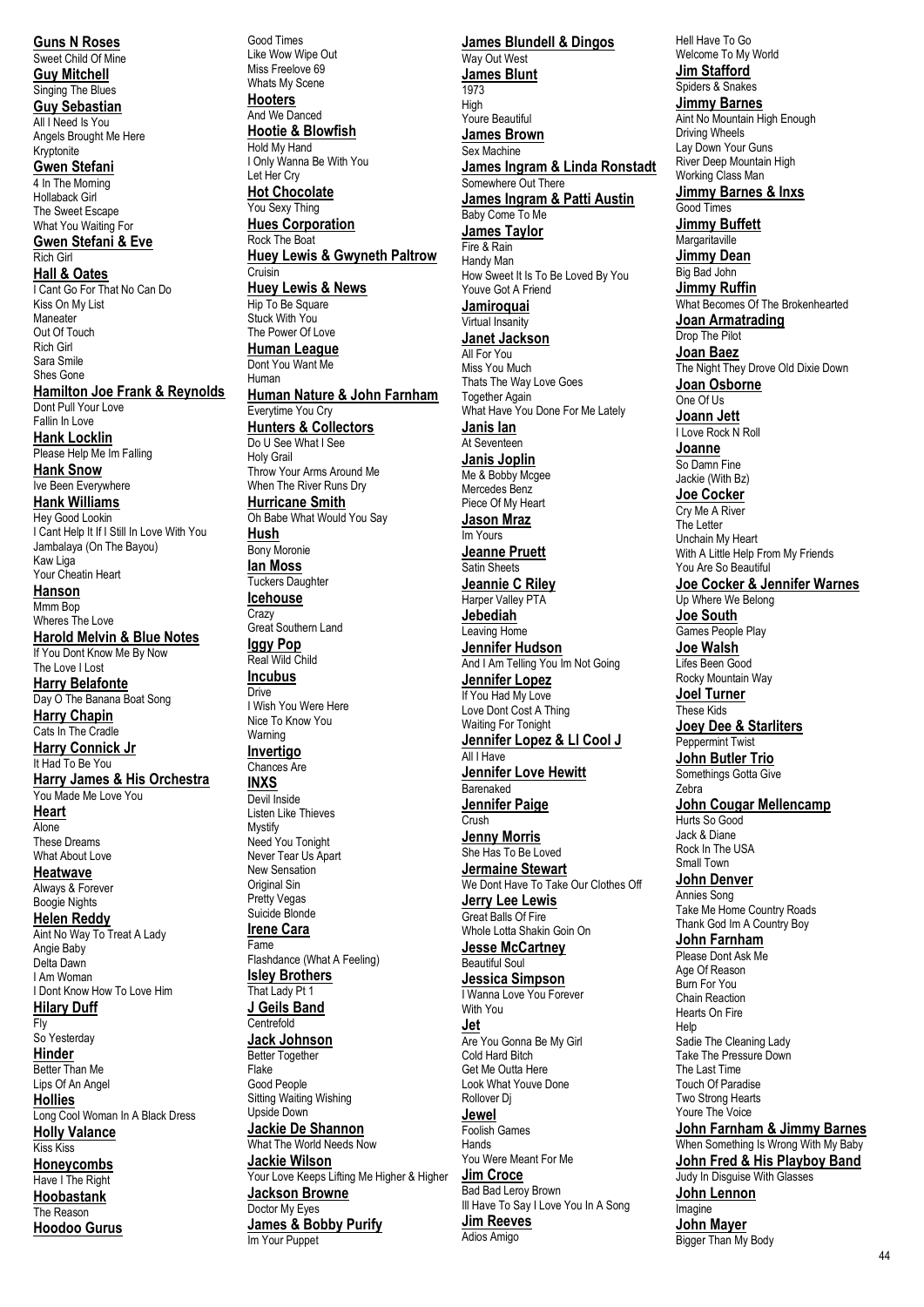**Guns N Roses**
Sweet Child Of Mine
**Guy Mitchell**
Singing The Blues
**Guy Sebastian**
All I Need Is You
Angels Brought Me Here
Kryptonite
**Gwen Stefani**
4 In The Morning
Hollaback Girl
The Sweet Escape
What You Waiting For
**Gwen Stefani & Eve**
Rich Girl
**Hall & Oates**
I Cant Go For That No Can Do
Kiss On My List
Maneater
Out Of Touch
Rich Girl
Sara Smile
Shes Gone
**Hamilton Joe Frank & Reynolds**
Dont Pull Your Love
Fallin In Love
**Hank Locklin**
Please Help Me Im Falling
**Hank Snow**
Ive Been Everywhere
**Hank Williams**
Hey Good Lookin
I Cant Help It If I Still In Love With You
Jambalaya (On The Bayou)
Kaw Liga
Your Cheatin Heart
**Hanson**
Mmm Bop
Wheres The Love
**Harold Melvin & Blue Notes**
If You Dont Know Me By Now
The Love I Lost
**Harry Belafonte**
Day O The Banana Boat Song
**Harry Chapin**
Cats In The Cradle
**Harry Connick Jr**
It Had To Be You
**Harry James & His Orchestra**
You Made Me Love You
**Heart**
Alone
These Dreams
What About Love
**Heatwave**
Always & Forever
Boogie Nights
**Helen Reddy**
Aint No Way To Treat A Lady
Angie Baby
Delta Dawn
I Am Woman
I Dont Know How To Love Him
**Hilary Duff**
Fly
So Yesterday
**Hinder**
Better Than Me
Lips Of An Angel
**Hollies**
Long Cool Woman In A Black Dress
**Holly Valance**
Kiss Kiss
**Honeycombs**
Have I The Right
**Hoobastank**
The Reason
**Hoodoo Gurus**
Good Times
Like Wow Wipe Out
Miss Freelove 69
Whats My Scene
**Hooters**
And We Danced
**Hootie & Blowfish**
Hold My Hand
I Only Wanna Be With You
Let Her Cry
**Hot Chocolate**
You Sexy Thing
**Hues Corporation**
Rock The Boat
**Huey Lewis & Gwyneth Paltrow**
Cruisin
**Huey Lewis & News**
Hip To Be Square
Stuck With You
The Power Of Love
**Human League**
Dont You Want Me
Human
**Human Nature & John Farnham**
Everytime You Cry
**Hunters & Collectors**
Do U See What I See
Holy Grail
Throw Your Arms Around Me
When The River Runs Dry
**Hurricane Smith**
Oh Babe What Would You Say
**Hush**
Bony Moronie
**Ian Moss**
Tuckers Daughter
**Icehouse**
Crazy
Great Southern Land
**Iggy Pop**
Real Wild Child
**Incubus**
Drive
I Wish You Were Here
Nice To Know You
Warning
**Invertigo**
Chances Are
**INXS**
Devil Inside
Listen Like Thieves
Mystify
Need You Tonight
Never Tear Us Apart
New Sensation
Original Sin
Pretty Vegas
Suicide Blonde
**Irene Cara**
Fame
Flashdance (What A Feeling)
**Isley Brothers**
That Lady Pt 1
**J Geils Band**
Centrefold
**Jack Johnson**
Better Together
Flake
Good People
Sitting Waiting Wishing
Upside Down
**Jackie De Shannon**
What The World Needs Now
**Jackie Wilson**
Your Love Keeps Lifting Me Higher & Higher
**Jackson Browne**
Doctor My Eyes
**James & Bobby Purify**
Im Your Puppet
**James Blundell & Dingos**
Way Out West
**James Blunt**
1973
High
Youre Beautiful
**James Brown**
Sex Machine
**James Ingram & Linda Ronstadt**
Somewhere Out There
**James Ingram & Patti Austin**
Baby Come To Me
**James Taylor**
Fire & Rain
Handy Man
How Sweet It Is To Be Loved By You
Youve Got A Friend
**Jamiroquai**
Virtual Insanity
**Janet Jackson**
All For You
Miss You Much
Thats The Way Love Goes
Together Again
What Have You Done For Me Lately
**Janis Ian**
At Seventeen
**Janis Joplin**
Me & Bobby Mcgee
Mercedes Benz
Piece Of My Heart
**Jason Mraz**
Im Yours
**Jeanne Pruett**
Satin Sheets
**Jeannie C Riley**
Harper Valley PTA
**Jebediah**
Leaving Home
**Jennifer Hudson**
And I Am Telling You Im Not Going
**Jennifer Lopez**
If You Had My Love
Love Dont Cost A Thing
Waiting For Tonight
**Jennifer Lopez & Ll Cool J**
All I Have
**Jennifer Love Hewitt**
Barenaked
**Jennifer Paige**
Crush
**Jenny Morris**
She Has To Be Loved
**Jermaine Stewart**
We Dont Have To Take Our Clothes Off
**Jerry Lee Lewis**
Great Balls Of Fire
Whole Lotta Shakin Goin On
**Jesse McCartney**
Beautiful Soul
**Jessica Simpson**
I Wanna Love You Forever
With You
**Jet**
Are You Gonna Be My Girl
Cold Hard Bitch
Get Me Outta Here
Look What Youve Done
Rollover Dj
**Jewel**
Foolish Games
Hands
You Were Meant For Me
**Jim Croce**
Bad Bad Leroy Brown
Ill Have To Say I Love You In A Song
**Jim Reeves**
Adios Amigo
Hell Have To Go
Welcome To My World
**Jim Stafford**
Spiders & Snakes
**Jimmy Barnes**
Aint No Mountain High Enough
Driving Wheels
Lay Down Your Guns
River Deep Mountain High
Working Class Man
**Jimmy Barnes & Inxs**
Good Times
**Jimmy Buffett**
Margaritaville
**Jimmy Dean**
Big Bad John
**Jimmy Ruffin**
What Becomes Of The Brokenhearted
**Joan Armatrading**
Drop The Pilot
**Joan Baez**
The Night They Drove Old Dixie Down
**Joan Osborne**
One Of Us
**Joann Jett**
I Love Rock N Roll
**Joanne**
So Damn Fine
Jackie (With Bz)
**Joe Cocker**
Cry Me A River
The Letter
Unchain My Heart
With A Little Help From My Friends
You Are So Beautiful
**Joe Cocker & Jennifer Warnes**
Up Where We Belong
**Joe South**
Games People Play
**Joe Walsh**
Lifes Been Good
Rocky Mountain Way
**Joel Turner**
These Kids
**Joey Dee & Starliters**
Peppermint Twist
**John Butler Trio**
Somethings Gotta Give
Zebra
**John Cougar Mellencamp**
Hurts So Good
Jack & Diane
Rock In The USA
Small Town
**John Denver**
Annies Song
Take Me Home Country Roads
Thank God Im A Country Boy
**John Farnham**
Please Dont Ask Me
Age Of Reason
Burn For You
Chain Reaction
Hearts On Fire
Help
Sadie The Cleaning Lady
Take The Pressure Down
The Last Time
Touch Of Paradise
Two Strong Hearts
Youre The Voice
**John Farnham & Jimmy Barnes**
When Something Is Wrong With My Baby
**John Fred & His Playboy Band**
Judy In Disguise With Glasses
**John Lennon**
Imagine
**John Mayer**
Bigger Than My Body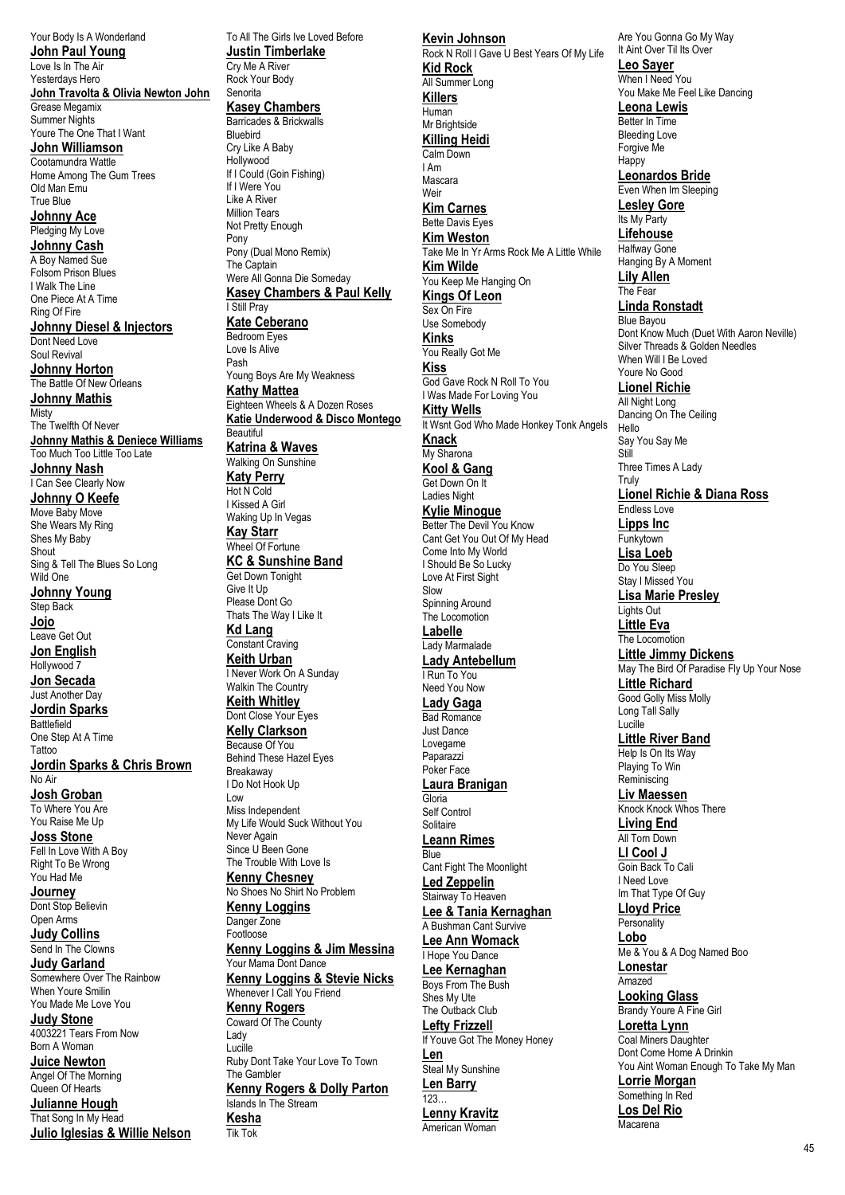Your Body Is A Wonderland

**John Paul Young**

Love Is In The Air
Yesterdays Hero

**John Travolta & Olivia Newton John**

Grease Megamix
Summer Nights
Youre The One That I Want

**John Williamson**

Cootamundra Wattle
Home Among The Gum Trees
Old Man Emu
True Blue

**Johnny Ace**

Pledging My Love

**Johnny Cash**

A Boy Named Sue
Folsom Prison Blues
I Walk The Line
One Piece At A Time
Ring Of Fire

**Johnny Diesel & Injectors**

Dont Need Love
Soul Revival

**Johnny Horton**

The Battle Of New Orleans

**Johnny Mathis**

Misty
The Twelfth Of Never

**Johnny Mathis & Deniece Williams**

Too Much Too Little Too Late

**Johnny Nash**

I Can See Clearly Now

**Johnny O Keefe**

Move Baby Move
She Wears My Ring
Shes My Baby
Shout
Sing & Tell The Blues So Long
Wild One

**Johnny Young**

Step Back

**Jojo**

Leave Get Out

**Jon English**

Hollywood 7

**Jon Secada**

Just Another Day

**Jordin Sparks**

Battlefield
One Step At A Time
Tattoo

**Jordin Sparks & Chris Brown**

No Air

**Josh Groban**

To Where You Are
You Raise Me Up

**Joss Stone**

Fell In Love With A Boy
Right To Be Wrong
You Had Me

**Journey**

Dont Stop Believin
Open Arms

**Judy Collins**

Send In The Clowns

**Judy Garland**

Somewhere Over The Rainbow
When Youre Smilin
You Made Me Love You

**Judy Stone**

4003221 Tears From Now
Born A Woman

**Juice Newton**

Angel Of The Morning
Queen Of Hearts

**Julianne Hough**

That Song In My Head

**Julio Iglesias & Willie Nelson**

To All The Girls Ive Loved Before

**Justin Timberlake**

Cry Me A River
Rock Your Body
Senorita

**Kasey Chambers**

Barricades & Brickwalls
Bluebird
Cry Like A Baby
Hollywood
If I Could (Goin Fishing)
If I Were You
Like A River
Million Tears
Not Pretty Enough
Pony
Pony (Dual Mono Remix)
The Captain
Were All Gonna Die Someday

**Kasey Chambers & Paul Kelly**

I Still Pray

**Kate Ceberano**

Bedroom Eyes
Love Is Alive
Pash
Young Boys Are My Weakness

**Kathy Mattea**

Eighteen Wheels & A Dozen Roses

**Katie Underwood & Disco Montego**

Beautiful

**Katrina & Waves**

Walking On Sunshine

**Katy Perry**

Hot N Cold
I Kissed A Girl
Waking Up In Vegas

**Kay Starr**

Wheel Of Fortune

**KC & Sunshine Band**

Get Down Tonight
Give It Up
Please Dont Go
Thats The Way I Like It

**Kd Lang**

Constant Craving

**Keith Urban**

I Never Work On A Sunday
Walkin The Country

**Keith Whitley**

Dont Close Your Eyes

**Kelly Clarkson**

Because Of You
Behind These Hazel Eyes
Breakaway
I Do Not Hook Up
Low
Miss Independent
My Life Would Suck Without You
Never Again
Since U Been Gone
The Trouble With Love Is

**Kenny Chesney**

No Shoes No Shirt No Problem

**Kenny Loggins**

Danger Zone
Footloose

**Kenny Loggins & Jim Messina**

Your Mama Dont Dance

**Kenny Loggins & Stevie Nicks**

Whenever I Call You Friend

**Kenny Rogers**

Coward Of The County
Lady
Lucille
Ruby Dont Take Your Love To Town
The Gambler

**Kenny Rogers & Dolly Parton**

Islands In The Stream

**Kesha**

Tik Tok

**Kevin Johnson**

Rock N Roll I Gave U Best Years Of My Life

**Kid Rock**

All Summer Long

**Killers**

Human
Mr Brightside

**Killing Heidi**

Calm Down
I Am
Mascara
Weir

**Kim Carnes**

Bette Davis Eyes

**Kim Weston**

Take Me In Yr Arms Rock Me A Little While

**Kim Wilde**

You Keep Me Hanging On

**Kings Of Leon**

Sex On Fire
Use Somebody

**Kinks**

You Really Got Me

**Kiss**

God Gave Rock N Roll To You
I Was Made For Loving You

**Kitty Wells**

It Wsnt God Who Made Honkey Tonk Angels

**Knack**

My Sharona

**Kool & Gang**

Get Down On It
Ladies Night

**Kylie Minogue**

Better The Devil You Know
Cant Get You Out Of My Head
Come Into My World
I Should Be So Lucky
Love At First Sight
Slow
Spinning Around
The Locomotion

**Labelle**

Lady Marmalade

**Lady Antebellum**

I Run To You
Need You Now

**Lady Gaga**

Bad Romance
Just Dance
Lovegame
Paparazzi
Poker Face

**Laura Branigan**

Gloria
Self Control
Solitaire

**Leann Rimes**

Blue
Cant Fight The Moonlight

**Led Zeppelin**

Stairway To Heaven

**Lee & Tania Kernaghan**

A Bushman Cant Survive

**Lee Ann Womack**

I Hope You Dance

**Lee Kernaghan**

Boys From The Bush
Shes My Ute
The Outback Club

**Lefty Frizzell**

If Youve Got The Money Honey

**Len**

Steal My Sunshine

**Len Barry**

123…

**Lenny Kravitz**

American Woman

Are You Gonna Go My Way
It Aint Over Til Its Over

**Leo Sayer**

When I Need You
You Make Me Feel Like Dancing

**Leona Lewis**

Better In Time
Bleeding Love
Forgive Me
Happy

**Leonardos Bride**

Even When Im Sleeping

**Lesley Gore**

Its My Party

**Lifehouse**

Halfway Gone
Hanging By A Moment

**Lily Allen**

The Fear

**Linda Ronstadt**

Blue Bayou
Dont Know Much (Duet With Aaron Neville)
Silver Threads & Golden Needles
When Will I Be Loved
Youre No Good

**Lionel Richie**

All Night Long
Dancing On The Ceiling
Hello
Say You Say Me
Still
Three Times A Lady
Truly

**Lionel Richie & Diana Ross**

Endless Love

**Lipps Inc**

Funkytown

**Lisa Loeb**

Do You Sleep
Stay I Missed You

**Lisa Marie Presley**

Lights Out

**Little Eva**

The Locomotion

**Little Jimmy Dickens**

May The Bird Of Paradise Fly Up Your Nose

**Little Richard**

Good Golly Miss Molly
Long Tall Sally
Lucille

**Little River Band**

Help Is On Its Way
Playing To Win
Reminiscing

**Liv Maessen**

Knock Knock Whos There

**Living End**

All Torn Down

**Ll Cool J**

Goin Back To Cali
I Need Love
Im That Type Of Guy

**Lloyd Price**

Personality

**Lobo**

Me & You & A Dog Named Boo

**Lonestar**

Amazed

**Looking Glass**

Brandy Youre A Fine Girl

**Loretta Lynn**

Coal Miners Daughter
Dont Come Home A Drinkin
You Aint Woman Enough To Take My Man

**Lorrie Morgan**

Something In Red

**Los Del Rio**

Macarena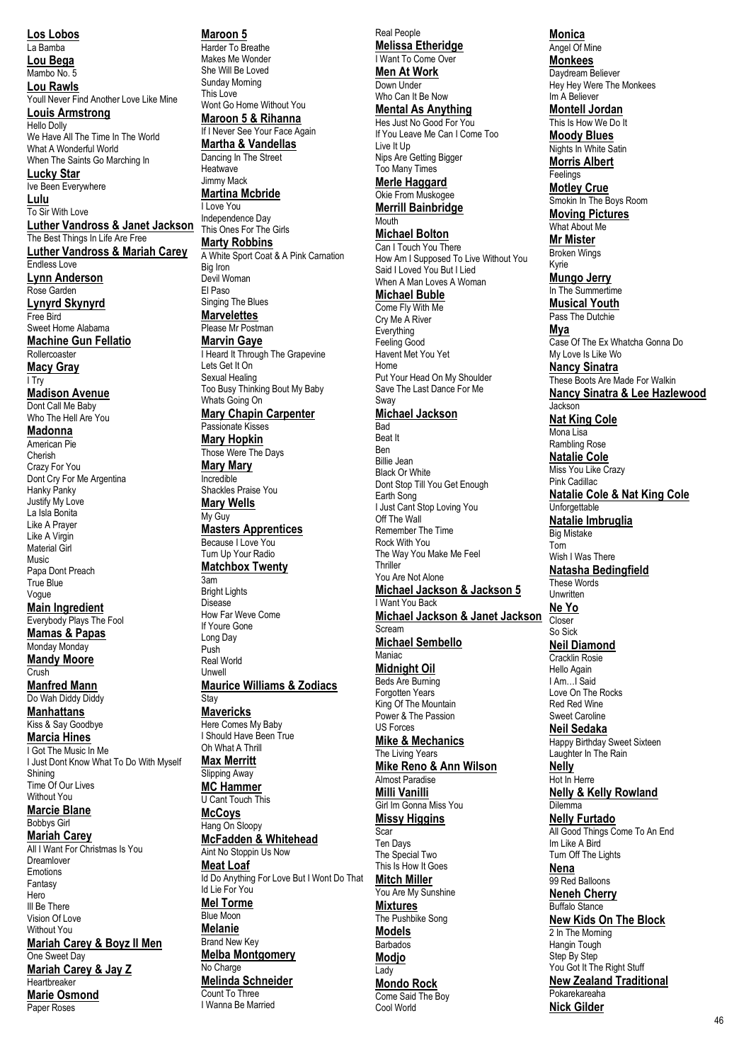**Los Lobos**
La Bamba

**Lou Bega**
Mambo No. 5

**Lou Rawls**
Youll Never Find Another Love Like Mine

**Louis Armstrong**
Hello Dolly
We Have All The Time In The World
What A Wonderful World
When The Saints Go Marching In

**Lucky Star**
Ive Been Everywhere

**Lulu**
To Sir With Love

**Luther Vandross & Janet Jackson**
The Best Things In Life Are Free

**Luther Vandross & Mariah Carey**
Endless Love

**Lynn Anderson**
Rose Garden

**Lynyrd Skynyrd**
Free Bird
Sweet Home Alabama

**Machine Gun Fellatio**
Rollercoaster

**Macy Gray**
I Try

**Madison Avenue**
Dont Call Me Baby
Who The Hell Are You

**Madonna**
American Pie
Cherish
Crazy For You
Dont Cry For Me Argentina
Hanky Panky
Justify My Love
La Isla Bonita
Like A Prayer
Like A Virgin
Material Girl
Music
Papa Dont Preach
True Blue
Vogue

**Main Ingredient**
Everybody Plays The Fool

**Mamas & Papas**
Monday Monday

**Mandy Moore**
Crush

**Manfred Mann**
Do Wah Diddy Diddy

**Manhattans**
Kiss & Say Goodbye

**Marcia Hines**
I Got The Music In Me
I Just Dont Know What To Do With Myself
Shining
Time Of Our Lives
Without You

**Marcie Blane**
Bobbys Girl

**Mariah Carey**
All I Want For Christmas Is You
Dreamlover
Emotions
Fantasy
Hero
Ill Be There
Vision Of Love
Without You

**Mariah Carey & Boyz II Men**
One Sweet Day

**Mariah Carey & Jay Z**
Heartbreaker

**Marie Osmond**
Paper Roses

**Maroon 5**
Harder To Breathe
Makes Me Wonder
She Will Be Loved
Sunday Morning
This Love
Wont Go Home Without You

**Maroon 5 & Rihanna**
If I Never See Your Face Again

**Martha & Vandellas**
Dancing In The Street
Heatwave
Jimmy Mack

**Martina Mcbride**
I Love You
Independence Day
This Ones For The Girls

**Marty Robbins**
A White Sport Coat & A Pink Carnation
Big Iron
Devil Woman
El Paso
Singing The Blues

**Marvelettes**
Please Mr Postman

**Marvin Gaye**
I Heard It Through The Grapevine
Lets Get It On
Sexual Healing
Too Busy Thinking Bout My Baby
Whats Going On

**Mary Chapin Carpenter**
Passionate Kisses

**Mary Hopkin**
Those Were The Days

**Mary Mary**
Incredible
Shackles Praise You

**Mary Wells**
My Guy

**Masters Apprentices**
Because I Love You
Turn Up Your Radio

**Matchbox Twenty**
3am
Bright Lights
Disease
How Far Weve Come
If Youre Gone
Long Day
Push
Real World
Unwell

**Maurice Williams & Zodiacs**
Stay

**Mavericks**
Here Comes My Baby
I Should Have Been True
Oh What A Thrill

**Max Merritt**
Slipping Away

**MC Hammer**
U Cant Touch This

**McCoys**
Hang On Sloopy

**McFadden & Whitehead**
Aint No Stoppin Us Now

**Meat Loaf**
Id Do Anything For Love But I Wont Do That
Id Lie For You

**Mel Torme**
Blue Moon

**Melanie**
Brand New Key

**Melba Montgomery**
No Charge

**Melinda Schneider**
Count To Three
I Wanna Be Married
Real People

**Melissa Etheridge**
I Want To Come Over

**Men At Work**
Down Under
Who Can It Be Now

**Mental As Anything**
Hes Just No Good For You
If You Leave Me Can I Come Too
Live It Up
Nips Are Getting Bigger
Too Many Times

**Merle Haggard**
Okie From Muskogee

**Merrill Bainbridge**
Mouth

**Michael Bolton**
Can I Touch You There
How Am I Supposed To Live Without You
Said I Loved You But I Lied
When A Man Loves A Woman

**Michael Buble**
Come Fly With Me
Cry Me A River
Everything
Feeling Good
Havent Met You Yet
Home
Put Your Head On My Shoulder
Save The Last Dance For Me
Sway

**Michael Jackson**
Bad
Beat It
Ben
Billie Jean
Black Or White
Dont Stop Till You Get Enough
Earth Song
I Just Cant Stop Loving You
Off The Wall
Remember The Time
Rock With You
The Way You Make Me Feel
Thriller
You Are Not Alone

**Michael Jackson & Jackson 5**
I Want You Back

**Michael Jackson & Janet Jackson**
Scream

**Michael Sembello**
Maniac

**Midnight Oil**
Beds Are Burning
Forgotten Years
King Of The Mountain
Power & The Passion
US Forces

**Mike & Mechanics**
The Living Years

**Mike Reno & Ann Wilson**
Almost Paradise

**Milli Vanilli**
Girl Im Gonna Miss You

**Missy Higgins**
Scar
Ten Days
The Special Two
This Is How It Goes

**Mitch Miller**
You Are My Sunshine

**Mixtures**
The Pushbike Song

**Models**
Barbados

**Modjo**
Lady

**Mondo Rock**
Come Said The Boy
Cool World

**Monica**
Angel Of Mine

**Monkees**
Daydream Believer
Hey Hey Were The Monkees
Im A Believer

**Montell Jordan**
This Is How We Do It

**Moody Blues**
Nights In White Satin

**Morris Albert**
Feelings

**Motley Crue**
Smokin In The Boys Room

**Moving Pictures**
What About Me

**Mr Mister**
Broken Wings
Kyrie

**Mungo Jerry**
In The Summertime

**Musical Youth**
Pass The Dutchie

**Mya**
Case Of The Ex Whatcha Gonna Do
My Love Is Like Wo

**Nancy Sinatra**
These Boots Are Made For Walkin

**Nancy Sinatra & Lee Hazlewood**
Jackson

**Nat King Cole**
Mona Lisa
Rambling Rose

**Natalie Cole**
Miss You Like Crazy
Pink Cadillac

**Natalie Cole & Nat King Cole**
Unforgettable

**Natalie Imbruglia**
Big Mistake
Torn
Wish I Was There

**Natasha Bedingfield**
These Words
Unwritten

**Ne Yo**
Closer
So Sick

**Neil Diamond**
Cracklin Rosie
Hello Again
I Am…I Said
Love On The Rocks
Red Red Wine
Sweet Caroline

**Neil Sedaka**
Happy Birthday Sweet Sixteen
Laughter In The Rain

**Nelly**
Hot In Herre

**Nelly & Kelly Rowland**
Dilemma

**Nelly Furtado**
All Good Things Come To An End
Im Like A Bird
Turn Off The Lights

**Nena**
99 Red Balloons

**Neneh Cherry**
Buffalo Stance

**New Kids On The Block**
2 In The Morning
Hangin Tough
Step By Step
You Got It The Right Stuff

**New Zealand Traditional**
Pokarekareaha

**Nick Gilder**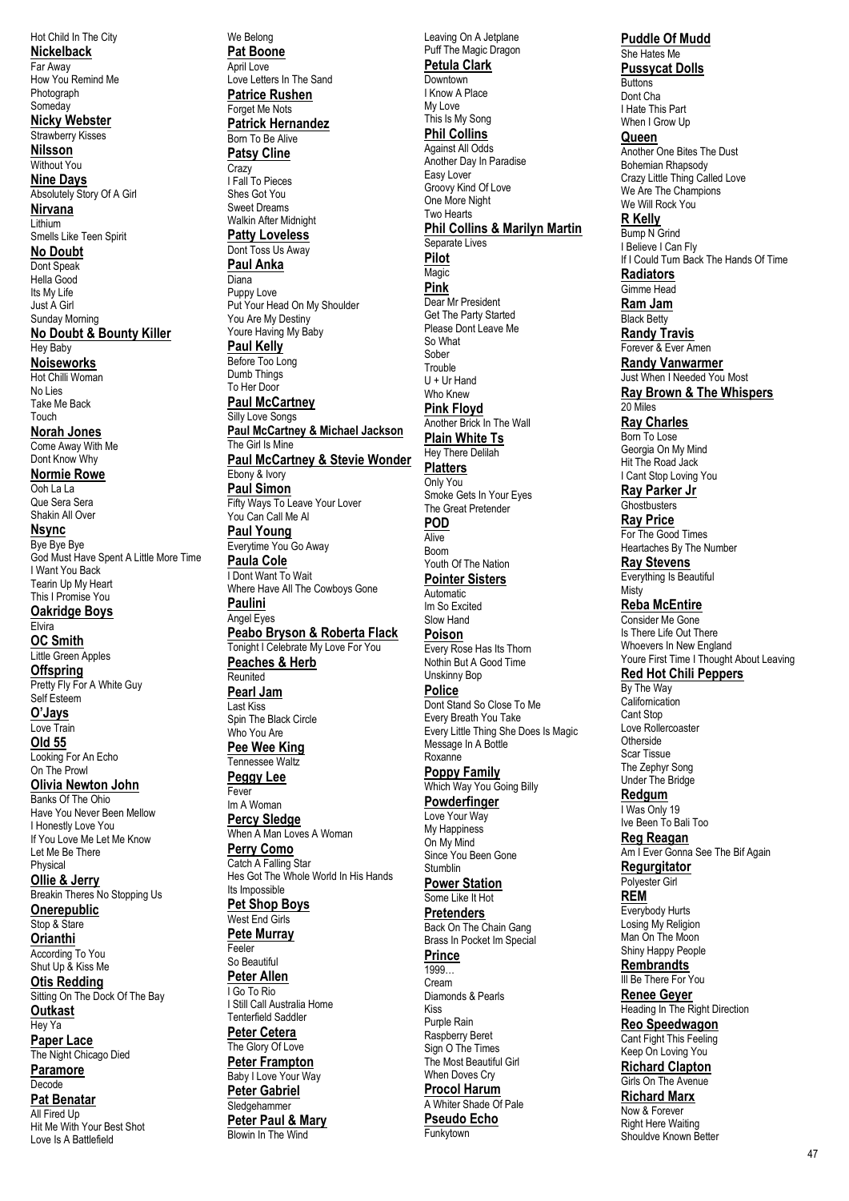Hot Child In The City

**Nickelback**

Far Away
How You Remind Me
Photograph
Someday

**Nicky Webster**

Strawberry Kisses

**Nilsson**

Without You

**Nine Days**

Absolutely Story Of A Girl

**Nirvana**

Lithium
Smells Like Teen Spirit

**No Doubt**

Dont Speak
Hella Good
Its My Life
Just A Girl
Sunday Morning

**No Doubt & Bounty Killer**

Hey Baby

**Noiseworks**

Hot Chilli Woman
No Lies
Take Me Back
Touch

**Norah Jones**

Come Away With Me
Dont Know Why

**Normie Rowe**

Ooh La La
Que Sera Sera
Shakin All Over

**Nsync**

Bye Bye Bye
God Must Have Spent A Little More Time
I Want You Back
Tearin Up My Heart
This I Promise You

**Oakridge Boys**

Elvira

**OC Smith**

Little Green Apples

**Offspring**

Pretty Fly For A White Guy
Self Esteem

**O'Jays**

Love Train

**Old 55**

Looking For An Echo
On The Prowl

**Olivia Newton John**

Banks Of The Ohio
Have You Never Been Mellow
I Honestly Love You
If You Love Me Let Me Know
Let Me Be There
Physical

**Ollie & Jerry**

Breakin Theres No Stopping Us

**Onerepublic**

Stop & Stare

**Orianthi**

According To You
Shut Up & Kiss Me

**Otis Redding**

Sitting On The Dock Of The Bay

**Outkast**

Hey Ya

**Paper Lace**

The Night Chicago Died

**Paramore**

Decode

**Pat Benatar**

All Fired Up
Hit Me With Your Best Shot
Love Is A Battlefield
We Belong

**Pat Boone**

April Love
Love Letters In The Sand

**Patrice Rushen**

Forget Me Nots

**Patrick Hernandez**

Born To Be Alive

**Patsy Cline**

Crazy
I Fall To Pieces
Shes Got You
Sweet Dreams
Walkin After Midnight

**Patty Loveless**

Dont Toss Us Away

**Paul Anka**

Diana
Puppy Love
Put Your Head On My Shoulder
You Are My Destiny
Youre Having My Baby

**Paul Kelly**

Before Too Long
Dumb Things
To Her Door

**Paul McCartney**

Silly Love Songs

**Paul McCartney & Michael Jackson**

The Girl Is Mine

**Paul McCartney & Stevie Wonder**

Ebony & Ivory

**Paul Simon**

Fifty Ways To Leave Your Lover
You Can Call Me Al

**Paul Young**

Everytime You Go Away

**Paula Cole**

I Dont Want To Wait
Where Have All The Cowboys Gone

**Paulini**

Angel Eyes

**Peabo Bryson & Roberta Flack**

Tonight I Celebrate My Love For You

**Peaches & Herb**

Reunited

**Pearl Jam**

Last Kiss
Spin The Black Circle
Who You Are

**Pee Wee King**

Tennessee Waltz

**Peggy Lee**

Fever
Im A Woman

**Percy Sledge**

When A Man Loves A Woman

**Perry Como**

Catch A Falling Star
Hes Got The Whole World In His Hands
Its Impossible

**Pet Shop Boys**

West End Girls

**Pete Murray**

Feeler
So Beautiful

**Peter Allen**

I Go To Rio
I Still Call Australia Home
Tenterfield Saddler

**Peter Cetera**

The Glory Of Love

**Peter Frampton**

Baby I Love Your Way

**Peter Gabriel**

Sledgehammer

**Peter Paul & Mary**

Blowin In The Wind
Leaving On A Jetplane
Puff The Magic Dragon

**Petula Clark**

Downtown
I Know A Place
My Love
This Is My Song

**Phil Collins**

Against All Odds
Another Day In Paradise
Easy Lover
Groovy Kind Of Love
One More Night
Two Hearts

**Phil Collins & Marilyn Martin**

Separate Lives

**Pilot**

Magic

**Pink**

Dear Mr President
Get The Party Started
Please Dont Leave Me
So What
Sober
Trouble
U + Ur Hand
Who Knew

**Pink Floyd**

Another Brick In The Wall

**Plain White Ts**

Hey There Delilah

**Platters**

Only You
Smoke Gets In Your Eyes
The Great Pretender

**POD**

Alive
Boom
Youth Of The Nation

**Pointer Sisters**

Automatic
Im So Excited
Slow Hand

**Poison**

Every Rose Has Its Thorn
Nothin But A Good Time
Unskinny Bop

**Police**

Dont Stand So Close To Me
Every Breath You Take
Every Little Thing She Does Is Magic
Message In A Bottle
Roxanne

**Poppy Family**

Which Way You Going Billy

**Powderfinger**

Love Your Way
My Happiness
On My Mind
Since You Been Gone
Stumblin

**Power Station**

Some Like It Hot

**Pretenders**

Back On The Chain Gang
Brass In Pocket Im Special

**Prince**

1999…
Cream
Diamonds & Pearls
Kiss
Purple Rain
Raspberry Beret
Sign O The Times
The Most Beautiful Girl
When Doves Cry

**Procol Harum**

A Whiter Shade Of Pale

**Pseudo Echo**

Funkytown

**Puddle Of Mudd**

She Hates Me

**Pussycat Dolls**

Buttons
Dont Cha
I Hate This Part
When I Grow Up

**Queen**

Another One Bites The Dust
Bohemian Rhapsody
Crazy Little Thing Called Love
We Are The Champions
We Will Rock You

**R Kelly**

Bump N Grind
I Believe I Can Fly
If I Could Turn Back The Hands Of Time

**Radiators**

Gimme Head

**Ram Jam**

Black Betty

**Randy Travis**

Forever & Ever Amen

**Randy Vanwarmer**

Just When I Needed You Most

**Ray Brown & The Whispers**

20 Miles

**Ray Charles**

Born To Lose
Georgia On My Mind
Hit The Road Jack
I Cant Stop Loving You

**Ray Parker Jr**

Ghostbusters

**Ray Price**

For The Good Times
Heartaches By The Number

**Ray Stevens**

Everything Is Beautiful
Misty

**Reba McEntire**

Consider Me Gone
Is There Life Out There
Whoevers In New England
Youre First Time I Thought About Leaving

**Red Hot Chili Peppers**

By The Way
Californication
Cant Stop
Love Rollercoaster
Otherside
Scar Tissue
The Zephyr Song
Under The Bridge

**Redgum**

I Was Only 19
Ive Been To Bali Too

**Reg Reagan**

Am I Ever Gonna See The Bif Again

**Regurgitator**

Polyester Girl

**REM**

Everybody Hurts
Losing My Religion
Man On The Moon
Shiny Happy People

**Rembrandts**

Ill Be There For You

**Renee Geyer**

Heading In The Right Direction

**Reo Speedwagon**

Cant Fight This Feeling
Keep On Loving You

**Richard Clapton**

Girls On The Avenue

**Richard Marx**

Now & Forever
Right Here Waiting
Shouldve Known Better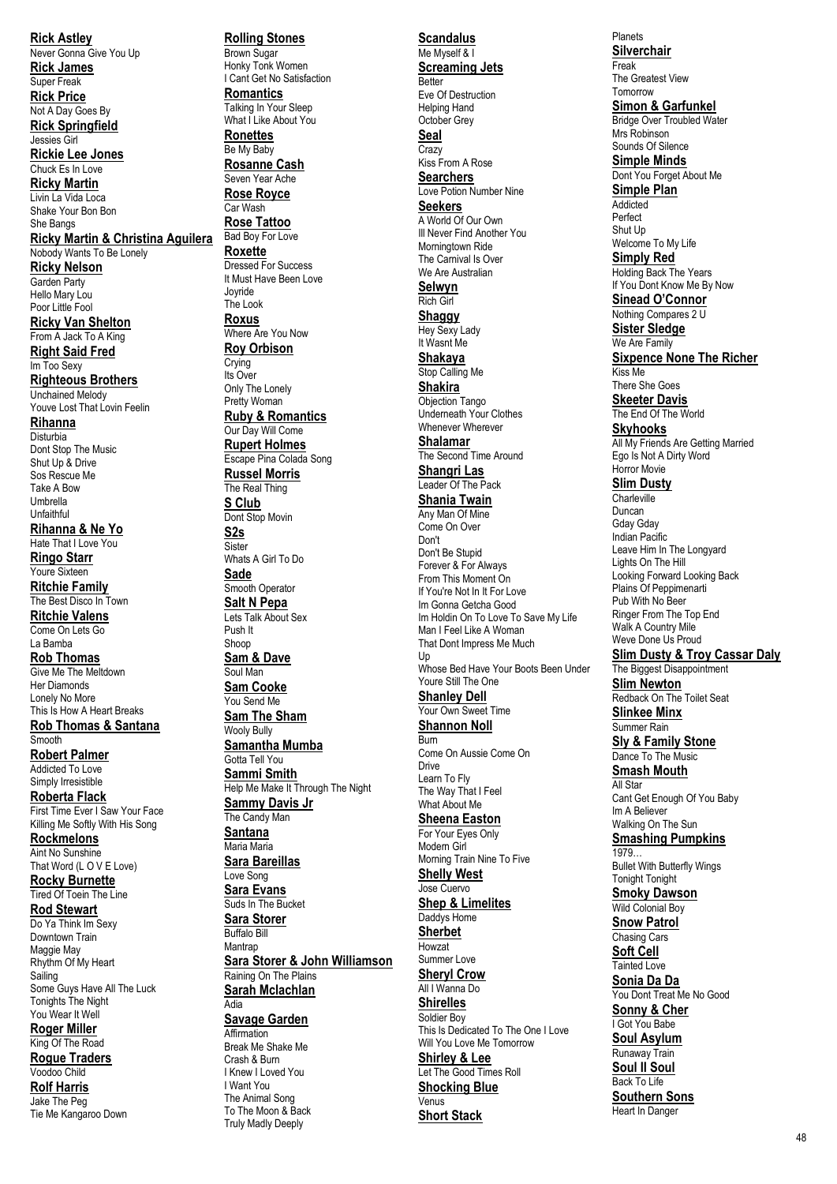**Rick Astley**
Never Gonna Give You Up
**Rick James**
Super Freak
**Rick Price**
Not A Day Goes By
**Rick Springfield**
Jessies Girl
**Rickie Lee Jones**
Chuck Es In Love
**Ricky Martin**
Livin La Vida Loca
Shake Your Bon Bon
She Bangs
**Ricky Martin & Christina Aguilera**
Nobody Wants To Be Lonely
**Ricky Nelson**
Garden Party
Hello Mary Lou
Poor Little Fool
**Ricky Van Shelton**
From A Jack To A King
**Right Said Fred**
Im Too Sexy
**Righteous Brothers**
Unchained Melody
Youve Lost That Lovin Feelin
**Rihanna**
Disturbia
Dont Stop The Music
Shut Up & Drive
Sos Rescue Me
Take A Bow
Umbrella
Unfaithful
**Rihanna & Ne Yo**
Hate That I Love You
**Ringo Starr**
Youre Sixteen
**Ritchie Family**
The Best Disco In Town
**Ritchie Valens**
Come On Lets Go
La Bamba
**Rob Thomas**
Give Me The Meltdown
Her Diamonds
Lonely No More
This Is How A Heart Breaks
**Rob Thomas & Santana**
Smooth
**Robert Palmer**
Addicted To Love
Simply Irresistible
**Roberta Flack**
First Time Ever I Saw Your Face
Killing Me Softly With His Song
**Rockmelons**
Aint No Sunshine
That Word (L O V E Love)
**Rocky Burnette**
Tired Of Toein The Line
**Rod Stewart**
Do Ya Think Im Sexy
Downtown Train
Maggie May
Rhythm Of My Heart
Sailing
Some Guys Have All The Luck
Tonights The Night
You Wear It Well
**Roger Miller**
King Of The Road
**Rogue Traders**
Voodoo Child
**Rolf Harris**
Jake The Peg
Tie Me Kangaroo Down
**Rolling Stones**
Brown Sugar
Honky Tonk Women
I Cant Get No Satisfaction
**Romantics**
Talking In Your Sleep
What I Like About You
**Ronettes**
Be My Baby
**Rosanne Cash**
Seven Year Ache
**Rose Royce**
Car Wash
**Rose Tattoo**
Bad Boy For Love
**Roxette**
Dressed For Success
It Must Have Been Love
Joyride
The Look
**Roxus**
Where Are You Now
**Roy Orbison**
Crying
Its Over
Only The Lonely
Pretty Woman
**Ruby & Romantics**
Our Day Will Come
**Rupert Holmes**
Escape Pina Colada Song
**Russel Morris**
The Real Thing
**S Club**
Dont Stop Movin
**S2s**
Sister
Whats A Girl To Do
**Sade**
Smooth Operator
**Salt N Pepa**
Lets Talk About Sex
Push It
Shoop
**Sam & Dave**
Soul Man
**Sam Cooke**
You Send Me
**Sam The Sham**
Wooly Bully
**Samantha Mumba**
Gotta Tell You
**Sammi Smith**
Help Me Make It Through The Night
**Sammy Davis Jr**
The Candy Man
**Santana**
Maria Maria
**Sara Bareillas**
Love Song
**Sara Evans**
Suds In The Bucket
**Sara Storer**
Buffalo Bill
Mantrap
**Sara Storer & John Williamson**
Raining On The Plains
**Sarah Mclachlan**
Adia
**Savage Garden**
Affirmation
Break Me Shake Me
Crash & Burn
I Knew I Loved You
I Want You
The Animal Song
To The Moon & Back
Truly Madly Deeply
**Scandalus**
Me Myself & I
**Screaming Jets**
Better
Eve Of Destruction
Helping Hand
October Grey
**Seal**
Crazy
Kiss From A Rose
**Searchers**
Love Potion Number Nine
**Seekers**
A World Of Our Own
Ill Never Find Another You
Morningtown Ride
The Carnival Is Over
We Are Australian
**Selwyn**
Rich Girl
**Shaggy**
Hey Sexy Lady
It Wasnt Me
**Shakaya**
Stop Calling Me
**Shakira**
Objection Tango
Underneath Your Clothes
Whenever Wherever
**Shalamar**
The Second Time Around
**Shangri Las**
Leader Of The Pack
**Shania Twain**
Any Man Of Mine
Come On Over
Don't
Don't Be Stupid
Forever & For Always
From This Moment On
If You're Not In It For Love
Im Gonna Getcha Good
Im Holdin On To Love To Save My Life
Man I Feel Like A Woman
That Dont Impress Me Much
Up
Whose Bed Have Your Boots Been Under
Youre Still The One
**Shanley Dell**
Your Own Sweet Time
**Shannon Noll**
Burn
Come On Aussie Come On
Drive
Learn To Fly
The Way That I Feel
What About Me
**Sheena Easton**
For Your Eyes Only
Modern Girl
Morning Train Nine To Five
**Shelly West**
Jose Cuervo
**Shep & Limelites**
Daddys Home
**Sherbet**
Howzat
Summer Love
**Sheryl Crow**
All I Wanna Do
**Shirelles**
Soldier Boy
This Is Dedicated To The One I Love
Will You Love Me Tomorrow
**Shirley & Lee**
Let The Good Times Roll
**Shocking Blue**
Venus
**Short Stack**
Planets
**Silverchair**
Freak
The Greatest View
Tomorrow
**Simon & Garfunkel**
Bridge Over Troubled Water
Mrs Robinson
Sounds Of Silence
**Simple Minds**
Dont You Forget About Me
**Simple Plan**
Addicted
Perfect
Shut Up
Welcome To My Life
**Simply Red**
Holding Back The Years
If You Dont Know Me By Now
**Sinead O'Connor**
Nothing Compares 2 U
**Sister Sledge**
We Are Family
**Sixpence None The Richer**
Kiss Me
There She Goes
**Skeeter Davis**
The End Of The World
**Skyhooks**
All My Friends Are Getting Married
Ego Is Not A Dirty Word
Horror Movie
**Slim Dusty**
Charleville
Duncan
Gday Gday
Indian Pacific
Leave Him In The Longyard
Lights On The Hill
Looking Forward Looking Back
Plains Of Peppimenarti
Pub With No Beer
Ringer From The Top End
Walk A Country Mile
Weve Done Us Proud
**Slim Dusty & Troy Cassar Daly**
The Biggest Disappointment
**Slim Newton**
Redback On The Toilet Seat
**Slinkee Minx**
Summer Rain
**Sly & Family Stone**
Dance To The Music
**Smash Mouth**
All Star
Cant Get Enough Of You Baby
Im A Believer
Walking On The Sun
**Smashing Pumpkins**
1979…
Bullet With Butterfly Wings
Tonight Tonight
**Smoky Dawson**
Wild Colonial Boy
**Snow Patrol**
Chasing Cars
**Soft Cell**
Tainted Love
**Sonia Da Da**
You Dont Treat Me No Good
**Sonny & Cher**
I Got You Babe
**Soul Asylum**
Runaway Train
**Soul II Soul**
Back To Life
**Southern Sons**
Heart In Danger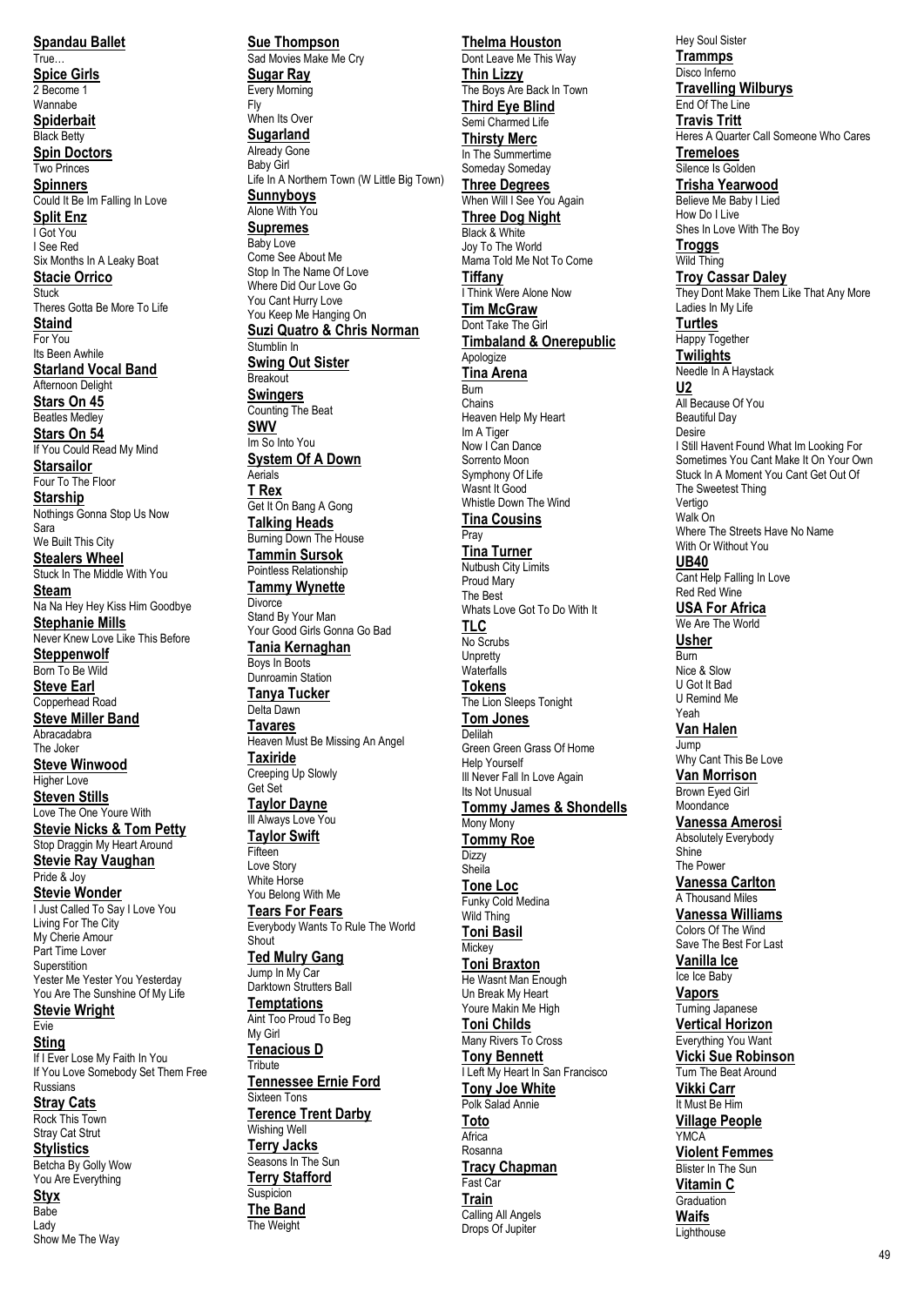**Spandau Ballet**
True…

**Spice Girls**
2 Become 1
Wannabe

**Spiderbait**
Black Betty

**Spin Doctors**
Two Princes

**Spinners**
Could It Be Im Falling In Love

**Split Enz**
I Got You
I See Red
Six Months In A Leaky Boat

**Stacie Orrico**
Stuck
Theres Gotta Be More To Life

**Staind**
For You
Its Been Awhile

**Starland Vocal Band**
Afternoon Delight

**Stars On 45**
Beatles Medley

**Stars On 54**
If You Could Read My Mind

**Starsailor**
Four To The Floor

**Starship**
Nothings Gonna Stop Us Now
Sara
We Built This City

**Stealers Wheel**
Stuck In The Middle With You

**Steam**
Na Na Hey Hey Kiss Him Goodbye

**Stephanie Mills**
Never Knew Love Like This Before

**Steppenwolf**
Born To Be Wild

**Steve Earl**
Copperhead Road

**Steve Miller Band**
Abracadabra
The Joker

**Steve Winwood**
Higher Love

**Steven Stills**
Love The One Youre With

**Stevie Nicks & Tom Petty**
Stop Draggin My Heart Around

**Stevie Ray Vaughan**
Pride & Joy

**Stevie Wonder**
I Just Called To Say I Love You
Living For The City
My Cherie Amour
Part Time Lover
Superstition
Yester Me Yester You Yesterday
You Are The Sunshine Of My Life

**Stevie Wright**
Evie

**Sting**
If I Ever Lose My Faith In You
If You Love Somebody Set Them Free
Russians

**Stray Cats**
Rock This Town
Stray Cat Strut

**Stylistics**
Betcha By Golly Wow
You Are Everything

**Styx**
Babe
Lady
Show Me The Way

**Sue Thompson**
Sad Movies Make Me Cry

**Sugar Ray**
Every Morning
Fly
When Its Over

**Sugarland**
Already Gone
Baby Girl
Life In A Northern Town (W Little Big Town)

**Sunnyboys**
Alone With You

**Supremes**
Baby Love
Come See About Me
Stop In The Name Of Love
Where Did Our Love Go
You Cant Hurry Love
You Keep Me Hanging On

**Suzi Quatro & Chris Norman**
Stumblin In

**Swing Out Sister**
Breakout

**Swingers**
Counting The Beat

**SWV**
Im So Into You

**System Of A Down**
Aerials

**T Rex**
Get It On Bang A Gong

**Talking Heads**
Burning Down The House

**Tammin Sursok**
Pointless Relationship

**Tammy Wynette**
Divorce
Stand By Your Man
Your Good Girls Gonna Go Bad

**Tania Kernaghan**
Boys In Boots
Dunroamin Station

**Tanya Tucker**
Delta Dawn

**Tavares**
Heaven Must Be Missing An Angel

**Taxiride**
Creeping Up Slowly
Get Set

**Taylor Dayne**
Ill Always Love You

**Taylor Swift**
Fifteen
Love Story
White Horse
You Belong With Me

**Tears For Fears**
Everybody Wants To Rule The World
Shout

**Ted Mulry Gang**
Jump In My Car
Darktown Strutters Ball

**Temptations**
Aint Too Proud To Beg
My Girl

**Tenacious D**
Tribute

**Tennessee Ernie Ford**
Sixteen Tons

**Terence Trent Darby**
Wishing Well

**Terry Jacks**
Seasons In The Sun

**Terry Stafford**
Suspicion

**The Band**
The Weight

**Thelma Houston**
Dont Leave Me This Way

**Thin Lizzy**
The Boys Are Back In Town

**Third Eye Blind**
Semi Charmed Life

**Thirsty Merc**
In The Summertime
Someday Someday

**Three Degrees**
When Will I See You Again

**Three Dog Night**
Black & White
Joy To The World
Mama Told Me Not To Come

**Tiffany**
I Think Were Alone Now

**Tim McGraw**
Dont Take The Girl

**Timbaland & Onerepublic**
Apologize

**Tina Arena**
Burn
Chains
Heaven Help My Heart
Im A Tiger
Now I Can Dance
Sorrento Moon
Symphony Of Life
Wasnt It Good
Whistle Down The Wind

**Tina Cousins**
Pray

**Tina Turner**
Nutbush City Limits
Proud Mary
The Best
Whats Love Got To Do With It

**TLC**
No Scrubs
Unpretty
Waterfalls

**Tokens**
The Lion Sleeps Tonight

**Tom Jones**
Delilah
Green Green Grass Of Home
Help Yourself
Ill Never Fall In Love Again
Its Not Unusual

**Tommy James & Shondells**
Mony Mony

**Tommy Roe**
Dizzy
Sheila

**Tone Loc**
Funky Cold Medina
Wild Thing

**Toni Basil**
Mickey

**Toni Braxton**
He Wasnt Man Enough
Un Break My Heart
Youre Makin Me High

**Toni Childs**
Many Rivers To Cross

**Tony Bennett**
I Left My Heart In San Francisco

**Tony Joe White**
Polk Salad Annie

**Toto**
Africa
Rosanna

**Tracy Chapman**
Fast Car

**Train**
Calling All Angels
Drops Of Jupiter
Hey Soul Sister

**Trammps**
Disco Inferno

**Travelling Wilburys**
End Of The Line

**Travis Tritt**
Heres A Quarter Call Someone Who Cares

**Tremeloes**
Silence Is Golden

**Trisha Yearwood**
Believe Me Baby I Lied
How Do I Live
Shes In Love With The Boy

**Troggs**
Wild Thing

**Troy Cassar Daley**
They Dont Make Them Like That Any More
Ladies In My Life

**Turtles**
Happy Together

**Twilights**
Needle In A Haystack

**U2**
All Because Of You
Beautiful Day
Desire
I Still Havent Found What Im Looking For
Sometimes You Cant Make It On Your Own
Stuck In A Moment You Cant Get Out Of
The Sweetest Thing
Vertigo
Walk On
Where The Streets Have No Name
With Or Without You

**UB40**
Cant Help Falling In Love
Red Red Wine

**USA For Africa**
We Are The World

**Usher**
Burn
Nice & Slow
U Got It Bad
U Remind Me
Yeah

**Van Halen**
Jump
Why Cant This Be Love

**Van Morrison**
Brown Eyed Girl
Moondance

**Vanessa Amerosi**
Absolutely Everybody
Shine
The Power

**Vanessa Carlton**
A Thousand Miles

**Vanessa Williams**
Colors Of The Wind
Save The Best For Last

**Vanilla Ice**
Ice Ice Baby

**Vapors**
Turning Japanese

**Vertical Horizon**
Everything You Want

**Vicki Sue Robinson**
Turn The Beat Around

**Vikki Carr**
It Must Be Him

**Village People**
YMCA

**Violent Femmes**
Blister In The Sun

**Vitamin C**
Graduation

**Waifs**
Lighthouse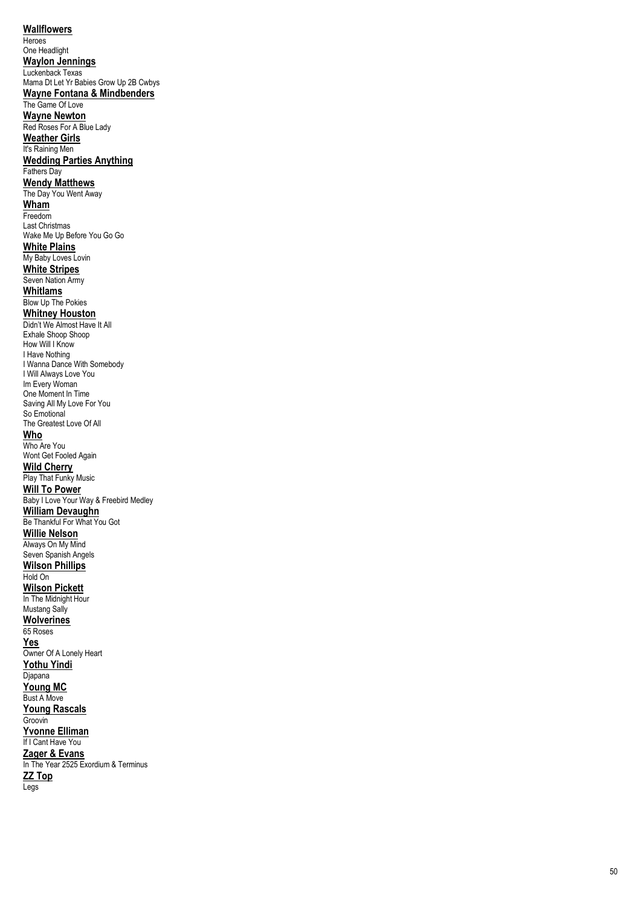**Wallflowers**
Heroes
One Headlight

**Waylon Jennings**
Luckenback Texas
Mama Dt Let Yr Babies Grow Up 2B Cwbys

**Wayne Fontana & Mindbenders**
The Game Of Love

**Wayne Newton**
Red Roses For A Blue Lady

**Weather Girls**
It's Raining Men

**Wedding Parties Anything**
Fathers Day

**Wendy Matthews**
The Day You Went Away

**Wham**
Freedom
Last Christmas
Wake Me Up Before You Go Go

**White Plains**
My Baby Loves Lovin

**White Stripes**
Seven Nation Army

**Whitlams**
Blow Up The Pokies

**Whitney Houston**
Didn't We Almost Have It All
Exhale Shoop Shoop
How Will I Know
I Have Nothing
I Wanna Dance With Somebody
I Will Always Love You
Im Every Woman
One Moment In Time
Saving All My Love For You
So Emotional
The Greatest Love Of All

**Who**
Who Are You
Wont Get Fooled Again

**Wild Cherry**
Play That Funky Music

**Will To Power**
Baby I Love Your Way & Freebird Medley

**William Devaughn**
Be Thankful For What You Got

**Willie Nelson**
Always On My Mind
Seven Spanish Angels

**Wilson Phillips**
Hold On

**Wilson Pickett**
In The Midnight Hour
Mustang Sally

**Wolverines**
65 Roses

**Yes**
Owner Of A Lonely Heart

**Yothu Yindi**
Djapana

**Young MC**
Bust A Move

**Young Rascals**
Groovin

**Yvonne Elliman**
If I Cant Have You

**Zager & Evans**
In The Year 2525 Exordium & Terminus

**ZZ Top**
Legs